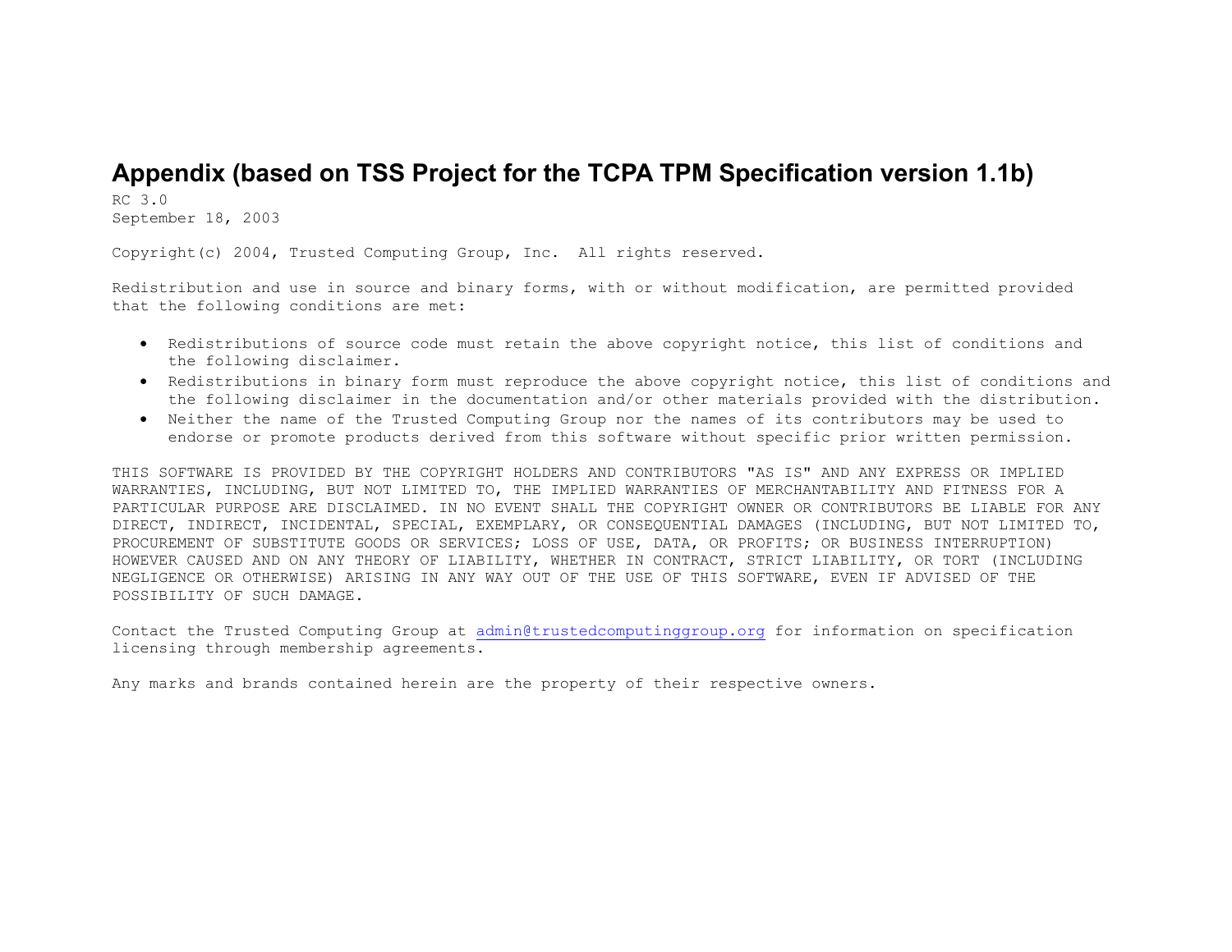# Appendix (based on TSS Project for the TCPA TPM Specification version 1.1b)

RC 3.0
September 18, 2003

Copyright(c) 2004, Trusted Computing Group, Inc. All rights reserved.

Redistribution and use in source and binary forms, with or without modification, are permitted provided that the following conditions are met:

- Redistributions of source code must retain the above copyright notice, this list of conditions and the following disclaimer.
- Redistributions in binary form must reproduce the above copyright notice, this list of conditions and the following disclaimer in the documentation and/or other materials provided with the distribution.
- Neither the name of the Trusted Computing Group nor the names of its contributors may be used to endorse or promote products derived from this software without specific prior written permission.

THIS SOFTWARE IS PROVIDED BY THE COPYRIGHT HOLDERS AND CONTRIBUTORS "AS IS" AND ANY EXPRESS OR IMPLIED WARRANTIES, INCLUDING, BUT NOT LIMITED TO, THE IMPLIED WARRANTIES OF MERCHANTABILITY AND FITNESS FOR A PARTICULAR PURPOSE ARE DISCLAIMED. IN NO EVENT SHALL THE COPYRIGHT OWNER OR CONTRIBUTORS BE LIABLE FOR ANY DIRECT, INDIRECT, INCIDENTAL, SPECIAL, EXEMPLARY, OR CONSEQUENTIAL DAMAGES (INCLUDING, BUT NOT LIMITED TO, PROCUREMENT OF SUBSTITUTE GOODS OR SERVICES; LOSS OF USE, DATA, OR PROFITS; OR BUSINESS INTERRUPTION) HOWEVER CAUSED AND ON ANY THEORY OF LIABILITY, WHETHER IN CONTRACT, STRICT LIABILITY, OR TORT (INCLUDING NEGLIGENCE OR OTHERWISE) ARISING IN ANY WAY OUT OF THE USE OF THIS SOFTWARE, EVEN IF ADVISED OF THE POSSIBILITY OF SUCH DAMAGE.

Contact the Trusted Computing Group at admin@trustedcomputinggroup.org for information on specification licensing through membership agreements.

Any marks and brands contained herein are the property of their respective owners.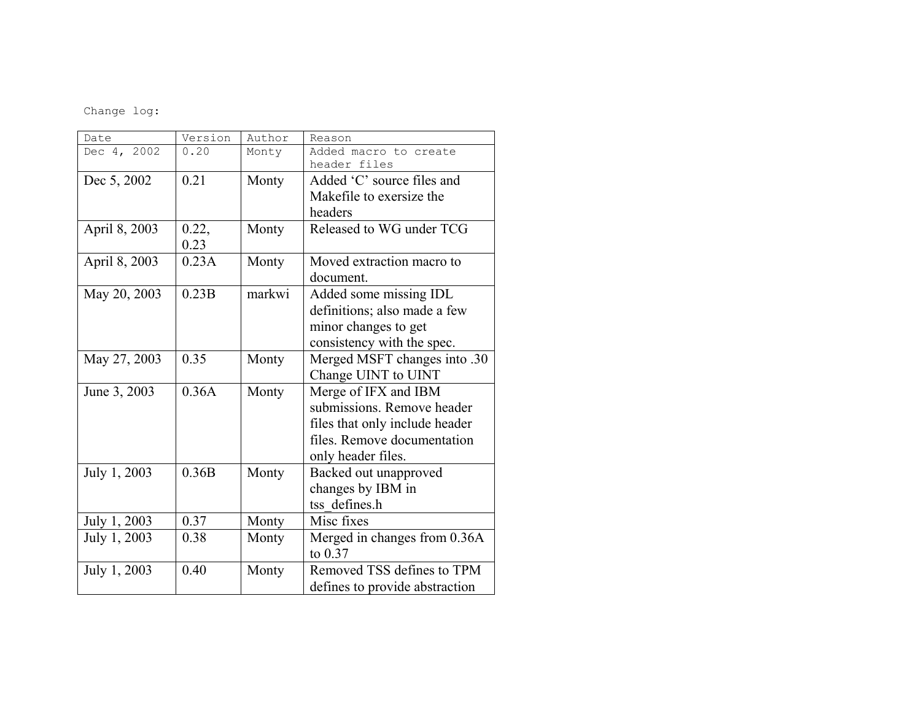Change log:

| Date | Version | Author | Reason |
|---|---|---|---|
| Dec 4, 2002 | 0.20 | Monty | Added macro to create header files |
| Dec 5, 2002 | 0.21 | Monty | Added 'C' source files and Makefile to exersize the headers |
| April 8, 2003 | 0.22, 0.23 | Monty | Released to WG under TCG |
| April 8, 2003 | 0.23A | Monty | Moved extraction macro to document. |
| May 20, 2003 | 0.23B | markwi | Added some missing IDL definitions; also made a few minor changes to get consistency with the spec. |
| May 27, 2003 | 0.35 | Monty | Merged MSFT changes into .30 Change UINT to UINT |
| June 3, 2003 | 0.36A | Monty | Merge of IFX and IBM submissions. Remove header files that only include header files. Remove documentation only header files. |
| July 1, 2003 | 0.36B | Monty | Backed out unapproved changes by IBM in tss_defines.h |
| July 1, 2003 | 0.37 | Monty | Misc fixes |
| July 1, 2003 | 0.38 | Monty | Merged in changes from 0.36A to 0.37 |
| July 1, 2003 | 0.40 | Monty | Removed TSS defines to TPM defines to provide abstraction |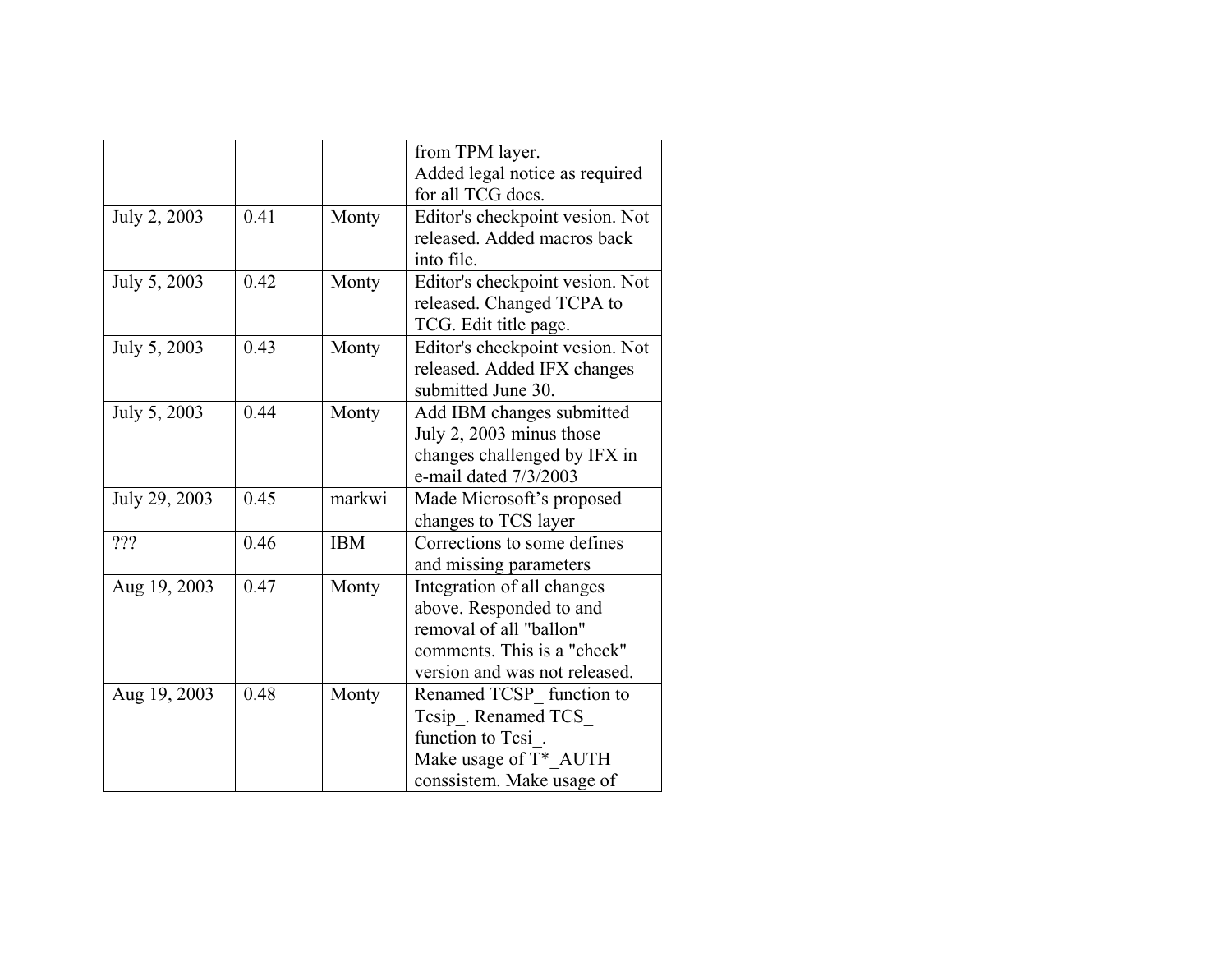| | | | |
|---|---|---|---|
| | | | from TPM layer.<br>Added legal notice as required for all TCG docs. |
| July 2, 2003 | 0.41 | Monty | Editor's checkpoint vesion. Not released. Added macros back into file. |
| July 5, 2003 | 0.42 | Monty | Editor's checkpoint vesion. Not released. Changed TCPA to TCG. Edit title page. |
| July 5, 2003 | 0.43 | Monty | Editor's checkpoint vesion. Not released. Added IFX changes submitted June 30. |
| July 5, 2003 | 0.44 | Monty | Add IBM changes submitted July 2, 2003 minus those changes challenged by IFX in e-mail dated 7/3/2003 |
| July 29, 2003 | 0.45 | markwi | Made Microsoft's proposed changes to TCS layer |
| ??? | 0.46 | IBM | Corrections to some defines and missing parameters |
| Aug 19, 2003 | 0.47 | Monty | Integration of all changes above. Responded to and removal of all "ballon" comments. This is a "check" version and was not released. |
| Aug 19, 2003 | 0.48 | Monty | Renamed TCSP_ function to Tcsip_. Renamed TCS_ function to Tcsi_.<br>Make usage of T*_AUTH conssistem. Make usage of |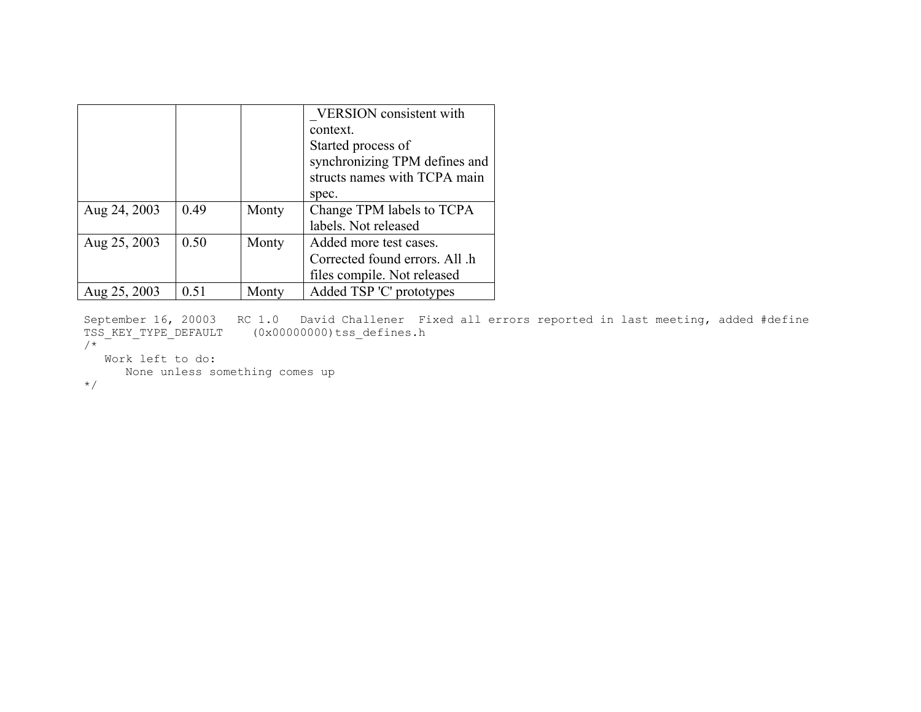| | | | _VERSION consistent with context. Started process of synchronizing TPM defines and structs names with TCPA main spec. |
|---|---|---|---|
| Aug 24, 2003 | 0.49 | Monty | Change TPM labels to TCPA labels. Not released |
| Aug 25, 2003 | 0.50 | Monty | Added more test cases. Corrected found errors. All .h files compile. Not released |
| Aug 25, 2003 | 0.51 | Monty | Added TSP 'C' prototypes |

```
September 16, 20003   RC 1.0   David Challener  Fixed all errors reported in last meeting, added #define
TSS_KEY_TYPE_DEFAULT    (0x00000000)tss_defines.h
/*
   Work left to do:
      None unless something comes up
*/
```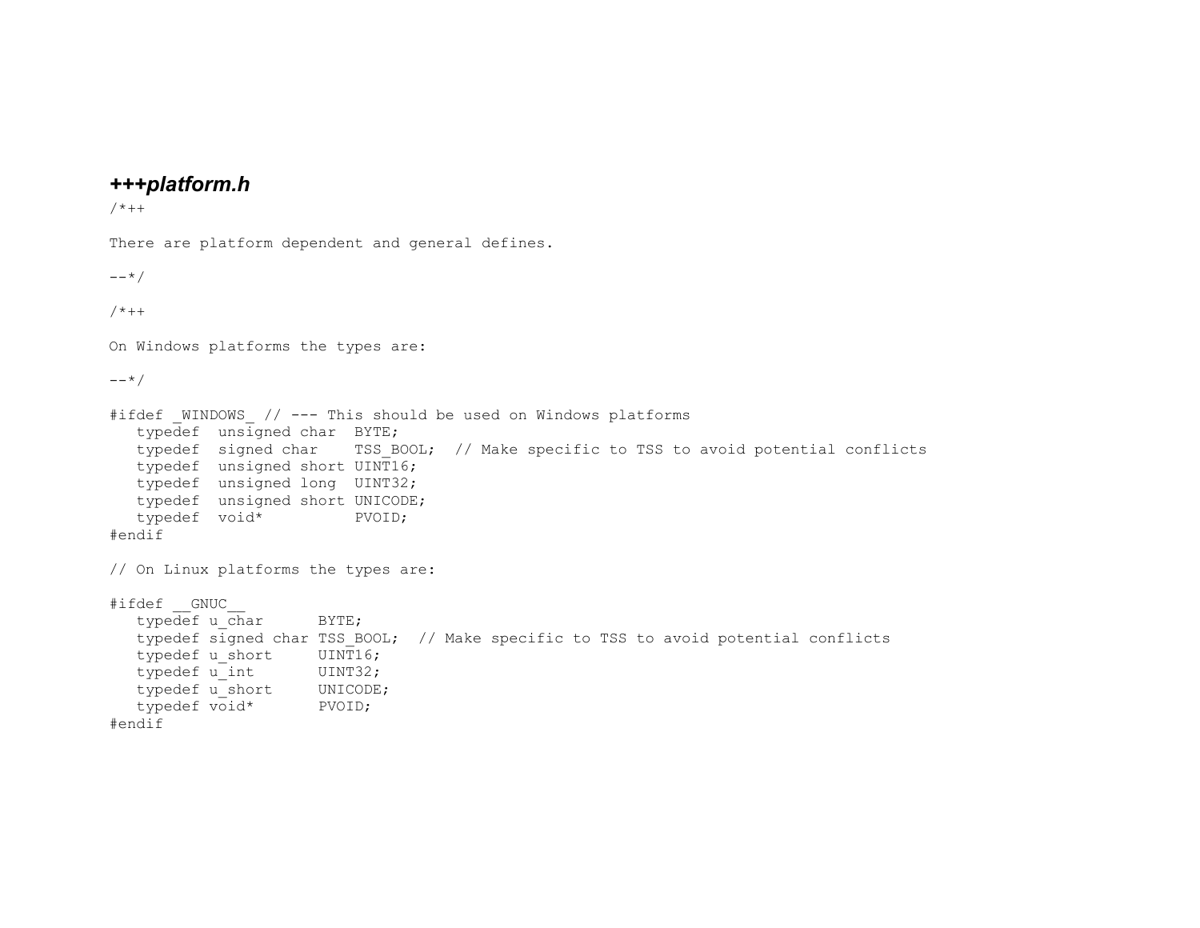### *+++platform.h*

```
/*++

There are platform dependent and general defines.

--*/

/*++

On Windows platforms the types are:

--*/

#ifdef _WINDOWS_ // --- This should be used on Windows platforms
   typedef  unsigned char  BYTE;
   typedef  signed char    TSS_BOOL;  // Make specific to TSS to avoid potential conflicts
   typedef  unsigned short UINT16;
   typedef  unsigned long  UINT32;
   typedef  unsigned short UNICODE;
   typedef  void*          PVOID;
#endif

// On Linux platforms the types are:

#ifdef __GNUC__
   typedef u_char      BYTE;
   typedef signed char TSS_BOOL;  // Make specific to TSS to avoid potential conflicts
   typedef u_short     UINT16;
   typedef u_int       UINT32;
   typedef u_short     UNICODE;
   typedef void*       PVOID;
#endif
```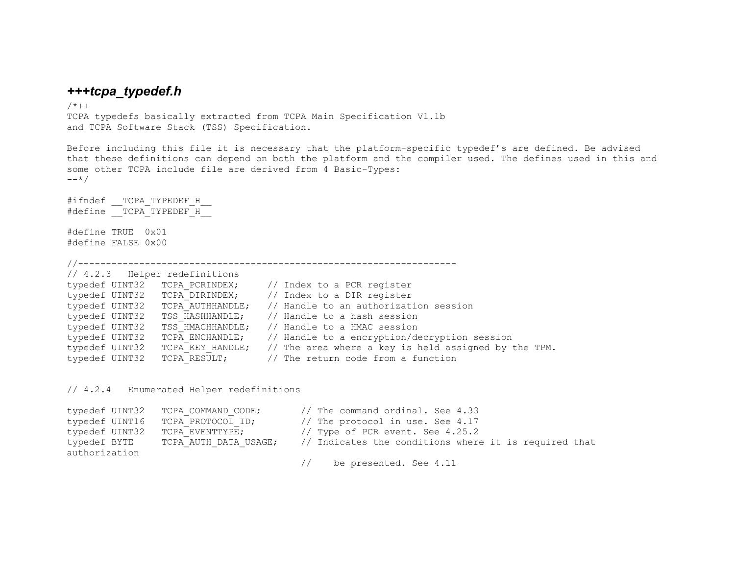### *+++tcpa_typedef.h*

```
/*++
TCPA typedefs basically extracted from TCPA Main Specification V1.1b
and TCPA Software Stack (TSS) Specification.

Before including this file it is necessary that the platform-specific typedef's are defined. Be advised
that these definitions can depend on both the platform and the compiler used. The defines used in this and
some other TCPA include file are derived from 4 Basic-Types:
--*/

#ifndef __TCPA_TYPEDEF_H__
#define __TCPA_TYPEDEF_H__

#define TRUE  0x01
#define FALSE 0x00

//-------------------------------------------------------------------
// 4.2.3   Helper redefinitions
typedef UINT32   TCPA_PCRINDEX;     // Index to a PCR register
typedef UINT32   TCPA_DIRINDEX;     // Index to a DIR register
typedef UINT32   TCPA_AUTHHANDLE;   // Handle to an authorization session
typedef UINT32   TSS_HASHHANDLE;    // Handle to a hash session
typedef UINT32   TSS_HMACHHANDLE;   // Handle to a HMAC session
typedef UINT32   TCPA_ENCHANDLE;    // Handle to a encryption/decryption session
typedef UINT32   TCPA_KEY_HANDLE;   // The area where a key is held assigned by the TPM.
typedef UINT32   TCPA_RESULT;       // The return code from a function


// 4.2.4   Enumerated Helper redefinitions

typedef UINT32   TCPA_COMMAND_CODE;       // The command ordinal. See 4.33
typedef UINT16   TCPA_PROTOCOL_ID;        // The protocol in use. See 4.17
typedef UINT32   TCPA_EVENTTYPE;          // Type of PCR event. See 4.25.2
typedef BYTE     TCPA_AUTH_DATA_USAGE;    // Indicates the conditions where it is required that
authorization
                                          //    be presented. See 4.11
```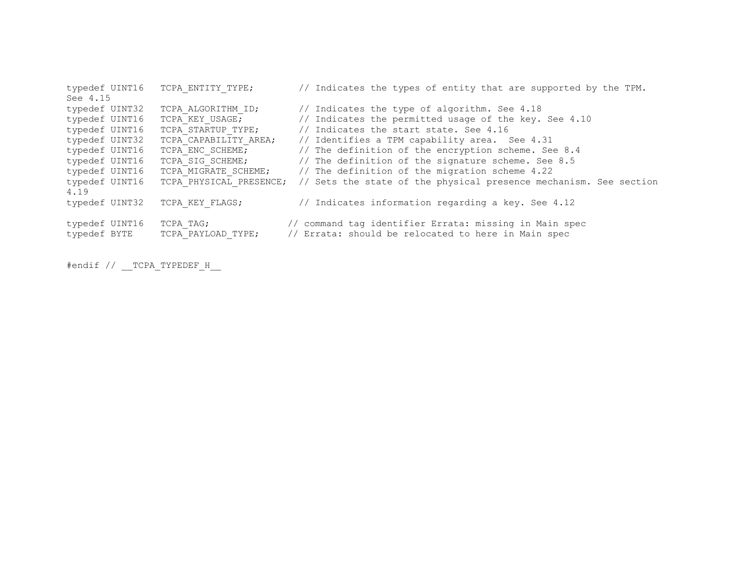```
typedef UINT16   TCPA_ENTITY_TYPE;        // Indicates the types of entity that are supported by the TPM.
See 4.15
typedef UINT32   TCPA_ALGORITHM_ID;       // Indicates the type of algorithm. See 4.18
typedef UINT16   TCPA_KEY_USAGE;          // Indicates the permitted usage of the key. See 4.10
typedef UINT16   TCPA_STARTUP_TYPE;       // Indicates the start state. See 4.16
typedef UINT32   TCPA_CAPABILITY_AREA;    // Identifies a TPM capability area.  See 4.31
typedef UINT16   TCPA_ENC_SCHEME;         // The definition of the encryption scheme. See 8.4
typedef UINT16   TCPA_SIG_SCHEME;         // The definition of the signature scheme. See 8.5
typedef UINT16   TCPA_MIGRATE_SCHEME;     // The definition of the migration scheme 4.22
typedef UINT16   TCPA_PHYSICAL_PRESENCE;  // Sets the state of the physical presence mechanism. See section
4.19
typedef UINT32   TCPA_KEY_FLAGS;          // Indicates information regarding a key. See 4.12

typedef UINT16   TCPA_TAG;              // command tag identifier Errata: missing in Main spec
typedef BYTE     TCPA_PAYLOAD_TYPE;     // Errata: should be relocated to here in Main spec


#endif // __TCPA_TYPEDEF_H__
```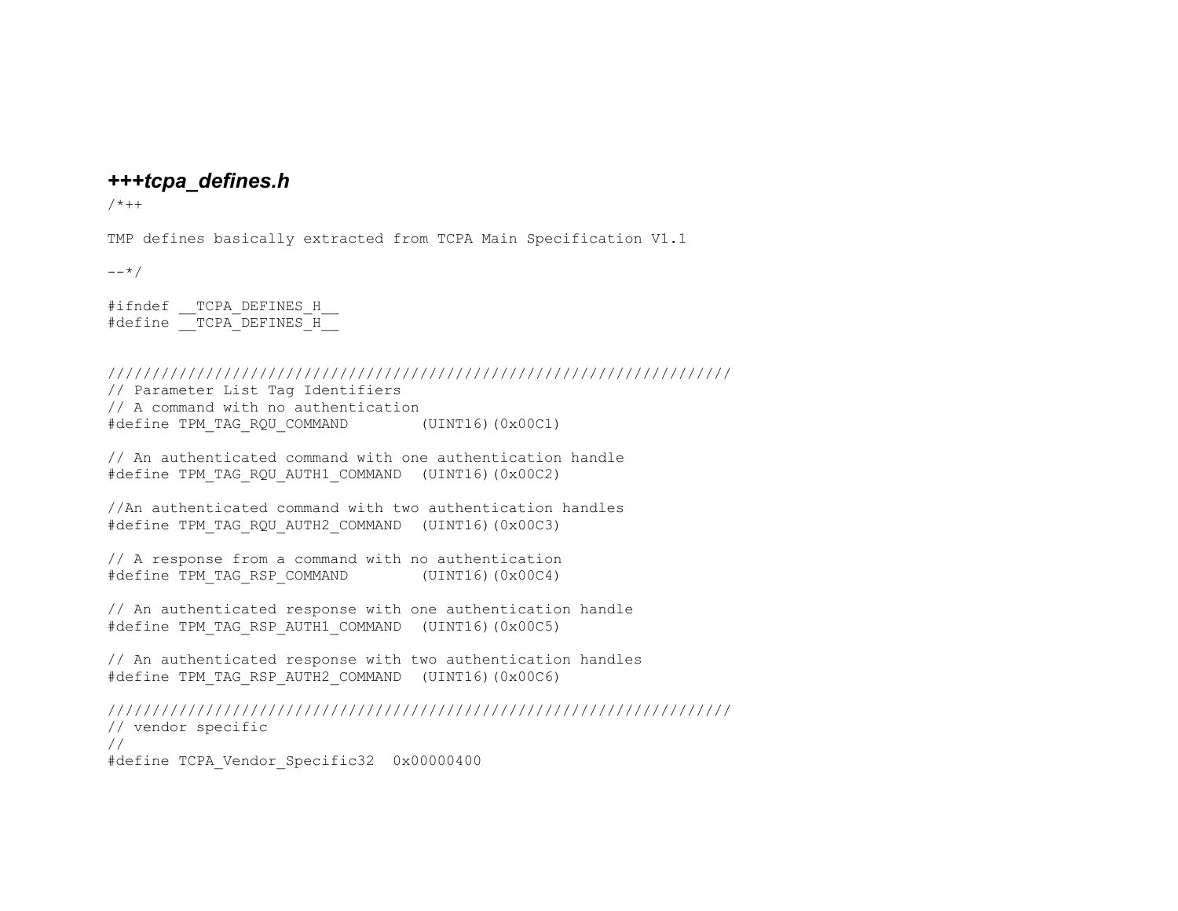### ***+++tcpa_defines.h***

```
/*++

TMP defines basically extracted from TCPA Main Specification V1.1

--*/

#ifndef __TCPA_DEFINES_H__
#define __TCPA_DEFINES_H__


//////////////////////////////////////////////////////////////////////
// Parameter List Tag Identifiers
// A command with no authentication
#define TPM_TAG_RQU_COMMAND        (UINT16)(0x00C1)

// An authenticated command with one authentication handle
#define TPM_TAG_RQU_AUTH1_COMMAND  (UINT16)(0x00C2)

//An authenticated command with two authentication handles
#define TPM_TAG_RQU_AUTH2_COMMAND  (UINT16)(0x00C3)

// A response from a command with no authentication
#define TPM_TAG_RSP_COMMAND        (UINT16)(0x00C4)

// An authenticated response with one authentication handle
#define TPM_TAG_RSP_AUTH1_COMMAND  (UINT16)(0x00C5)

// An authenticated response with two authentication handles
#define TPM_TAG_RSP_AUTH2_COMMAND  (UINT16)(0x00C6)

//////////////////////////////////////////////////////////////////////
// vendor specific
//
#define TCPA_Vendor_Specific32  0x00000400
```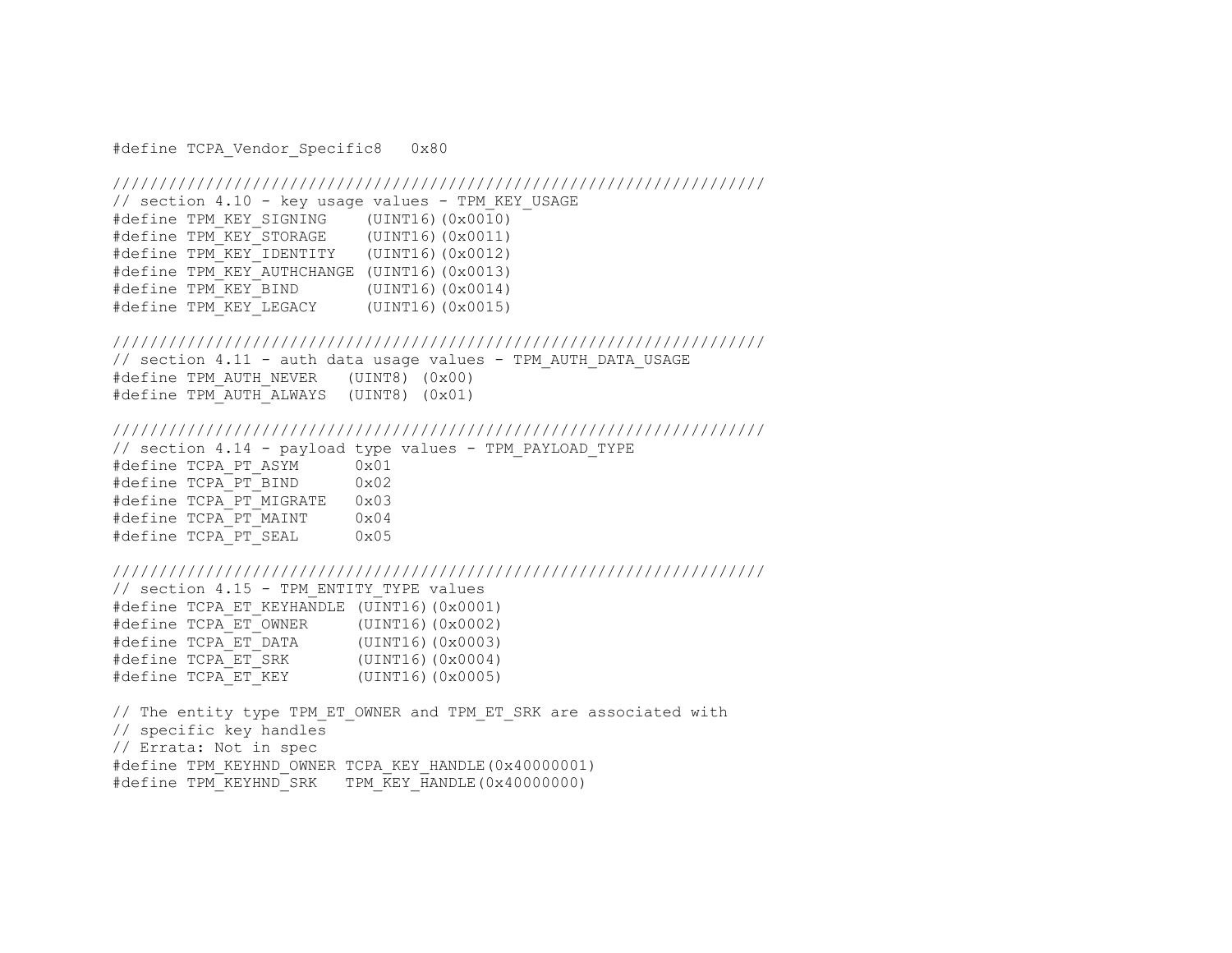```
#define TCPA_Vendor_Specific8   0x80

//////////////////////////////////////////////////////////////////////
// section 4.10 - key usage values - TPM_KEY_USAGE
#define TPM_KEY_SIGNING    (UINT16)(0x0010)
#define TPM_KEY_STORAGE    (UINT16)(0x0011)
#define TPM_KEY_IDENTITY   (UINT16)(0x0012)
#define TPM_KEY_AUTHCHANGE (UINT16)(0x0013)
#define TPM_KEY_BIND       (UINT16)(0x0014)
#define TPM_KEY_LEGACY     (UINT16)(0x0015)

//////////////////////////////////////////////////////////////////////
// section 4.11 - auth data usage values - TPM_AUTH_DATA_USAGE
#define TPM_AUTH_NEVER   (UINT8) (0x00)
#define TPM_AUTH_ALWAYS  (UINT8) (0x01)

//////////////////////////////////////////////////////////////////////
// section 4.14 - payload type values - TPM_PAYLOAD_TYPE
#define TCPA_PT_ASYM      0x01
#define TCPA_PT_BIND      0x02
#define TCPA_PT_MIGRATE   0x03
#define TCPA_PT_MAINT     0x04
#define TCPA_PT_SEAL      0x05

//////////////////////////////////////////////////////////////////////
// section 4.15 - TPM_ENTITY_TYPE values
#define TCPA_ET_KEYHANDLE (UINT16)(0x0001)
#define TCPA_ET_OWNER     (UINT16)(0x0002)
#define TCPA_ET_DATA      (UINT16)(0x0003)
#define TCPA_ET_SRK       (UINT16)(0x0004)
#define TCPA_ET_KEY       (UINT16)(0x0005)

// The entity type TPM_ET_OWNER and TPM_ET_SRK are associated with
// specific key handles
// Errata: Not in spec
#define TPM_KEYHND_OWNER TCPA_KEY_HANDLE(0x40000001)
#define TPM_KEYHND_SRK   TPM_KEY_HANDLE(0x40000000)
```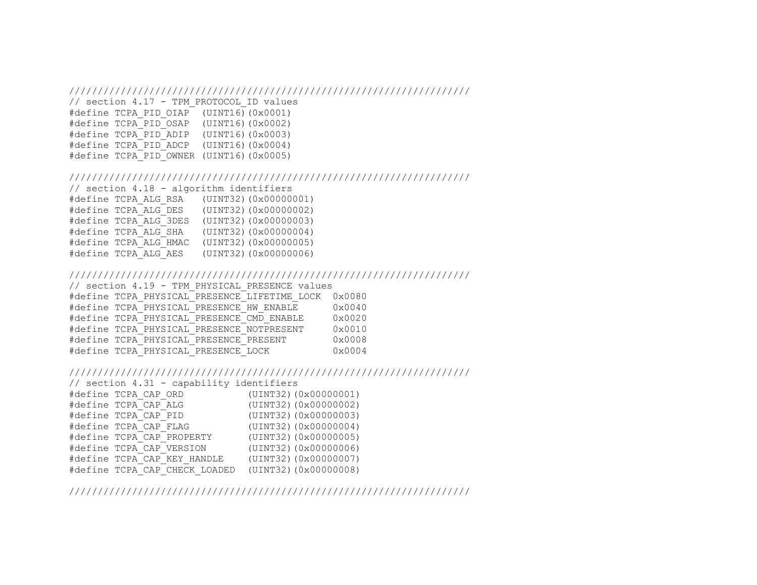```
//////////////////////////////////////////////////////////////////////
// section 4.17 - TPM_PROTOCOL_ID values
#define TCPA_PID_OIAP  (UINT16)(0x0001)
#define TCPA_PID_OSAP  (UINT16)(0x0002)
#define TCPA_PID_ADIP  (UINT16)(0x0003)
#define TCPA_PID_ADCP  (UINT16)(0x0004)
#define TCPA_PID_OWNER (UINT16)(0x0005)

//////////////////////////////////////////////////////////////////////
// section 4.18 - algorithm identifiers
#define TCPA_ALG_RSA   (UINT32)(0x00000001)
#define TCPA_ALG_DES   (UINT32)(0x00000002)
#define TCPA_ALG_3DES  (UINT32)(0x00000003)
#define TCPA_ALG_SHA   (UINT32)(0x00000004)
#define TCPA_ALG_HMAC  (UINT32)(0x00000005)
#define TCPA_ALG_AES   (UINT32)(0x00000006)

//////////////////////////////////////////////////////////////////////
// section 4.19 - TPM_PHYSICAL_PRESENCE values
#define TCPA_PHYSICAL_PRESENCE_LIFETIME_LOCK  0x0080
#define TCPA_PHYSICAL_PRESENCE_HW_ENABLE      0x0040
#define TCPA_PHYSICAL_PRESENCE_CMD_ENABLE     0x0020
#define TCPA_PHYSICAL_PRESENCE_NOTPRESENT     0x0010
#define TCPA_PHYSICAL_PRESENCE_PRESENT        0x0008
#define TCPA_PHYSICAL_PRESENCE_LOCK           0x0004

//////////////////////////////////////////////////////////////////////
// section 4.31 - capability identifiers
#define TCPA_CAP_ORD           (UINT32)(0x00000001)
#define TCPA_CAP_ALG           (UINT32)(0x00000002)
#define TCPA_CAP_PID           (UINT32)(0x00000003)
#define TCPA_CAP_FLAG          (UINT32)(0x00000004)
#define TCPA_CAP_PROPERTY      (UINT32)(0x00000005)
#define TCPA_CAP_VERSION       (UINT32)(0x00000006)
#define TCPA_CAP_KEY_HANDLE    (UINT32)(0x00000007)
#define TCPA_CAP_CHECK_LOADED  (UINT32)(0x00000008)

//////////////////////////////////////////////////////////////////////
```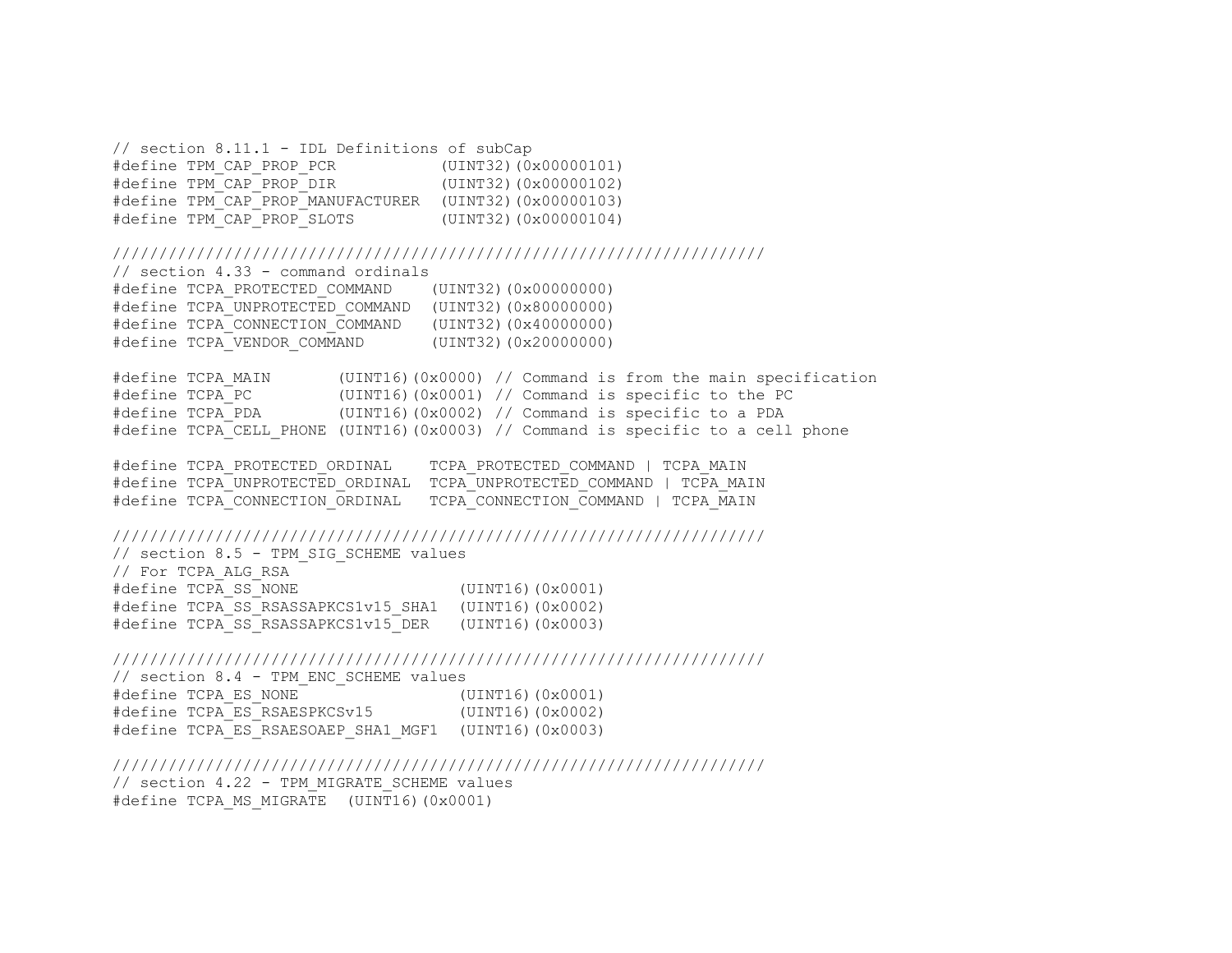```
// section 8.11.1 - IDL Definitions of subCap
#define TPM_CAP_PROP_PCR           (UINT32)(0x00000101)
#define TPM_CAP_PROP_DIR           (UINT32)(0x00000102)
#define TPM_CAP_PROP_MANUFACTURER  (UINT32)(0x00000103)
#define TPM_CAP_PROP_SLOTS         (UINT32)(0x00000104)

//////////////////////////////////////////////////////////////////////
// section 4.33 - command ordinals
#define TCPA_PROTECTED_COMMAND    (UINT32)(0x00000000)
#define TCPA_UNPROTECTED_COMMAND  (UINT32)(0x80000000)
#define TCPA_CONNECTION_COMMAND   (UINT32)(0x40000000)
#define TCPA_VENDOR_COMMAND       (UINT32)(0x20000000)

#define TCPA_MAIN       (UINT16)(0x0000) // Command is from the main specification
#define TCPA_PC         (UINT16)(0x0001) // Command is specific to the PC
#define TCPA_PDA        (UINT16)(0x0002) // Command is specific to a PDA
#define TCPA_CELL_PHONE (UINT16)(0x0003) // Command is specific to a cell phone

#define TCPA_PROTECTED_ORDINAL    TCPA_PROTECTED_COMMAND | TCPA_MAIN
#define TCPA_UNPROTECTED_ORDINAL  TCPA_UNPROTECTED_COMMAND | TCPA_MAIN
#define TCPA_CONNECTION_ORDINAL   TCPA_CONNECTION_COMMAND | TCPA_MAIN

//////////////////////////////////////////////////////////////////////
// section 8.5 - TPM_SIG_SCHEME values
// For TCPA_ALG_RSA
#define TCPA_SS_NONE                 (UINT16)(0x0001)
#define TCPA_SS_RSASSAPKCS1v15_SHA1  (UINT16)(0x0002)
#define TCPA_SS_RSASSAPKCS1v15_DER   (UINT16)(0x0003)

//////////////////////////////////////////////////////////////////////
// section 8.4 - TPM_ENC_SCHEME values
#define TCPA_ES_NONE                 (UINT16)(0x0001)
#define TCPA_ES_RSAESPKCSv15         (UINT16)(0x0002)
#define TCPA_ES_RSAESOAEP_SHA1_MGF1  (UINT16)(0x0003)

//////////////////////////////////////////////////////////////////////
// section 4.22 - TPM_MIGRATE_SCHEME values
#define TCPA_MS_MIGRATE  (UINT16)(0x0001)
```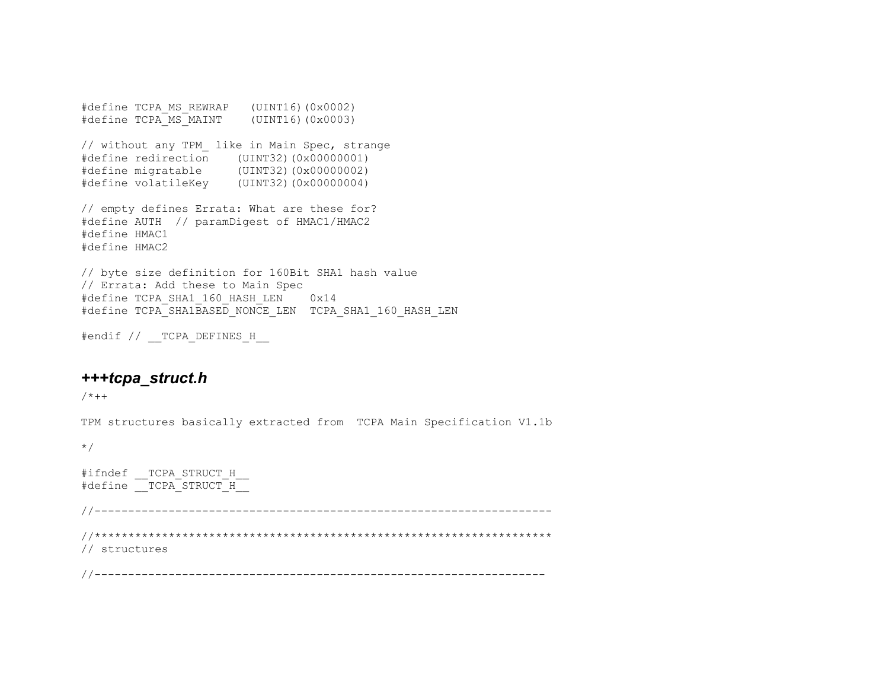```
#define TCPA_MS_REWRAP   (UINT16)(0x0002)
#define TCPA_MS_MAINT    (UINT16)(0x0003)

// without any TPM_ like in Main Spec, strange
#define redirection    (UINT32)(0x00000001)
#define migratable     (UINT32)(0x00000002)
#define volatileKey    (UINT32)(0x00000004)

// empty defines Errata: What are these for?
#define AUTH  // paramDigest of HMAC1/HMAC2
#define HMAC1
#define HMAC2

// byte size definition for 160Bit SHA1 hash value
// Errata: Add these to Main Spec
#define TCPA_SHA1_160_HASH_LEN    0x14
#define TCPA_SHA1BASED_NONCE_LEN  TCPA_SHA1_160_HASH_LEN

#endif // __TCPA_DEFINES_H__
```

### ***+++tcpa_struct.h***

```
/*++

TPM structures basically extracted from  TCPA Main Specification V1.1b

*/

#ifndef __TCPA_STRUCT_H__
#define __TCPA_STRUCT_H__

//-------------------------------------------------------------------

//*******************************************************************
// structures

//------------------------------------------------------------------
```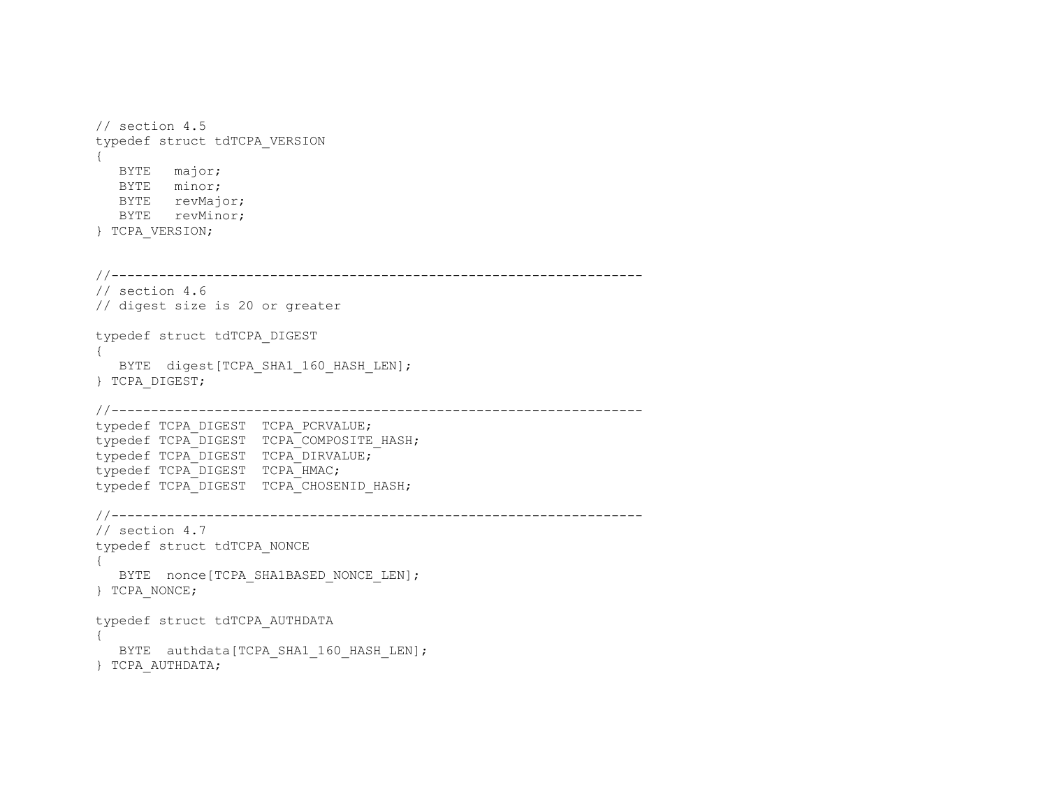```
// section 4.5
typedef struct tdTCPA_VERSION
{
   BYTE   major;
   BYTE   minor;
   BYTE   revMajor;
   BYTE   revMinor;
} TCPA_VERSION;


//-------------------------------------------------------------------
// section 4.6
// digest size is 20 or greater

typedef struct tdTCPA_DIGEST
{
   BYTE  digest[TCPA_SHA1_160_HASH_LEN];
} TCPA_DIGEST;

//-------------------------------------------------------------------
typedef TCPA_DIGEST  TCPA_PCRVALUE;
typedef TCPA_DIGEST  TCPA_COMPOSITE_HASH;
typedef TCPA_DIGEST  TCPA_DIRVALUE;
typedef TCPA_DIGEST  TCPA_HMAC;
typedef TCPA_DIGEST  TCPA_CHOSENID_HASH;

//-------------------------------------------------------------------
// section 4.7
typedef struct tdTCPA_NONCE
{
   BYTE  nonce[TCPA_SHA1BASED_NONCE_LEN];
} TCPA_NONCE;

typedef struct tdTCPA_AUTHDATA
{
   BYTE  authdata[TCPA_SHA1_160_HASH_LEN];
} TCPA_AUTHDATA;
```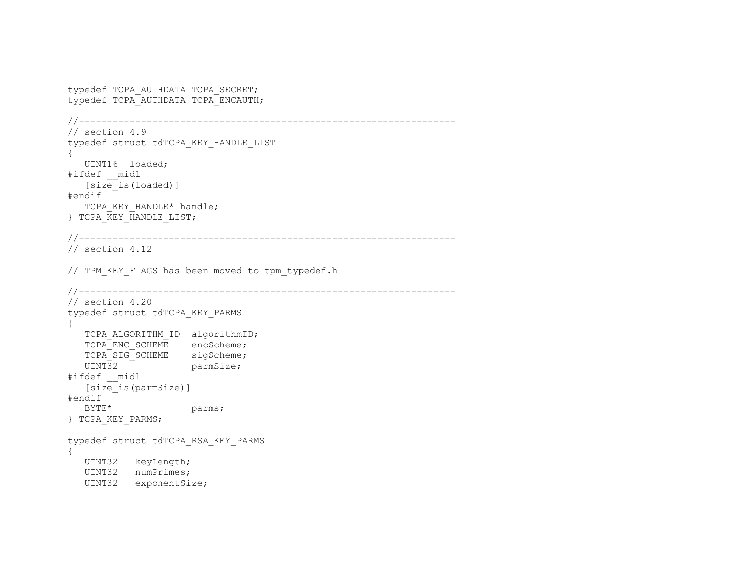```
typedef TCPA_AUTHDATA TCPA_SECRET;
typedef TCPA_AUTHDATA TCPA_ENCAUTH;

//-------------------------------------------------------------------
// section 4.9
typedef struct tdTCPA_KEY_HANDLE_LIST
{
   UINT16  loaded;
#ifdef __midl
   [size_is(loaded)]
#endif
   TCPA_KEY_HANDLE* handle;
} TCPA_KEY_HANDLE_LIST;

//-------------------------------------------------------------------
// section 4.12

// TPM_KEY_FLAGS has been moved to tpm_typedef.h

//-------------------------------------------------------------------
// section 4.20
typedef struct tdTCPA_KEY_PARMS
{
   TCPA_ALGORITHM_ID  algorithmID;
   TCPA_ENC_SCHEME    encScheme;
   TCPA_SIG_SCHEME    sigScheme;
   UINT32             parmSize;
#ifdef __midl
   [size_is(parmSize)]
#endif
   BYTE*              parms;
} TCPA_KEY_PARMS;

typedef struct tdTCPA_RSA_KEY_PARMS
{
   UINT32   keyLength;
   UINT32   numPrimes;
   UINT32   exponentSize;
```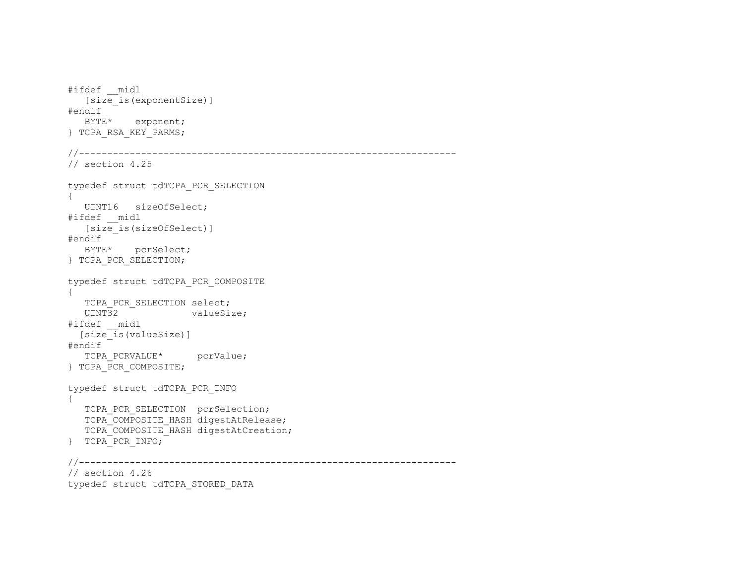```
#ifdef __midl
   [size_is(exponentSize)]
#endif
   BYTE*    exponent;
} TCPA_RSA_KEY_PARMS;

//-------------------------------------------------------------------
// section 4.25

typedef struct tdTCPA_PCR_SELECTION
{
   UINT16   sizeOfSelect;
#ifdef __midl
   [size_is(sizeOfSelect)]
#endif
   BYTE*    pcrSelect;
} TCPA_PCR_SELECTION;

typedef struct tdTCPA_PCR_COMPOSITE
{
   TCPA_PCR_SELECTION select;
   UINT32             valueSize;
#ifdef __midl
  [size_is(valueSize)]
#endif
   TCPA_PCRVALUE*      pcrValue;
} TCPA_PCR_COMPOSITE;

typedef struct tdTCPA_PCR_INFO
{
   TCPA_PCR_SELECTION  pcrSelection;
   TCPA_COMPOSITE_HASH digestAtRelease;
   TCPA_COMPOSITE_HASH digestAtCreation;
}  TCPA_PCR_INFO;

//-------------------------------------------------------------------
// section 4.26
typedef struct tdTCPA_STORED_DATA
```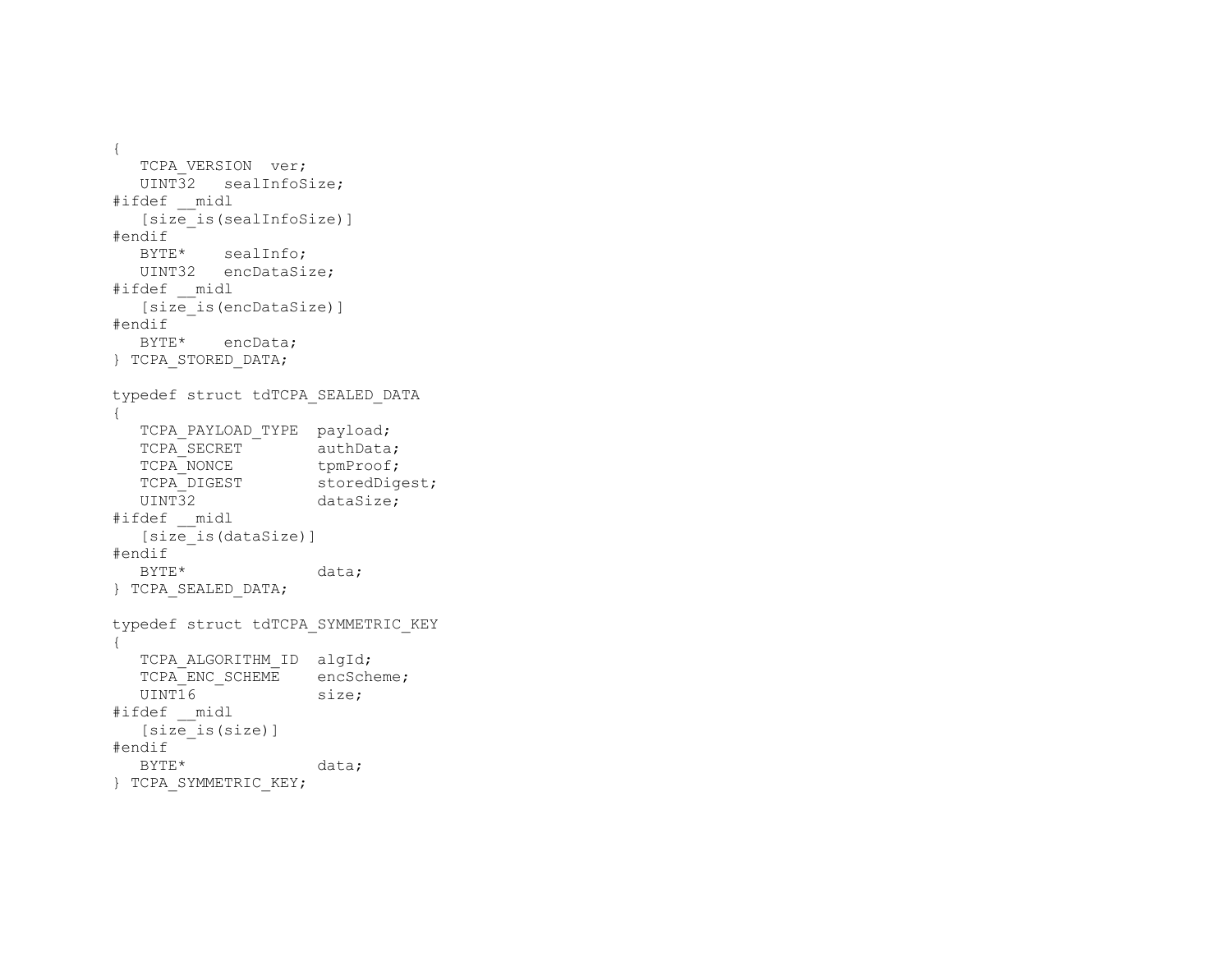```
{
   TCPA_VERSION  ver;
   UINT32   sealInfoSize;
#ifdef __midl
   [size_is(sealInfoSize)]
#endif
   BYTE*    sealInfo;
   UINT32   encDataSize;
#ifdef __midl
   [size_is(encDataSize)]
#endif
   BYTE*    encData;
} TCPA_STORED_DATA;

typedef struct tdTCPA_SEALED_DATA
{
   TCPA_PAYLOAD_TYPE  payload;
   TCPA_SECRET        authData;
   TCPA_NONCE         tpmProof;
   TCPA_DIGEST        storedDigest;
   UINT32             dataSize;
#ifdef __midl
   [size_is(dataSize)]
#endif
   BYTE*              data;
} TCPA_SEALED_DATA;

typedef struct tdTCPA_SYMMETRIC_KEY
{
   TCPA_ALGORITHM_ID  algId;
   TCPA_ENC_SCHEME    encScheme;
   UINT16             size;
#ifdef __midl
   [size_is(size)]
#endif
   BYTE*              data;
} TCPA_SYMMETRIC_KEY;
```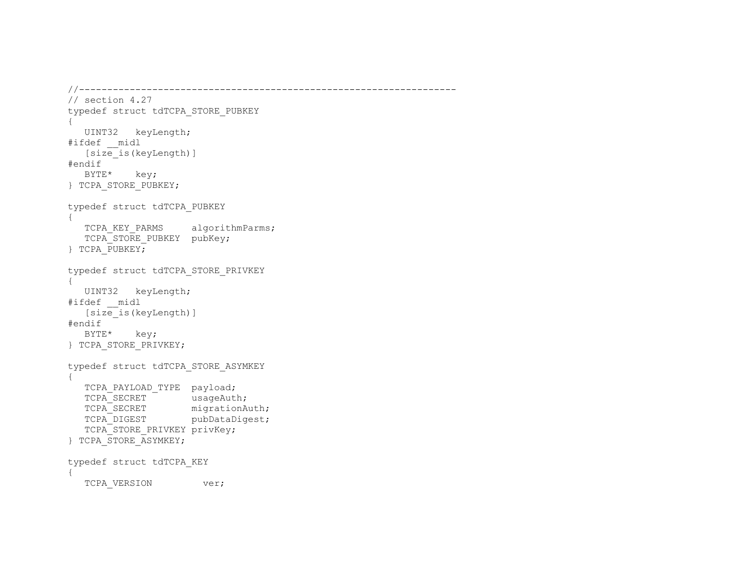```
//-------------------------------------------------------------------
// section 4.27
typedef struct tdTCPA_STORE_PUBKEY
{
   UINT32   keyLength;
#ifdef __midl
   [size_is(keyLength)]
#endif
   BYTE*    key;
} TCPA_STORE_PUBKEY;

typedef struct tdTCPA_PUBKEY
{
   TCPA_KEY_PARMS     algorithmParms;
   TCPA_STORE_PUBKEY  pubKey;
} TCPA_PUBKEY;

typedef struct tdTCPA_STORE_PRIVKEY
{
   UINT32   keyLength;
#ifdef __midl
   [size_is(keyLength)]
#endif
   BYTE*    key;
} TCPA_STORE_PRIVKEY;

typedef struct tdTCPA_STORE_ASYMKEY
{
   TCPA_PAYLOAD_TYPE  payload;
   TCPA_SECRET        usageAuth;
   TCPA_SECRET        migrationAuth;
   TCPA_DIGEST        pubDataDigest;
   TCPA_STORE_PRIVKEY privKey;
} TCPA_STORE_ASYMKEY;

typedef struct tdTCPA_KEY
{
   TCPA_VERSION         ver;
```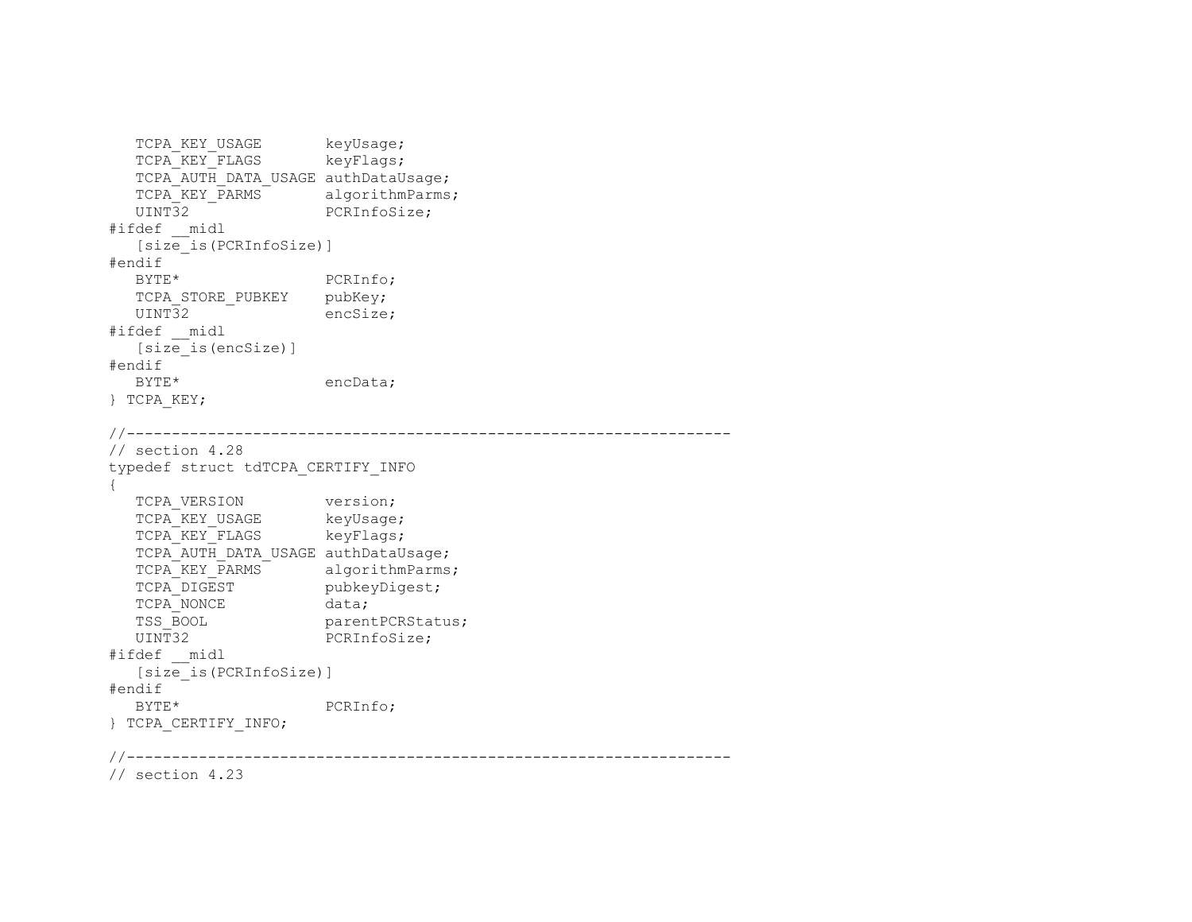```
   TCPA_KEY_USAGE       keyUsage;
   TCPA_KEY_FLAGS       keyFlags;
   TCPA_AUTH_DATA_USAGE authDataUsage;
   TCPA_KEY_PARMS       algorithmParms;
   UINT32               PCRInfoSize;
#ifdef __midl
   [size_is(PCRInfoSize)]
#endif
   BYTE*                PCRInfo;
   TCPA_STORE_PUBKEY    pubKey;
   UINT32               encSize;
#ifdef __midl
   [size_is(encSize)]
#endif
   BYTE*                encData;
} TCPA_KEY;

//-------------------------------------------------------------------
// section 4.28
typedef struct tdTCPA_CERTIFY_INFO
{
   TCPA_VERSION         version;
   TCPA_KEY_USAGE       keyUsage;
   TCPA_KEY_FLAGS       keyFlags;
   TCPA_AUTH_DATA_USAGE authDataUsage;
   TCPA_KEY_PARMS       algorithmParms;
   TCPA_DIGEST          pubkeyDigest;
   TCPA_NONCE           data;
   TSS_BOOL             parentPCRStatus;
   UINT32               PCRInfoSize;
#ifdef __midl
   [size_is(PCRInfoSize)]
#endif
   BYTE*                PCRInfo;
} TCPA_CERTIFY_INFO;

//-------------------------------------------------------------------
// section 4.23
```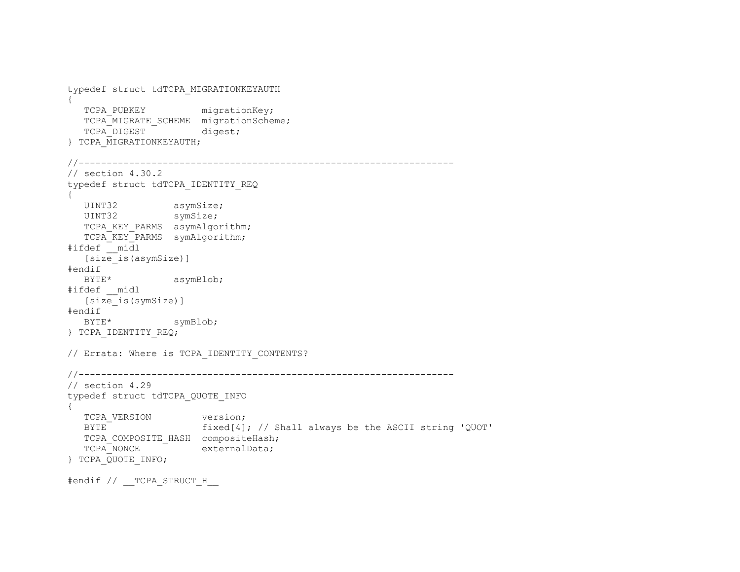```
typedef struct tdTCPA_MIGRATIONKEYAUTH
{
   TCPA_PUBKEY          migrationKey;
   TCPA_MIGRATE_SCHEME  migrationScheme;
   TCPA_DIGEST          digest;
} TCPA_MIGRATIONKEYAUTH;

//--------------------------------------------------------------------
// section 4.30.2
typedef struct tdTCPA_IDENTITY_REQ
{
   UINT32          asymSize;
   UINT32          symSize;
   TCPA_KEY_PARMS  asymAlgorithm;
   TCPA_KEY_PARMS  symAlgorithm;
#ifdef __midl
   [size_is(asymSize)]
#endif
   BYTE*           asymBlob;
#ifdef __midl
   [size_is(symSize)]
#endif
   BYTE*           symBlob;
} TCPA_IDENTITY_REQ;

// Errata: Where is TCPA_IDENTITY_CONTENTS?

//--------------------------------------------------------------------
// section 4.29
typedef struct tdTCPA_QUOTE_INFO
{
   TCPA_VERSION         version;
   BYTE                 fixed[4]; // Shall always be the ASCII string 'QUOT'
   TCPA_COMPOSITE_HASH  compositeHash;
   TCPA_NONCE           externalData;
} TCPA_QUOTE_INFO;

#endif // __TCPA_STRUCT_H__
```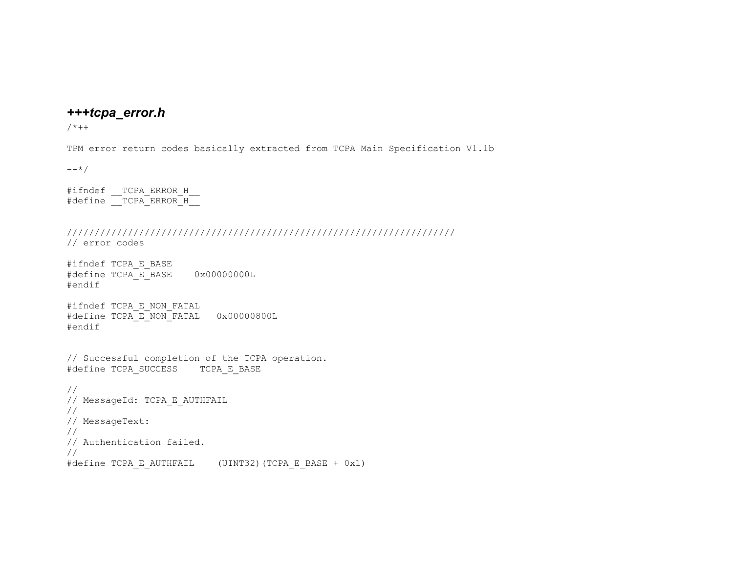### ***+++tcpa_error.h***

```
/*++

TPM error return codes basically extracted from TCPA Main Specification V1.1b

--*/

#ifndef __TCPA_ERROR_H__
#define __TCPA_ERROR_H__


//////////////////////////////////////////////////////////////////////
// error codes

#ifndef TCPA_E_BASE
#define TCPA_E_BASE    0x00000000L
#endif

#ifndef TCPA_E_NON_FATAL
#define TCPA_E_NON_FATAL   0x00000800L
#endif


// Successful completion of the TCPA operation.
#define TCPA_SUCCESS    TCPA_E_BASE

//
// MessageId: TCPA_E_AUTHFAIL
//
// MessageText:
//
// Authentication failed.
//
#define TCPA_E_AUTHFAIL    (UINT32)(TCPA_E_BASE + 0x1)
```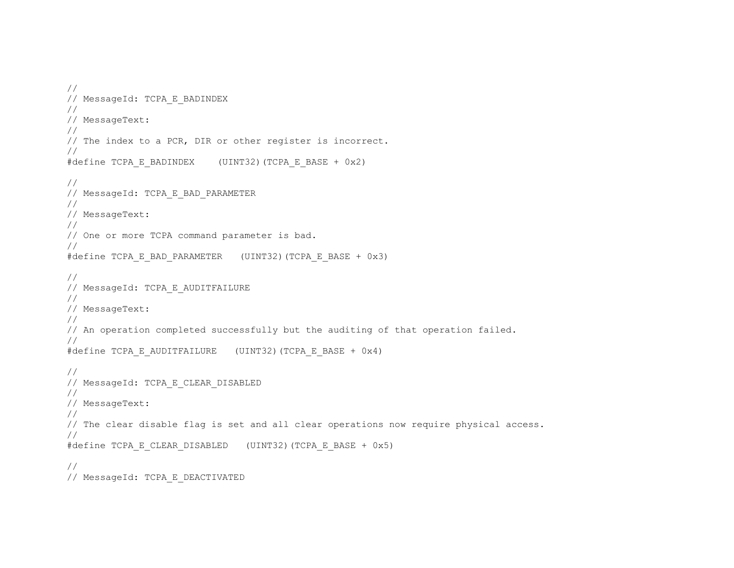```
//
// MessageId: TCPA_E_BADINDEX
//
// MessageText:
//
// The index to a PCR, DIR or other register is incorrect.
//
#define TCPA_E_BADINDEX    (UINT32)(TCPA_E_BASE + 0x2)

//
// MessageId: TCPA_E_BAD_PARAMETER
//
// MessageText:
//
// One or more TCPA command parameter is bad.
//
#define TCPA_E_BAD_PARAMETER   (UINT32)(TCPA_E_BASE + 0x3)

//
// MessageId: TCPA_E_AUDITFAILURE
//
// MessageText:
//
// An operation completed successfully but the auditing of that operation failed.
//
#define TCPA_E_AUDITFAILURE   (UINT32)(TCPA_E_BASE + 0x4)

//
// MessageId: TCPA_E_CLEAR_DISABLED
//
// MessageText:
//
// The clear disable flag is set and all clear operations now require physical access.
//
#define TCPA_E_CLEAR_DISABLED   (UINT32)(TCPA_E_BASE + 0x5)

//
// MessageId: TCPA_E_DEACTIVATED
```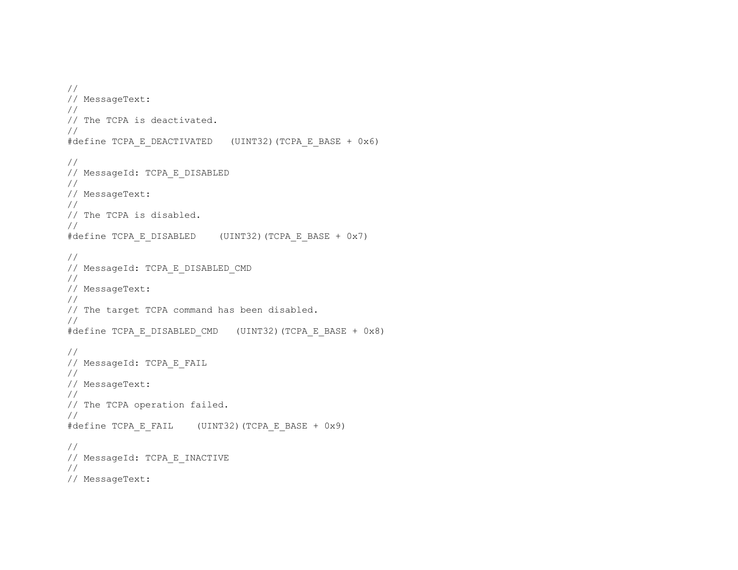```
//
// MessageText:
//
// The TCPA is deactivated.
//
#define TCPA_E_DEACTIVATED   (UINT32)(TCPA_E_BASE + 0x6)

//
// MessageId: TCPA_E_DISABLED
//
// MessageText:
//
// The TCPA is disabled.
//
#define TCPA_E_DISABLED    (UINT32)(TCPA_E_BASE + 0x7)

//
// MessageId: TCPA_E_DISABLED_CMD
//
// MessageText:
//
// The target TCPA command has been disabled.
//
#define TCPA_E_DISABLED_CMD   (UINT32)(TCPA_E_BASE + 0x8)

//
// MessageId: TCPA_E_FAIL
//
// MessageText:
//
// The TCPA operation failed.
//
#define TCPA_E_FAIL    (UINT32)(TCPA_E_BASE + 0x9)

//
// MessageId: TCPA_E_INACTIVE
//
// MessageText:
```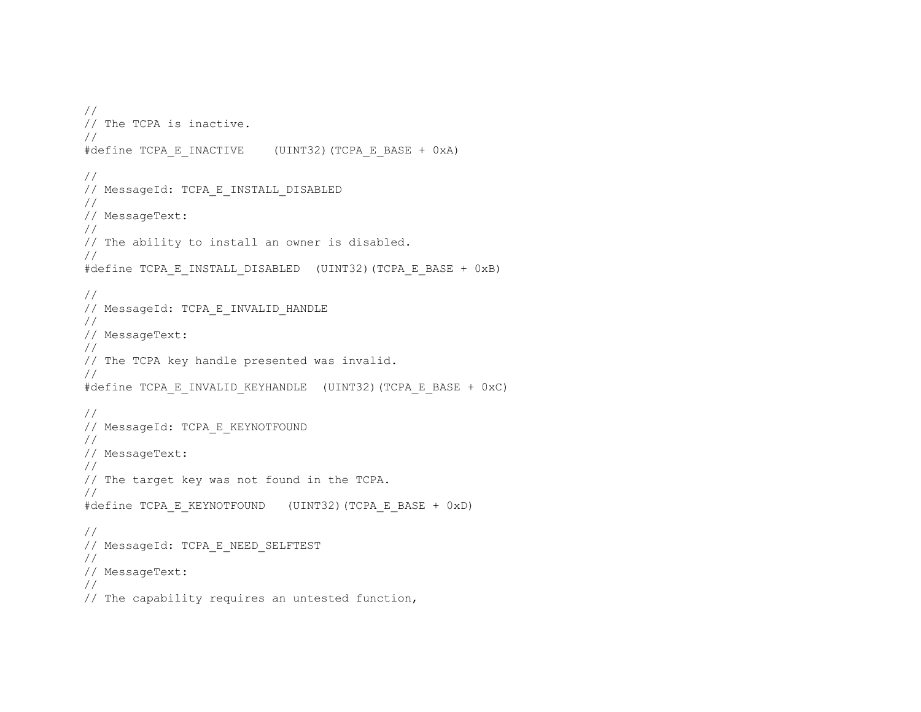```
//
// The TCPA is inactive.
//
#define TCPA_E_INACTIVE    (UINT32)(TCPA_E_BASE + 0xA)

//
// MessageId: TCPA_E_INSTALL_DISABLED
//
// MessageText:
//
// The ability to install an owner is disabled.
//
#define TCPA_E_INSTALL_DISABLED  (UINT32)(TCPA_E_BASE + 0xB)

//
// MessageId: TCPA_E_INVALID_HANDLE
//
// MessageText:
//
// The TCPA key handle presented was invalid.
//
#define TCPA_E_INVALID_KEYHANDLE  (UINT32)(TCPA_E_BASE + 0xC)

//
// MessageId: TCPA_E_KEYNOTFOUND
//
// MessageText:
//
// The target key was not found in the TCPA.
//
#define TCPA_E_KEYNOTFOUND   (UINT32)(TCPA_E_BASE + 0xD)

//
// MessageId: TCPA_E_NEED_SELFTEST
//
// MessageText:
//
// The capability requires an untested function,
```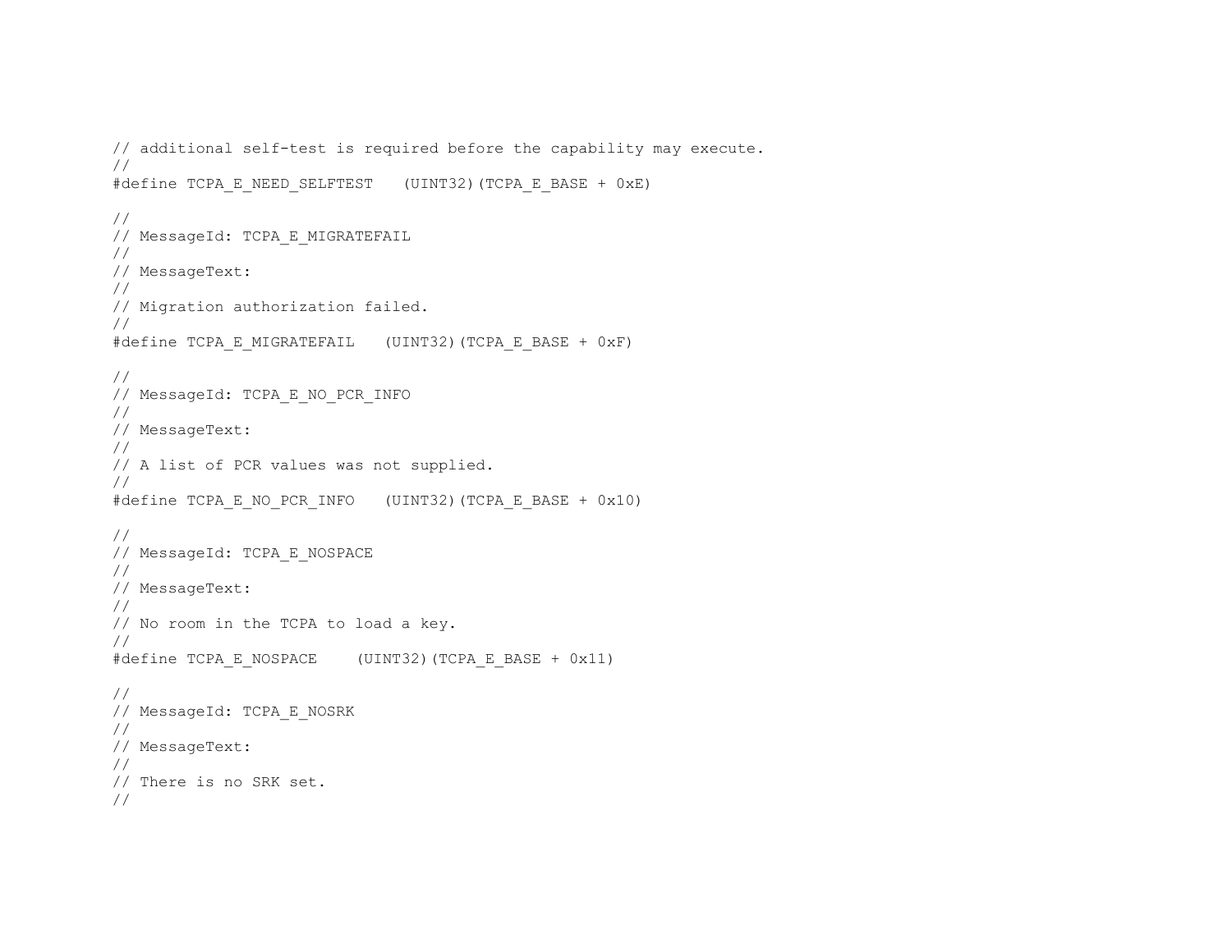```
// additional self-test is required before the capability may execute.
//
#define TCPA_E_NEED_SELFTEST   (UINT32)(TCPA_E_BASE + 0xE)

//
// MessageId: TCPA_E_MIGRATEFAIL
//
// MessageText:
//
// Migration authorization failed.
//
#define TCPA_E_MIGRATEFAIL   (UINT32)(TCPA_E_BASE + 0xF)

//
// MessageId: TCPA_E_NO_PCR_INFO
//
// MessageText:
//
// A list of PCR values was not supplied.
//
#define TCPA_E_NO_PCR_INFO   (UINT32)(TCPA_E_BASE + 0x10)

//
// MessageId: TCPA_E_NOSPACE
//
// MessageText:
//
// No room in the TCPA to load a key.
//
#define TCPA_E_NOSPACE    (UINT32)(TCPA_E_BASE + 0x11)

//
// MessageId: TCPA_E_NOSRK
//
// MessageText:
//
// There is no SRK set.
//
```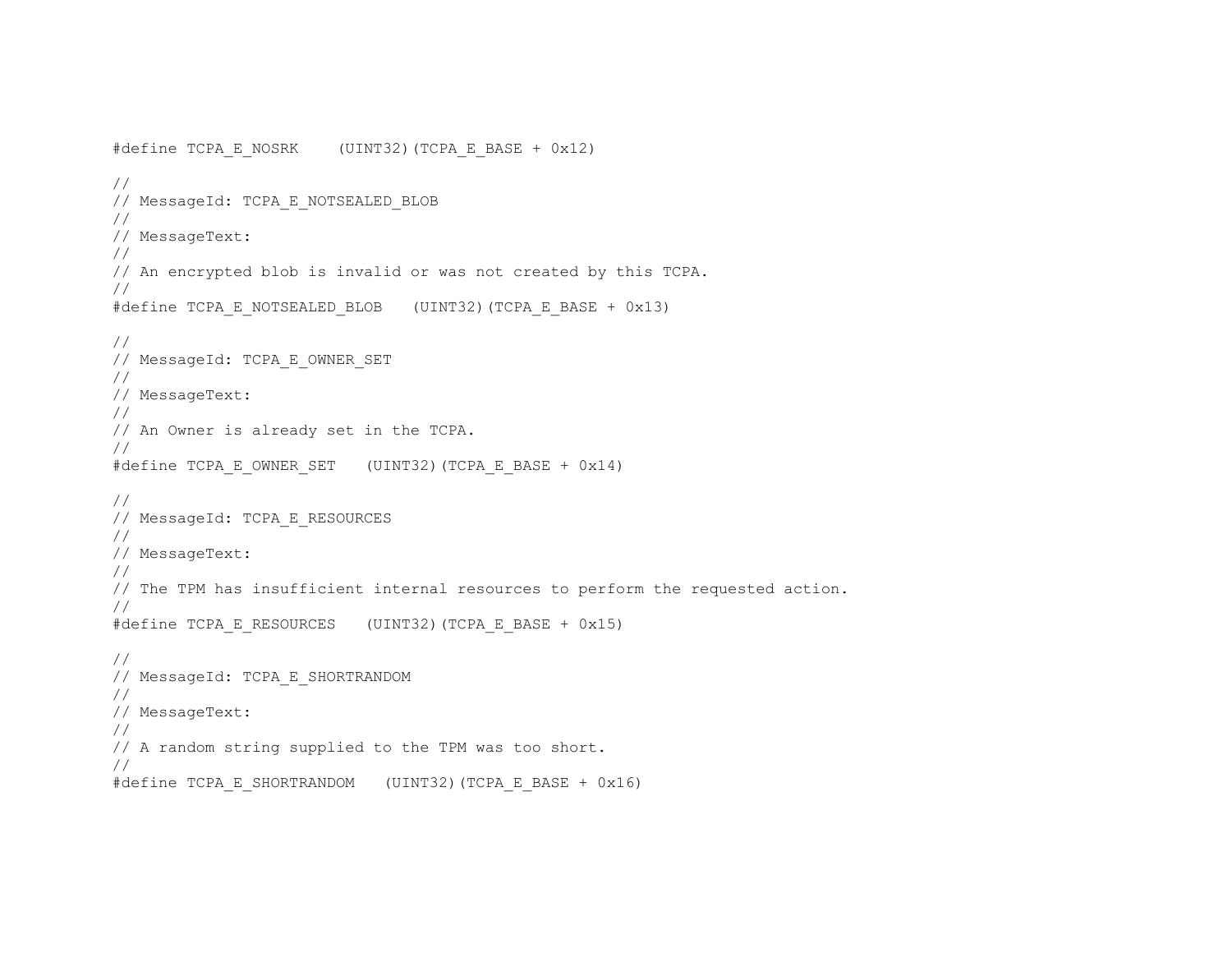```
#define TCPA_E_NOSRK    (UINT32)(TCPA_E_BASE + 0x12)

//
// MessageId: TCPA_E_NOTSEALED_BLOB
//
// MessageText:
//
// An encrypted blob is invalid or was not created by this TCPA.
//
#define TCPA_E_NOTSEALED_BLOB   (UINT32)(TCPA_E_BASE + 0x13)

//
// MessageId: TCPA_E_OWNER_SET
//
// MessageText:
//
// An Owner is already set in the TCPA.
//
#define TCPA_E_OWNER_SET   (UINT32)(TCPA_E_BASE + 0x14)

//
// MessageId: TCPA_E_RESOURCES
//
// MessageText:
//
// The TPM has insufficient internal resources to perform the requested action.
//
#define TCPA_E_RESOURCES   (UINT32)(TCPA_E_BASE + 0x15)

//
// MessageId: TCPA_E_SHORTRANDOM
//
// MessageText:
//
// A random string supplied to the TPM was too short.
//
#define TCPA_E_SHORTRANDOM   (UINT32)(TCPA_E_BASE + 0x16)
```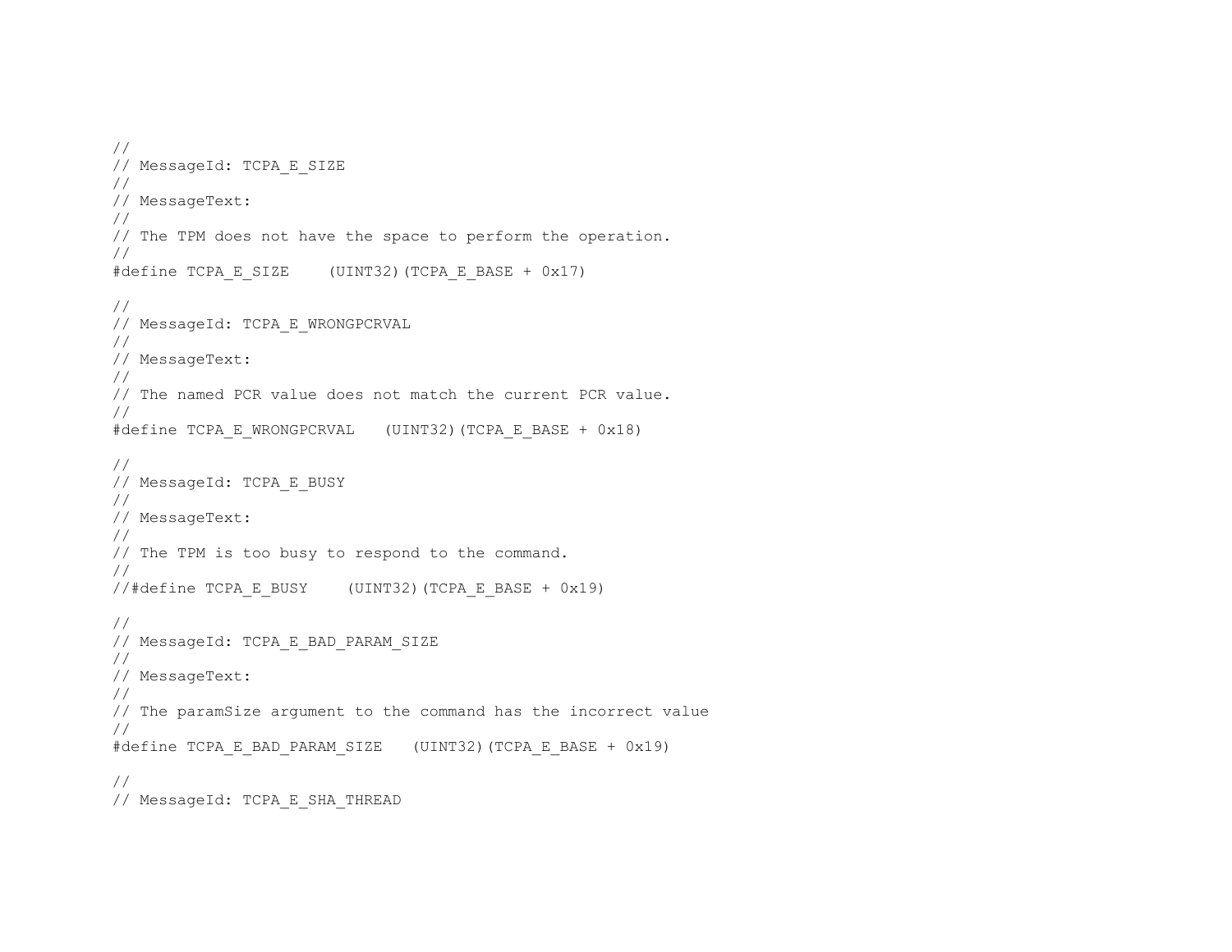```
//
// MessageId: TCPA_E_SIZE
//
// MessageText:
//
// The TPM does not have the space to perform the operation.
//
#define TCPA_E_SIZE    (UINT32)(TCPA_E_BASE + 0x17)

//
// MessageId: TCPA_E_WRONGPCRVAL
//
// MessageText:
//
// The named PCR value does not match the current PCR value.
//
#define TCPA_E_WRONGPCRVAL   (UINT32)(TCPA_E_BASE + 0x18)

//
// MessageId: TCPA_E_BUSY
//
// MessageText:
//
// The TPM is too busy to respond to the command.
//
//#define TCPA_E_BUSY    (UINT32)(TCPA_E_BASE + 0x19)

//
// MessageId: TCPA_E_BAD_PARAM_SIZE
//
// MessageText:
//
// The paramSize argument to the command has the incorrect value
//
#define TCPA_E_BAD_PARAM_SIZE   (UINT32)(TCPA_E_BASE + 0x19)

//
// MessageId: TCPA_E_SHA_THREAD
```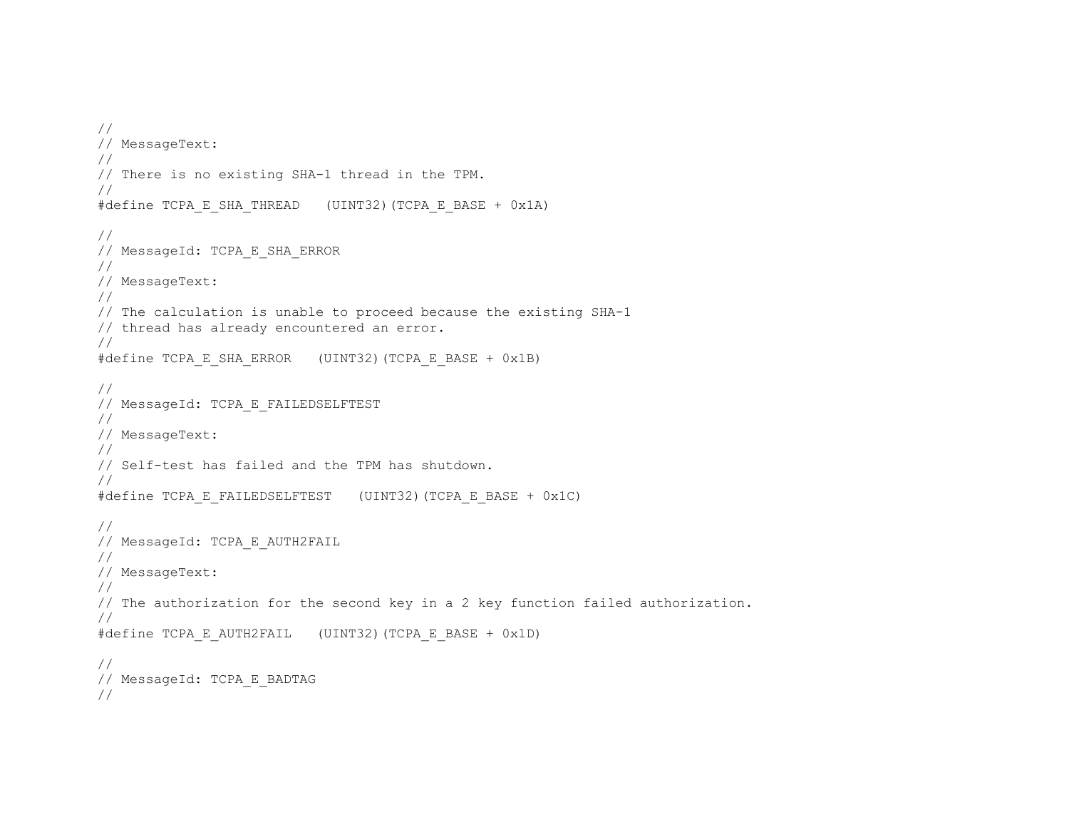```
//
// MessageText:
//
// There is no existing SHA-1 thread in the TPM.
//
#define TCPA_E_SHA_THREAD   (UINT32)(TCPA_E_BASE + 0x1A)

//
// MessageId: TCPA_E_SHA_ERROR
//
// MessageText:
//
// The calculation is unable to proceed because the existing SHA-1
// thread has already encountered an error.
//
#define TCPA_E_SHA_ERROR   (UINT32)(TCPA_E_BASE + 0x1B)

//
// MessageId: TCPA_E_FAILEDSELFTEST
//
// MessageText:
//
// Self-test has failed and the TPM has shutdown.
//
#define TCPA_E_FAILEDSELFTEST   (UINT32)(TCPA_E_BASE + 0x1C)

//
// MessageId: TCPA_E_AUTH2FAIL
//
// MessageText:
//
// The authorization for the second key in a 2 key function failed authorization.
//
#define TCPA_E_AUTH2FAIL   (UINT32)(TCPA_E_BASE + 0x1D)

//
// MessageId: TCPA_E_BADTAG
//
```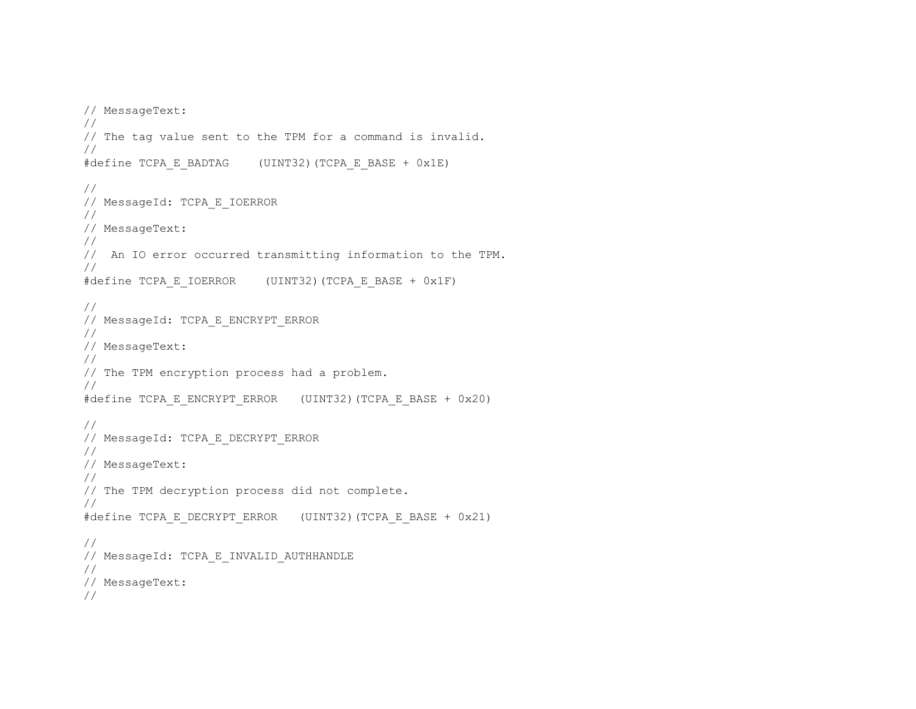```
// MessageText:
//
// The tag value sent to the TPM for a command is invalid.
//
#define TCPA_E_BADTAG    (UINT32)(TCPA_E_BASE + 0x1E)

//
// MessageId: TCPA_E_IOERROR
//
// MessageText:
//
//  An IO error occurred transmitting information to the TPM.
//
#define TCPA_E_IOERROR    (UINT32)(TCPA_E_BASE + 0x1F)

//
// MessageId: TCPA_E_ENCRYPT_ERROR
//
// MessageText:
//
// The TPM encryption process had a problem.
//
#define TCPA_E_ENCRYPT_ERROR   (UINT32)(TCPA_E_BASE + 0x20)

//
// MessageId: TCPA_E_DECRYPT_ERROR
//
// MessageText:
//
// The TPM decryption process did not complete.
//
#define TCPA_E_DECRYPT_ERROR   (UINT32)(TCPA_E_BASE + 0x21)

//
// MessageId: TCPA_E_INVALID_AUTHHANDLE
//
// MessageText:
//
```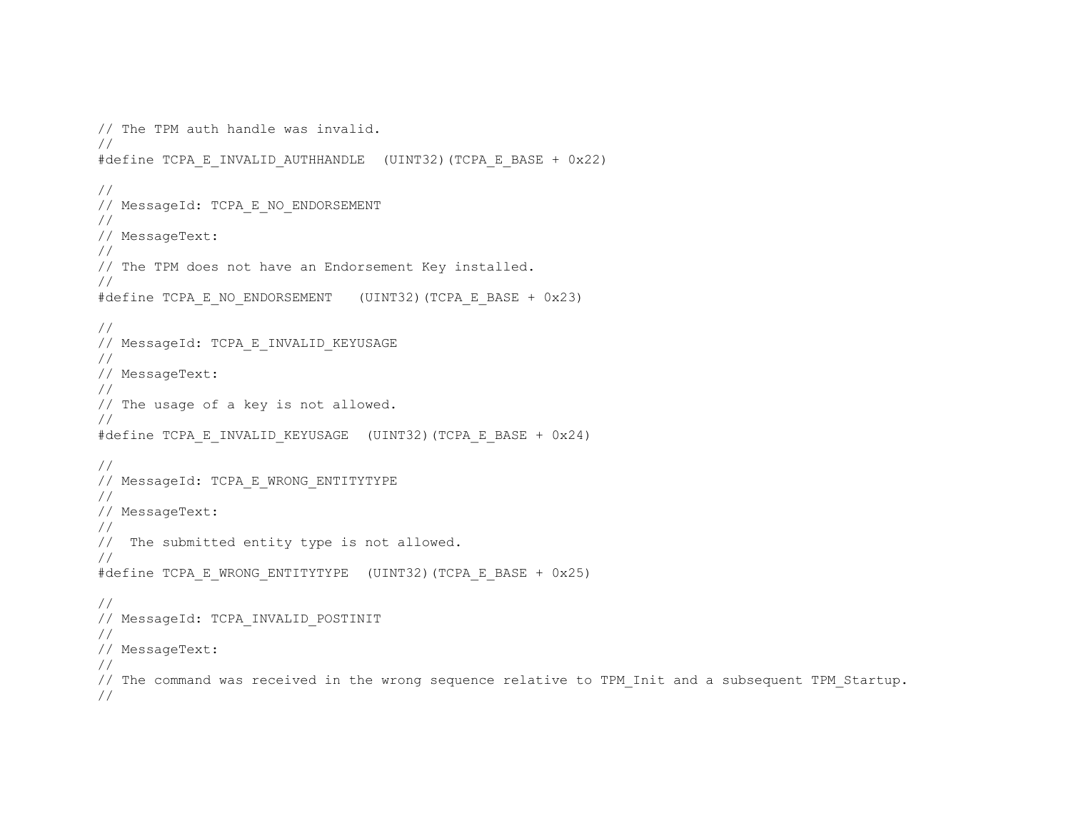```
// The TPM auth handle was invalid.
//
#define TCPA_E_INVALID_AUTHHANDLE  (UINT32)(TCPA_E_BASE + 0x22)

//
// MessageId: TCPA_E_NO_ENDORSEMENT
//
// MessageText:
//
// The TPM does not have an Endorsement Key installed.
//
#define TCPA_E_NO_ENDORSEMENT   (UINT32)(TCPA_E_BASE + 0x23)

//
// MessageId: TCPA_E_INVALID_KEYUSAGE
//
// MessageText:
//
// The usage of a key is not allowed.
//
#define TCPA_E_INVALID_KEYUSAGE  (UINT32)(TCPA_E_BASE + 0x24)

//
// MessageId: TCPA_E_WRONG_ENTITYTYPE
//
// MessageText:
//
//  The submitted entity type is not allowed.
//
#define TCPA_E_WRONG_ENTITYTYPE  (UINT32)(TCPA_E_BASE + 0x25)

//
// MessageId: TCPA_INVALID_POSTINIT
//
// MessageText:
//
// The command was received in the wrong sequence relative to TPM_Init and a subsequent TPM_Startup.
//
```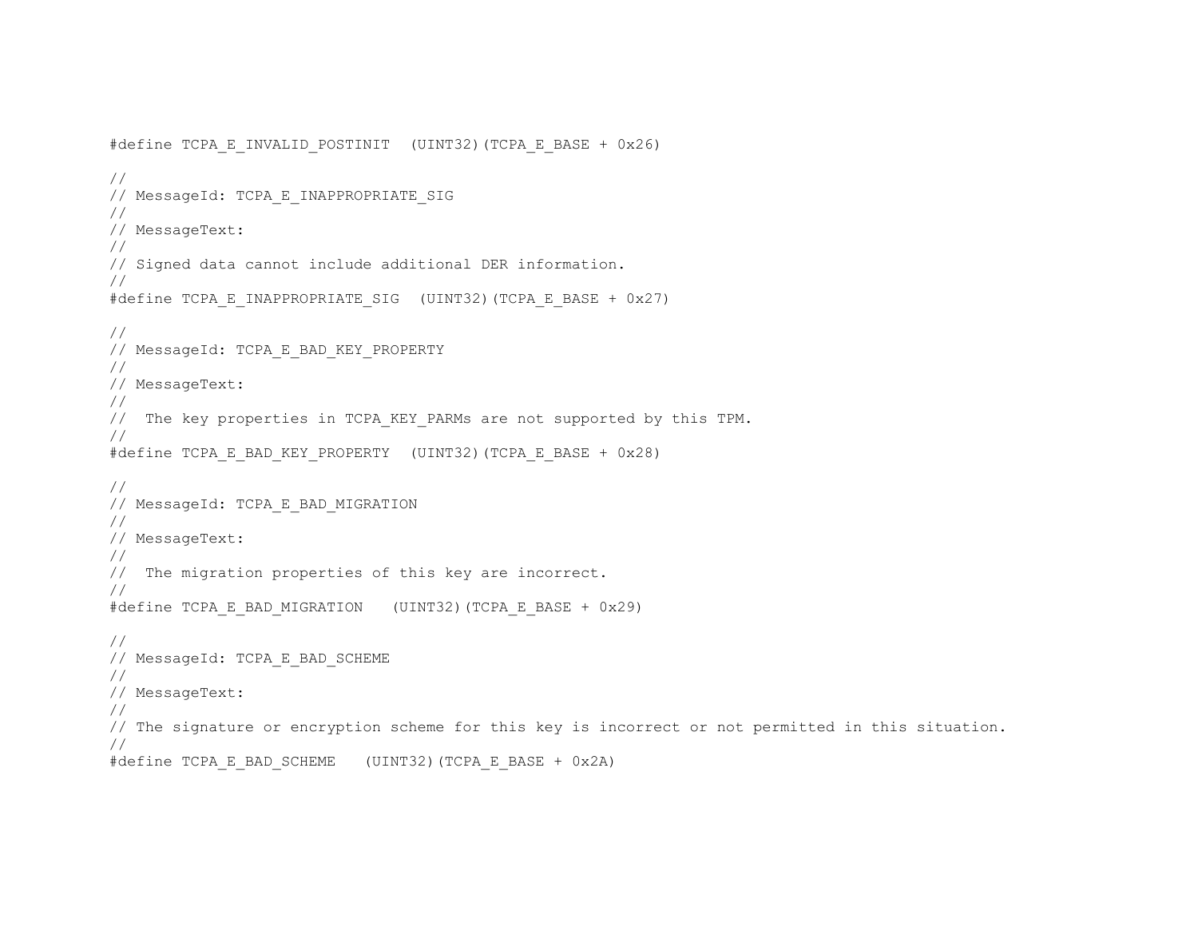```
#define TCPA_E_INVALID_POSTINIT  (UINT32)(TCPA_E_BASE + 0x26)

//
// MessageId: TCPA_E_INAPPROPRIATE_SIG
//
// MessageText:
//
// Signed data cannot include additional DER information.
//
#define TCPA_E_INAPPROPRIATE_SIG  (UINT32)(TCPA_E_BASE + 0x27)

//
// MessageId: TCPA_E_BAD_KEY_PROPERTY
//
// MessageText:
//
//  The key properties in TCPA_KEY_PARMs are not supported by this TPM.
//
#define TCPA_E_BAD_KEY_PROPERTY  (UINT32)(TCPA_E_BASE + 0x28)

//
// MessageId: TCPA_E_BAD_MIGRATION
//
// MessageText:
//
//  The migration properties of this key are incorrect.
//
#define TCPA_E_BAD_MIGRATION   (UINT32)(TCPA_E_BASE + 0x29)

//
// MessageId: TCPA_E_BAD_SCHEME
//
// MessageText:
//
// The signature or encryption scheme for this key is incorrect or not permitted in this situation.
//
#define TCPA_E_BAD_SCHEME   (UINT32)(TCPA_E_BASE + 0x2A)
```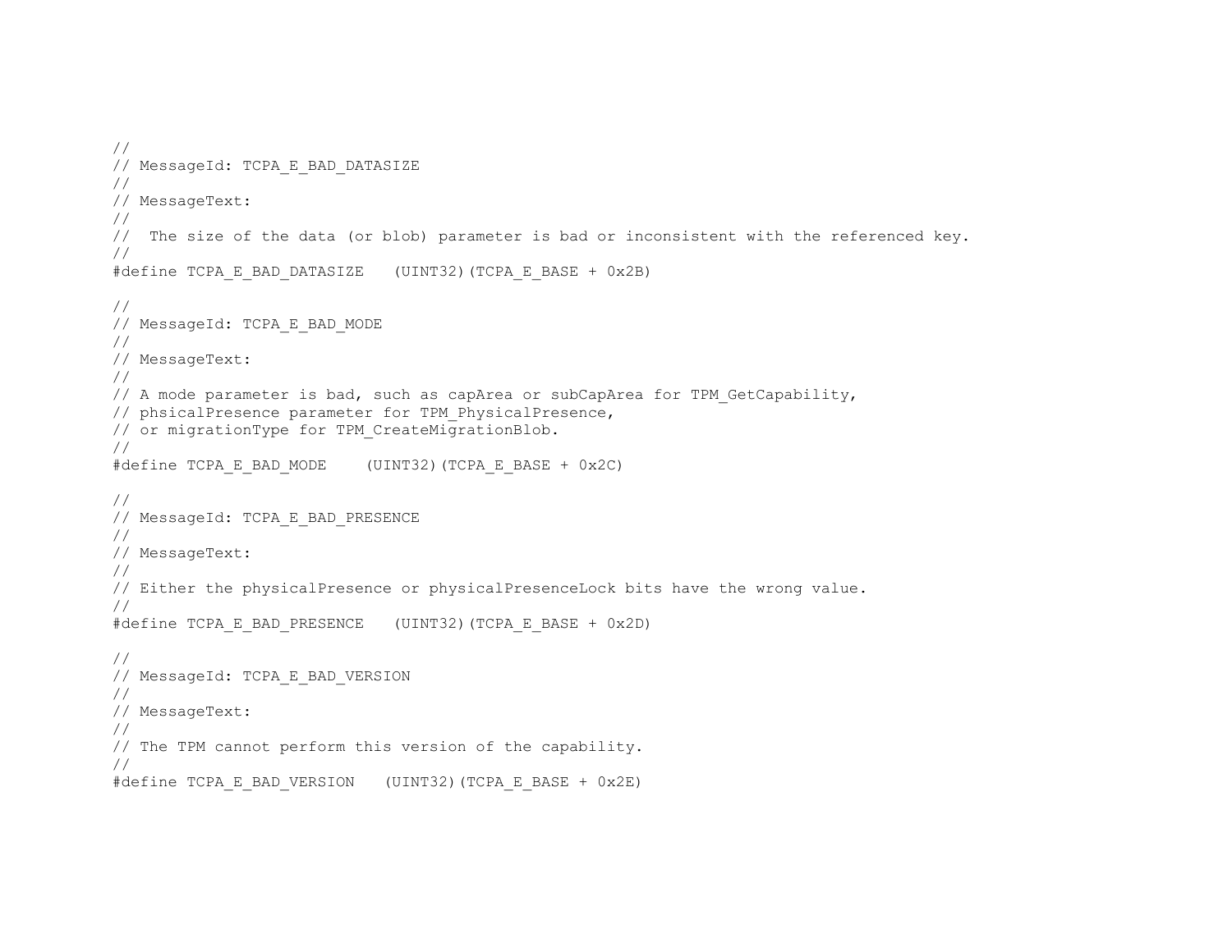```
//
// MessageId: TCPA_E_BAD_DATASIZE
//
// MessageText:
//
//  The size of the data (or blob) parameter is bad or inconsistent with the referenced key.
//
#define TCPA_E_BAD_DATASIZE   (UINT32)(TCPA_E_BASE + 0x2B)

//
// MessageId: TCPA_E_BAD_MODE
//
// MessageText:
//
// A mode parameter is bad, such as capArea or subCapArea for TPM_GetCapability,
// phsicalPresence parameter for TPM_PhysicalPresence,
// or migrationType for TPM_CreateMigrationBlob.
//
#define TCPA_E_BAD_MODE    (UINT32)(TCPA_E_BASE + 0x2C)

//
// MessageId: TCPA_E_BAD_PRESENCE
//
// MessageText:
//
// Either the physicalPresence or physicalPresenceLock bits have the wrong value.
//
#define TCPA_E_BAD_PRESENCE   (UINT32)(TCPA_E_BASE + 0x2D)

//
// MessageId: TCPA_E_BAD_VERSION
//
// MessageText:
//
// The TPM cannot perform this version of the capability.
//
#define TCPA_E_BAD_VERSION   (UINT32)(TCPA_E_BASE + 0x2E)
```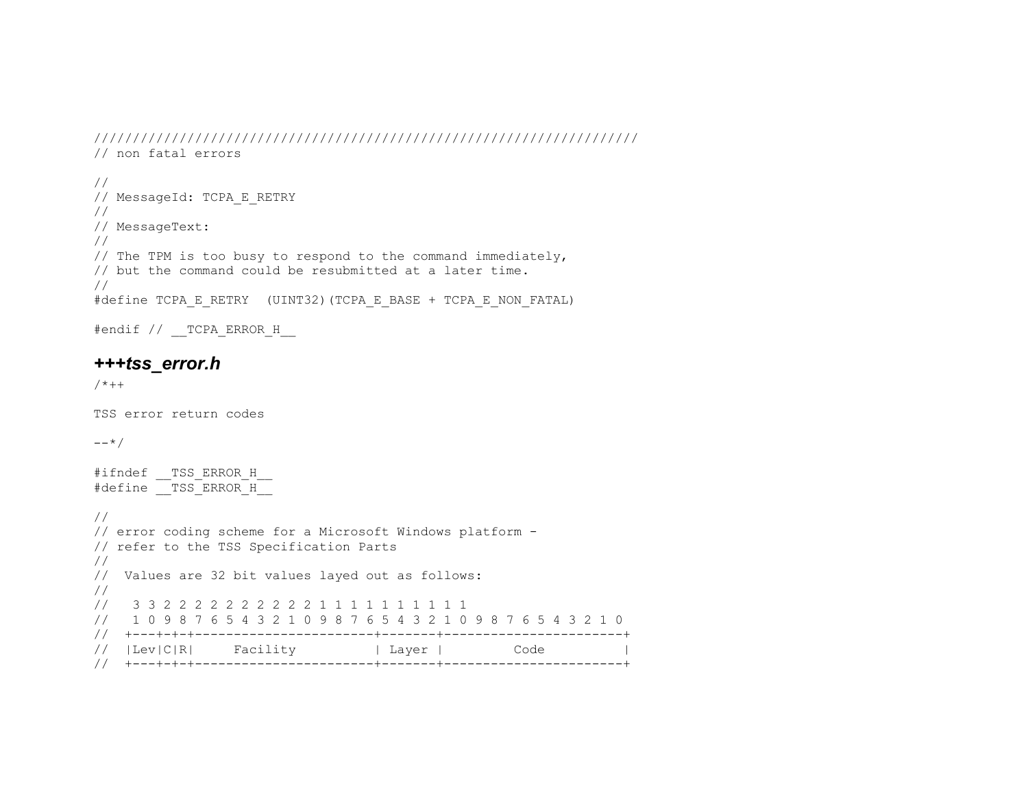```
//////////////////////////////////////////////////////////////////////
// non fatal errors

//
// MessageId: TCPA_E_RETRY
//
// MessageText:
//
// The TPM is too busy to respond to the command immediately,
// but the command could be resubmitted at a later time.
//
#define TCPA_E_RETRY  (UINT32)(TCPA_E_BASE + TCPA_E_NON_FATAL)

#endif // __TCPA_ERROR_H__
```

### ***+++tss_error.h***

```
/*++

TSS error return codes

--*/

#ifndef __TSS_ERROR_H__
#define __TSS_ERROR_H__

//
// error coding scheme for a Microsoft Windows platform -
// refer to the TSS Specification Parts
//
//  Values are 32 bit values layed out as follows:
//
//   3 3 2 2 2 2 2 2 2 2 2 2 1 1 1 1 1 1 1 1 1 1
//   1 0 9 8 7 6 5 4 3 2 1 0 9 8 7 6 5 4 3 2 1 0 9 8 7 6 5 4 3 2 1 0
//  +---+-+-+-----------------------+-------+-----------------------+
//  |Lev|C|R|     Facility          | Layer |         Code          |
//  +---+-+-+-----------------------+-------+-----------------------+
```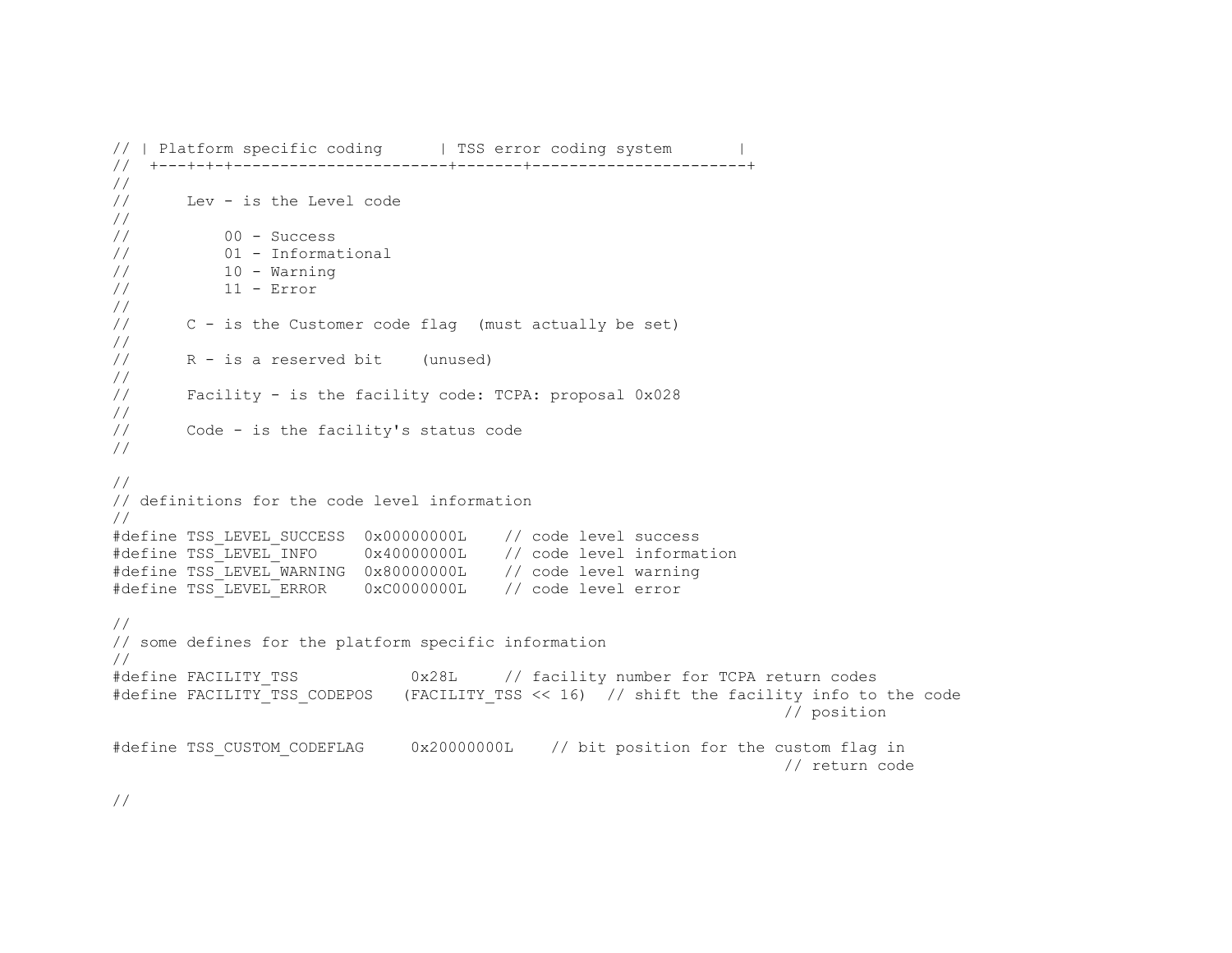```
// | Platform specific coding      | TSS error coding system       |
//  +---+-+-+-----------------------+-------+-----------------------+
//
//      Lev - is the Level code
//
//          00 - Success
//          01 - Informational
//          10 - Warning
//          11 - Error
//
//      C - is the Customer code flag  (must actually be set)
//
//      R - is a reserved bit    (unused)
//
//      Facility - is the facility code: TCPA: proposal 0x028
//
//      Code - is the facility's status code
//

//
// definitions for the code level information
//
#define TSS_LEVEL_SUCCESS  0x00000000L    // code level success
#define TSS_LEVEL_INFO     0x40000000L    // code level information
#define TSS_LEVEL_WARNING  0x80000000L    // code level warning
#define TSS_LEVEL_ERROR    0xC0000000L    // code level error

//
// some defines for the platform specific information
//
#define FACILITY_TSS            0x28L     // facility number for TCPA return codes
#define FACILITY_TSS_CODEPOS   (FACILITY_TSS << 16)  // shift the facility info to the code
                                                                    // position

#define TSS_CUSTOM_CODEFLAG     0x20000000L    // bit position for the custom flag in
                                                                    // return code

//
```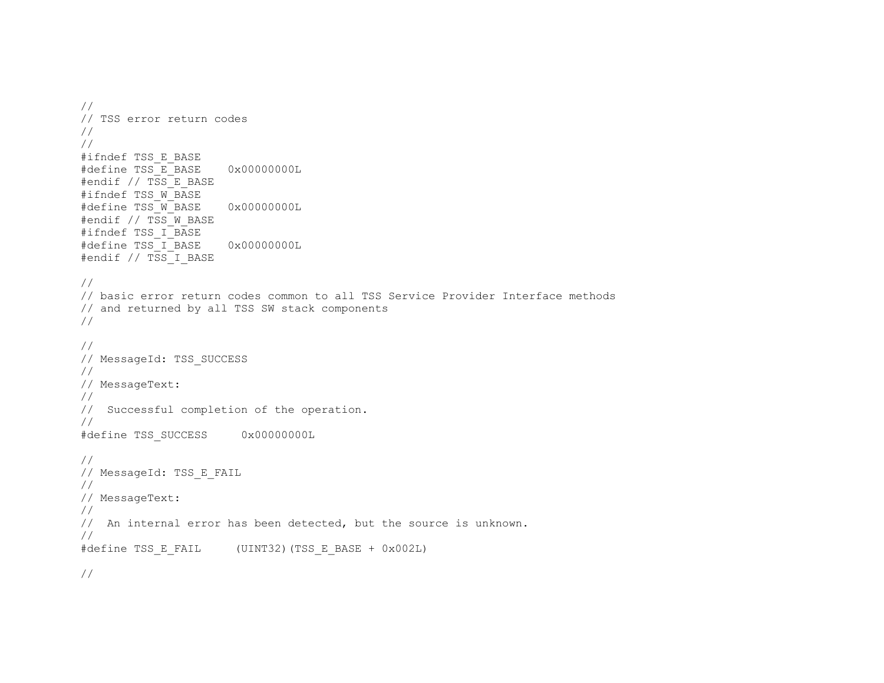```
//
// TSS error return codes
//
//
#ifndef TSS_E_BASE
#define TSS_E_BASE    0x00000000L
#endif // TSS_E_BASE
#ifndef TSS_W_BASE
#define TSS_W_BASE    0x00000000L
#endif // TSS_W_BASE
#ifndef TSS_I_BASE
#define TSS_I_BASE    0x00000000L
#endif // TSS_I_BASE

//
// basic error return codes common to all TSS Service Provider Interface methods
// and returned by all TSS SW stack components
//

//
// MessageId: TSS_SUCCESS
//
// MessageText:
//
//  Successful completion of the operation.
//
#define TSS_SUCCESS     0x00000000L

//
// MessageId: TSS_E_FAIL
//
// MessageText:
//
//  An internal error has been detected, but the source is unknown.
//
#define TSS_E_FAIL     (UINT32)(TSS_E_BASE + 0x002L)

//
```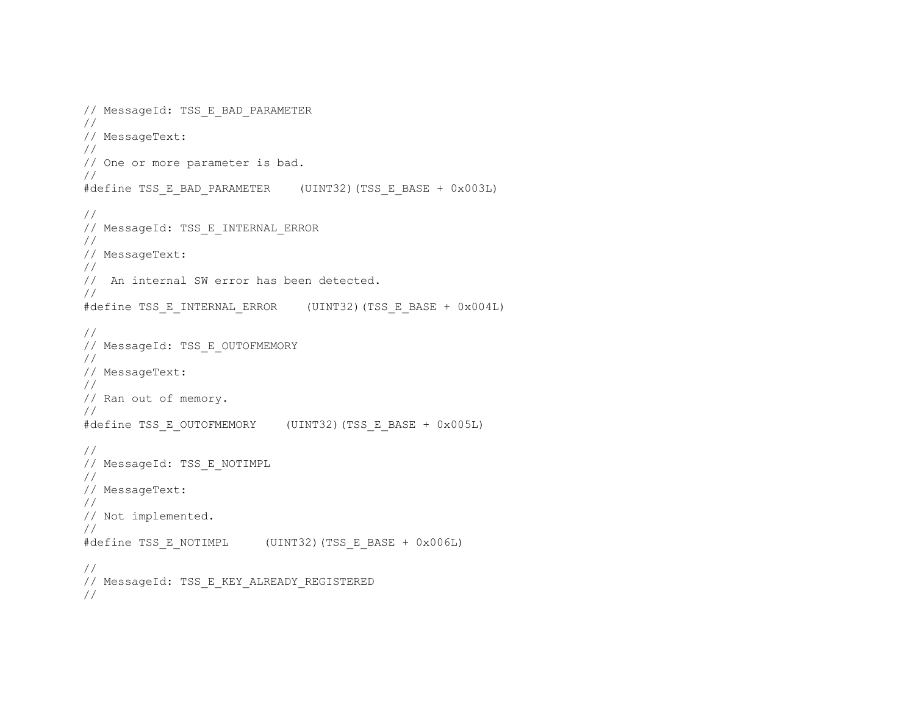```
// MessageId: TSS_E_BAD_PARAMETER
//
// MessageText:
//
// One or more parameter is bad.
//
#define TSS_E_BAD_PARAMETER    (UINT32)(TSS_E_BASE + 0x003L)

//
// MessageId: TSS_E_INTERNAL_ERROR
//
// MessageText:
//
//  An internal SW error has been detected.
//
#define TSS_E_INTERNAL_ERROR    (UINT32)(TSS_E_BASE + 0x004L)

//
// MessageId: TSS_E_OUTOFMEMORY
//
// MessageText:
//
// Ran out of memory.
//
#define TSS_E_OUTOFMEMORY    (UINT32)(TSS_E_BASE + 0x005L)

//
// MessageId: TSS_E_NOTIMPL
//
// MessageText:
//
// Not implemented.
//
#define TSS_E_NOTIMPL     (UINT32)(TSS_E_BASE + 0x006L)

//
// MessageId: TSS_E_KEY_ALREADY_REGISTERED
//
```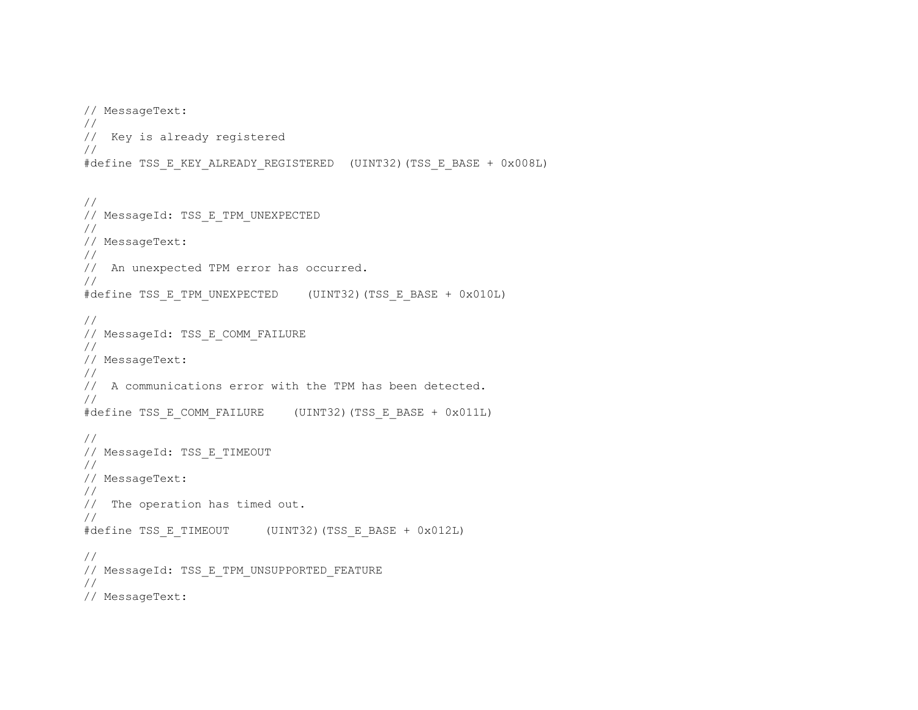```
// MessageText:
//
//  Key is already registered
//
#define TSS_E_KEY_ALREADY_REGISTERED  (UINT32)(TSS_E_BASE + 0x008L)


//
// MessageId: TSS_E_TPM_UNEXPECTED
//
// MessageText:
//
//  An unexpected TPM error has occurred.
//
#define TSS_E_TPM_UNEXPECTED    (UINT32)(TSS_E_BASE + 0x010L)

//
// MessageId: TSS_E_COMM_FAILURE
//
// MessageText:
//
//  A communications error with the TPM has been detected.
//
#define TSS_E_COMM_FAILURE    (UINT32)(TSS_E_BASE + 0x011L)

//
// MessageId: TSS_E_TIMEOUT
//
// MessageText:
//
//  The operation has timed out.
//
#define TSS_E_TIMEOUT     (UINT32)(TSS_E_BASE + 0x012L)

//
// MessageId: TSS_E_TPM_UNSUPPORTED_FEATURE
//
// MessageText:
```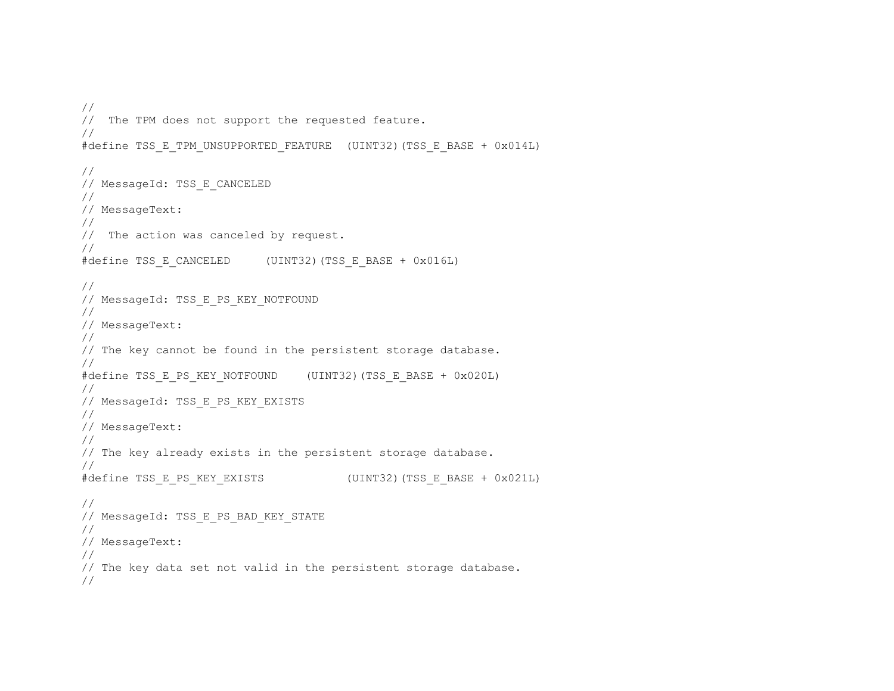```
//
//  The TPM does not support the requested feature.
//
#define TSS_E_TPM_UNSUPPORTED_FEATURE  (UINT32)(TSS_E_BASE + 0x014L)

//
// MessageId: TSS_E_CANCELED
//
// MessageText:
//
//  The action was canceled by request.
//
#define TSS_E_CANCELED     (UINT32)(TSS_E_BASE + 0x016L)

//
// MessageId: TSS_E_PS_KEY_NOTFOUND
//
// MessageText:
//
// The key cannot be found in the persistent storage database.
//
#define TSS_E_PS_KEY_NOTFOUND    (UINT32)(TSS_E_BASE + 0x020L)
//
// MessageId: TSS_E_PS_KEY_EXISTS
//
// MessageText:
//
// The key already exists in the persistent storage database.
//
#define TSS_E_PS_KEY_EXISTS            (UINT32)(TSS_E_BASE + 0x021L)

//
// MessageId: TSS_E_PS_BAD_KEY_STATE
//
// MessageText:
//
// The key data set not valid in the persistent storage database.
//
```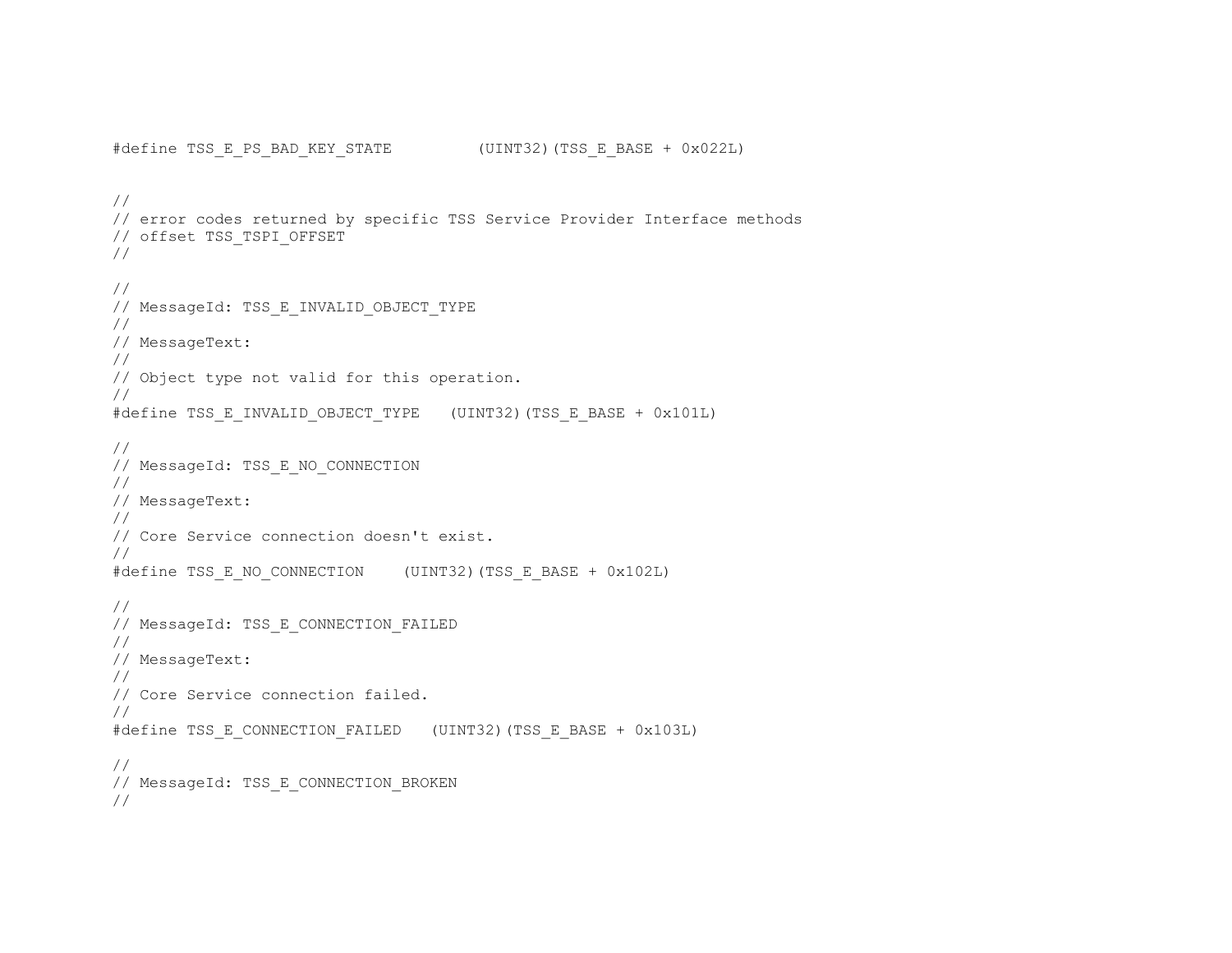```
#define TSS_E_PS_BAD_KEY_STATE         (UINT32)(TSS_E_BASE + 0x022L)


//
// error codes returned by specific TSS Service Provider Interface methods
// offset TSS_TSPI_OFFSET
//

//
// MessageId: TSS_E_INVALID_OBJECT_TYPE
//
// MessageText:
//
// Object type not valid for this operation.
//
#define TSS_E_INVALID_OBJECT_TYPE   (UINT32)(TSS_E_BASE + 0x101L)

//
// MessageId: TSS_E_NO_CONNECTION
//
// MessageText:
//
// Core Service connection doesn't exist.
//
#define TSS_E_NO_CONNECTION    (UINT32)(TSS_E_BASE + 0x102L)

//
// MessageId: TSS_E_CONNECTION_FAILED
//
// MessageText:
//
// Core Service connection failed.
//
#define TSS_E_CONNECTION_FAILED   (UINT32)(TSS_E_BASE + 0x103L)

//
// MessageId: TSS_E_CONNECTION_BROKEN
//
```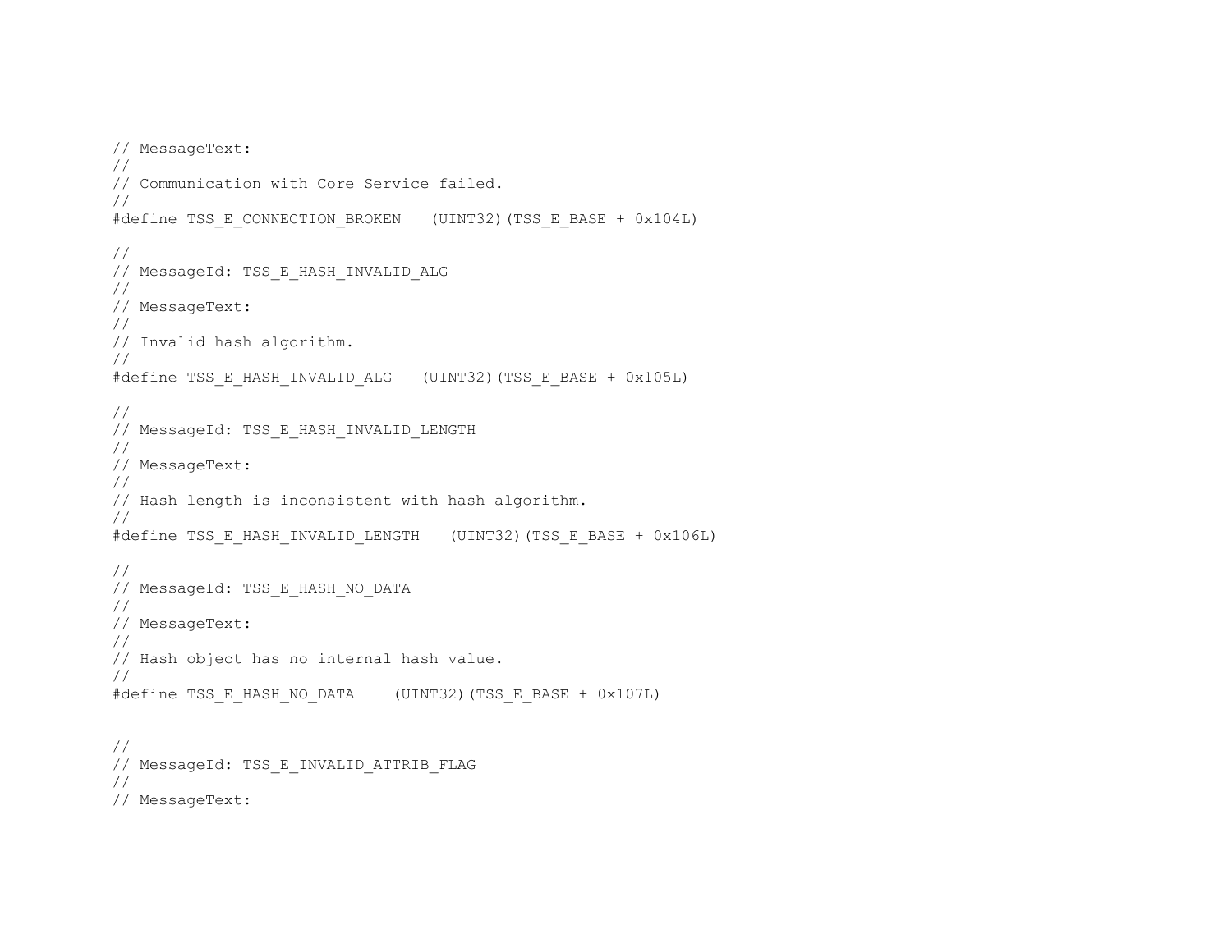```
// MessageText:
//
// Communication with Core Service failed.
//
#define TSS_E_CONNECTION_BROKEN   (UINT32)(TSS_E_BASE + 0x104L)

//
// MessageId: TSS_E_HASH_INVALID_ALG
//
// MessageText:
//
// Invalid hash algorithm.
//
#define TSS_E_HASH_INVALID_ALG   (UINT32)(TSS_E_BASE + 0x105L)

//
// MessageId: TSS_E_HASH_INVALID_LENGTH
//
// MessageText:
//
// Hash length is inconsistent with hash algorithm.
//
#define TSS_E_HASH_INVALID_LENGTH   (UINT32)(TSS_E_BASE + 0x106L)

//
// MessageId: TSS_E_HASH_NO_DATA
//
// MessageText:
//
// Hash object has no internal hash value.
//
#define TSS_E_HASH_NO_DATA    (UINT32)(TSS_E_BASE + 0x107L)


//
// MessageId: TSS_E_INVALID_ATTRIB_FLAG
//
// MessageText:
```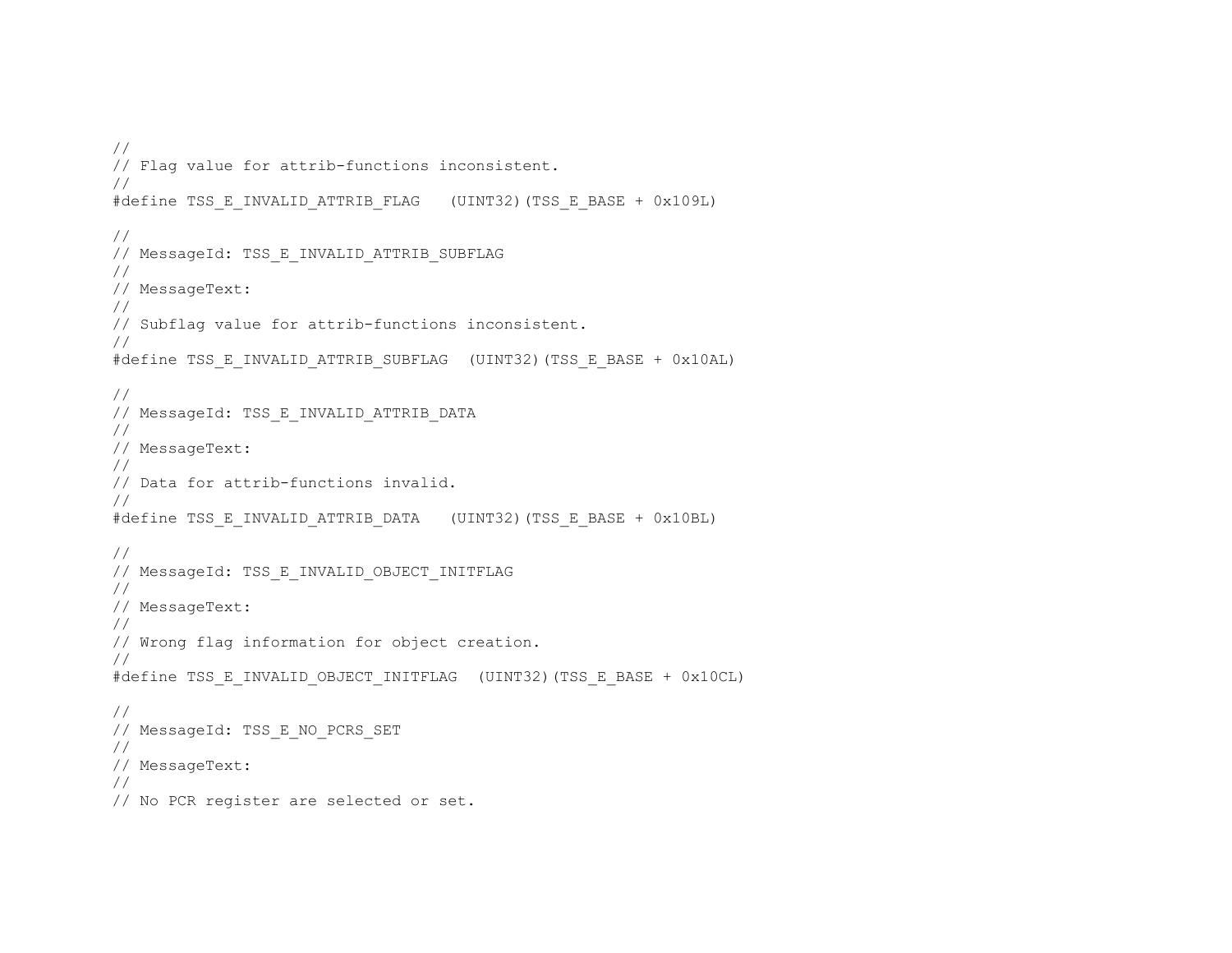```
//
// Flag value for attrib-functions inconsistent.
//
#define TSS_E_INVALID_ATTRIB_FLAG   (UINT32)(TSS_E_BASE + 0x109L)

//
// MessageId: TSS_E_INVALID_ATTRIB_SUBFLAG
//
// MessageText:
//
// Subflag value for attrib-functions inconsistent.
//
#define TSS_E_INVALID_ATTRIB_SUBFLAG  (UINT32)(TSS_E_BASE + 0x10AL)

//
// MessageId: TSS_E_INVALID_ATTRIB_DATA
//
// MessageText:
//
// Data for attrib-functions invalid.
//
#define TSS_E_INVALID_ATTRIB_DATA   (UINT32)(TSS_E_BASE + 0x10BL)

//
// MessageId: TSS_E_INVALID_OBJECT_INITFLAG
//
// MessageText:
//
// Wrong flag information for object creation.
//
#define TSS_E_INVALID_OBJECT_INITFLAG  (UINT32)(TSS_E_BASE + 0x10CL)

//
// MessageId: TSS_E_NO_PCRS_SET
//
// MessageText:
//
// No PCR register are selected or set.
```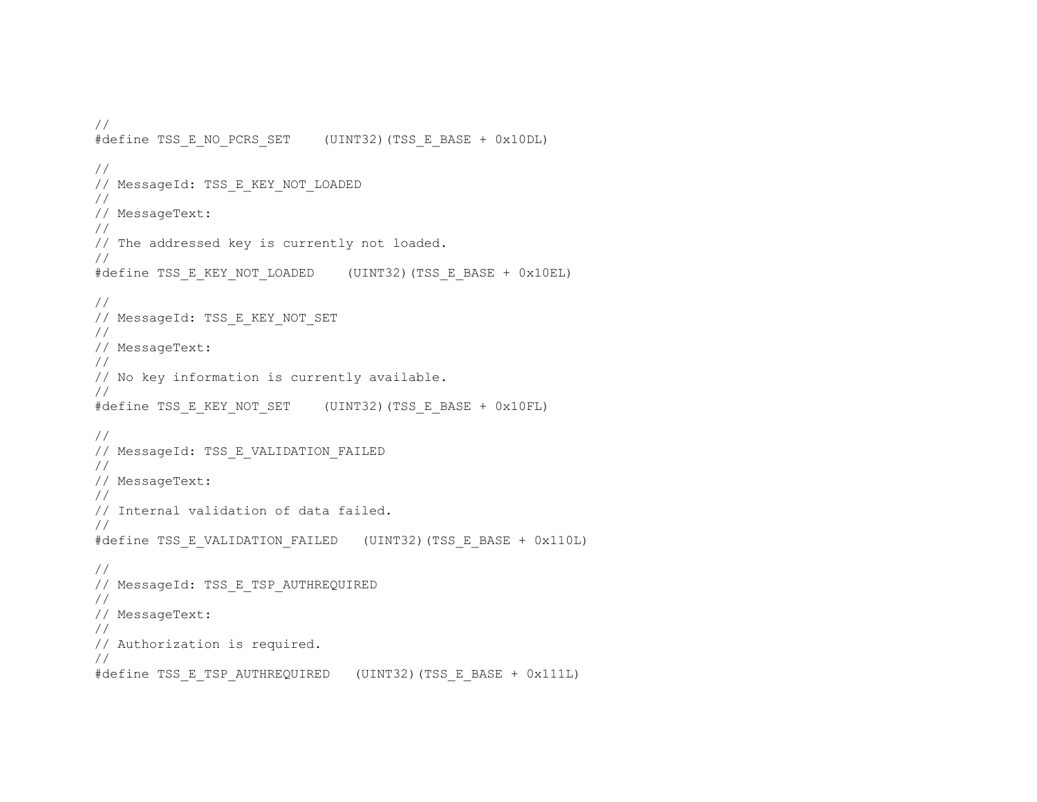```
//
#define TSS_E_NO_PCRS_SET    (UINT32)(TSS_E_BASE + 0x10DL)

//
// MessageId: TSS_E_KEY_NOT_LOADED
//
// MessageText:
//
// The addressed key is currently not loaded.
//
#define TSS_E_KEY_NOT_LOADED    (UINT32)(TSS_E_BASE + 0x10EL)

//
// MessageId: TSS_E_KEY_NOT_SET
//
// MessageText:
//
// No key information is currently available.
//
#define TSS_E_KEY_NOT_SET    (UINT32)(TSS_E_BASE + 0x10FL)

//
// MessageId: TSS_E_VALIDATION_FAILED
//
// MessageText:
//
// Internal validation of data failed.
//
#define TSS_E_VALIDATION_FAILED   (UINT32)(TSS_E_BASE + 0x110L)

//
// MessageId: TSS_E_TSP_AUTHREQUIRED
//
// MessageText:
//
// Authorization is required.
//
#define TSS_E_TSP_AUTHREQUIRED   (UINT32)(TSS_E_BASE + 0x111L)
```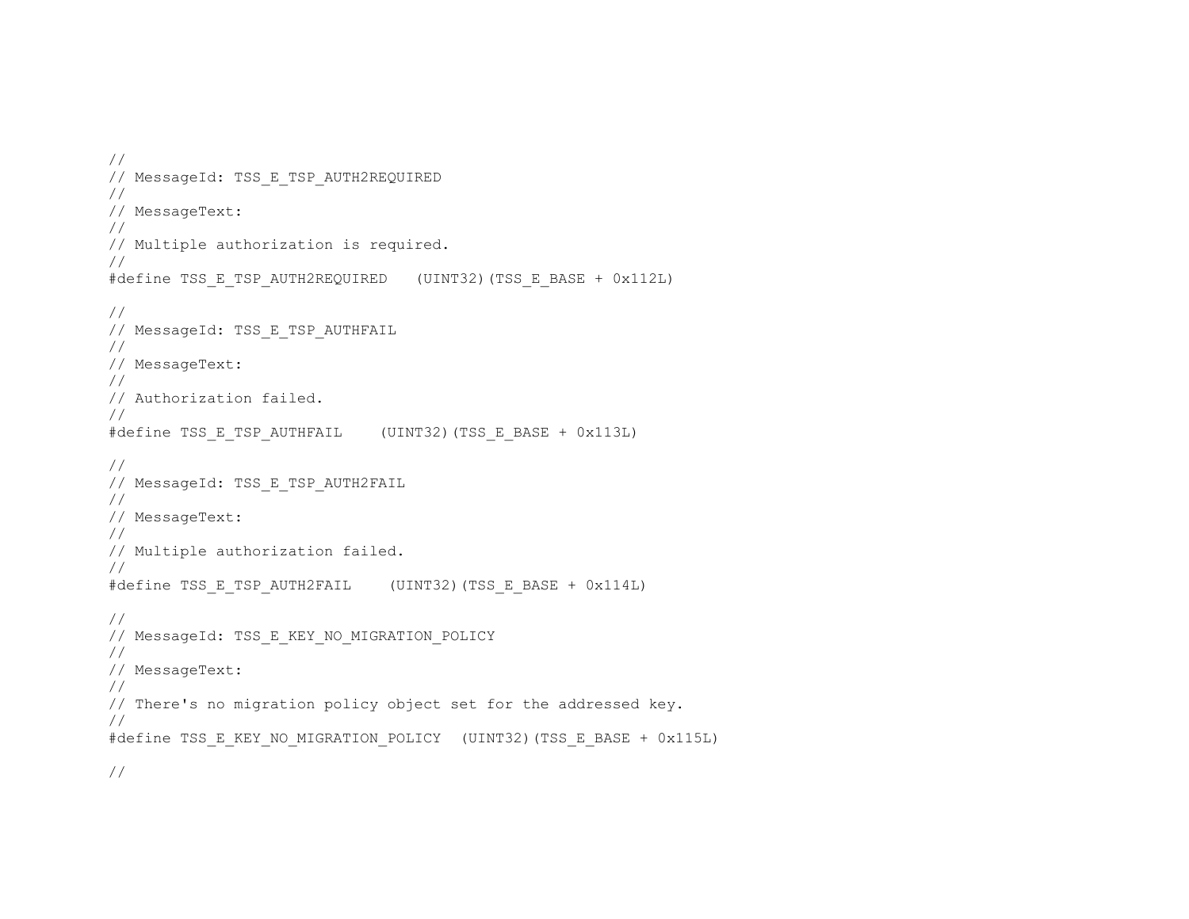```
//
// MessageId: TSS_E_TSP_AUTH2REQUIRED
//
// MessageText:
//
// Multiple authorization is required.
//
#define TSS_E_TSP_AUTH2REQUIRED   (UINT32)(TSS_E_BASE + 0x112L)

//
// MessageId: TSS_E_TSP_AUTHFAIL
//
// MessageText:
//
// Authorization failed.
//
#define TSS_E_TSP_AUTHFAIL    (UINT32)(TSS_E_BASE + 0x113L)

//
// MessageId: TSS_E_TSP_AUTH2FAIL
//
// MessageText:
//
// Multiple authorization failed.
//
#define TSS_E_TSP_AUTH2FAIL    (UINT32)(TSS_E_BASE + 0x114L)

//
// MessageId: TSS_E_KEY_NO_MIGRATION_POLICY
//
// MessageText:
//
// There's no migration policy object set for the addressed key.
//
#define TSS_E_KEY_NO_MIGRATION_POLICY  (UINT32)(TSS_E_BASE + 0x115L)

//
```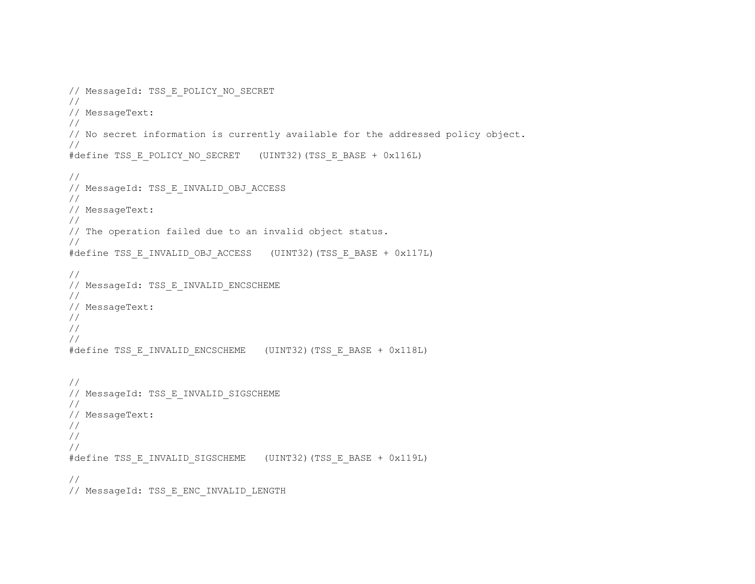```
// MessageId: TSS_E_POLICY_NO_SECRET
//
// MessageText:
//
// No secret information is currently available for the addressed policy object.
//
#define TSS_E_POLICY_NO_SECRET   (UINT32)(TSS_E_BASE + 0x116L)

//
// MessageId: TSS_E_INVALID_OBJ_ACCESS
//
// MessageText:
//
// The operation failed due to an invalid object status.
//
#define TSS_E_INVALID_OBJ_ACCESS   (UINT32)(TSS_E_BASE + 0x117L)

//
// MessageId: TSS_E_INVALID_ENCSCHEME
//
// MessageText:
//
//
//
#define TSS_E_INVALID_ENCSCHEME   (UINT32)(TSS_E_BASE + 0x118L)


//
// MessageId: TSS_E_INVALID_SIGSCHEME
//
// MessageText:
//
//
//
#define TSS_E_INVALID_SIGSCHEME   (UINT32)(TSS_E_BASE + 0x119L)

//
// MessageId: TSS_E_ENC_INVALID_LENGTH
```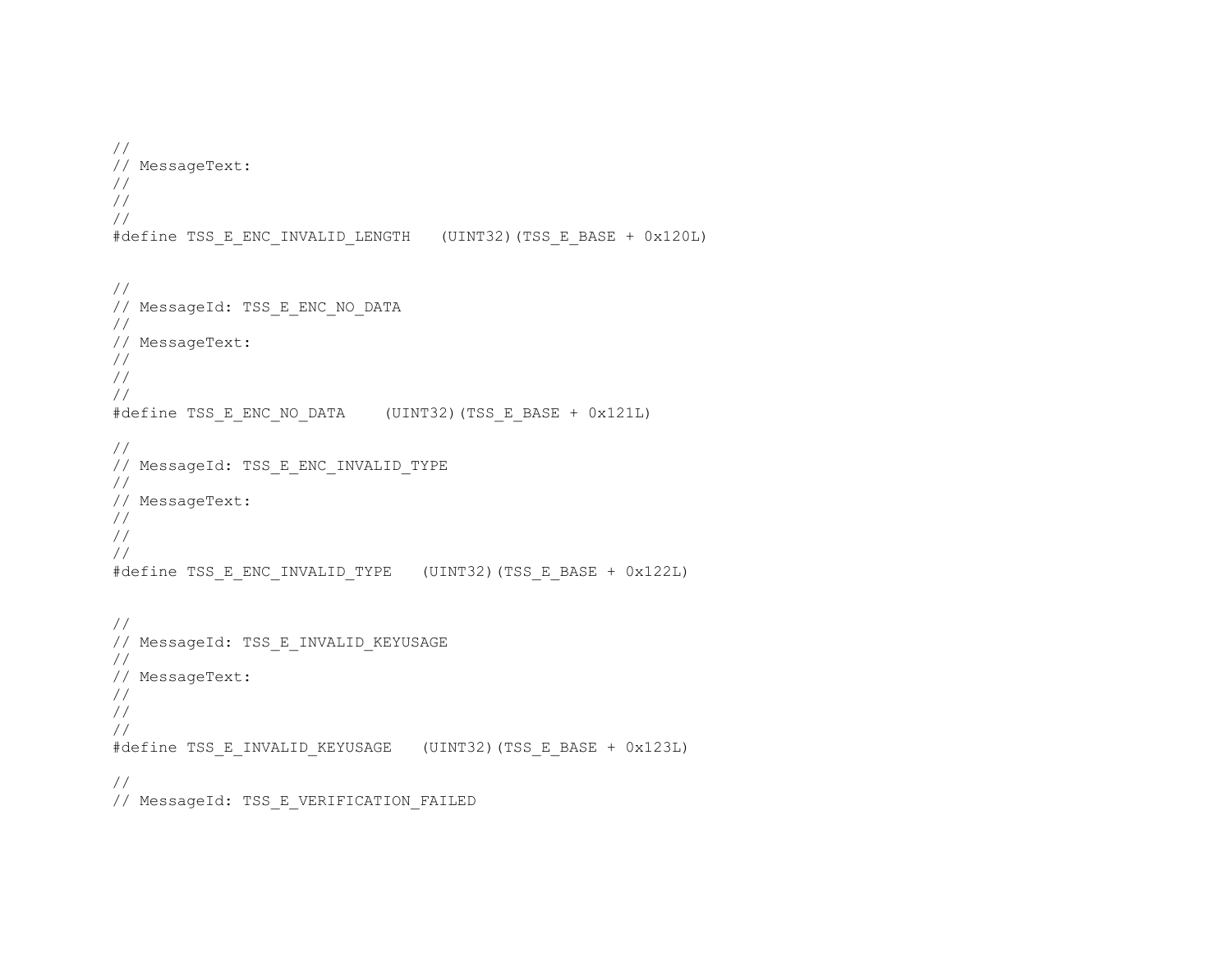```
//
// MessageText:
//
//
//
#define TSS_E_ENC_INVALID_LENGTH   (UINT32)(TSS_E_BASE + 0x120L)


//
// MessageId: TSS_E_ENC_NO_DATA
//
// MessageText:
//
//
//
#define TSS_E_ENC_NO_DATA    (UINT32)(TSS_E_BASE + 0x121L)

//
// MessageId: TSS_E_ENC_INVALID_TYPE
//
// MessageText:
//
//
//
#define TSS_E_ENC_INVALID_TYPE   (UINT32)(TSS_E_BASE + 0x122L)


//
// MessageId: TSS_E_INVALID_KEYUSAGE
//
// MessageText:
//
//
//
#define TSS_E_INVALID_KEYUSAGE   (UINT32)(TSS_E_BASE + 0x123L)

//
// MessageId: TSS_E_VERIFICATION_FAILED
```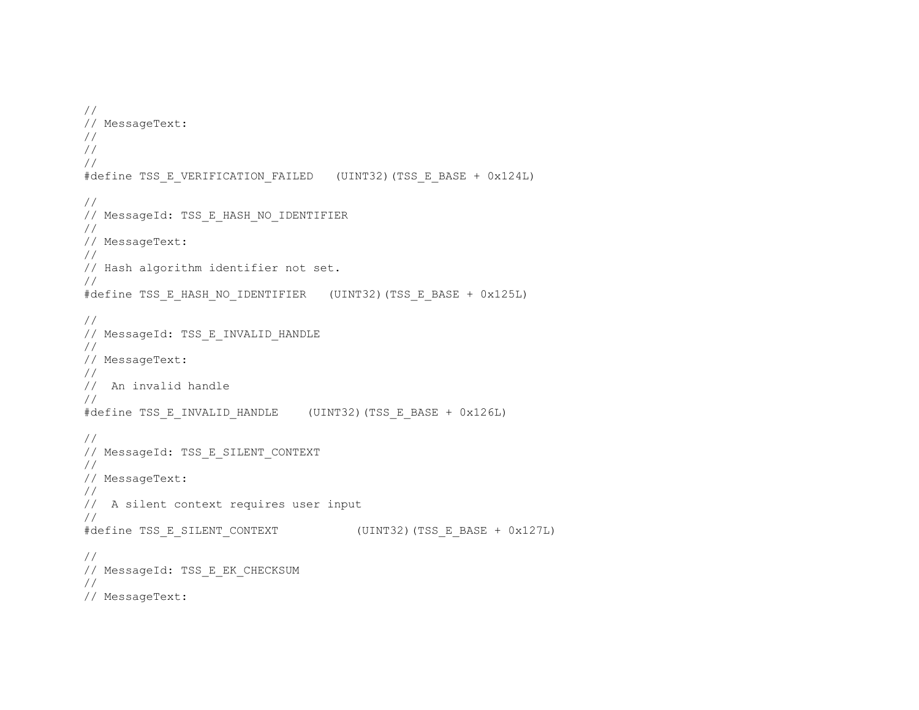```
//
// MessageText:
//
//
//
#define TSS_E_VERIFICATION_FAILED   (UINT32)(TSS_E_BASE + 0x124L)

//
// MessageId: TSS_E_HASH_NO_IDENTIFIER
//
// MessageText:
//
// Hash algorithm identifier not set.
//
#define TSS_E_HASH_NO_IDENTIFIER   (UINT32)(TSS_E_BASE + 0x125L)

//
// MessageId: TSS_E_INVALID_HANDLE
//
// MessageText:
//
//  An invalid handle
//
#define TSS_E_INVALID_HANDLE    (UINT32)(TSS_E_BASE + 0x126L)

//
// MessageId: TSS_E_SILENT_CONTEXT
//
// MessageText:
//
//  A silent context requires user input
//
#define TSS_E_SILENT_CONTEXT           (UINT32)(TSS_E_BASE + 0x127L)

//
// MessageId: TSS_E_EK_CHECKSUM
//
// MessageText:
```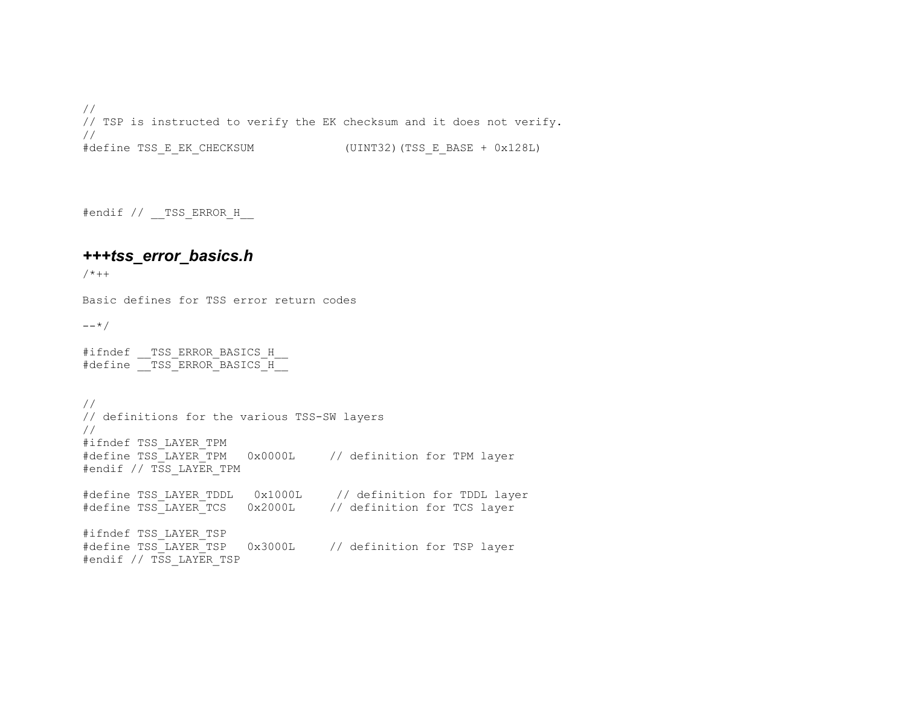```
//
// TSP is instructed to verify the EK checksum and it does not verify.
//
#define TSS_E_EK_CHECKSUM              (UINT32)(TSS_E_BASE + 0x128L)




#endif // __TSS_ERROR_H__
```

### ***+++tss_error_basics.h***

```
/*++

Basic defines for TSS error return codes

--*/

#ifndef __TSS_ERROR_BASICS_H__
#define __TSS_ERROR_BASICS_H__


//
// definitions for the various TSS-SW layers
//
#ifndef TSS_LAYER_TPM
#define TSS_LAYER_TPM   0x0000L     // definition for TPM layer
#endif // TSS_LAYER_TPM

#define TSS_LAYER_TDDL   0x1000L     // definition for TDDL layer
#define TSS_LAYER_TCS   0x2000L     // definition for TCS layer

#ifndef TSS_LAYER_TSP
#define TSS_LAYER_TSP   0x3000L     // definition for TSP layer
#endif // TSS_LAYER_TSP
```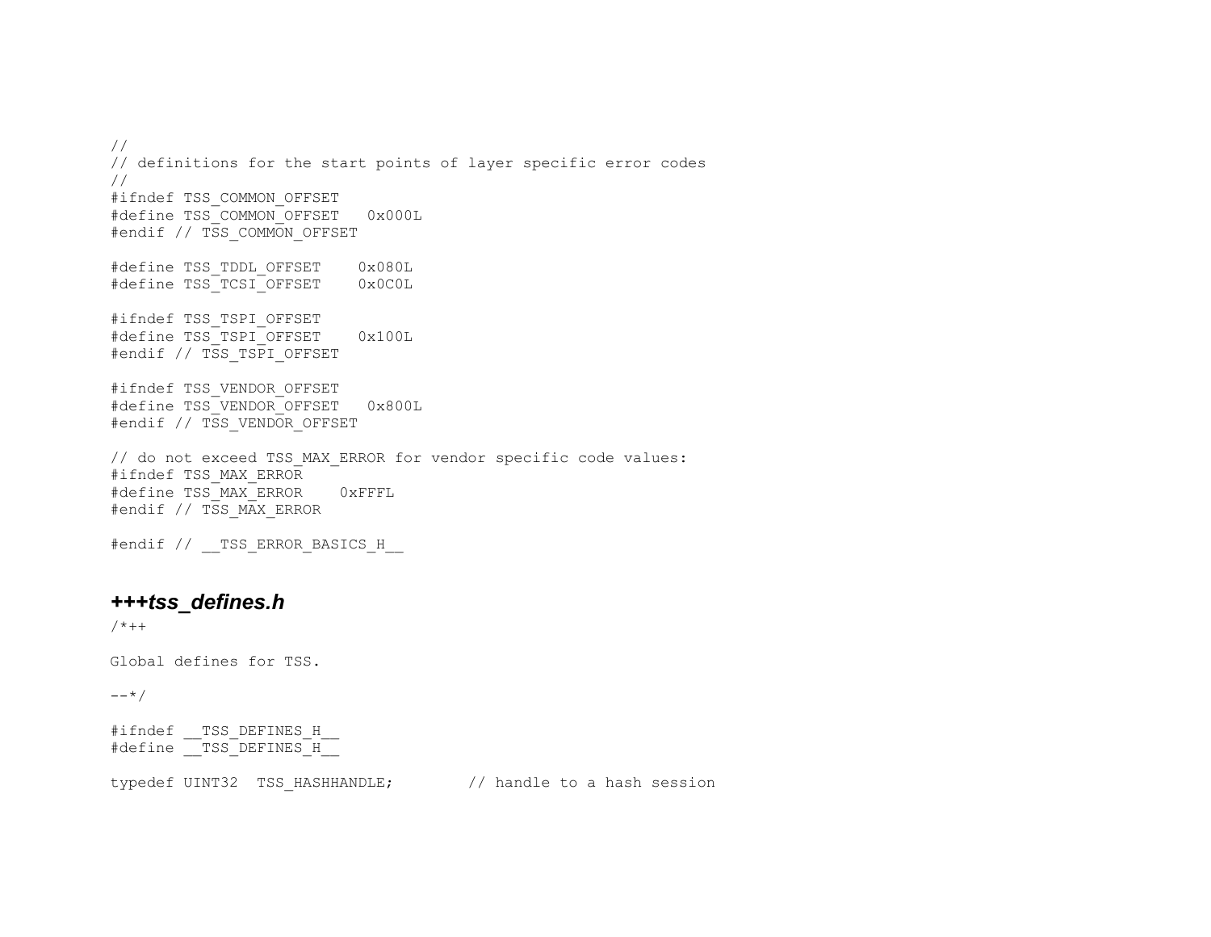```
//
// definitions for the start points of layer specific error codes
//
#ifndef TSS_COMMON_OFFSET
#define TSS_COMMON_OFFSET   0x000L
#endif // TSS_COMMON_OFFSET

#define TSS_TDDL_OFFSET    0x080L
#define TSS_TCSI_OFFSET    0x0C0L

#ifndef TSS_TSPI_OFFSET
#define TSS_TSPI_OFFSET    0x100L
#endif // TSS_TSPI_OFFSET

#ifndef TSS_VENDOR_OFFSET
#define TSS_VENDOR_OFFSET   0x800L
#endif // TSS_VENDOR_OFFSET

// do not exceed TSS_MAX_ERROR for vendor specific code values:
#ifndef TSS_MAX_ERROR
#define TSS_MAX_ERROR    0xFFFL
#endif // TSS_MAX_ERROR

#endif // __TSS_ERROR_BASICS_H__
```

### *+++tss_defines.h*

```
/*++

Global defines for TSS.

--*/

#ifndef __TSS_DEFINES_H__
#define __TSS_DEFINES_H__

typedef UINT32  TSS_HASHHANDLE;        // handle to a hash session
```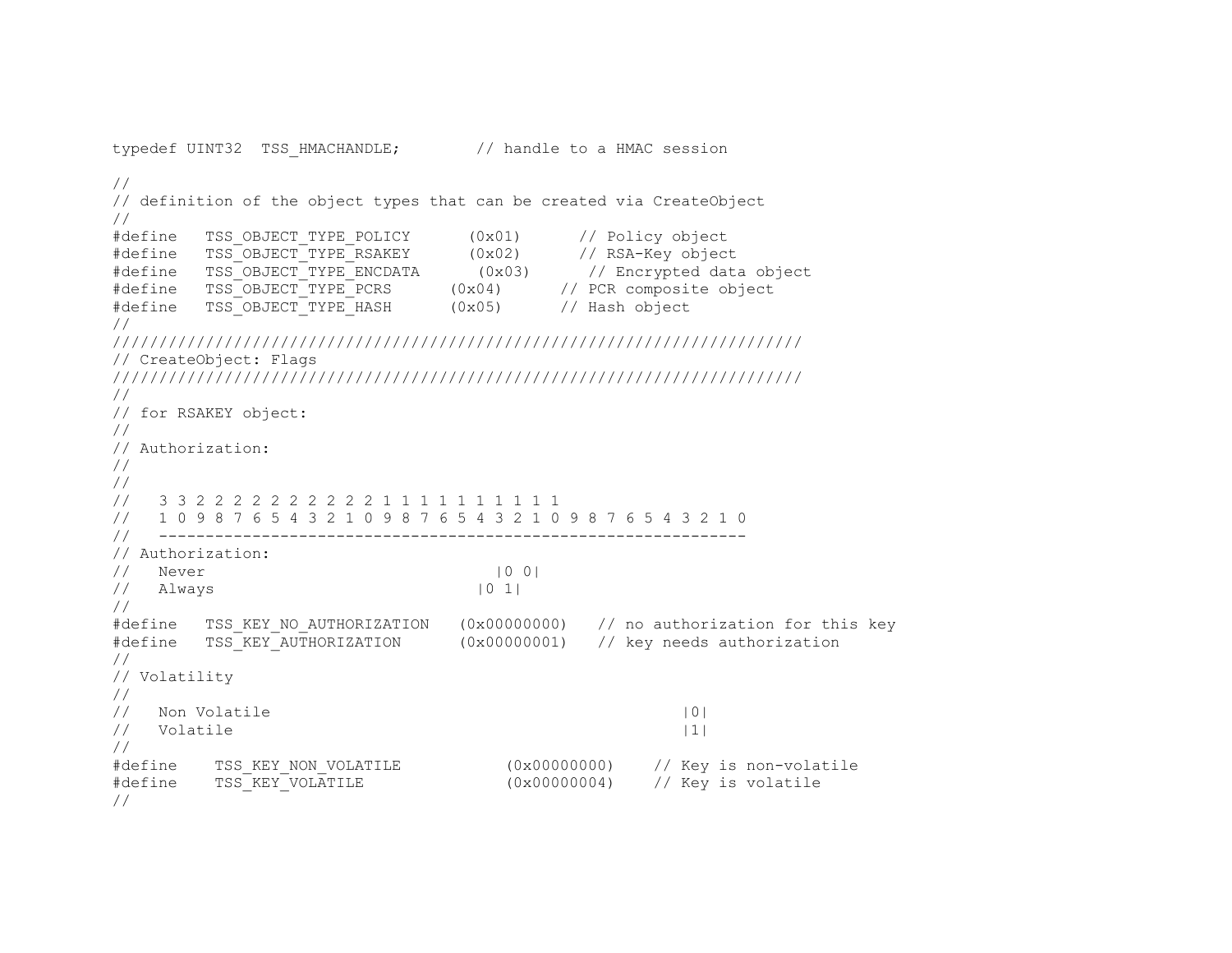```
typedef UINT32  TSS_HMACHANDLE;        // handle to a HMAC session

//
// definition of the object types that can be created via CreateObject
//
#define   TSS_OBJECT_TYPE_POLICY      (0x01)      // Policy object
#define   TSS_OBJECT_TYPE_RSAKEY      (0x02)      // RSA-Key object
#define   TSS_OBJECT_TYPE_ENCDATA      (0x03)      // Encrypted data object
#define   TSS_OBJECT_TYPE_PCRS      (0x04)      // PCR composite object
#define   TSS_OBJECT_TYPE_HASH      (0x05)      // Hash object
//
////////////////////////////////////////////////////////////////////////////
// CreateObject: Flags
////////////////////////////////////////////////////////////////////////////
//
// for RSAKEY object:
//
// Authorization:
//
//
//   3 3 2 2 2 2 2 2 2 2 2 2 1 1 1 1 1 1 1 1 1 1
//   1 0 9 8 7 6 5 4 3 2 1 0 9 8 7 6 5 4 3 2 1 0 9 8 7 6 5 4 3 2 1 0
//   ---------------------------------------------------------------
// Authorization:
//   Never                                |0 0|
//   Always                             |0 1|
//
#define   TSS_KEY_NO_AUTHORIZATION   (0x00000000)   // no authorization for this key
#define   TSS_KEY_AUTHORIZATION      (0x00000001)   // key needs authorization
//
// Volatility
//
//   Non Volatile                                              |0|
//   Volatile                                                  |1|
//
#define    TSS_KEY_NON_VOLATILE           (0x00000000)    // Key is non-volatile
#define    TSS_KEY_VOLATILE               (0x00000004)    // Key is volatile
//
```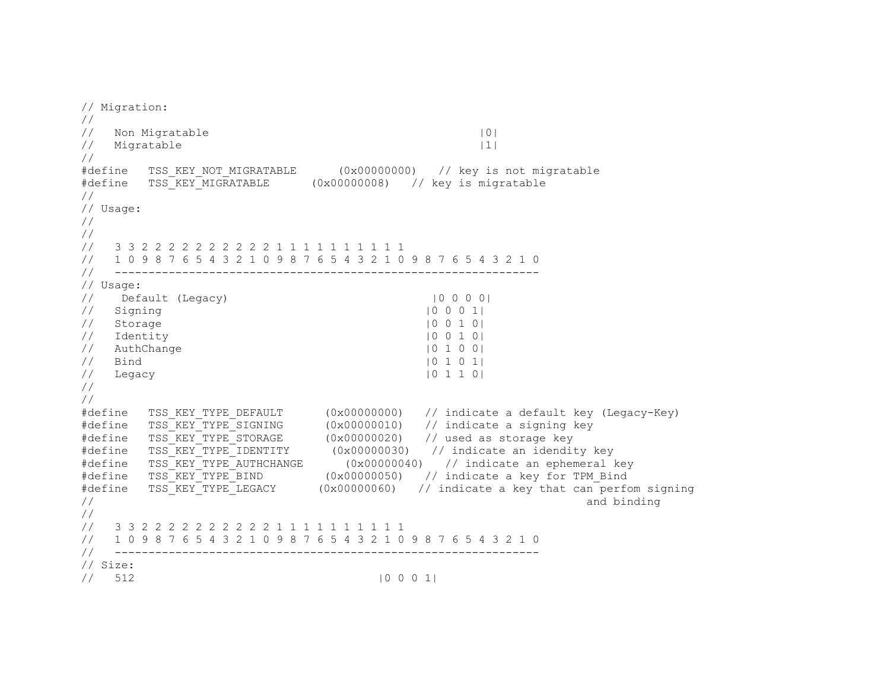```
// Migration:
//
//   Non Migratable                                            |0|
//   Migratable                                                |1|
//
#define   TSS_KEY_NOT_MIGRATABLE      (0x00000000)   // key is not migratable
#define   TSS_KEY_MIGRATABLE      (0x00000008)   // key is migratable
//
// Usage:
//
//
//   3 3 2 2 2 2 2 2 2 2 2 2 1 1 1 1 1 1 1 1 1 1
//   1 0 9 8 7 6 5 4 3 2 1 0 9 8 7 6 5 4 3 2 1 0 9 8 7 6 5 4 3 2 1 0
//   ---------------------------------------------------------------
// Usage:
//    Default (Legacy)                                |0 0 0 0|
//   Signing                                          |0 0 0 1|
//   Storage                                          |0 0 1 0|
//   Identity                                         |0 0 1 0|
//   AuthChange                                       |0 1 0 0|
//   Bind                                             |0 1 0 1|
//   Legacy                                           |0 1 1 0|
//
//
#define   TSS_KEY_TYPE_DEFAULT      (0x00000000)   // indicate a default key (Legacy-Key)
#define   TSS_KEY_TYPE_SIGNING      (0x00000010)   // indicate a signing key
#define   TSS_KEY_TYPE_STORAGE      (0x00000020)   // used as storage key
#define   TSS_KEY_TYPE_IDENTITY      (0x00000030)   // indicate an idendity key
#define   TSS_KEY_TYPE_AUTHCHANGE      (0x00000040)   // indicate an ephemeral key
#define   TSS_KEY_TYPE_BIND         (0x00000050)   // indicate a key for TPM_Bind
#define   TSS_KEY_TYPE_LEGACY      (0x00000060)   // indicate a key that can perfom signing
//                                                                       and binding
//
//   3 3 2 2 2 2 2 2 2 2 2 2 1 1 1 1 1 1 1 1 1 1
//   1 0 9 8 7 6 5 4 3 2 1 0 9 8 7 6 5 4 3 2 1 0 9 8 7 6 5 4 3 2 1 0
//   ---------------------------------------------------------------
// Size:
//   512                                    |0 0 0 1|
```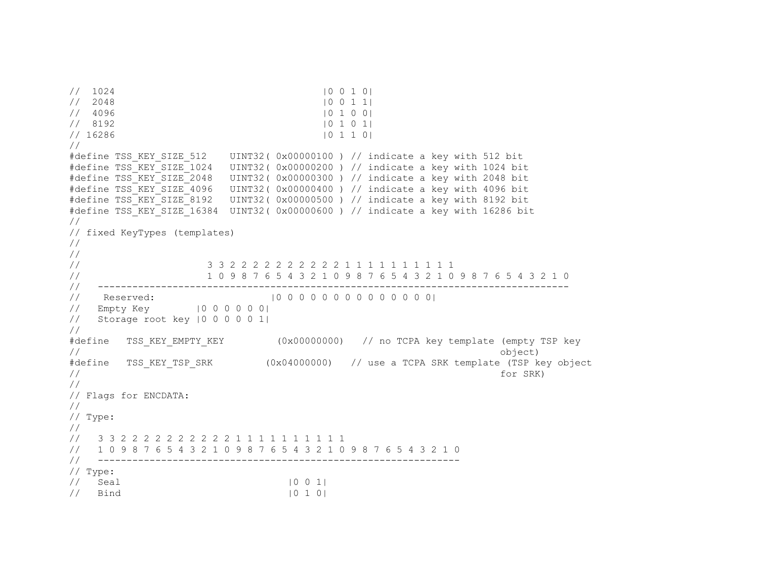```
//  1024                                    |0 0 1 0|
//  2048                                    |0 0 1 1|
//  4096                                    |0 1 0 0|
//  8192                                    |0 1 0 1|
// 16286                                    |0 1 1 0|
//
#define TSS_KEY_SIZE_512    UINT32( 0x00000100 ) // indicate a key with 512 bit
#define TSS_KEY_SIZE_1024   UINT32( 0x00000200 ) // indicate a key with 1024 bit
#define TSS_KEY_SIZE_2048   UINT32( 0x00000300 ) // indicate a key with 2048 bit
#define TSS_KEY_SIZE_4096   UINT32( 0x00000400 ) // indicate a key with 4096 bit
#define TSS_KEY_SIZE_8192   UINT32( 0x00000500 ) // indicate a key with 8192 bit
#define TSS_KEY_SIZE_16384  UINT32( 0x00000600 ) // indicate a key with 16286 bit
//
// fixed KeyTypes (templates)
//
//
//                        3 3 2 2 2 2 2 2 2 2 2 2 1 1 1 1 1 1 1 1 1 1
//                        1 0 9 8 7 6 5 4 3 2 1 0 9 8 7 6 5 4 3 2 1 0 9 8 7 6 5 4 3 2 1 0
//   ---------------------------------------------------------------------------------------
//    Reserved:                     |0 0 0 0 0 0 0 0 0 0 0 0 0 0|
//   Empty Key        |0 0 0 0 0 0|
//   Storage root key |0 0 0 0 0 1|
//
#define   TSS_KEY_EMPTY_KEY         (0x00000000)   // no TCPA key template (empty TSP key
//                                                                         object)
#define   TSS_KEY_TSP_SRK         (0x04000000)   // use a TCPA SRK template (TSP key object
//                                                                         for SRK)
//
// Flags for ENCDATA:
//
// Type:
//
//   3 3 2 2 2 2 2 2 2 2 2 2 1 1 1 1 1 1 1 1 1 1
//   1 0 9 8 7 6 5 4 3 2 1 0 9 8 7 6 5 4 3 2 1 0 9 8 7 6 5 4 3 2 1 0
//   ---------------------------------------------------------------
// Type:
//   Seal                              |0 0 1|
//   Bind                              |0 1 0|
```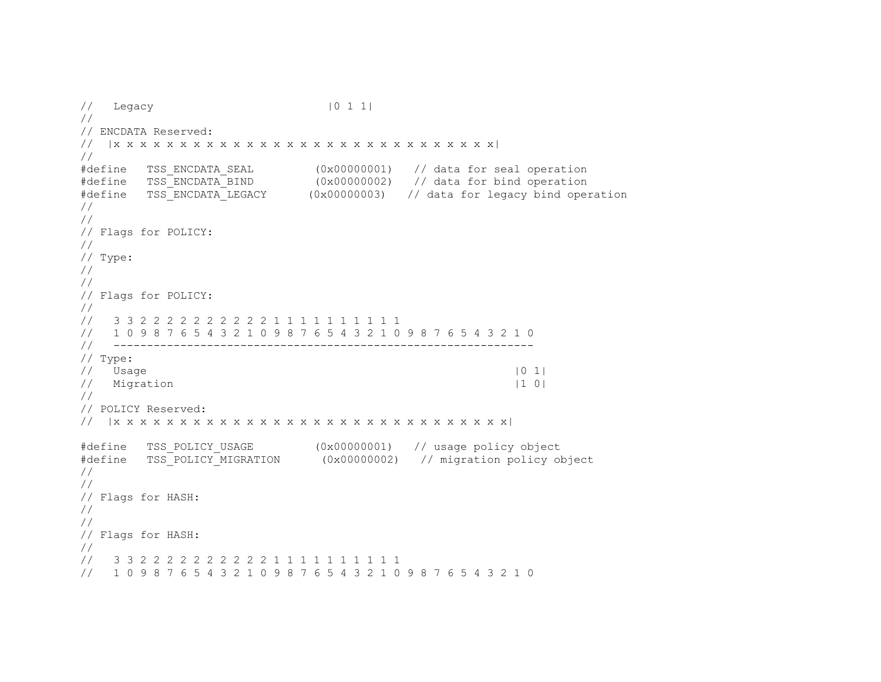```
//   Legacy                          |0 1 1|
//
// ENCDATA Reserved:
//  |x x x x x x x x x x x x x x x x x x x x x x x x x x x x x x x x|
//
#define   TSS_ENCDATA_SEAL         (0x00000001)   // data for seal operation
#define   TSS_ENCDATA_BIND         (0x00000002)   // data for bind operation
#define   TSS_ENCDATA_LEGACY      (0x00000003)   // data for legacy bind operation
//
//
// Flags for POLICY:
//
// Type:
//
//
// Flags for POLICY:
//
//   3 3 2 2 2 2 2 2 2 2 2 2 1 1 1 1 1 1 1 1 1 1
//   1 0 9 8 7 6 5 4 3 2 1 0 9 8 7 6 5 4 3 2 1 0 9 8 7 6 5 4 3 2 1 0
//   ---------------------------------------------------------------
// Type:
//   Usage                                                        |0 1|
//   Migration                                                    |1 0|
//
// POLICY Reserved:
//  |x x x x x x x x x x x x x x x x x x x x x x x x x x x x x x x x|

#define   TSS_POLICY_USAGE         (0x00000001)   // usage policy object
#define   TSS_POLICY_MIGRATION      (0x00000002)   // migration policy object
//
//
// Flags for HASH:
//
//
// Flags for HASH:
//
//   3 3 2 2 2 2 2 2 2 2 2 2 1 1 1 1 1 1 1 1 1 1
//   1 0 9 8 7 6 5 4 3 2 1 0 9 8 7 6 5 4 3 2 1 0 9 8 7 6 5 4 3 2 1 0
```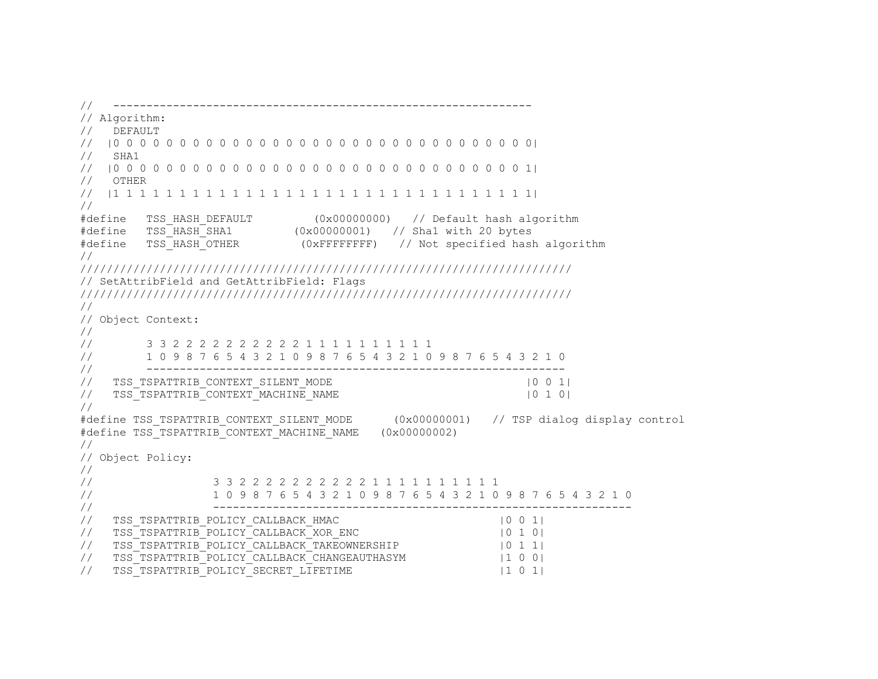```
//   ---------------------------------------------------------------
// Algorithm:
//   DEFAULT
//  |0 0 0 0 0 0 0 0 0 0 0 0 0 0 0 0 0 0 0 0 0 0 0 0 0 0 0 0 0 0 0 0|
//   SHA1
//  |0 0 0 0 0 0 0 0 0 0 0 0 0 0 0 0 0 0 0 0 0 0 0 0 0 0 0 0 0 0 0 1|
//   OTHER
//  |1 1 1 1 1 1 1 1 1 1 1 1 1 1 1 1 1 1 1 1 1 1 1 1 1 1 1 1 1 1 1 1|
//
#define   TSS_HASH_DEFAULT         (0x00000000)   // Default hash algorithm
#define   TSS_HASH_SHA1          (0x00000001)   // Sha1 with 20 bytes
#define   TSS_HASH_OTHER          (0xFFFFFFFF)   // Not specified hash algorithm
//
////////////////////////////////////////////////////////////////////////////
// SetAttribField and GetAttribField: Flags
////////////////////////////////////////////////////////////////////////////
//
// Object Context:
//
//        3 3 2 2 2 2 2 2 2 2 2 2 1 1 1 1 1 1 1 1 1 1
//        1 0 9 8 7 6 5 4 3 2 1 0 9 8 7 6 5 4 3 2 1 0 9 8 7 6 5 4 3 2 1 0
//        ---------------------------------------------------------------
//   TSS_TSPATTRIB_CONTEXT_SILENT_MODE                                |0 0 1|
//   TSS_TSPATTRIB_CONTEXT_MACHINE_NAME                               |0 1 0|
//
#define TSS_TSPATTRIB_CONTEXT_SILENT_MODE      (0x00000001)   // TSP dialog display control
#define TSS_TSPATTRIB_CONTEXT_MACHINE_NAME   (0x00000002)
//
// Object Policy:
//
//                  3 3 2 2 2 2 2 2 2 2 2 2 1 1 1 1 1 1 1 1 1 1
//                  1 0 9 8 7 6 5 4 3 2 1 0 9 8 7 6 5 4 3 2 1 0 9 8 7 6 5 4 3 2 1 0
//                  ---------------------------------------------------------------
//   TSS_TSPATTRIB_POLICY_CALLBACK_HMAC                          |0 0 1|
//   TSS_TSPATTRIB_POLICY_CALLBACK_XOR_ENC                       |0 1 0|
//   TSS_TSPATTRIB_POLICY_CALLBACK_TAKEOWNERSHIP                 |0 1 1|
//   TSS_TSPATTRIB_POLICY_CALLBACK_CHANGEAUTHASYM                |1 0 0|
//   TSS_TSPATTRIB_POLICY_SECRET_LIFETIME                        |1 0 1|
```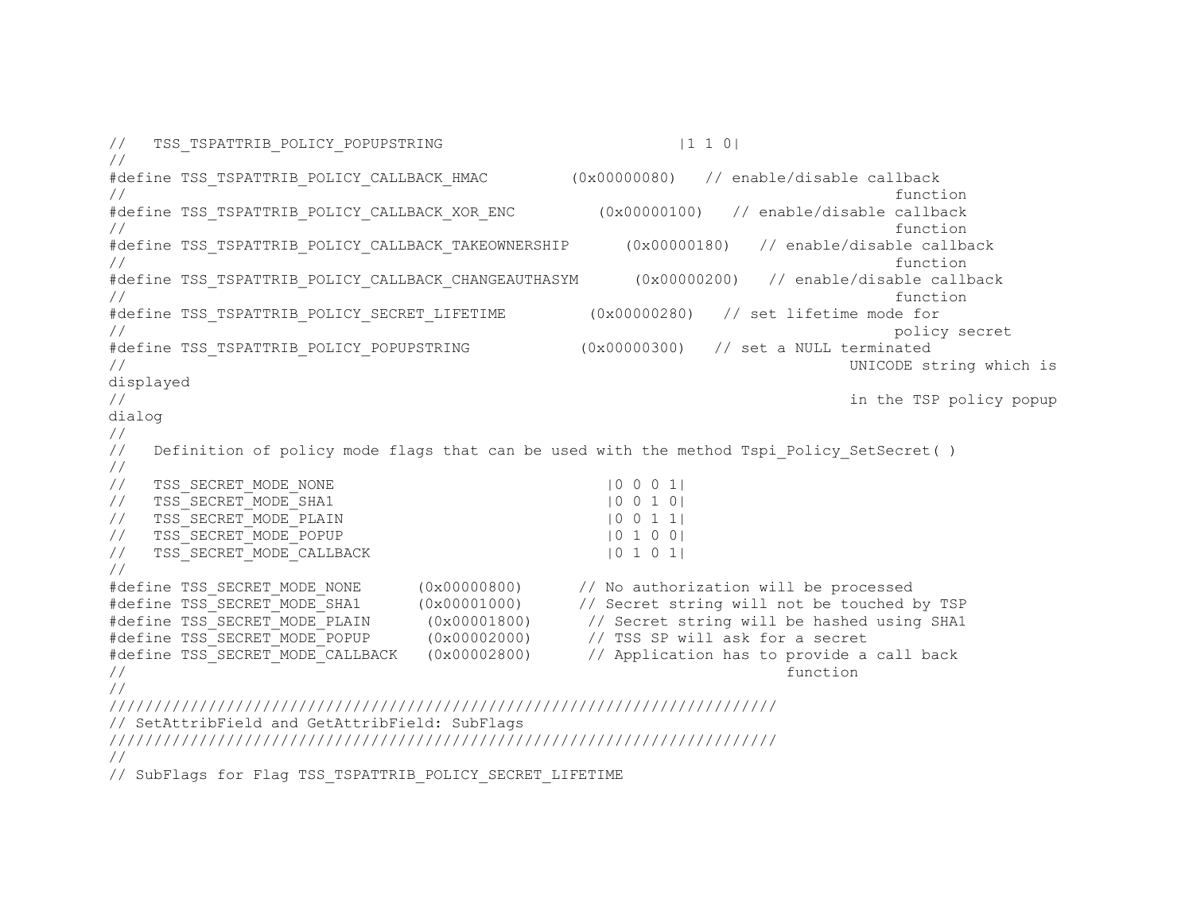```
//   TSS_TSPATTRIB_POLICY_POPUPSTRING                          |1 1 0|
//
#define TSS_TSPATTRIB_POLICY_CALLBACK_HMAC         (0x00000080)   // enable/disable callback
//                                                                        function
#define TSS_TSPATTRIB_POLICY_CALLBACK_XOR_ENC         (0x00000100)   // enable/disable callback
//                                                                        function
#define TSS_TSPATTRIB_POLICY_CALLBACK_TAKEOWNERSHIP      (0x00000180)   // enable/disable callback
//                                                                        function
#define TSS_TSPATTRIB_POLICY_CALLBACK_CHANGEAUTHASYM      (0x00000200)   // enable/disable callback
//                                                                        function
#define TSS_TSPATTRIB_POLICY_SECRET_LIFETIME         (0x00000280)   // set lifetime mode for
//                                                                        policy secret
#define TSS_TSPATTRIB_POLICY_POPUPSTRING            (0x00000300)   // set a NULL terminated
//                                                                   UNICODE string which is
displayed
//                                                                   in the TSP policy popup
dialog
//
//   Definition of policy mode flags that can be used with the method Tspi_Policy_SetSecret( )
//
//   TSS_SECRET_MODE_NONE                            |0 0 0 1|
//   TSS_SECRET_MODE_SHA1                            |0 0 1 0|
//   TSS_SECRET_MODE_PLAIN                           |0 0 1 1|
//   TSS_SECRET_MODE_POPUP                           |0 1 0 0|
//   TSS_SECRET_MODE_CALLBACK                        |0 1 0 1|
//
#define TSS_SECRET_MODE_NONE      (0x00000800)      // No authorization will be processed
#define TSS_SECRET_MODE_SHA1      (0x00001000)      // Secret string will not be touched by TSP
#define TSS_SECRET_MODE_PLAIN      (0x00001800)      // Secret string will be hashed using SHA1
#define TSS_SECRET_MODE_POPUP      (0x00002000)      // TSS SP will ask for a secret
#define TSS_SECRET_MODE_CALLBACK   (0x00002800)      // Application has to provide a call back
//                                                             function
//
////////////////////////////////////////////////////////////////////////////
// SetAttribField and GetAttribField: SubFlags
////////////////////////////////////////////////////////////////////////////
//
// SubFlags for Flag TSS_TSPATTRIB_POLICY_SECRET_LIFETIME
```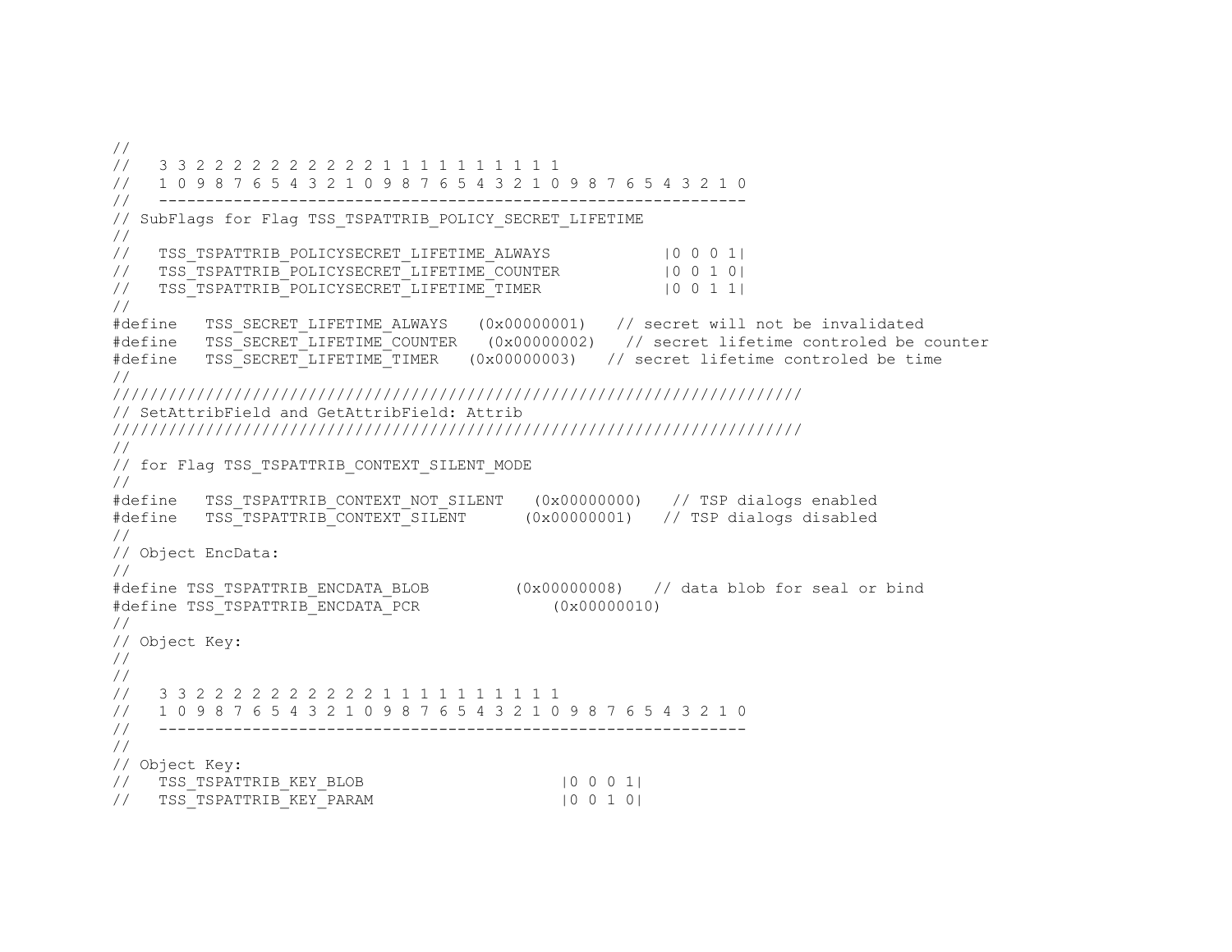```
//
//   3 3 2 2 2 2 2 2 2 2 2 2 1 1 1 1 1 1 1 1 1 1
//   1 0 9 8 7 6 5 4 3 2 1 0 9 8 7 6 5 4 3 2 1 0 9 8 7 6 5 4 3 2 1 0
//   ---------------------------------------------------------------
// SubFlags for Flag TSS_TSPATTRIB_POLICY_SECRET_LIFETIME
//
//   TSS_TSPATTRIB_POLICYSECRET_LIFETIME_ALWAYS            |0 0 0 1|
//   TSS_TSPATTRIB_POLICYSECRET_LIFETIME_COUNTER           |0 0 1 0|
//   TSS_TSPATTRIB_POLICYSECRET_LIFETIME_TIMER             |0 0 1 1|
//
#define   TSS_SECRET_LIFETIME_ALWAYS   (0x00000001)   // secret will not be invalidated
#define   TSS_SECRET_LIFETIME_COUNTER   (0x00000002)   // secret lifetime controled be counter
#define   TSS_SECRET_LIFETIME_TIMER   (0x00000003)   // secret lifetime controled be time
//
////////////////////////////////////////////////////////////////////
// SetAttribField and GetAttribField: Attrib
////////////////////////////////////////////////////////////////////
//
// for Flag TSS_TSPATTRIB_CONTEXT_SILENT_MODE
//
#define   TSS_TSPATTRIB_CONTEXT_NOT_SILENT   (0x00000000)   // TSP dialogs enabled
#define   TSS_TSPATTRIB_CONTEXT_SILENT      (0x00000001)   // TSP dialogs disabled
//
// Object EncData:
//
#define TSS_TSPATTRIB_ENCDATA_BLOB         (0x00000008)   // data blob for seal or bind
#define TSS_TSPATTRIB_ENCDATA_PCR              (0x00000010)
//
// Object Key:
//
//
//   3 3 2 2 2 2 2 2 2 2 2 2 1 1 1 1 1 1 1 1 1 1
//   1 0 9 8 7 6 5 4 3 2 1 0 9 8 7 6 5 4 3 2 1 0 9 8 7 6 5 4 3 2 1 0
//   ---------------------------------------------------------------
//
// Object Key:
//   TSS_TSPATTRIB_KEY_BLOB                      |0 0 0 1|
//   TSS_TSPATTRIB_KEY_PARAM                     |0 0 1 0|
```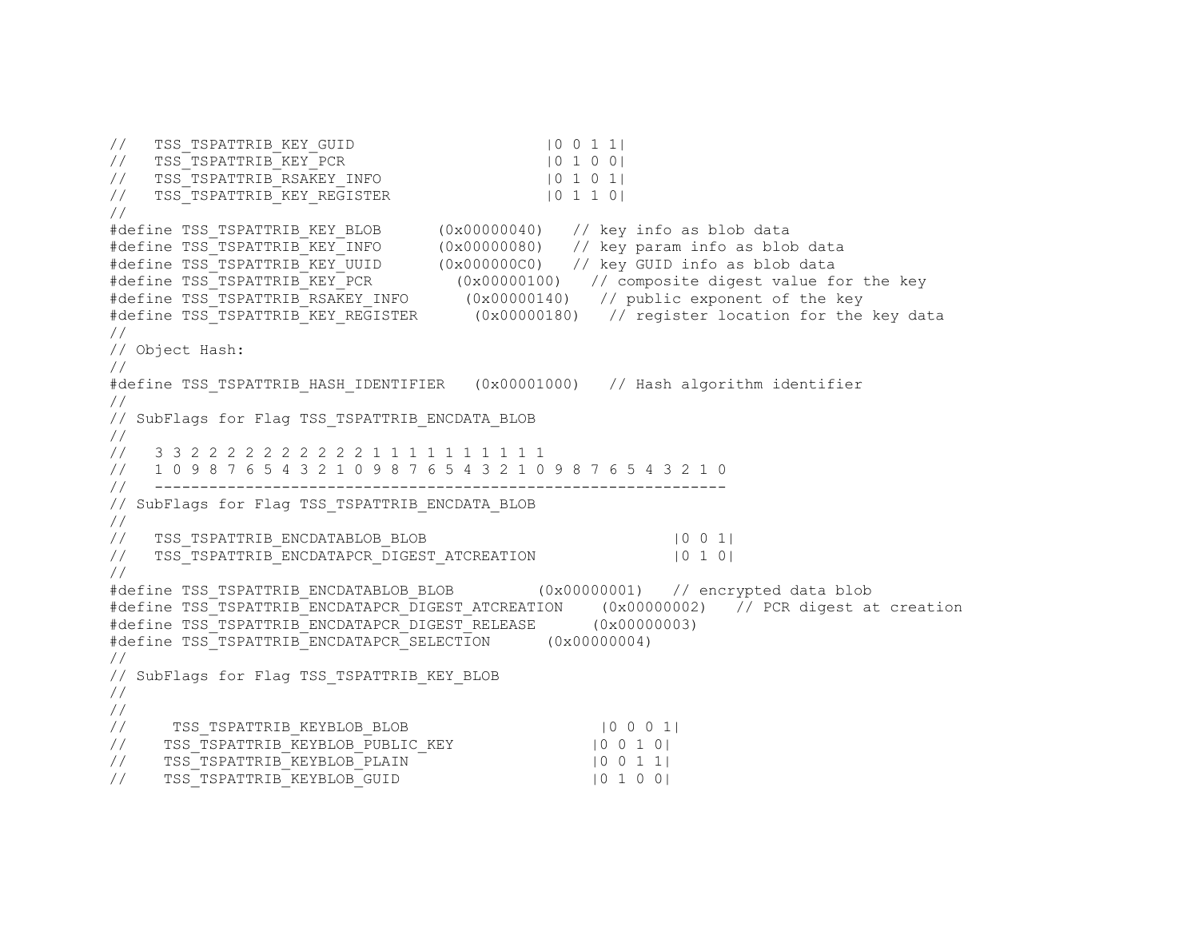```
//   TSS_TSPATTRIB_KEY_GUID                     |0 0 1 1|
//   TSS_TSPATTRIB_KEY_PCR                      |0 1 0 0|
//   TSS_TSPATTRIB_RSAKEY_INFO                  |0 1 0 1|
//   TSS_TSPATTRIB_KEY_REGISTER                 |0 1 1 0|
//
#define TSS_TSPATTRIB_KEY_BLOB      (0x00000040)   // key info as blob data
#define TSS_TSPATTRIB_KEY_INFO      (0x00000080)   // key param info as blob data
#define TSS_TSPATTRIB_KEY_UUID      (0x000000C0)   // key GUID info as blob data
#define TSS_TSPATTRIB_KEY_PCR         (0x00000100)   // composite digest value for the key
#define TSS_TSPATTRIB_RSAKEY_INFO      (0x00000140)   // public exponent of the key
#define TSS_TSPATTRIB_KEY_REGISTER      (0x00000180)   // register location for the key data
//
// Object Hash:
//
#define TSS_TSPATTRIB_HASH_IDENTIFIER   (0x00001000)   // Hash algorithm identifier
//
// SubFlags for Flag TSS_TSPATTRIB_ENCDATA_BLOB
//
//   3 3 2 2 2 2 2 2 2 2 2 2 1 1 1 1 1 1 1 1 1 1
//   1 0 9 8 7 6 5 4 3 2 1 0 9 8 7 6 5 4 3 2 1 0 9 8 7 6 5 4 3 2 1 0
//   ---------------------------------------------------------------
// SubFlags for Flag TSS_TSPATTRIB_ENCDATA_BLOB
//
//   TSS_TSPATTRIB_ENCDATABLOB_BLOB                            |0 0 1|
//   TSS_TSPATTRIB_ENCDATAPCR_DIGEST_ATCREATION                |0 1 0|
//
#define TSS_TSPATTRIB_ENCDATABLOB_BLOB         (0x00000001)   // encrypted data blob
#define TSS_TSPATTRIB_ENCDATAPCR_DIGEST_ATCREATION    (0x00000002)   // PCR digest at creation
#define TSS_TSPATTRIB_ENCDATAPCR_DIGEST_RELEASE      (0x00000003)
#define TSS_TSPATTRIB_ENCDATAPCR_SELECTION      (0x00000004)
//
// SubFlags for Flag TSS_TSPATTRIB_KEY_BLOB
//
//
//     TSS_TSPATTRIB_KEYBLOB_BLOB                     |0 0 0 1|
//    TSS_TSPATTRIB_KEYBLOB_PUBLIC_KEY               |0 0 1 0|
//    TSS_TSPATTRIB_KEYBLOB_PLAIN                    |0 0 1 1|
//    TSS_TSPATTRIB_KEYBLOB_GUID                     |0 1 0 0|
```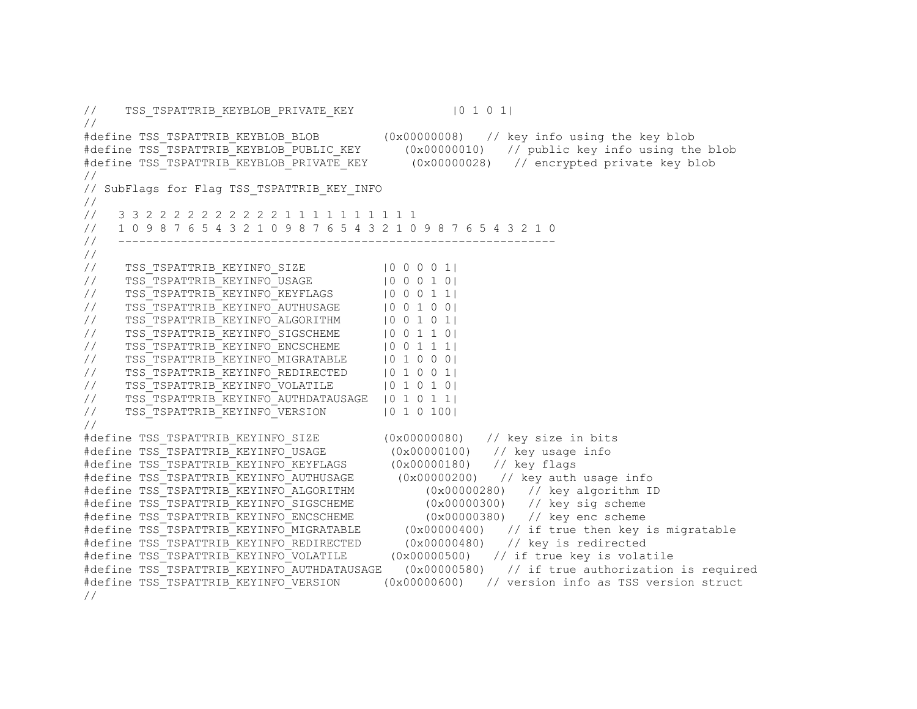```
//    TSS_TSPATTRIB_KEYBLOB_PRIVATE_KEY              |0 1 0 1|
//
#define TSS_TSPATTRIB_KEYBLOB_BLOB         (0x00000008)   // key info using the key blob
#define TSS_TSPATTRIB_KEYBLOB_PUBLIC_KEY      (0x00000010)   // public key info using the blob
#define TSS_TSPATTRIB_KEYBLOB_PRIVATE_KEY      (0x00000028)   // encrypted private key blob
//
// SubFlags for Flag TSS_TSPATTRIB_KEY_INFO
//
//   3 3 2 2 2 2 2 2 2 2 2 2 1 1 1 1 1 1 1 1 1 1
//   1 0 9 8 7 6 5 4 3 2 1 0 9 8 7 6 5 4 3 2 1 0 9 8 7 6 5 4 3 2 1 0
//   ---------------------------------------------------------------
//
//    TSS_TSPATTRIB_KEYINFO_SIZE           |0 0 0 0 1|
//    TSS_TSPATTRIB_KEYINFO_USAGE          |0 0 0 1 0|
//    TSS_TSPATTRIB_KEYINFO_KEYFLAGS       |0 0 0 1 1|
//    TSS_TSPATTRIB_KEYINFO_AUTHUSAGE      |0 0 1 0 0|
//    TSS_TSPATTRIB_KEYINFO_ALGORITHM      |0 0 1 0 1|
//    TSS_TSPATTRIB_KEYINFO_SIGSCHEME      |0 0 1 1 0|
//    TSS_TSPATTRIB_KEYINFO_ENCSCHEME      |0 0 1 1 1|
//    TSS_TSPATTRIB_KEYINFO_MIGRATABLE     |0 1 0 0 0|
//    TSS_TSPATTRIB_KEYINFO_REDIRECTED     |0 1 0 0 1|
//    TSS_TSPATTRIB_KEYINFO_VOLATILE       |0 1 0 1 0|
//    TSS_TSPATTRIB_KEYINFO_AUTHDATAUSAGE  |0 1 0 1 1|
//    TSS_TSPATTRIB_KEYINFO_VERSION        |0 1 0 100|
//
#define TSS_TSPATTRIB_KEYINFO_SIZE         (0x00000080)   // key size in bits
#define TSS_TSPATTRIB_KEYINFO_USAGE         (0x00000100)   // key usage info
#define TSS_TSPATTRIB_KEYINFO_KEYFLAGS       (0x00000180)   // key flags
#define TSS_TSPATTRIB_KEYINFO_AUTHUSAGE      (0x00000200)   // key auth usage info
#define TSS_TSPATTRIB_KEYINFO_ALGORITHM          (0x00000280)   // key algorithm ID
#define TSS_TSPATTRIB_KEYINFO_SIGSCHEME          (0x00000300)   // key sig scheme
#define TSS_TSPATTRIB_KEYINFO_ENCSCHEME          (0x00000380)   // key enc scheme
#define TSS_TSPATTRIB_KEYINFO_MIGRATABLE      (0x00000400)   // if true then key is migratable
#define TSS_TSPATTRIB_KEYINFO_REDIRECTED      (0x00000480)   // key is redirected
#define TSS_TSPATTRIB_KEYINFO_VOLATILE      (0x00000500)   // if true key is volatile
#define TSS_TSPATTRIB_KEYINFO_AUTHDATAUSAGE   (0x00000580)   // if true authorization is required
#define TSS_TSPATTRIB_KEYINFO_VERSION      (0x00000600)   // version info as TSS version struct
//
```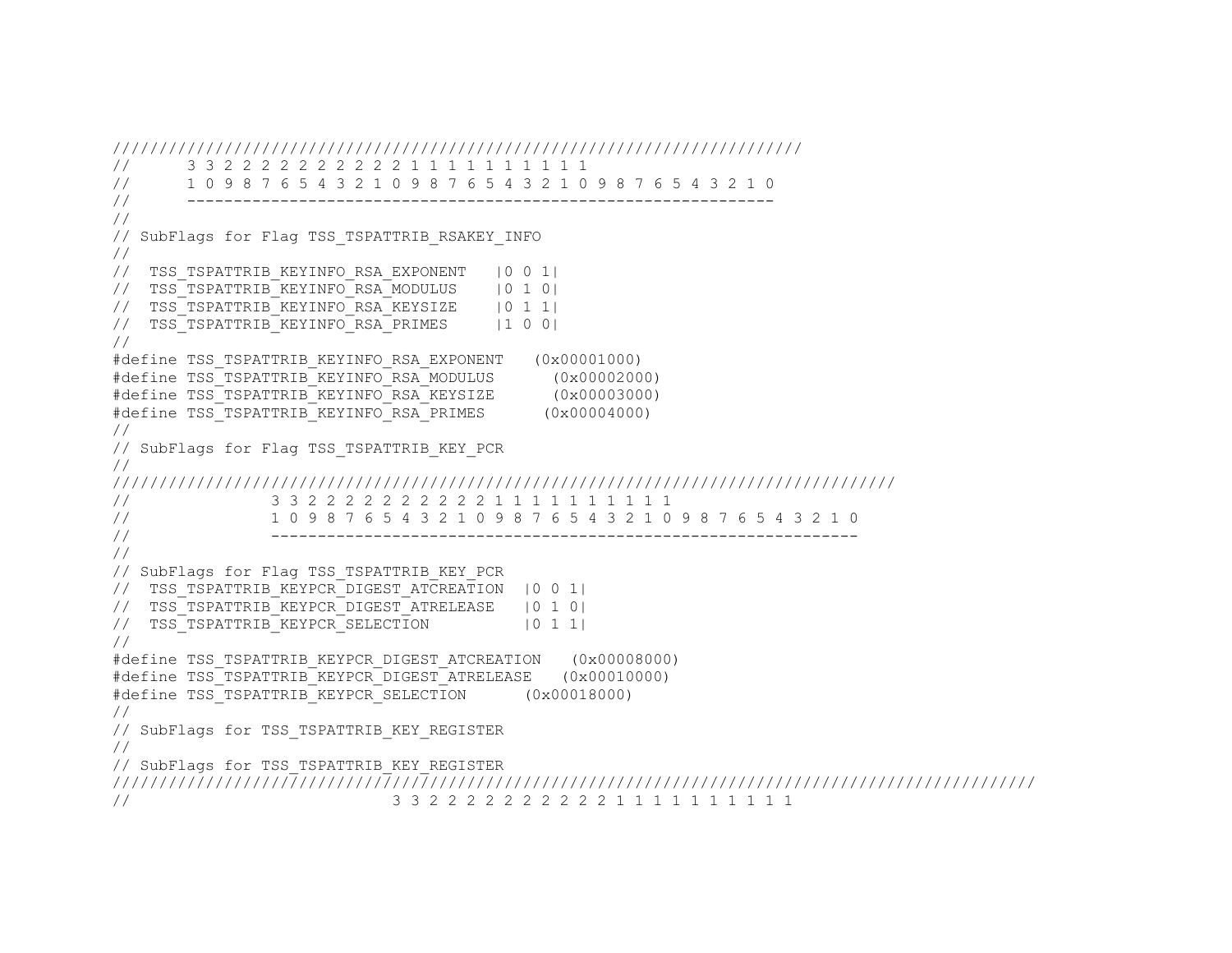```
/////////////////////////////////////////////////////////////////////////
//      3 3 2 2 2 2 2 2 2 2 2 2 1 1 1 1 1 1 1 1 1 1
//      1 0 9 8 7 6 5 4 3 2 1 0 9 8 7 6 5 4 3 2 1 0 9 8 7 6 5 4 3 2 1 0
//      ---------------------------------------------------------------
//
// SubFlags for Flag TSS_TSPATTRIB_RSAKEY_INFO
//
//  TSS_TSPATTRIB_KEYINFO_RSA_EXPONENT   |0 0 1|
//  TSS_TSPATTRIB_KEYINFO_RSA_MODULUS    |0 1 0|
//  TSS_TSPATTRIB_KEYINFO_RSA_KEYSIZE    |0 1 1|
//  TSS_TSPATTRIB_KEYINFO_RSA_PRIMES     |1 0 0|
//
#define TSS_TSPATTRIB_KEYINFO_RSA_EXPONENT   (0x00001000)
#define TSS_TSPATTRIB_KEYINFO_RSA_MODULUS      (0x00002000)
#define TSS_TSPATTRIB_KEYINFO_RSA_KEYSIZE      (0x00003000)
#define TSS_TSPATTRIB_KEYINFO_RSA_PRIMES      (0x00004000)
//
// SubFlags for Flag TSS_TSPATTRIB_KEY_PCR
//
///////////////////////////////////////////////////////////////////////////////////
//               3 3 2 2 2 2 2 2 2 2 2 2 1 1 1 1 1 1 1 1 1 1
//               1 0 9 8 7 6 5 4 3 2 1 0 9 8 7 6 5 4 3 2 1 0 9 8 7 6 5 4 3 2 1 0
//               ---------------------------------------------------------------
//
// SubFlags for Flag TSS_TSPATTRIB_KEY_PCR
//  TSS_TSPATTRIB_KEYPCR_DIGEST_ATCREATION  |0 0 1|
//  TSS_TSPATTRIB_KEYPCR_DIGEST_ATRELEASE   |0 1 0|
//  TSS_TSPATTRIB_KEYPCR_SELECTION          |0 1 1|
//
#define TSS_TSPATTRIB_KEYPCR_DIGEST_ATCREATION   (0x00008000)
#define TSS_TSPATTRIB_KEYPCR_DIGEST_ATRELEASE   (0x00010000)
#define TSS_TSPATTRIB_KEYPCR_SELECTION      (0x00018000)
//
// SubFlags for TSS_TSPATTRIB_KEY_REGISTER
//
// SubFlags for TSS_TSPATTRIB_KEY_REGISTER
/////////////////////////////////////////////////////////////////////////////////////////////////
//                            3 3 2 2 2 2 2 2 2 2 2 2 1 1 1 1 1 1 1 1 1 1
```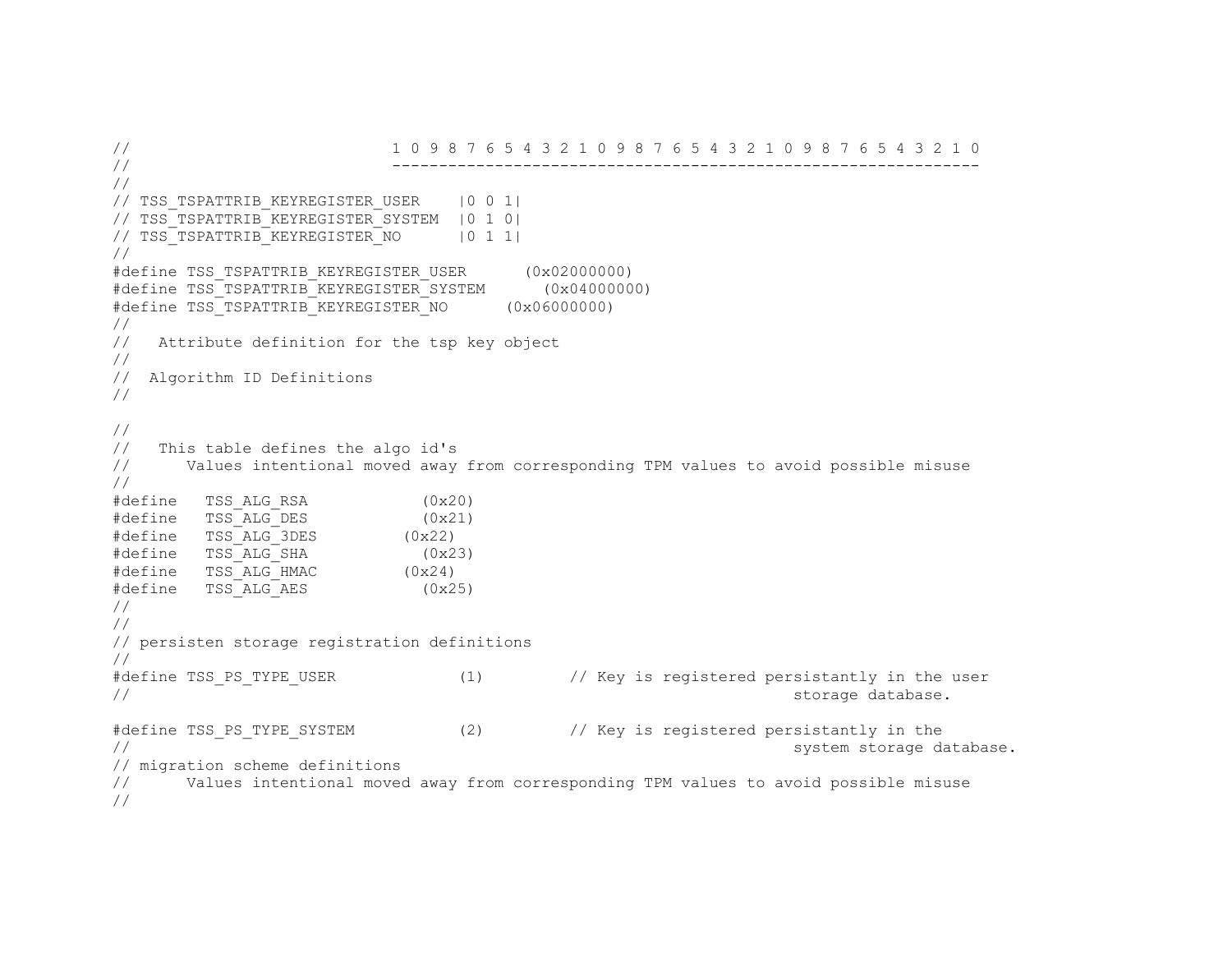```
//                           1 0 9 8 7 6 5 4 3 2 1 0 9 8 7 6 5 4 3 2 1 0 9 8 7 6 5 4 3 2 1 0
//                           ---------------------------------------------------------------
//
// TSS_TSPATTRIB_KEYREGISTER_USER    |0 0 1|
// TSS_TSPATTRIB_KEYREGISTER_SYSTEM  |0 1 0|
// TSS_TSPATTRIB_KEYREGISTER_NO      |0 1 1|
//
#define TSS_TSPATTRIB_KEYREGISTER_USER      (0x02000000)
#define TSS_TSPATTRIB_KEYREGISTER_SYSTEM      (0x04000000)
#define TSS_TSPATTRIB_KEYREGISTER_NO      (0x06000000)
//
//   Attribute definition for the tsp key object
//
//  Algorithm ID Definitions
//

//
//   This table defines the algo id's
//      Values intentional moved away from corresponding TPM values to avoid possible misuse
//
#define   TSS_ALG_RSA            (0x20)
#define   TSS_ALG_DES            (0x21)
#define   TSS_ALG_3DES         (0x22)
#define   TSS_ALG_SHA            (0x23)
#define   TSS_ALG_HMAC         (0x24)
#define   TSS_ALG_AES            (0x25)
//
//
// persisten storage registration definitions
//
#define TSS_PS_TYPE_USER             (1)         // Key is registered persistantly in the user
//                                                                   storage database.

#define TSS_PS_TYPE_SYSTEM           (2)         // Key is registered persistantly in the
//                                                                   system storage database.
// migration scheme definitions
//      Values intentional moved away from corresponding TPM values to avoid possible misuse
//
```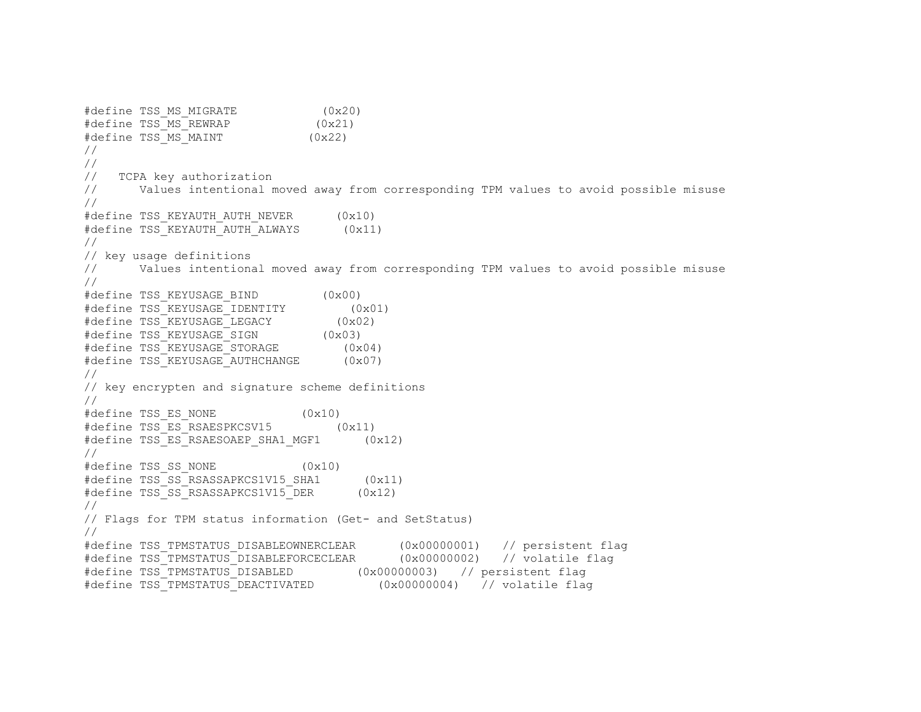```
#define TSS_MS_MIGRATE            (0x20)
#define TSS_MS_REWRAP            (0x21)
#define TSS_MS_MAINT            (0x22)
//
//
//   TCPA key authorization
//      Values intentional moved away from corresponding TPM values to avoid possible misuse
//
#define TSS_KEYAUTH_AUTH_NEVER      (0x10)
#define TSS_KEYAUTH_AUTH_ALWAYS      (0x11)
//
// key usage definitions
//      Values intentional moved away from corresponding TPM values to avoid possible misuse
//
#define TSS_KEYUSAGE_BIND         (0x00)
#define TSS_KEYUSAGE_IDENTITY         (0x01)
#define TSS_KEYUSAGE_LEGACY         (0x02)
#define TSS_KEYUSAGE_SIGN         (0x03)
#define TSS_KEYUSAGE_STORAGE         (0x04)
#define TSS_KEYUSAGE_AUTHCHANGE      (0x07)
//
// key encrypten and signature scheme definitions
//
#define TSS_ES_NONE            (0x10)
#define TSS_ES_RSAESPKCSV15         (0x11)
#define TSS_ES_RSAESOAEP_SHA1_MGF1      (0x12)
//
#define TSS_SS_NONE            (0x10)
#define TSS_SS_RSASSAPKCS1V15_SHA1      (0x11)
#define TSS_SS_RSASSAPKCS1V15_DER      (0x12)
//
// Flags for TPM status information (Get- and SetStatus)
//
#define TSS_TPMSTATUS_DISABLEOWNERCLEAR      (0x00000001)   // persistent flag
#define TSS_TPMSTATUS_DISABLEFORCECLEAR      (0x00000002)   // volatile flag
#define TSS_TPMSTATUS_DISABLED         (0x00000003)   // persistent flag
#define TSS_TPMSTATUS_DEACTIVATED         (0x00000004)   // volatile flag
```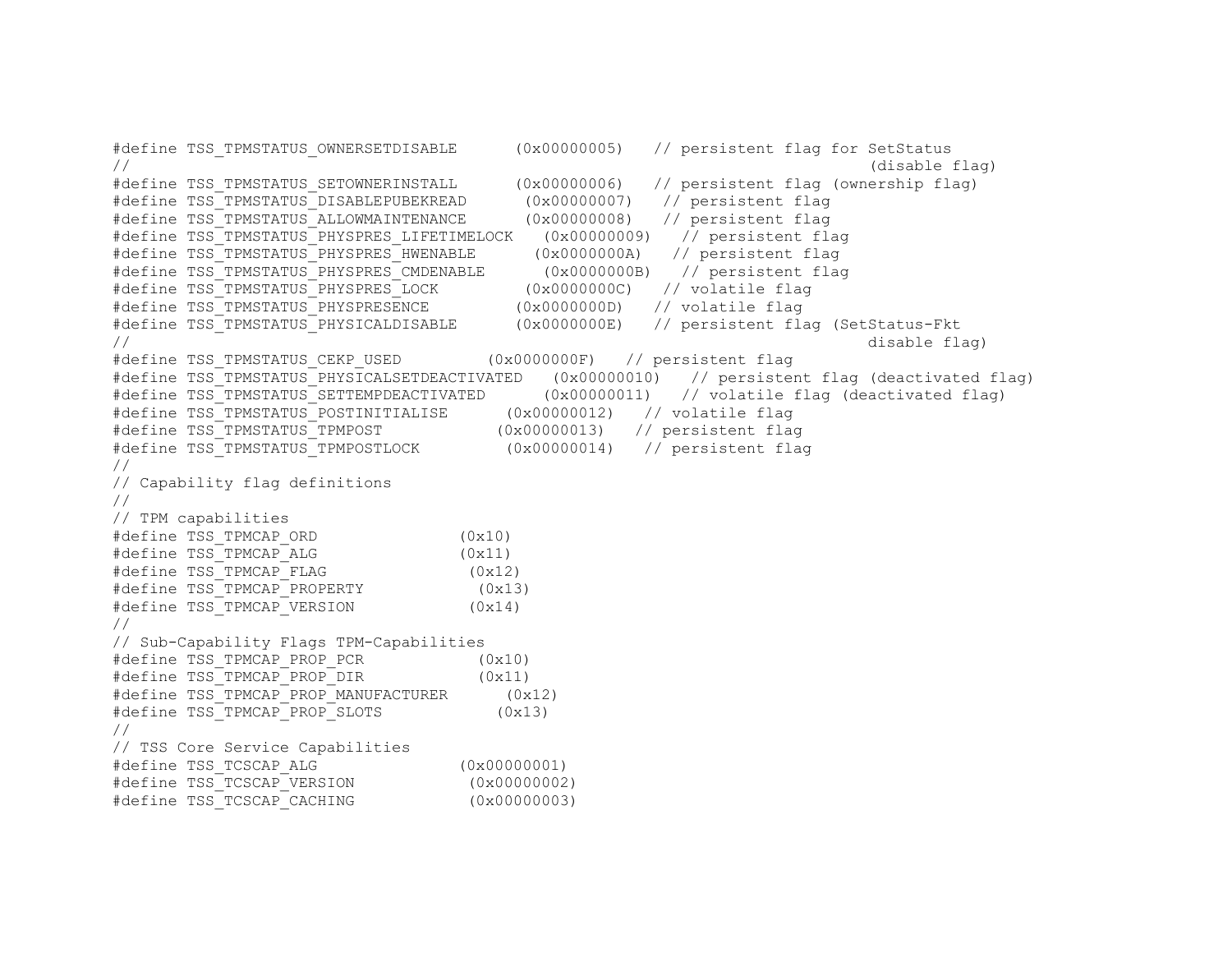```
#define TSS_TPMSTATUS_OWNERSETDISABLE      (0x00000005)   // persistent flag for SetStatus
//                                                                       (disable flag)
#define TSS_TPMSTATUS_SETOWNERINSTALL      (0x00000006)   // persistent flag (ownership flag)
#define TSS_TPMSTATUS_DISABLEPUBEKREAD      (0x00000007)   // persistent flag
#define TSS_TPMSTATUS_ALLOWMAINTENANCE      (0x00000008)   // persistent flag
#define TSS_TPMSTATUS_PHYSPRES_LIFETIMELOCK   (0x00000009)   // persistent flag
#define TSS_TPMSTATUS_PHYSPRES_HWENABLE      (0x0000000A)   // persistent flag
#define TSS_TPMSTATUS_PHYSPRES_CMDENABLE      (0x0000000B)   // persistent flag
#define TSS_TPMSTATUS_PHYSPRES_LOCK         (0x0000000C)   // volatile flag
#define TSS_TPMSTATUS_PHYSPRESENCE         (0x0000000D)   // volatile flag
#define TSS_TPMSTATUS_PHYSICALDISABLE      (0x0000000E)   // persistent flag (SetStatus-Fkt
//                                                                      disable flag)
#define TSS_TPMSTATUS_CEKP_USED         (0x0000000F)   // persistent flag
#define TSS_TPMSTATUS_PHYSICALSETDEACTIVATED   (0x00000010)   // persistent flag (deactivated flag)
#define TSS_TPMSTATUS_SETTEMPDEACTIVATED      (0x00000011)   // volatile flag (deactivated flag)
#define TSS_TPMSTATUS_POSTINITIALISE      (0x00000012)   // volatile flag
#define TSS_TPMSTATUS_TPMPOST            (0x00000013)   // persistent flag
#define TSS_TPMSTATUS_TPMPOSTLOCK         (0x00000014)   // persistent flag
//
// Capability flag definitions
//
// TPM capabilities
#define TSS_TPMCAP_ORD               (0x10)
#define TSS_TPMCAP_ALG               (0x11)
#define TSS_TPMCAP_FLAG               (0x12)
#define TSS_TPMCAP_PROPERTY            (0x13)
#define TSS_TPMCAP_VERSION            (0x14)
//
// Sub-Capability Flags TPM-Capabilities
#define TSS_TPMCAP_PROP_PCR            (0x10)
#define TSS_TPMCAP_PROP_DIR            (0x11)
#define TSS_TPMCAP_PROP_MANUFACTURER      (0x12)
#define TSS_TPMCAP_PROP_SLOTS            (0x13)
//
// TSS Core Service Capabilities
#define TSS_TCSCAP_ALG               (0x00000001)
#define TSS_TCSCAP_VERSION            (0x00000002)
#define TSS_TCSCAP_CACHING            (0x00000003)
```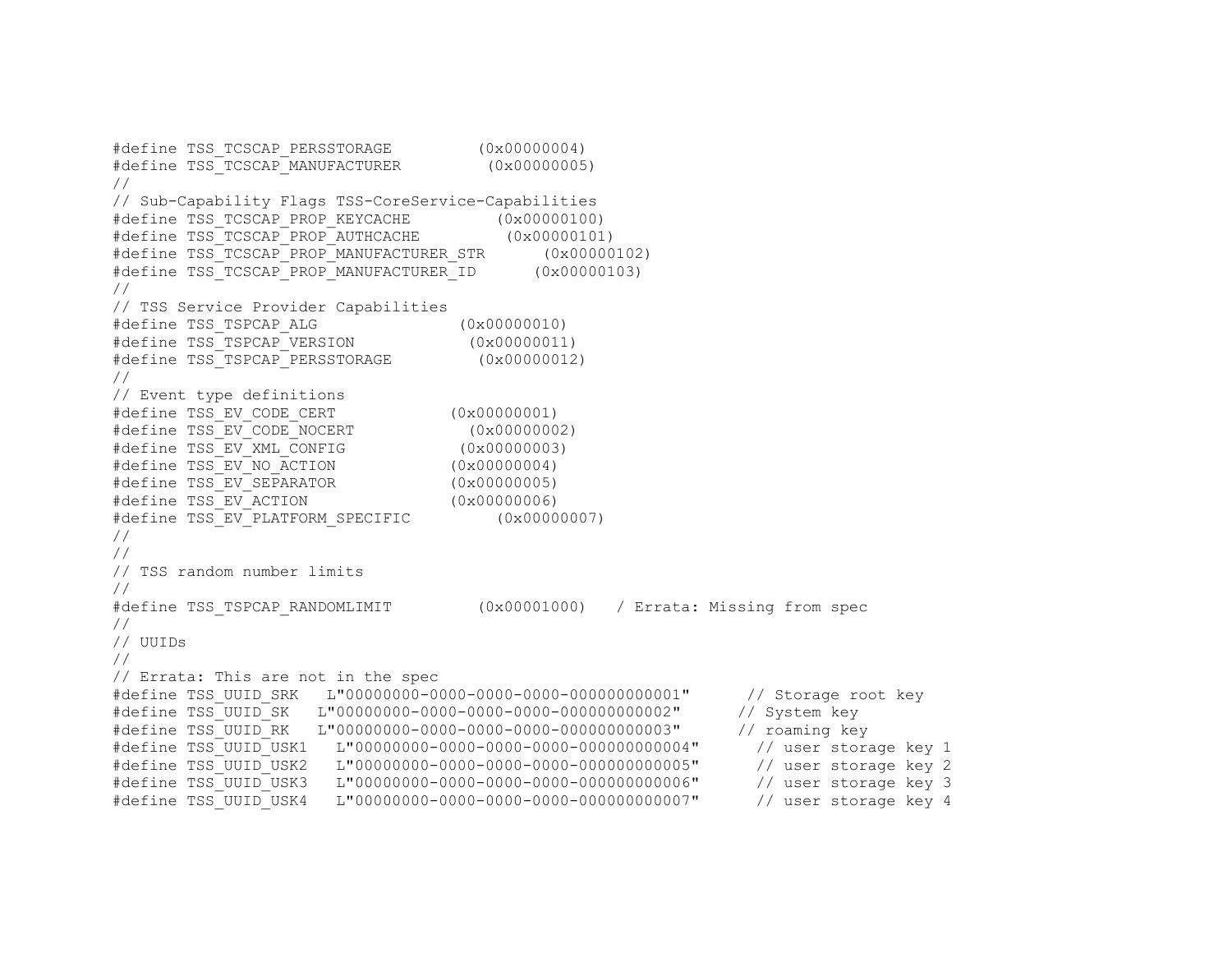```
#define TSS_TCSCAP_PERSSTORAGE         (0x00000004)
#define TSS_TCSCAP_MANUFACTURER         (0x00000005)
//
// Sub-Capability Flags TSS-CoreService-Capabilities
#define TSS_TCSCAP_PROP_KEYCACHE         (0x00000100)
#define TSS_TCSCAP_PROP_AUTHCACHE         (0x00000101)
#define TSS_TCSCAP_PROP_MANUFACTURER_STR      (0x00000102)
#define TSS_TCSCAP_PROP_MANUFACTURER_ID      (0x00000103)
//
// TSS Service Provider Capabilities
#define TSS_TSPCAP_ALG               (0x00000010)
#define TSS_TSPCAP_VERSION            (0x00000011)
#define TSS_TSPCAP_PERSSTORAGE         (0x00000012)
//
// Event type definitions
#define TSS_EV_CODE_CERT            (0x00000001)
#define TSS_EV_CODE_NOCERT            (0x00000002)
#define TSS_EV_XML_CONFIG            (0x00000003)
#define TSS_EV_NO_ACTION            (0x00000004)
#define TSS_EV_SEPARATOR            (0x00000005)
#define TSS_EV_ACTION               (0x00000006)
#define TSS_EV_PLATFORM_SPECIFIC         (0x00000007)
//
//
// TSS random number limits
//
#define TSS_TSPCAP_RANDOMLIMIT         (0x00001000)   / Errata: Missing from spec
//
// UUIDs
//
// Errata: This are not in the spec
#define TSS_UUID_SRK   L"00000000-0000-0000-0000-000000000001"      // Storage root key
#define TSS_UUID_SK   L"00000000-0000-0000-0000-000000000002"      // System key
#define TSS_UUID_RK   L"00000000-0000-0000-0000-000000000003"      // roaming key
#define TSS_UUID_USK1   L"00000000-0000-0000-0000-000000000004"      // user storage key 1
#define TSS_UUID_USK2   L"00000000-0000-0000-0000-000000000005"      // user storage key 2
#define TSS_UUID_USK3   L"00000000-0000-0000-0000-000000000006"      // user storage key 3
#define TSS_UUID_USK4   L"00000000-0000-0000-0000-000000000007"      // user storage key 4
```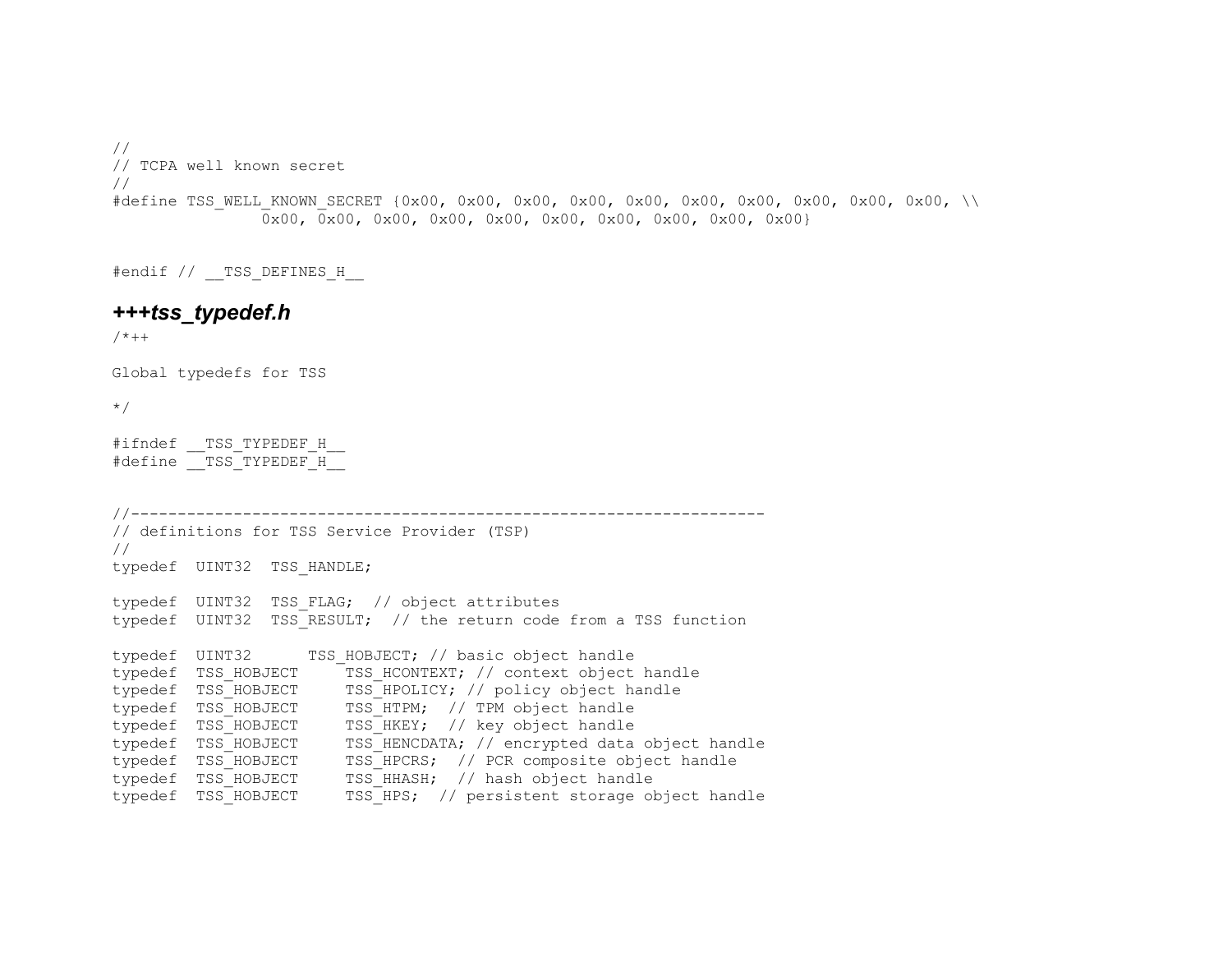```
//
// TCPA well known secret
//
#define TSS_WELL_KNOWN_SECRET {0x00, 0x00, 0x00, 0x00, 0x00, 0x00, 0x00, 0x00, 0x00, 0x00, \\
                0x00, 0x00, 0x00, 0x00, 0x00, 0x00, 0x00, 0x00, 0x00, 0x00}


#endif // __TSS_DEFINES_H__
```

### *+++tss_typedef.h*

```
/*++

Global typedefs for TSS

*/

#ifndef __TSS_TYPEDEF_H__
#define __TSS_TYPEDEF_H__


//--------------------------------------------------------------------
// definitions for TSS Service Provider (TSP)
//
typedef  UINT32  TSS_HANDLE;

typedef  UINT32  TSS_FLAG;  // object attributes
typedef  UINT32  TSS_RESULT;  // the return code from a TSS function

typedef  UINT32      TSS_HOBJECT; // basic object handle
typedef  TSS_HOBJECT     TSS_HCONTEXT; // context object handle
typedef  TSS_HOBJECT     TSS_HPOLICY; // policy object handle
typedef  TSS_HOBJECT     TSS_HTPM;  // TPM object handle
typedef  TSS_HOBJECT     TSS_HKEY;  // key object handle
typedef  TSS_HOBJECT     TSS_HENCDATA; // encrypted data object handle
typedef  TSS_HOBJECT     TSS_HPCRS;  // PCR composite object handle
typedef  TSS_HOBJECT     TSS_HHASH;  // hash object handle
typedef  TSS_HOBJECT     TSS_HPS;  // persistent storage object handle
```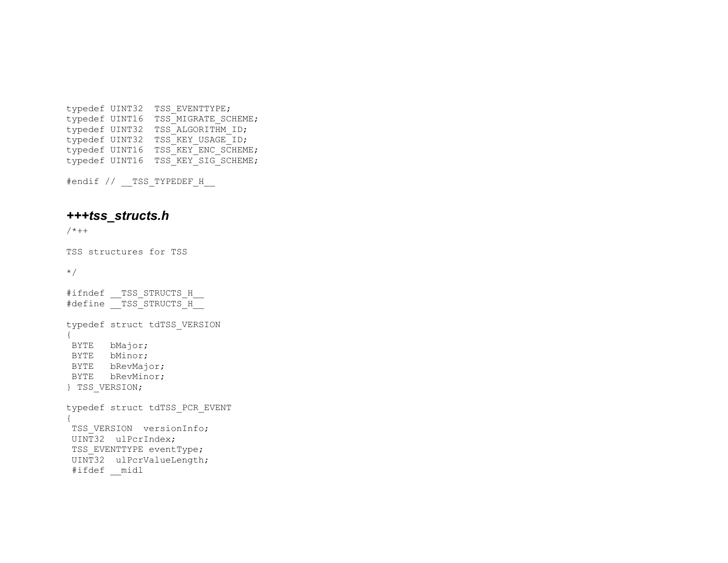```
typedef UINT32  TSS_EVENTTYPE;
typedef UINT16  TSS_MIGRATE_SCHEME;
typedef UINT32  TSS_ALGORITHM_ID;
typedef UINT32  TSS_KEY_USAGE_ID;
typedef UINT16  TSS_KEY_ENC_SCHEME;
typedef UINT16  TSS_KEY_SIG_SCHEME;

#endif // __TSS_TYPEDEF_H__
```

### ***+++tss_structs.h***

```
/*++

TSS structures for TSS

*/

#ifndef __TSS_STRUCTS_H__
#define __TSS_STRUCTS_H__

typedef struct tdTSS_VERSION
{
 BYTE   bMajor;
 BYTE   bMinor;
 BYTE   bRevMajor;
 BYTE   bRevMinor;
} TSS_VERSION;

typedef struct tdTSS_PCR_EVENT
{
 TSS_VERSION  versionInfo;
 UINT32  ulPcrIndex;
 TSS_EVENTTYPE eventType;
 UINT32  ulPcrValueLength;
 #ifdef __midl
```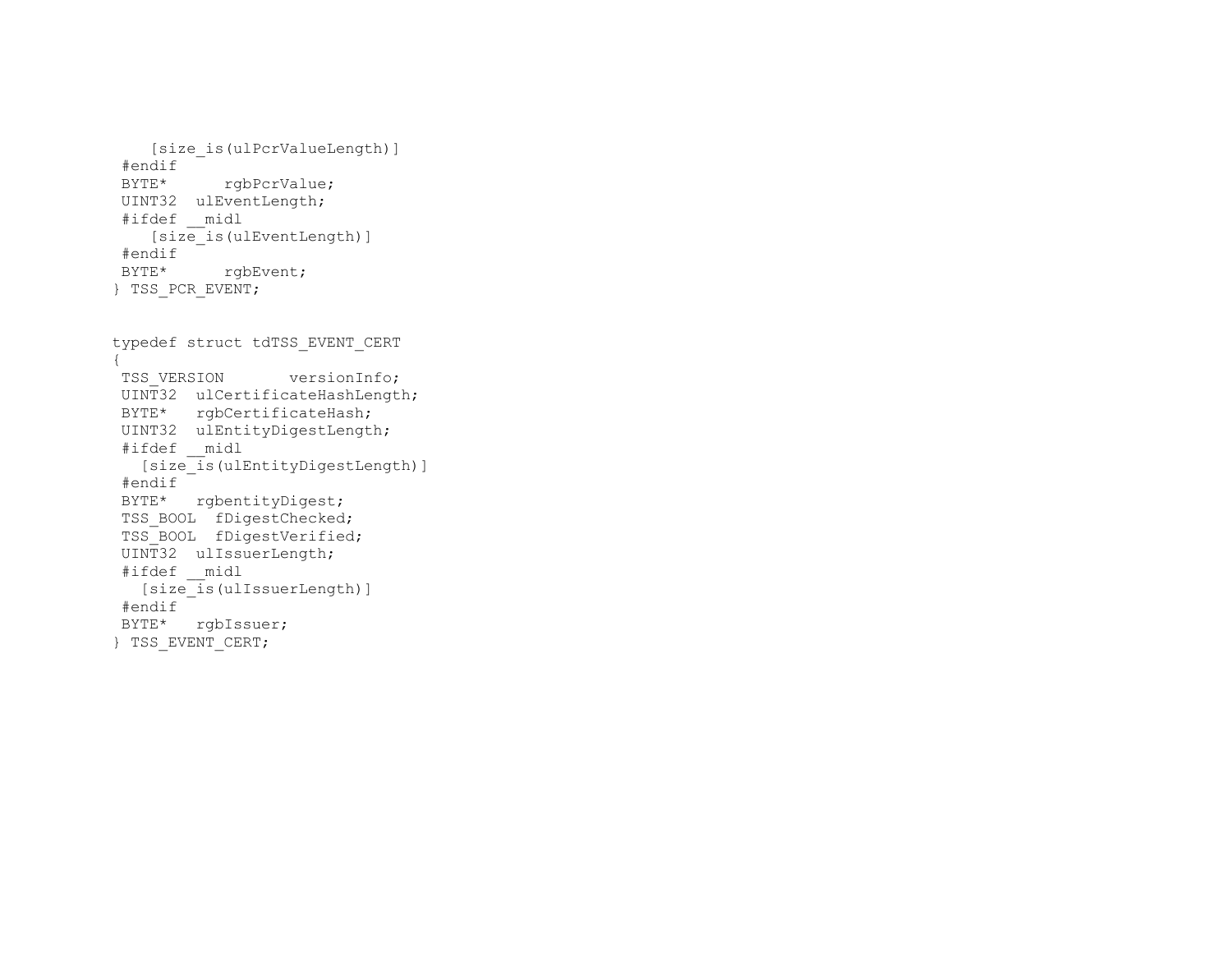```
    [size_is(ulPcrValueLength)]
 #endif
 BYTE*      rgbPcrValue;
 UINT32  ulEventLength;
 #ifdef __midl
    [size_is(ulEventLength)]
 #endif
 BYTE*      rgbEvent;
} TSS_PCR_EVENT;


typedef struct tdTSS_EVENT_CERT
{
 TSS_VERSION       versionInfo;
 UINT32  ulCertificateHashLength;
 BYTE*   rgbCertificateHash;
 UINT32  ulEntityDigestLength;
 #ifdef __midl
   [size_is(ulEntityDigestLength)]
 #endif
 BYTE*   rgbentityDigest;
 TSS_BOOL  fDigestChecked;
 TSS_BOOL  fDigestVerified;
 UINT32  ulIssuerLength;
 #ifdef __midl
   [size_is(ulIssuerLength)]
 #endif
 BYTE*   rgbIssuer;
} TSS_EVENT_CERT;
```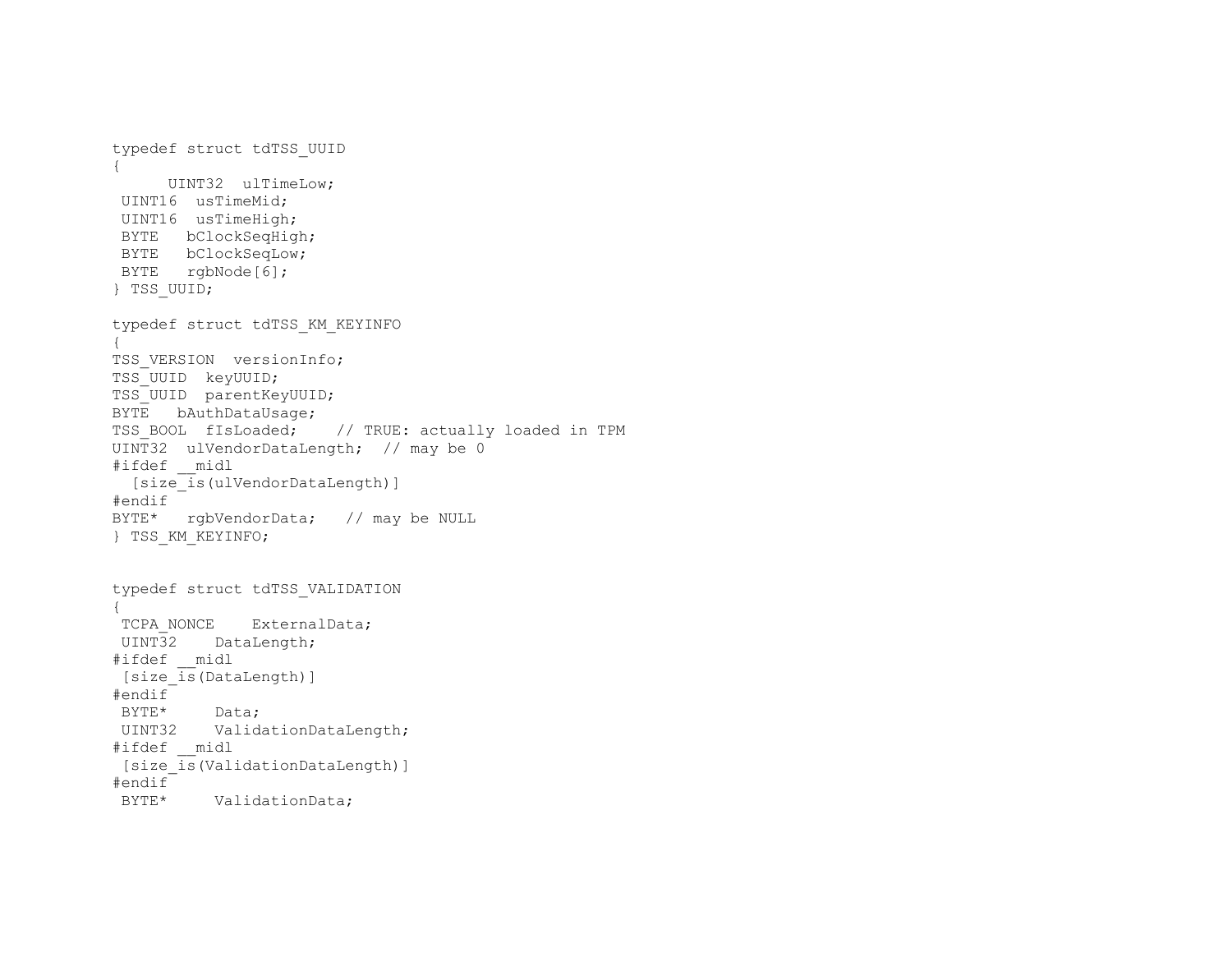```
typedef struct tdTSS_UUID
{
      UINT32  ulTimeLow;
 UINT16  usTimeMid;
 UINT16  usTimeHigh;
 BYTE   bClockSeqHigh;
 BYTE   bClockSeqLow;
 BYTE   rgbNode[6];
} TSS_UUID;

typedef struct tdTSS_KM_KEYINFO
{
TSS_VERSION  versionInfo;
TSS_UUID  keyUUID;
TSS_UUID  parentKeyUUID;
BYTE   bAuthDataUsage;
TSS_BOOL  fIsLoaded;    // TRUE: actually loaded in TPM
UINT32  ulVendorDataLength;  // may be 0
#ifdef __midl
  [size_is(ulVendorDataLength)]
#endif
BYTE*   rgbVendorData;   // may be NULL
} TSS_KM_KEYINFO;


typedef struct tdTSS_VALIDATION
{
 TCPA_NONCE    ExternalData;
 UINT32    DataLength;
#ifdef __midl
 [size_is(DataLength)]
#endif
 BYTE*     Data;
 UINT32    ValidationDataLength;
#ifdef __midl
 [size_is(ValidationDataLength)]
#endif
 BYTE*     ValidationData;
```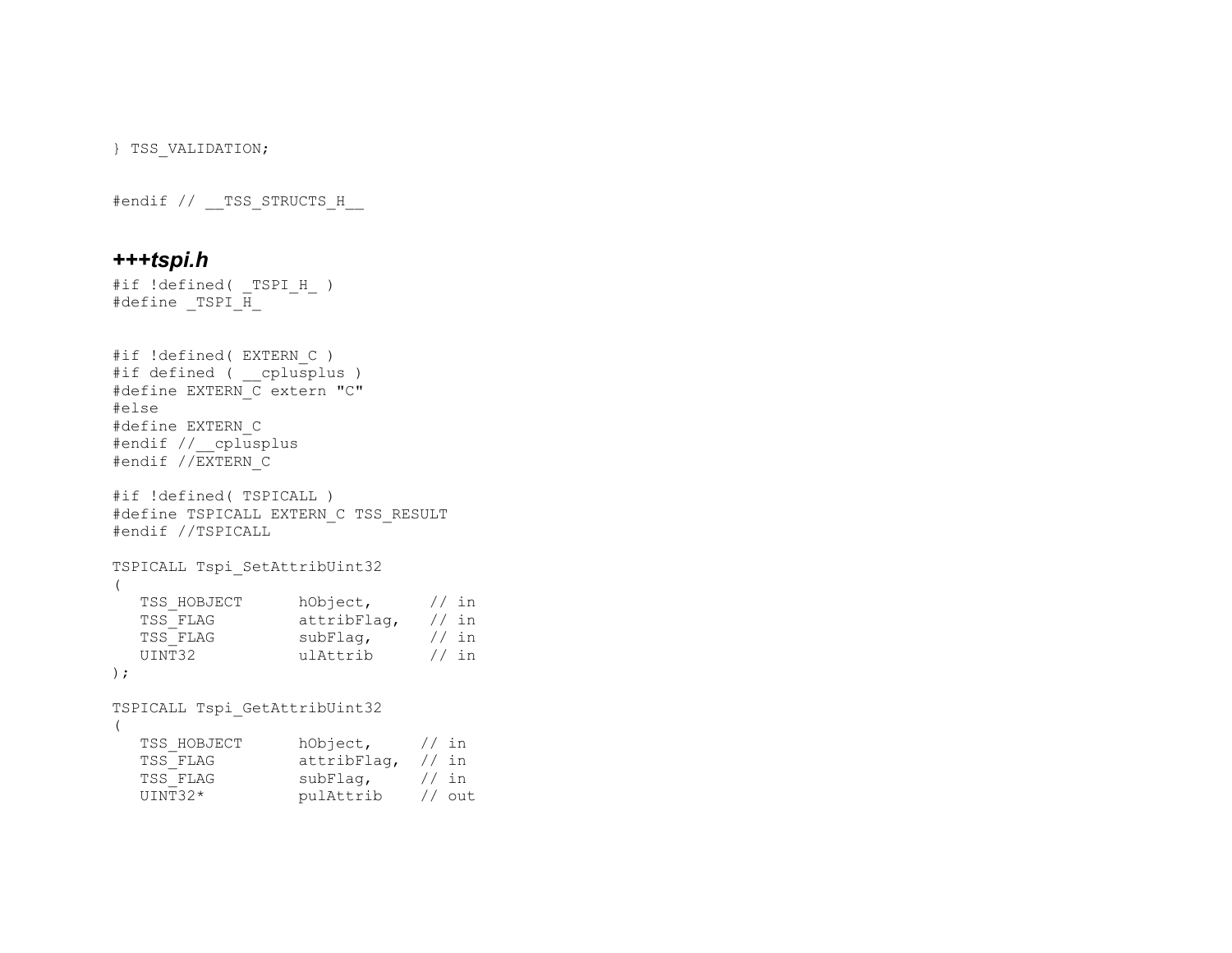```
} TSS_VALIDATION;


#endif // __TSS_STRUCTS_H__
```

### +++tspi.h

```
#if !defined( _TSPI_H_ )
#define _TSPI_H_


#if !defined( EXTERN_C )
#if defined ( __cplusplus )
#define EXTERN_C extern "C"
#else
#define EXTERN_C
#endif //__cplusplus
#endif //EXTERN_C

#if !defined( TSPICALL )
#define TSPICALL EXTERN_C TSS_RESULT
#endif //TSPICALL

TSPICALL Tspi_SetAttribUint32
(
   TSS_HOBJECT      hObject,      // in
   TSS_FLAG         attribFlag,   // in
   TSS_FLAG         subFlag,      // in
   UINT32           ulAttrib      // in
);

TSPICALL Tspi_GetAttribUint32
(
   TSS_HOBJECT      hObject,     // in
   TSS_FLAG         attribFlag,  // in
   TSS_FLAG         subFlag,     // in
   UINT32*          pulAttrib    // out
```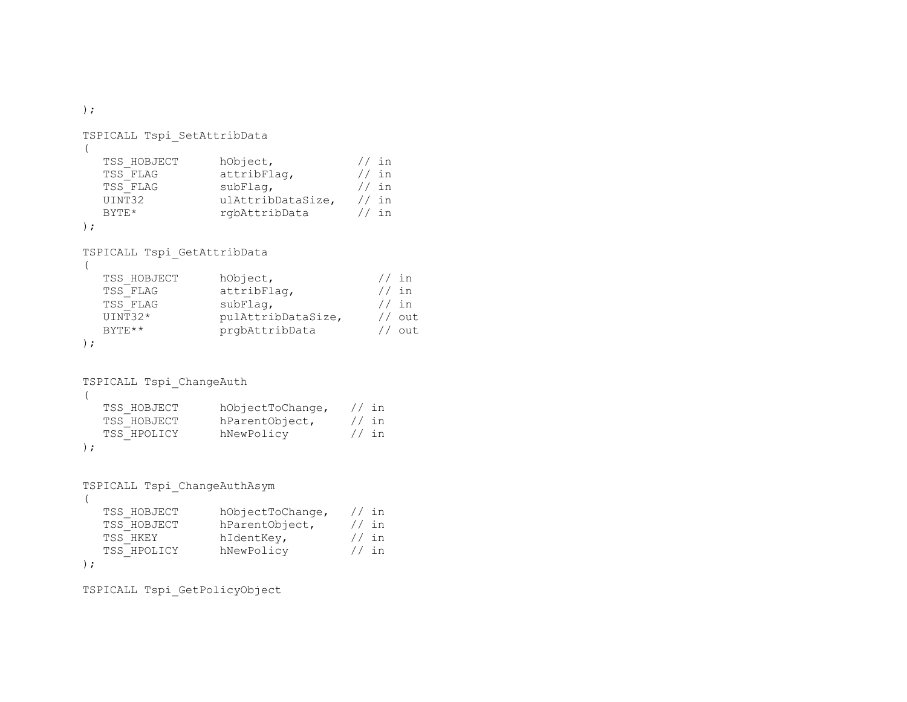```
);

TSPICALL Tspi_SetAttribData
(
   TSS_HOBJECT      hObject,            // in
   TSS_FLAG         attribFlag,         // in
   TSS_FLAG         subFlag,            // in
   UINT32           ulAttribDataSize,   // in
   BYTE*            rgbAttribData       // in
);

TSPICALL Tspi_GetAttribData
(
   TSS_HOBJECT      hObject,               // in
   TSS_FLAG         attribFlag,            // in
   TSS_FLAG         subFlag,               // in
   UINT32*          pulAttribDataSize,     // out
   BYTE**           prgbAttribData         // out
);


TSPICALL Tspi_ChangeAuth
(
   TSS_HOBJECT      hObjectToChange,   // in
   TSS_HOBJECT      hParentObject,     // in
   TSS_HPOLICY      hNewPolicy         // in
);


TSPICALL Tspi_ChangeAuthAsym
(
   TSS_HOBJECT      hObjectToChange,   // in
   TSS_HOBJECT      hParentObject,     // in
   TSS_HKEY         hIdentKey,         // in
   TSS_HPOLICY      hNewPolicy         // in
);

TSPICALL Tspi_GetPolicyObject
```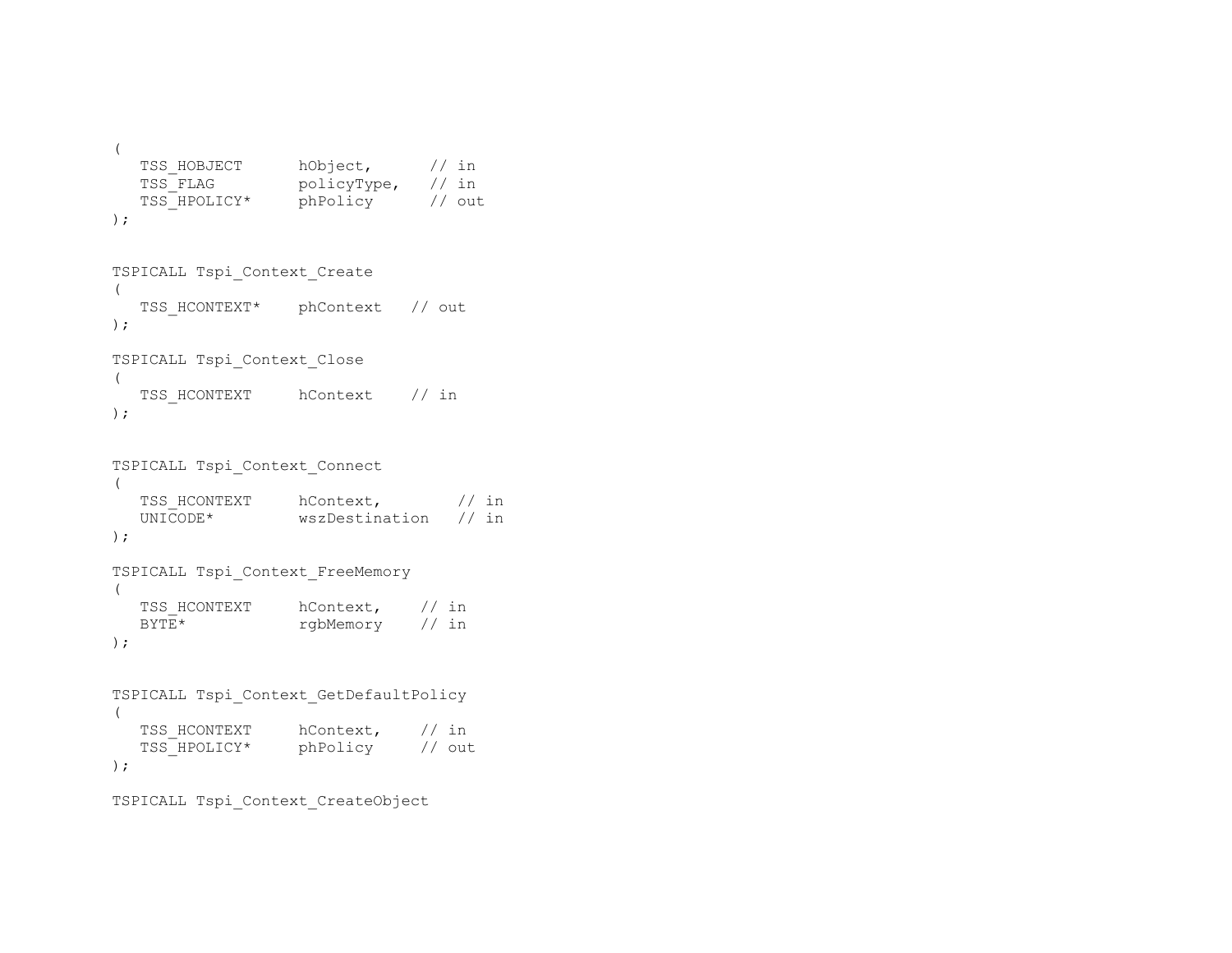```
(
   TSS_HOBJECT      hObject,      // in
   TSS_FLAG         policyType,   // in
   TSS_HPOLICY*     phPolicy      // out
);


TSPICALL Tspi_Context_Create
(
   TSS_HCONTEXT*    phContext   // out
);

TSPICALL Tspi_Context_Close
(
   TSS_HCONTEXT     hContext    // in
);


TSPICALL Tspi_Context_Connect
(
   TSS_HCONTEXT     hContext,        // in
   UNICODE*         wszDestination   // in
);

TSPICALL Tspi_Context_FreeMemory
(
   TSS_HCONTEXT     hContext,    // in
   BYTE*            rgbMemory    // in
);


TSPICALL Tspi_Context_GetDefaultPolicy
(
   TSS_HCONTEXT     hContext,    // in
   TSS_HPOLICY*     phPolicy     // out
);

TSPICALL Tspi_Context_CreateObject
```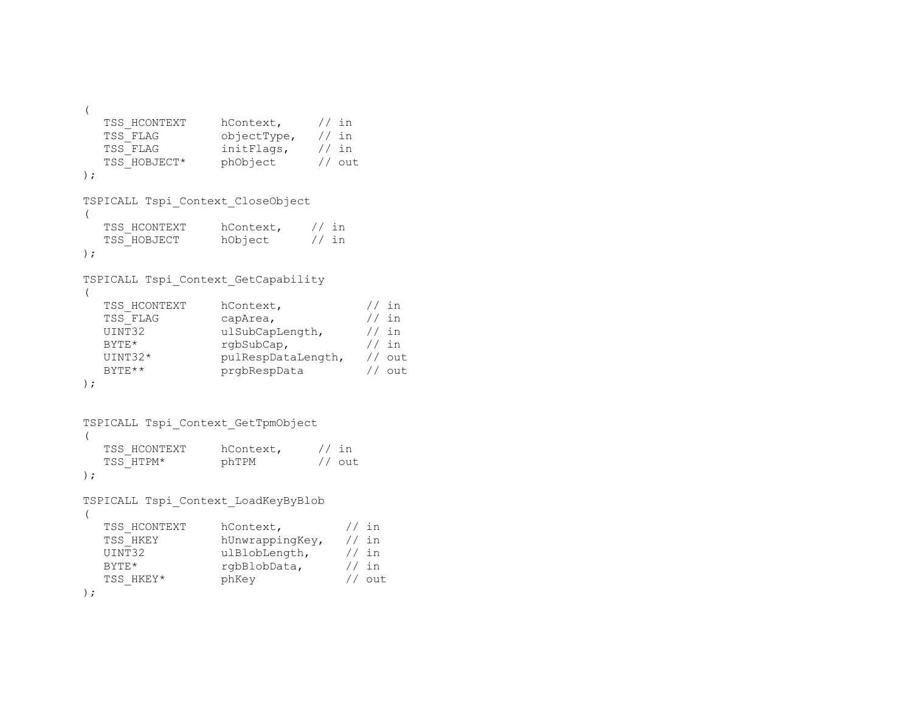```
(
   TSS_HCONTEXT     hContext,     // in
   TSS_FLAG         objectType,   // in
   TSS_FLAG         initFlags,    // in
   TSS_HOBJECT*     phObject      // out
);

TSPICALL Tspi_Context_CloseObject
(
   TSS_HCONTEXT     hContext,    // in
   TSS_HOBJECT      hObject      // in
);

TSPICALL Tspi_Context_GetCapability
(
   TSS_HCONTEXT     hContext,            // in
   TSS_FLAG         capArea,             // in
   UINT32           ulSubCapLength,      // in
   BYTE*            rgbSubCap,           // in
   UINT32*          pulRespDataLength,   // out
   BYTE**           prgbRespData         // out
);


TSPICALL Tspi_Context_GetTpmObject
(
   TSS_HCONTEXT     hContext,     // in
   TSS_HTPM*        phTPM         // out
);

TSPICALL Tspi_Context_LoadKeyByBlob
(
   TSS_HCONTEXT     hContext,         // in
   TSS_HKEY         hUnwrappingKey,   // in
   UINT32           ulBlobLength,     // in
   BYTE*            rgbBlobData,      // in
   TSS_HKEY*        phKey             // out
);
```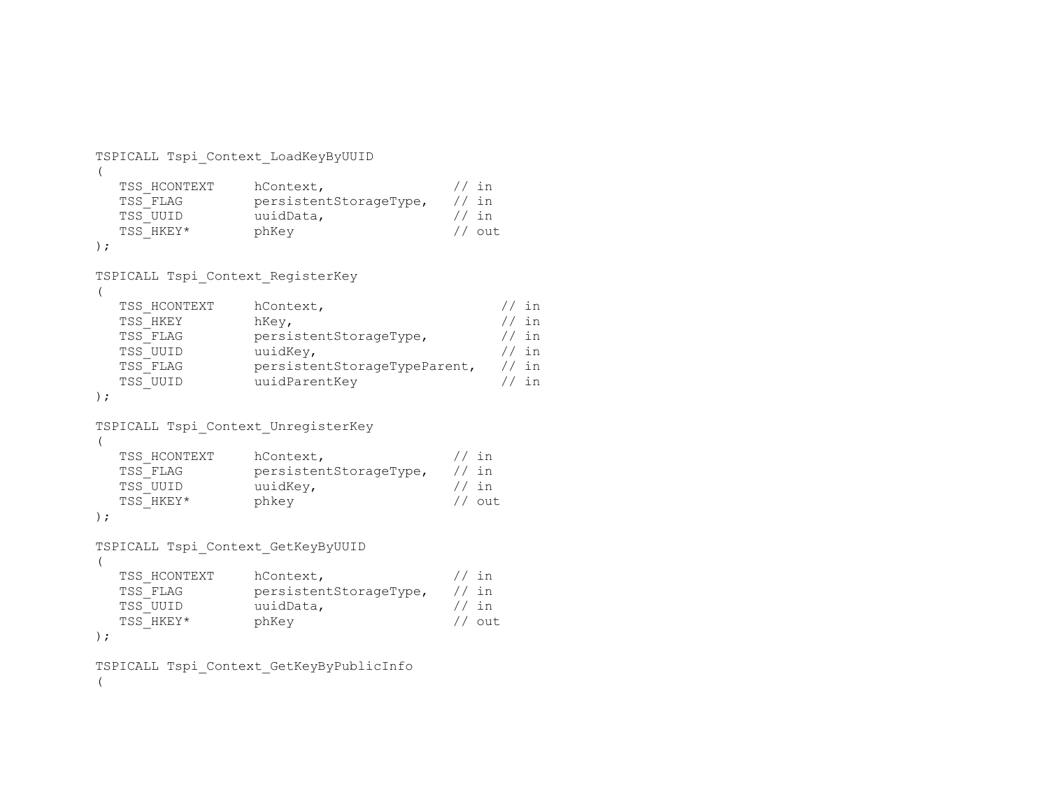```
TSPICALL Tspi_Context_LoadKeyByUUID
(
   TSS_HCONTEXT     hContext,                // in
   TSS_FLAG         persistentStorageType,   // in
   TSS_UUID         uuidData,                // in
   TSS_HKEY*        phKey                    // out
);

TSPICALL Tspi_Context_RegisterKey
(
   TSS_HCONTEXT     hContext,                      // in
   TSS_HKEY         hKey,                          // in
   TSS_FLAG         persistentStorageType,         // in
   TSS_UUID         uuidKey,                       // in
   TSS_FLAG         persistentStorageTypeParent,   // in
   TSS_UUID         uuidParentKey                  // in
);

TSPICALL Tspi_Context_UnregisterKey
(
   TSS_HCONTEXT     hContext,                // in
   TSS_FLAG         persistentStorageType,   // in
   TSS_UUID         uuidKey,                 // in
   TSS_HKEY*        phkey                    // out
);

TSPICALL Tspi_Context_GetKeyByUUID
(
   TSS_HCONTEXT     hContext,                // in
   TSS_FLAG         persistentStorageType,   // in
   TSS_UUID         uuidData,                // in
   TSS_HKEY*        phKey                    // out
);

TSPICALL Tspi_Context_GetKeyByPublicInfo
(
```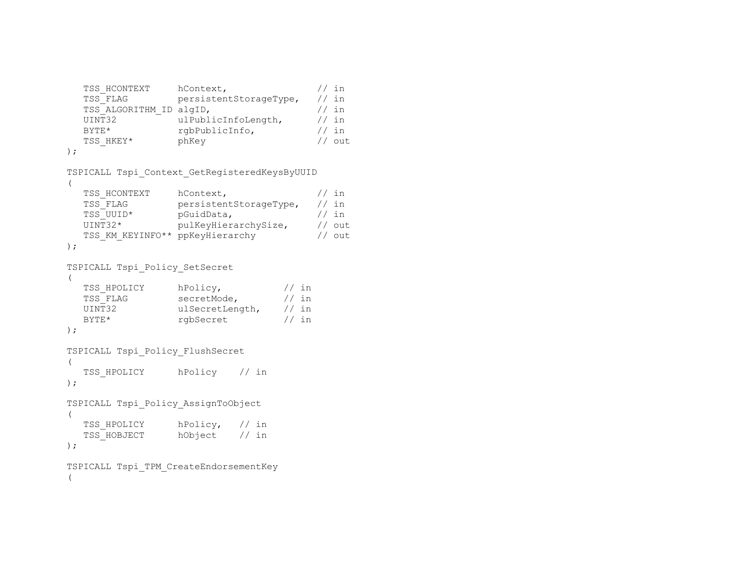```
   TSS_HCONTEXT     hContext,                // in
   TSS_FLAG         persistentStorageType,   // in
   TSS_ALGORITHM_ID algID,                   // in
   UINT32           ulPublicInfoLength,      // in
   BYTE*            rgbPublicInfo,           // in
   TSS_HKEY*        phKey                    // out
);

TSPICALL Tspi_Context_GetRegisteredKeysByUUID
(
   TSS_HCONTEXT     hContext,                // in
   TSS_FLAG         persistentStorageType,   // in
   TSS_UUID*        pGuidData,               // in
   UINT32*          pulKeyHierarchySize,     // out
   TSS_KM_KEYINFO** ppKeyHierarchy           // out
);

TSPICALL Tspi_Policy_SetSecret
(
   TSS_HPOLICY      hPolicy,           // in
   TSS_FLAG         secretMode,        // in
   UINT32           ulSecretLength,    // in
   BYTE*            rgbSecret          // in
);

TSPICALL Tspi_Policy_FlushSecret
(
   TSS_HPOLICY      hPolicy    // in
);

TSPICALL Tspi_Policy_AssignToObject
(
   TSS_HPOLICY      hPolicy,   // in
   TSS_HOBJECT      hObject    // in
);

TSPICALL Tspi_TPM_CreateEndorsementKey
(
```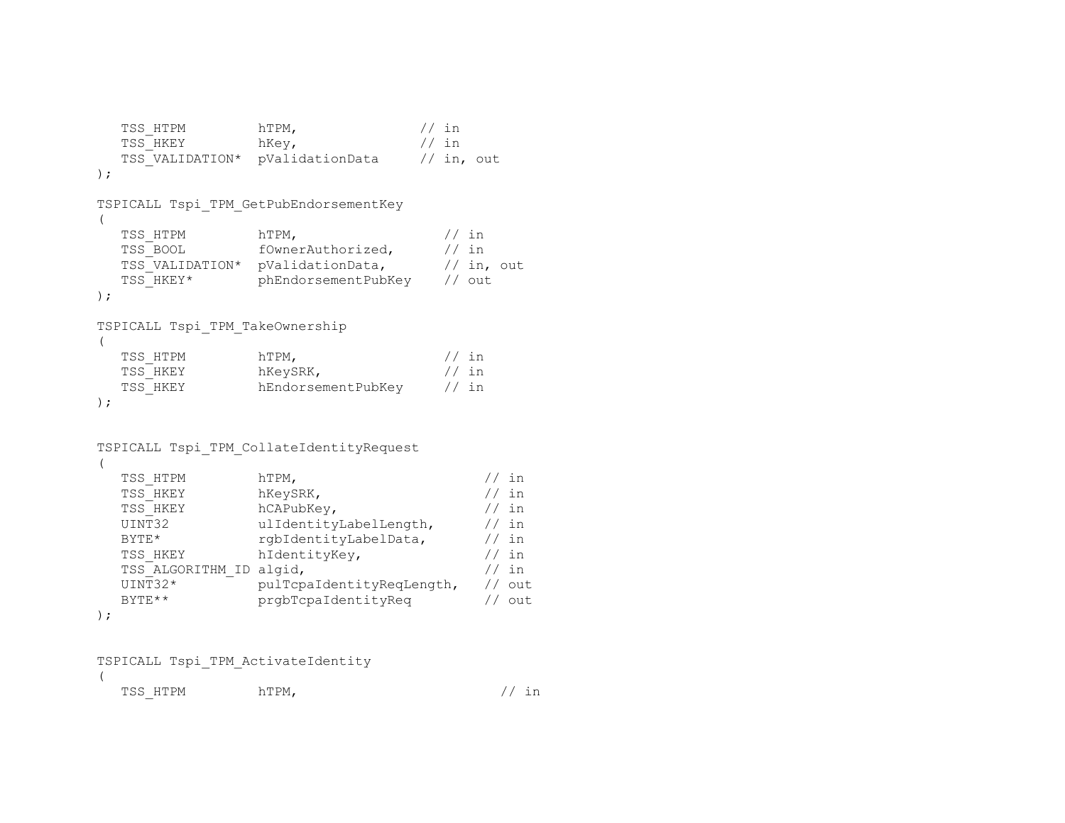```
   TSS_HTPM         hTPM,               // in
   TSS_HKEY         hKey,               // in
   TSS_VALIDATION*  pValidationData     // in, out
);

TSPICALL Tspi_TPM_GetPubEndorsementKey
(
   TSS_HTPM         hTPM,                   // in
   TSS_BOOL         fOwnerAuthorized,       // in
   TSS_VALIDATION*  pValidationData,        // in, out
   TSS_HKEY*        phEndorsementPubKey     // out
);

TSPICALL Tspi_TPM_TakeOwnership
(
   TSS_HTPM         hTPM,                   // in
   TSS_HKEY         hKeySRK,                // in
   TSS_HKEY         hEndorsementPubKey      // in
);


TSPICALL Tspi_TPM_CollateIdentityRequest
(
   TSS_HTPM         hTPM,                         // in
   TSS_HKEY         hKeySRK,                      // in
   TSS_HKEY         hCAPubKey,                    // in
   UINT32           ulIdentityLabelLength,        // in
   BYTE*            rgbIdentityLabelData,         // in
   TSS_HKEY         hIdentityKey,                 // in
   TSS_ALGORITHM_ID algid,                        // in
   UINT32*          pulTcpaIdentityReqLength,     // out
   BYTE**           prgbTcpaIdentityReq           // out
);


TSPICALL Tspi_TPM_ActivateIdentity
(
   TSS_HTPM         hTPM,                           // in
```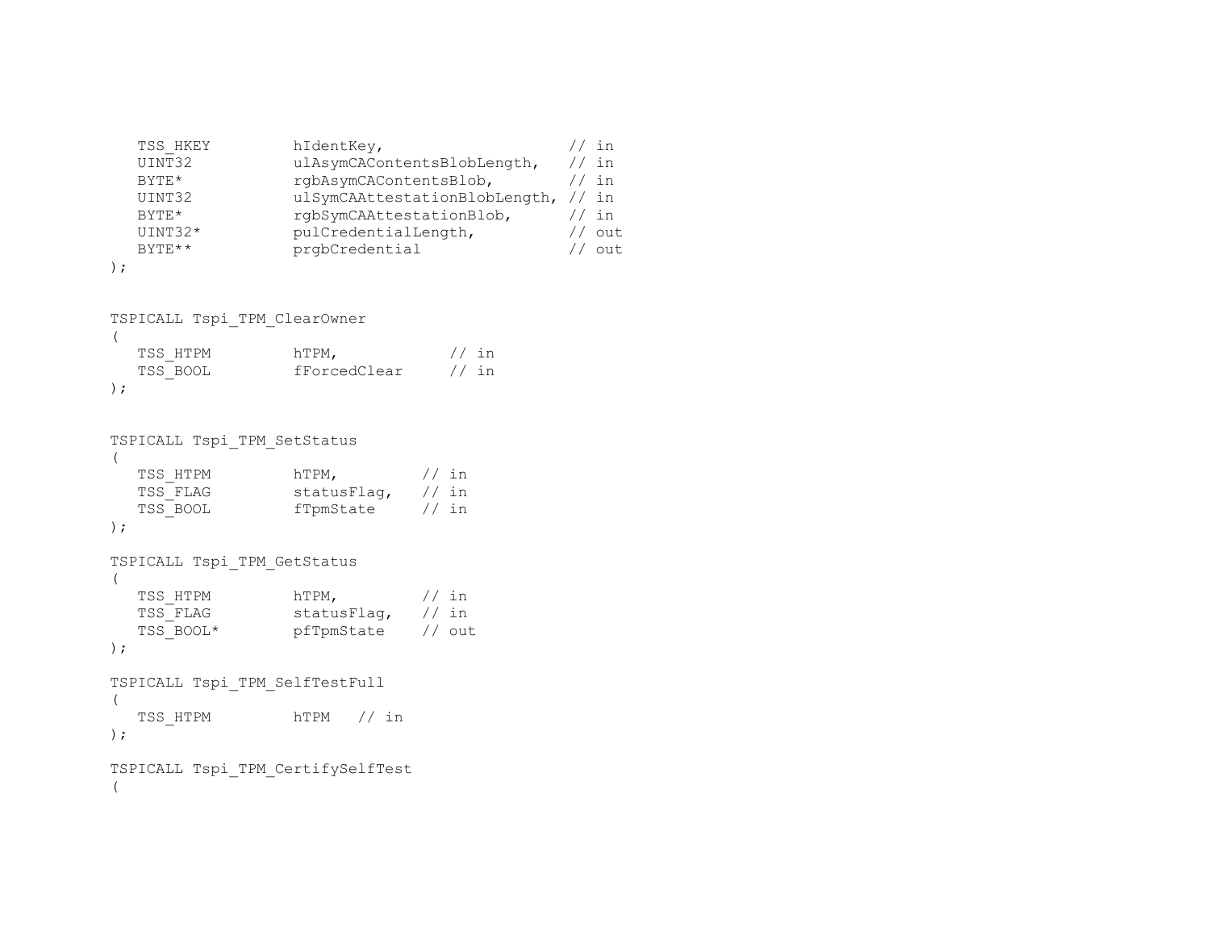```
   TSS_HKEY         hIdentKey,                     // in
   UINT32           ulAsymCAContentsBlobLength,    // in
   BYTE*            rgbAsymCAContentsBlob,         // in
   UINT32           ulSymCAAttestationBlobLength,  // in
   BYTE*            rgbSymCAAttestationBlob,       // in
   UINT32*          pulCredentialLength,           // out
   BYTE**           prgbCredential                 // out
);


TSPICALL Tspi_TPM_ClearOwner
(
   TSS_HTPM         hTPM,            // in
   TSS_BOOL         fForcedClear     // in
);


TSPICALL Tspi_TPM_SetStatus
(
   TSS_HTPM         hTPM,          // in
   TSS_FLAG         statusFlag,    // in
   TSS_BOOL         fTpmState      // in
);

TSPICALL Tspi_TPM_GetStatus
(
   TSS_HTPM         hTPM,          // in
   TSS_FLAG         statusFlag,    // in
   TSS_BOOL*        pfTpmState     // out
);

TSPICALL Tspi_TPM_SelfTestFull
(
   TSS_HTPM         hTPM   // in
);

TSPICALL Tspi_TPM_CertifySelfTest
(
```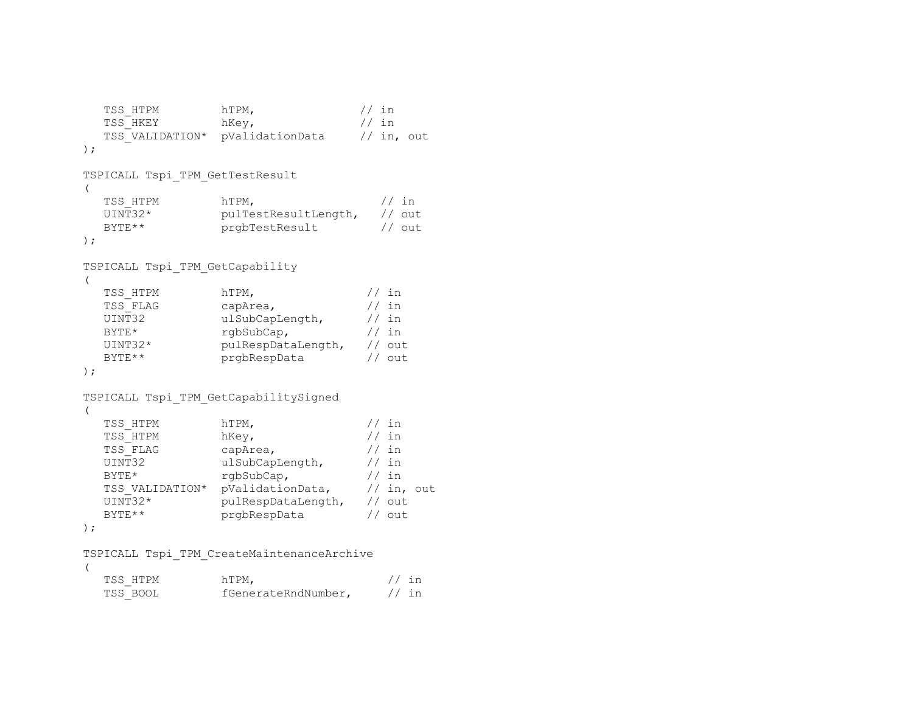```
   TSS_HTPM         hTPM,                // in
   TSS_HKEY         hKey,                // in
   TSS_VALIDATION*  pValidationData      // in, out
);

TSPICALL Tspi_TPM_GetTestResult
(
   TSS_HTPM         hTPM,                   // in
   UINT32*          pulTestResultLength,    // out
   BYTE**           prgbTestResult          // out
);

TSPICALL Tspi_TPM_GetCapability
(
   TSS_HTPM         hTPM,                 // in
   TSS_FLAG         capArea,              // in
   UINT32           ulSubCapLength,       // in
   BYTE*            rgbSubCap,            // in
   UINT32*          pulRespDataLength,    // out
   BYTE**           prgbRespData          // out
);

TSPICALL Tspi_TPM_GetCapabilitySigned
(
   TSS_HTPM         hTPM,                 // in
   TSS_HTPM         hKey,                 // in
   TSS_FLAG         capArea,              // in
   UINT32           ulSubCapLength,       // in
   BYTE*            rgbSubCap,            // in
   TSS_VALIDATION*  pValidationData,      // in, out
   UINT32*          pulRespDataLength,    // out
   BYTE**           prgbRespData          // out
);

TSPICALL Tspi_TPM_CreateMaintenanceArchive
(
   TSS_HTPM         hTPM,                    // in
   TSS_BOOL         fGenerateRndNumber,      // in
```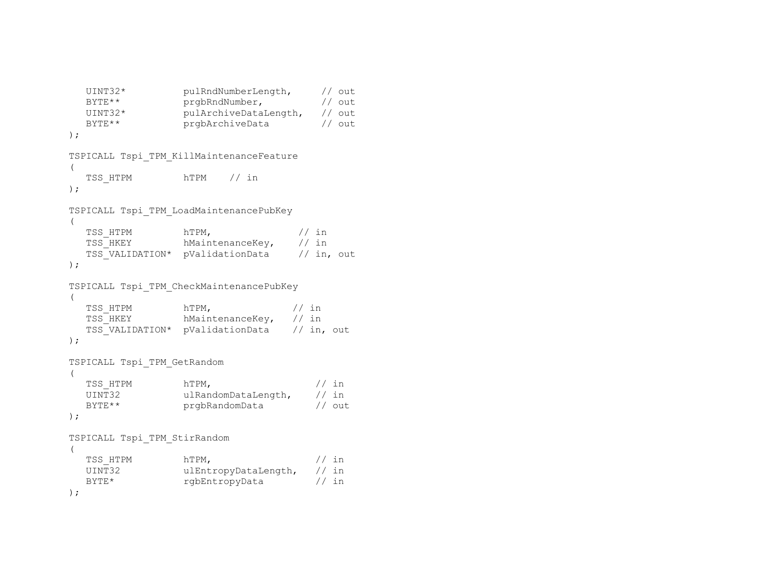```
   UINT32*          pulRndNumberLength,     // out
   BYTE**           prgbRndNumber,          // out
   UINT32*          pulArchiveDataLength,   // out
   BYTE**           prgbArchiveData         // out
);

TSPICALL Tspi_TPM_KillMaintenanceFeature
(
   TSS_HTPM         hTPM    // in
);

TSPICALL Tspi_TPM_LoadMaintenancePubKey
(
   TSS_HTPM         hTPM,               // in
   TSS_HKEY         hMaintenanceKey,    // in
   TSS_VALIDATION*  pValidationData     // in, out
);

TSPICALL Tspi_TPM_CheckMaintenancePubKey
(
   TSS_HTPM         hTPM,              // in
   TSS_HKEY         hMaintenanceKey,   // in
   TSS_VALIDATION*  pValidationData    // in, out
);

TSPICALL Tspi_TPM_GetRandom
(
   TSS_HTPM         hTPM,                  // in
   UINT32           ulRandomDataLength,    // in
   BYTE**           prgbRandomData         // out
);

TSPICALL Tspi_TPM_StirRandom
(
   TSS_HTPM         hTPM,                  // in
   UINT32           ulEntropyDataLength,   // in
   BYTE*            rgbEntropyData         // in
);
```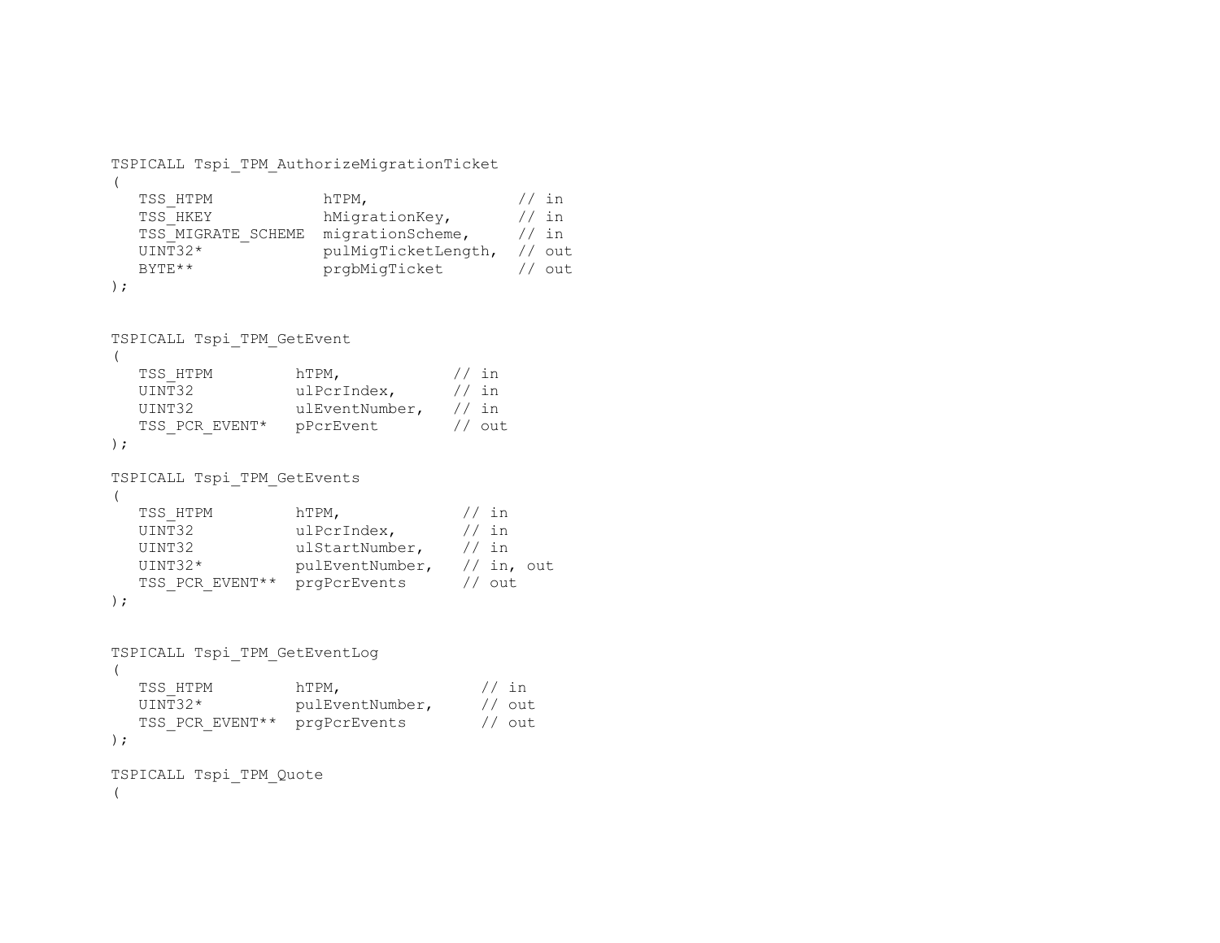```
TSPICALL Tspi_TPM_AuthorizeMigrationTicket
(
   TSS_HTPM            hTPM,                // in
   TSS_HKEY            hMigrationKey,       // in
   TSS_MIGRATE_SCHEME  migrationScheme,     // in
   UINT32*             pulMigTicketLength,  // out
   BYTE**              prgbMigTicket        // out
);
```

```
TSPICALL Tspi_TPM_GetEvent
(
   TSS_HTPM         hTPM,            // in
   UINT32           ulPcrIndex,      // in
   UINT32           ulEventNumber,   // in
   TSS_PCR_EVENT*   pPcrEvent        // out
);
```

```
TSPICALL Tspi_TPM_GetEvents
(
   TSS_HTPM         hTPM,             // in
   UINT32           ulPcrIndex,       // in
   UINT32           ulStartNumber,    // in
   UINT32*          pulEventNumber,   // in, out
   TSS_PCR_EVENT**  prgPcrEvents      // out
);
```

```
TSPICALL Tspi_TPM_GetEventLog
(
   TSS_HTPM         hTPM,               // in
   UINT32*          pulEventNumber,     // out
   TSS_PCR_EVENT**  prgPcrEvents        // out
);
```

```
TSPICALL Tspi_TPM_Quote
(
```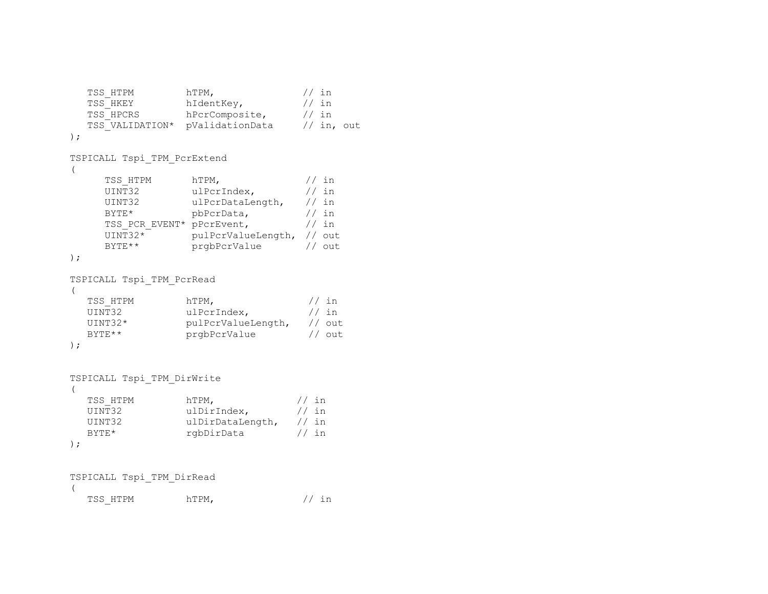```
   TSS_HTPM         hTPM,               // in
   TSS_HKEY         hIdentKey,          // in
   TSS_HPCRS        hPcrComposite,      // in
   TSS_VALIDATION*  pValidationData     // in, out
);

TSPICALL Tspi_TPM_PcrExtend
(
     TSS_HTPM       hTPM,               // in
     UINT32         ulPcrIndex,         // in
     UINT32         ulPcrDataLength,    // in
     BYTE*          pbPcrData,          // in
     TSS_PCR_EVENT* pPcrEvent,          // in
     UINT32*        pulPcrValueLength,  // out
     BYTE**         prgbPcrValue        // out
);

TSPICALL Tspi_TPM_PcrRead
(
   TSS_HTPM         hTPM,                // in
   UINT32           ulPcrIndex,          // in
   UINT32*          pulPcrValueLength,   // out
   BYTE**           prgbPcrValue         // out
);


TSPICALL Tspi_TPM_DirWrite
(
   TSS_HTPM         hTPM,              // in
   UINT32           ulDirIndex,        // in
   UINT32           ulDirDataLength,   // in
   BYTE*            rgbDirData         // in
);


TSPICALL Tspi_TPM_DirRead
(
   TSS_HTPM         hTPM,               // in
```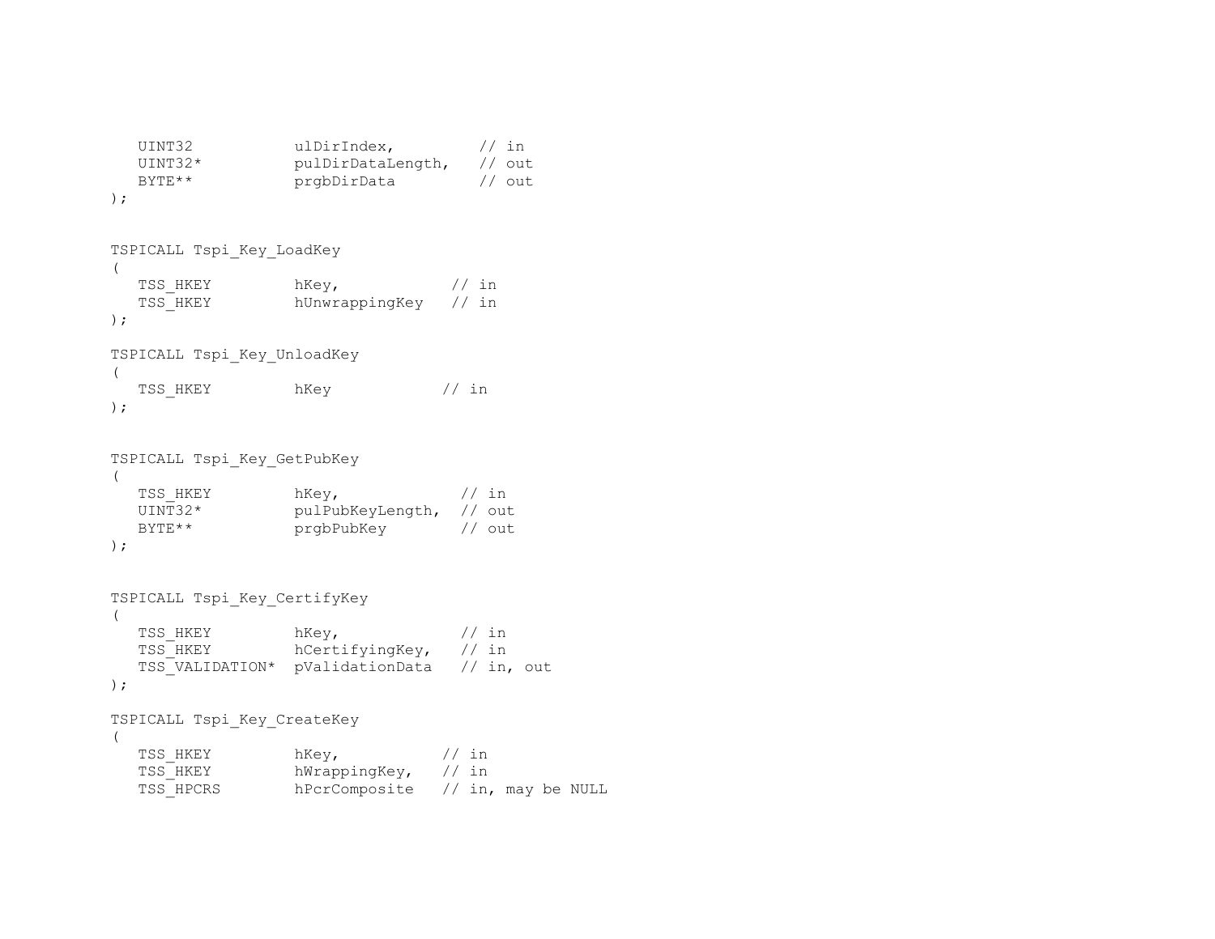```
   UINT32           ulDirIndex,         // in
   UINT32*          pulDirDataLength,   // out
   BYTE**           prgbDirData         // out
);


TSPICALL Tspi_Key_LoadKey
(
   TSS_HKEY         hKey,            // in
   TSS_HKEY         hUnwrappingKey   // in
);

TSPICALL Tspi_Key_UnloadKey
(
   TSS_HKEY         hKey            // in
);


TSPICALL Tspi_Key_GetPubKey
(
   TSS_HKEY         hKey,             // in
   UINT32*          pulPubKeyLength,  // out
   BYTE**           prgbPubKey        // out
);


TSPICALL Tspi_Key_CertifyKey
(
   TSS_HKEY         hKey,             // in
   TSS_HKEY         hCertifyingKey,   // in
   TSS_VALIDATION*  pValidationData   // in, out
);

TSPICALL Tspi_Key_CreateKey
(
   TSS_HKEY         hKey,           // in
   TSS_HKEY         hWrappingKey,   // in
   TSS_HPCRS        hPcrComposite   // in, may be NULL
```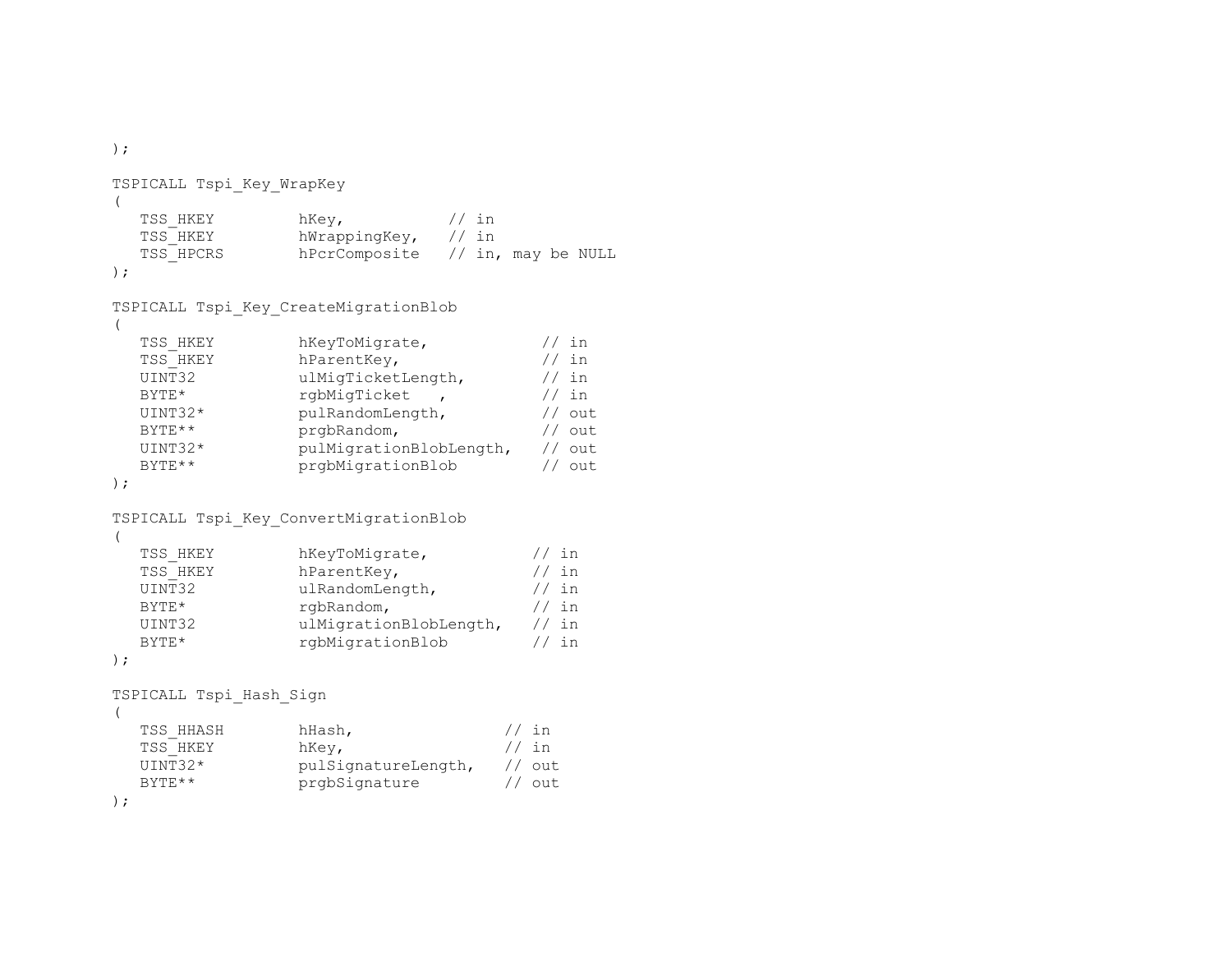```
);

TSPICALL Tspi_Key_WrapKey
(
   TSS_HKEY         hKey,           // in
   TSS_HKEY         hWrappingKey,   // in
   TSS_HPCRS        hPcrComposite   // in, may be NULL
);

TSPICALL Tspi_Key_CreateMigrationBlob
(
   TSS_HKEY         hKeyToMigrate,            // in
   TSS_HKEY         hParentKey,               // in
   UINT32           ulMigTicketLength,        // in
   BYTE*            rgbMigTicket   ,          // in
   UINT32*          pulRandomLength,          // out
   BYTE**           prgbRandom,               // out
   UINT32*          pulMigrationBlobLength,   // out
   BYTE**           prgbMigrationBlob         // out
);

TSPICALL Tspi_Key_ConvertMigrationBlob
(
   TSS_HKEY         hKeyToMigrate,           // in
   TSS_HKEY         hParentKey,              // in
   UINT32           ulRandomLength,          // in
   BYTE*            rgbRandom,               // in
   UINT32           ulMigrationBlobLength,   // in
   BYTE*            rgbMigrationBlob         // in
);

TSPICALL Tspi_Hash_Sign
(
   TSS_HHASH        hHash,                 // in
   TSS_HKEY         hKey,                  // in
   UINT32*          pulSignatureLength,    // out
   BYTE**           prgbSignature          // out
);
```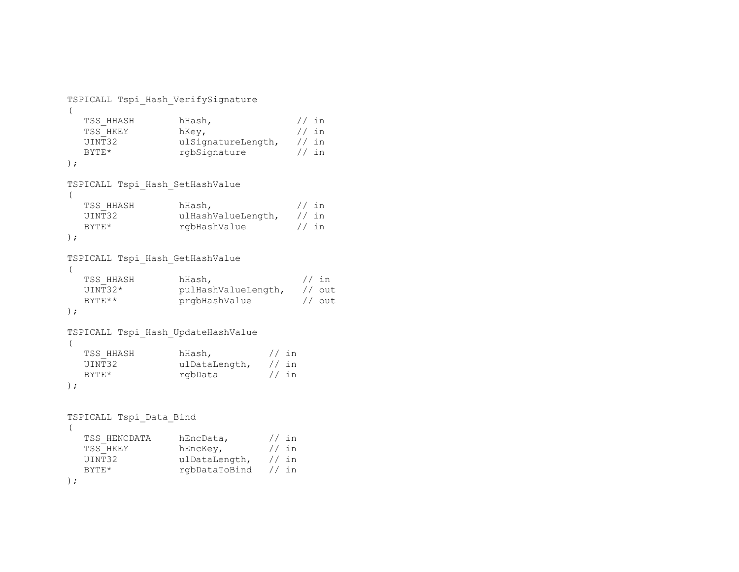```
TSPICALL Tspi_Hash_VerifySignature
(
   TSS_HHASH        hHash,                // in
   TSS_HKEY         hKey,                 // in
   UINT32           ulSignatureLength,    // in
   BYTE*            rgbSignature          // in
);

TSPICALL Tspi_Hash_SetHashValue
(
   TSS_HHASH        hHash,                // in
   UINT32           ulHashValueLength,    // in
   BYTE*            rgbHashValue          // in
);

TSPICALL Tspi_Hash_GetHashValue
(
   TSS_HHASH        hHash,                 // in
   UINT32*          pulHashValueLength,    // out
   BYTE**           prgbHashValue          // out
);

TSPICALL Tspi_Hash_UpdateHashValue
(
   TSS_HHASH        hHash,          // in
   UINT32           ulDataLength,   // in
   BYTE*            rgbData         // in
);


TSPICALL Tspi_Data_Bind
(
   TSS_HENCDATA     hEncData,       // in
   TSS_HKEY         hEncKey,        // in
   UINT32           ulDataLength,   // in
   BYTE*            rgbDataToBind   // in
);
```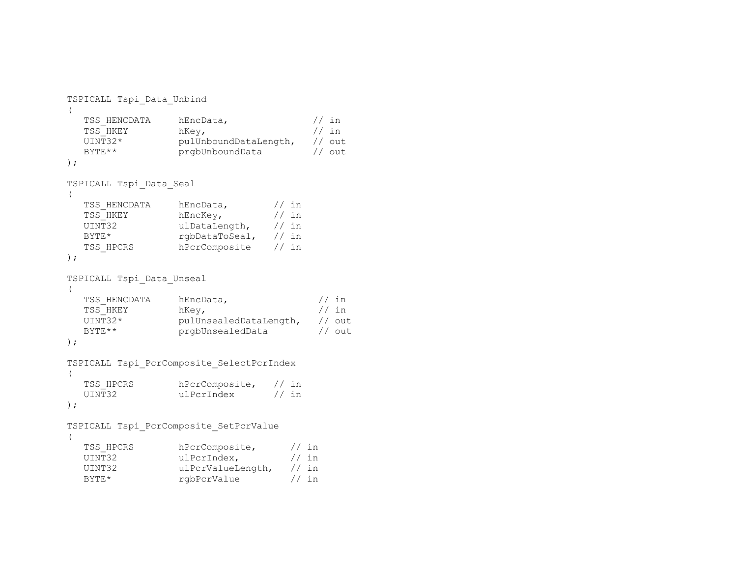```
TSPICALL Tspi_Data_Unbind
(
   TSS_HENCDATA     hEncData,                // in
   TSS_HKEY         hKey,                    // in
   UINT32*          pulUnboundDataLength,   // out
   BYTE**           prgbUnboundData         // out
);

TSPICALL Tspi_Data_Seal
(
   TSS_HENCDATA     hEncData,        // in
   TSS_HKEY         hEncKey,         // in
   UINT32           ulDataLength,    // in
   BYTE*            rgbDataToSeal,   // in
   TSS_HPCRS        hPcrComposite    // in
);

TSPICALL Tspi_Data_Unseal
(
   TSS_HENCDATA     hEncData,                 // in
   TSS_HKEY         hKey,                     // in
   UINT32*          pulUnsealedDataLength,   // out
   BYTE**           prgbUnsealedData         // out
);

TSPICALL Tspi_PcrComposite_SelectPcrIndex
(
   TSS_HPCRS        hPcrComposite,   // in
   UINT32           ulPcrIndex       // in
);

TSPICALL Tspi_PcrComposite_SetPcrValue
(
   TSS_HPCRS        hPcrComposite,      // in
   UINT32           ulPcrIndex,         // in
   UINT32           ulPcrValueLength,   // in
   BYTE*            rgbPcrValue         // in
```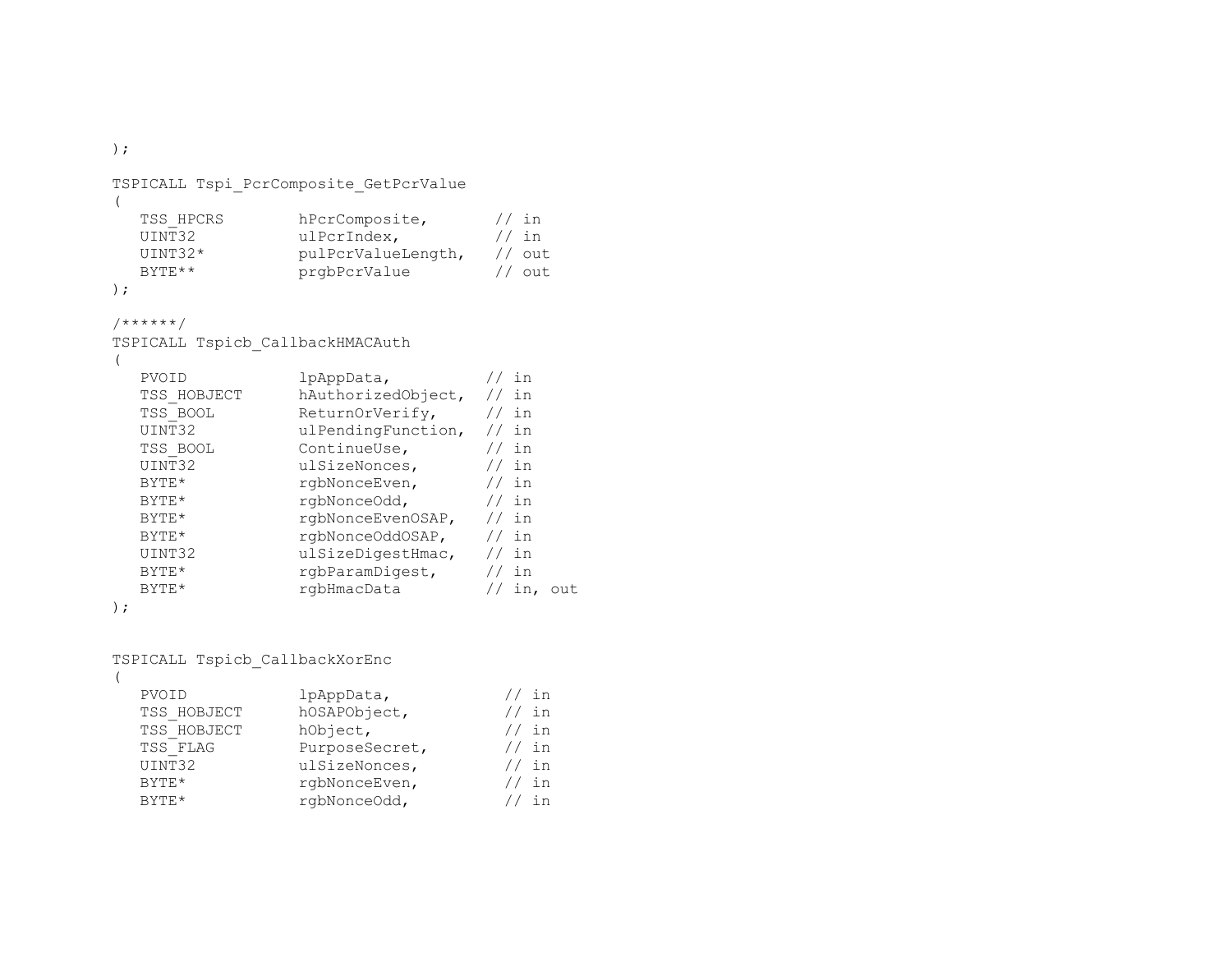```
);

TSPICALL Tspi_PcrComposite_GetPcrValue
(
   TSS_HPCRS        hPcrComposite,       // in
   UINT32           ulPcrIndex,          // in
   UINT32*          pulPcrValueLength,   // out
   BYTE**           prgbPcrValue         // out
);

/******/
TSPICALL Tspicb_CallbackHMACAuth
(
   PVOID            lpAppData,          // in
   TSS_HOBJECT      hAuthorizedObject,  // in
   TSS_BOOL         ReturnOrVerify,     // in
   UINT32           ulPendingFunction,  // in
   TSS_BOOL         ContinueUse,        // in
   UINT32           ulSizeNonces,       // in
   BYTE*            rgbNonceEven,       // in
   BYTE*            rgbNonceOdd,        // in
   BYTE*            rgbNonceEvenOSAP,   // in
   BYTE*            rgbNonceOddOSAP,    // in
   UINT32           ulSizeDigestHmac,   // in
   BYTE*            rgbParamDigest,     // in
   BYTE*            rgbHmacData         // in, out
);


TSPICALL Tspicb_CallbackXorEnc
(
   PVOID            lpAppData,            // in
   TSS_HOBJECT      hOSAPObject,          // in
   TSS_HOBJECT      hObject,              // in
   TSS_FLAG         PurposeSecret,        // in
   UINT32           ulSizeNonces,         // in
   BYTE*            rgbNonceEven,         // in
   BYTE*            rgbNonceOdd,          // in
```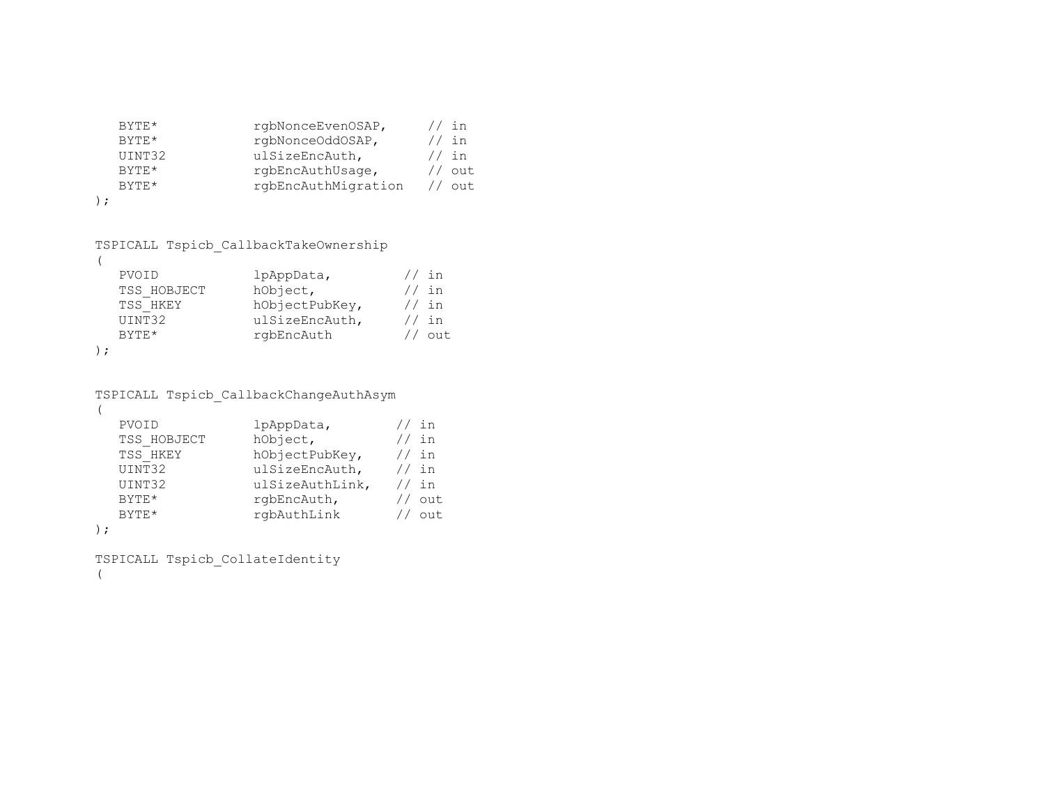```
   BYTE*            rgbNonceEvenOSAP,     // in
   BYTE*            rgbNonceOddOSAP,      // in
   UINT32           ulSizeEncAuth,        // in
   BYTE*            rgbEncAuthUsage,      // out
   BYTE*            rgbEncAuthMigration   // out
);


TSPICALL Tspicb_CallbackTakeOwnership
(
   PVOID            lpAppData,         // in
   TSS_HOBJECT      hObject,           // in
   TSS_HKEY         hObjectPubKey,     // in
   UINT32           ulSizeEncAuth,     // in
   BYTE*            rgbEncAuth         // out
);


TSPICALL Tspicb_CallbackChangeAuthAsym
(
   PVOID            lpAppData,        // in
   TSS_HOBJECT      hObject,          // in
   TSS_HKEY         hObjectPubKey,    // in
   UINT32           ulSizeEncAuth,    // in
   UINT32           ulSizeAuthLink,   // in
   BYTE*            rgbEncAuth,       // out
   BYTE*            rgbAuthLink       // out
);

TSPICALL Tspicb_CollateIdentity
(
```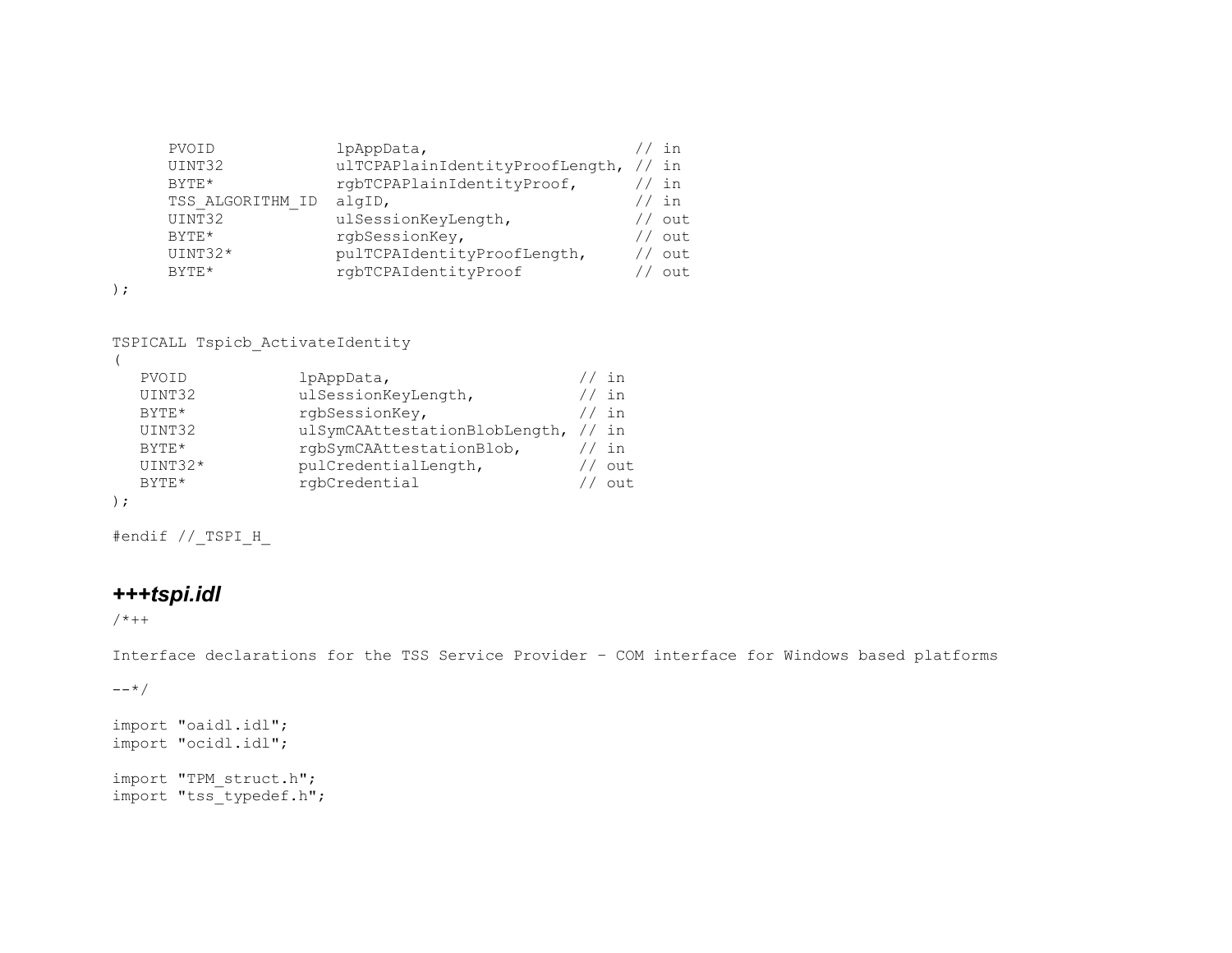```
      PVOID             lpAppData,                       // in
      UINT32            ulTCPAPlainIdentityProofLength, // in
      BYTE*             rgbTCPAPlainIdentityProof,      // in
      TSS_ALGORITHM_ID  algID,                          // in
      UINT32            ulSessionKeyLength,             // out
      BYTE*             rgbSessionKey,                  // out
      UINT32*           pulTCPAIdentityProofLength,     // out
      BYTE*             rgbTCPAIdentityProof            // out
);


TSPICALL Tspicb_ActivateIdentity
(
   PVOID            lpAppData,                     // in
   UINT32           ulSessionKeyLength,            // in
   BYTE*            rgbSessionKey,                 // in
   UINT32           ulSymCAAttestationBlobLength, // in
   BYTE*            rgbSymCAAttestationBlob,      // in
   UINT32*          pulCredentialLength,          // out
   BYTE*            rgbCredential                 // out
);

#endif //_TSPI_H_
```

### *+++tspi.idl*

```
/*++

Interface declarations for the TSS Service Provider - COM interface for Windows based platforms

--*/

import "oaidl.idl";
import "ocidl.idl";

import "TPM_struct.h";
import "tss_typedef.h";
```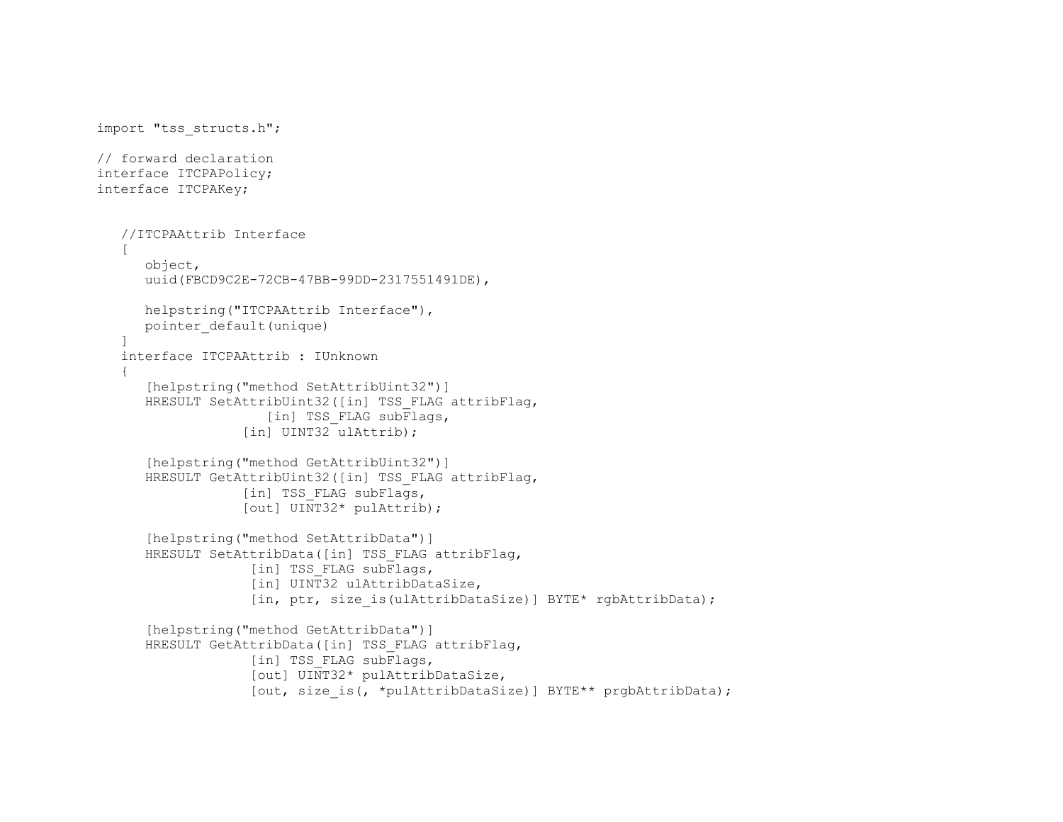```
import "tss_structs.h";

// forward declaration
interface ITCPAPolicy;
interface ITCPAKey;


   //ITCPAAttrib Interface
   [
      object,
      uuid(FBCD9C2E-72CB-47BB-99DD-2317551491DE),

      helpstring("ITCPAAttrib Interface"),
      pointer_default(unique)
   ]
   interface ITCPAAttrib : IUnknown
   {
      [helpstring("method SetAttribUint32")]
      HRESULT SetAttribUint32([in] TSS_FLAG attribFlag,
                     [in] TSS_FLAG subFlags,
                  [in] UINT32 ulAttrib);

      [helpstring("method GetAttribUint32")]
      HRESULT GetAttribUint32([in] TSS_FLAG attribFlag,
                  [in] TSS_FLAG subFlags,
                  [out] UINT32* pulAttrib);

      [helpstring("method SetAttribData")]
      HRESULT SetAttribData([in] TSS_FLAG attribFlag,
                   [in] TSS_FLAG subFlags,
                   [in] UINT32 ulAttribDataSize,
                   [in, ptr, size_is(ulAttribDataSize)] BYTE* rgbAttribData);

      [helpstring("method GetAttribData")]
      HRESULT GetAttribData([in] TSS_FLAG attribFlag,
                   [in] TSS_FLAG subFlags,
                   [out] UINT32* pulAttribDataSize,
                   [out, size_is(, *pulAttribDataSize)] BYTE** prgbAttribData);
```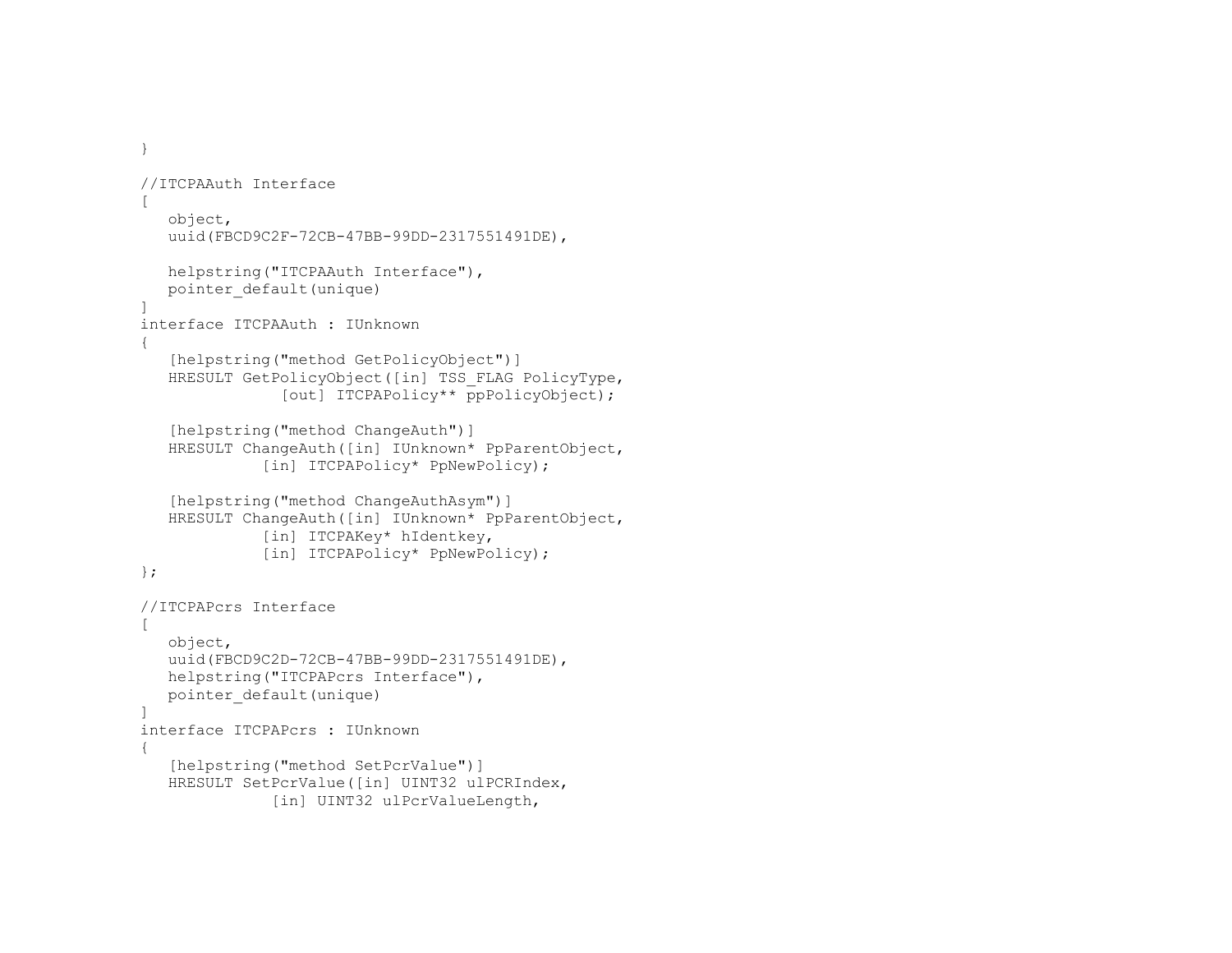```
}

//ITCPAAuth Interface
[
   object,
   uuid(FBCD9C2F-72CB-47BB-99DD-2317551491DE),

   helpstring("ITCPAAuth Interface"),
   pointer_default(unique)
]
interface ITCPAAuth : IUnknown
{
   [helpstring("method GetPolicyObject")]
   HRESULT GetPolicyObject([in] TSS_FLAG PolicyType,
               [out] ITCPAPolicy** ppPolicyObject);

   [helpstring("method ChangeAuth")]
   HRESULT ChangeAuth([in] IUnknown* PpParentObject,
             [in] ITCPAPolicy* PpNewPolicy);

   [helpstring("method ChangeAuthAsym")]
   HRESULT ChangeAuth([in] IUnknown* PpParentObject,
             [in] ITCPAKey* hIdentkey,
             [in] ITCPAPolicy* PpNewPolicy);
};

//ITCPAPcrs Interface
[
   object,
   uuid(FBCD9C2D-72CB-47BB-99DD-2317551491DE),
   helpstring("ITCPAPcrs Interface"),
   pointer_default(unique)
]
interface ITCPAPcrs : IUnknown
{
   [helpstring("method SetPcrValue")]
   HRESULT SetPcrValue([in] UINT32 ulPCRIndex,
              [in] UINT32 ulPcrValueLength,
```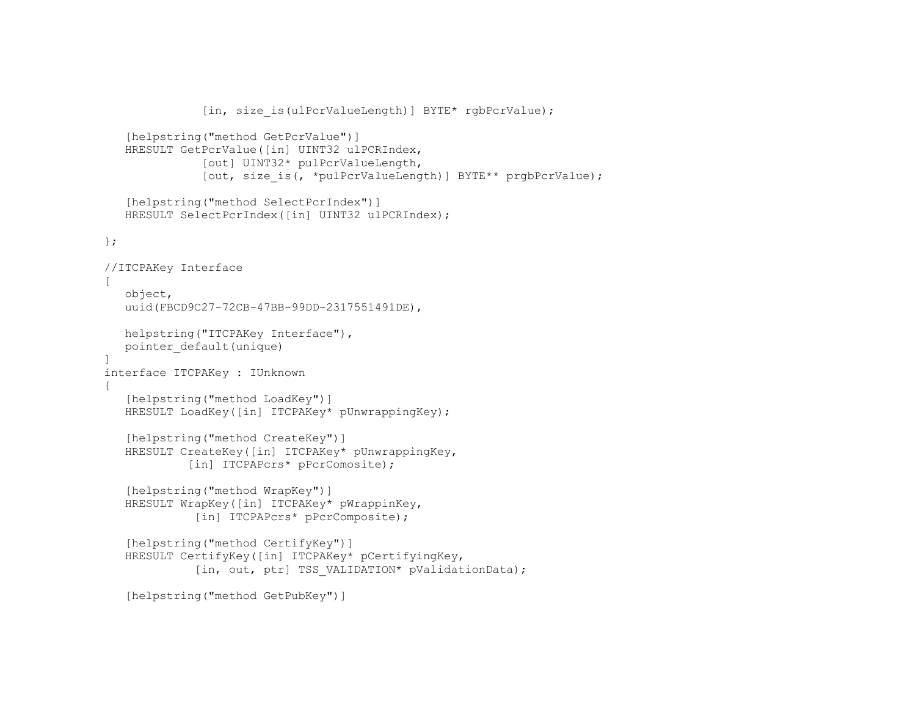```
             [in, size_is(ulPcrValueLength)] BYTE* rgbPcrValue);

   [helpstring("method GetPcrValue")]
   HRESULT GetPcrValue([in] UINT32 ulPCRIndex,
             [out] UINT32* pulPcrValueLength,
             [out, size_is(, *pulPcrValueLength)] BYTE** prgbPcrValue);

   [helpstring("method SelectPcrIndex")]
   HRESULT SelectPcrIndex([in] UINT32 ulPCRIndex);

};

//ITCPAKey Interface
[
   object,
   uuid(FBCD9C27-72CB-47BB-99DD-2317551491DE),

   helpstring("ITCPAKey Interface"),
   pointer_default(unique)
]
interface ITCPAKey : IUnknown
{
   [helpstring("method LoadKey")]
   HRESULT LoadKey([in] ITCPAKey* pUnwrappingKey);

   [helpstring("method CreateKey")]
   HRESULT CreateKey([in] ITCPAKey* pUnwrappingKey,
           [in] ITCPAPcrs* pPcrComosite);

   [helpstring("method WrapKey")]
   HRESULT WrapKey([in] ITCPAKey* pWrappinKey,
            [in] ITCPAPcrs* pPcrComposite);

   [helpstring("method CertifyKey")]
   HRESULT CertifyKey([in] ITCPAKey* pCertifyingKey,
            [in, out, ptr] TSS_VALIDATION* pValidationData);

   [helpstring("method GetPubKey")]
```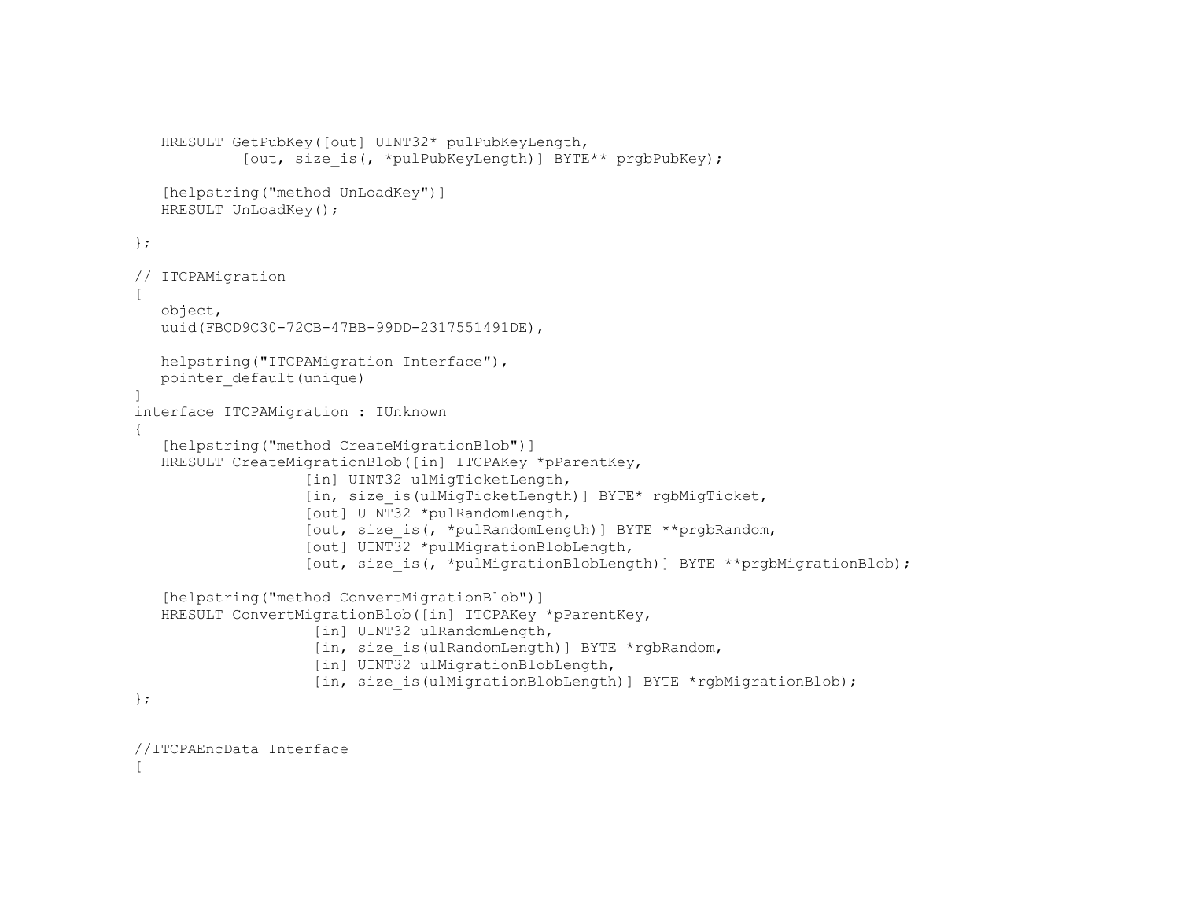```
   HRESULT GetPubKey([out] UINT32* pulPubKeyLength,
            [out, size_is(, *pulPubKeyLength)] BYTE** prgbPubKey);

   [helpstring("method UnLoadKey")]
   HRESULT UnLoadKey();

};

// ITCPAMigration
[
   object,
   uuid(FBCD9C30-72CB-47BB-99DD-2317551491DE),

   helpstring("ITCPAMigration Interface"),
   pointer_default(unique)
]
interface ITCPAMigration : IUnknown
{
   [helpstring("method CreateMigrationBlob")]
   HRESULT CreateMigrationBlob([in] ITCPAKey *pParentKey,
                   [in] UINT32 ulMigTicketLength,
                   [in, size_is(ulMigTicketLength)] BYTE* rgbMigTicket,
                   [out] UINT32 *pulRandomLength,
                   [out, size_is(, *pulRandomLength)] BYTE **prgbRandom,
                   [out] UINT32 *pulMigrationBlobLength,
                   [out, size_is(, *pulMigrationBlobLength)] BYTE **prgbMigrationBlob);

   [helpstring("method ConvertMigrationBlob")]
   HRESULT ConvertMigrationBlob([in] ITCPAKey *pParentKey,
                    [in] UINT32 ulRandomLength,
                    [in, size_is(ulRandomLength)] BYTE *rgbRandom,
                    [in] UINT32 ulMigrationBlobLength,
                    [in, size_is(ulMigrationBlobLength)] BYTE *rgbMigrationBlob);
};


//ITCPAEncData Interface
[
```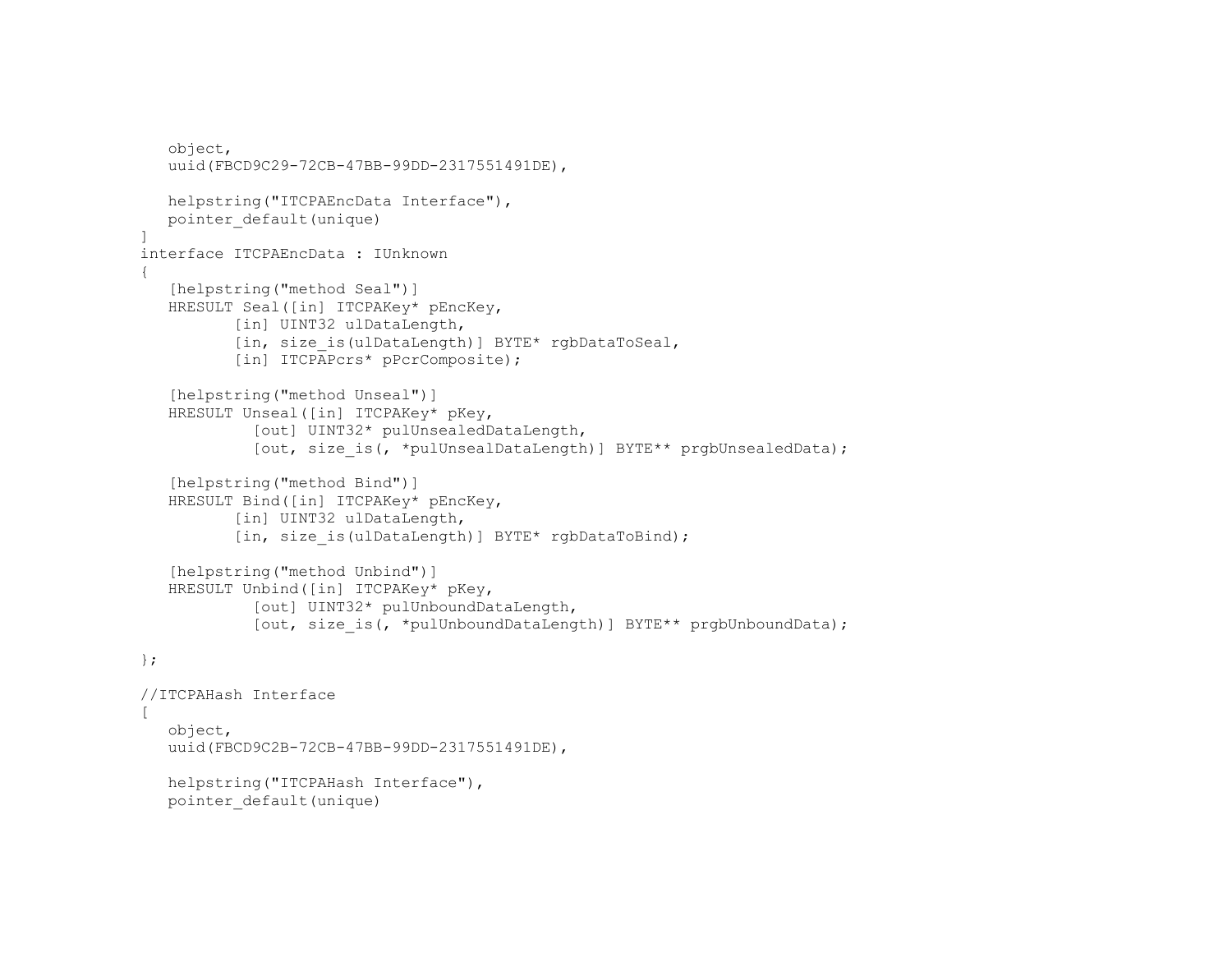```
   object,
   uuid(FBCD9C29-72CB-47BB-99DD-2317551491DE),

   helpstring("ITCPAEncData Interface"),
   pointer_default(unique)
]
interface ITCPAEncData : IUnknown
{
   [helpstring("method Seal")]
   HRESULT Seal([in] ITCPAKey* pEncKey,
          [in] UINT32 ulDataLength,
          [in, size_is(ulDataLength)] BYTE* rgbDataToSeal,
          [in] ITCPAPcrs* pPcrComposite);

   [helpstring("method Unseal")]
   HRESULT Unseal([in] ITCPAKey* pKey,
            [out] UINT32* pulUnsealedDataLength,
            [out, size_is(, *pulUnsealDataLength)] BYTE** prgbUnsealedData);

   [helpstring("method Bind")]
   HRESULT Bind([in] ITCPAKey* pEncKey,
          [in] UINT32 ulDataLength,
          [in, size_is(ulDataLength)] BYTE* rgbDataToBind);

   [helpstring("method Unbind")]
   HRESULT Unbind([in] ITCPAKey* pKey,
            [out] UINT32* pulUnboundDataLength,
            [out, size_is(, *pulUnboundDataLength)] BYTE** prgbUnboundData);

};

//ITCPAHash Interface
[
   object,
   uuid(FBCD9C2B-72CB-47BB-99DD-2317551491DE),

   helpstring("ITCPAHash Interface"),
   pointer_default(unique)
```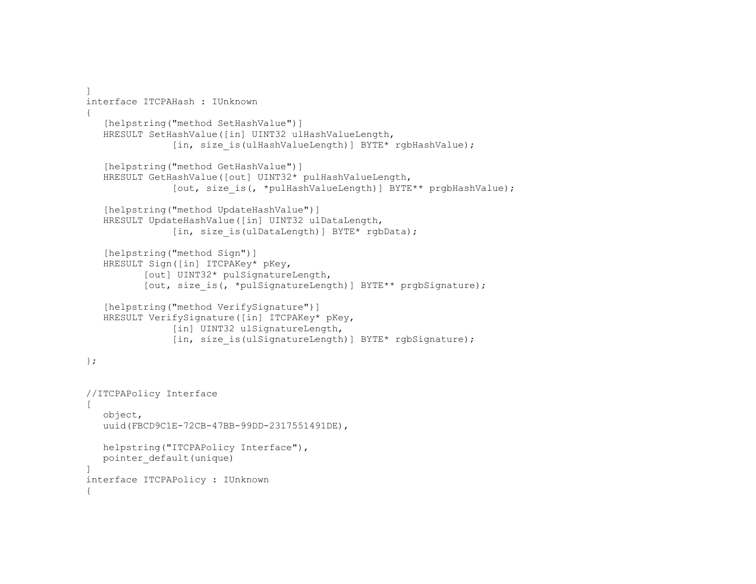```
]
interface ITCPAHash : IUnknown
{
   [helpstring("method SetHashValue")]
   HRESULT SetHashValue([in] UINT32 ulHashValueLength,
               [in, size_is(ulHashValueLength)] BYTE* rgbHashValue);

   [helpstring("method GetHashValue")]
   HRESULT GetHashValue([out] UINT32* pulHashValueLength,
               [out, size_is(, *pulHashValueLength)] BYTE** prgbHashValue);

   [helpstring("method UpdateHashValue")]
   HRESULT UpdateHashValue([in] UINT32 ulDataLength,
               [in, size_is(ulDataLength)] BYTE* rgbData);

   [helpstring("method Sign")]
   HRESULT Sign([in] ITCPAKey* pKey,
          [out] UINT32* pulSignatureLength,
          [out, size_is(, *pulSignatureLength)] BYTE** prgbSignature);

   [helpstring("method VerifySignature")]
   HRESULT VerifySignature([in] ITCPAKey* pKey,
               [in] UINT32 ulSignatureLength,
               [in, size_is(ulSignatureLength)] BYTE* rgbSignature);

};


//ITCPAPolicy Interface
[
   object,
   uuid(FBCD9C1E-72CB-47BB-99DD-2317551491DE),

   helpstring("ITCPAPolicy Interface"),
   pointer_default(unique)
]
interface ITCPAPolicy : IUnknown
{
```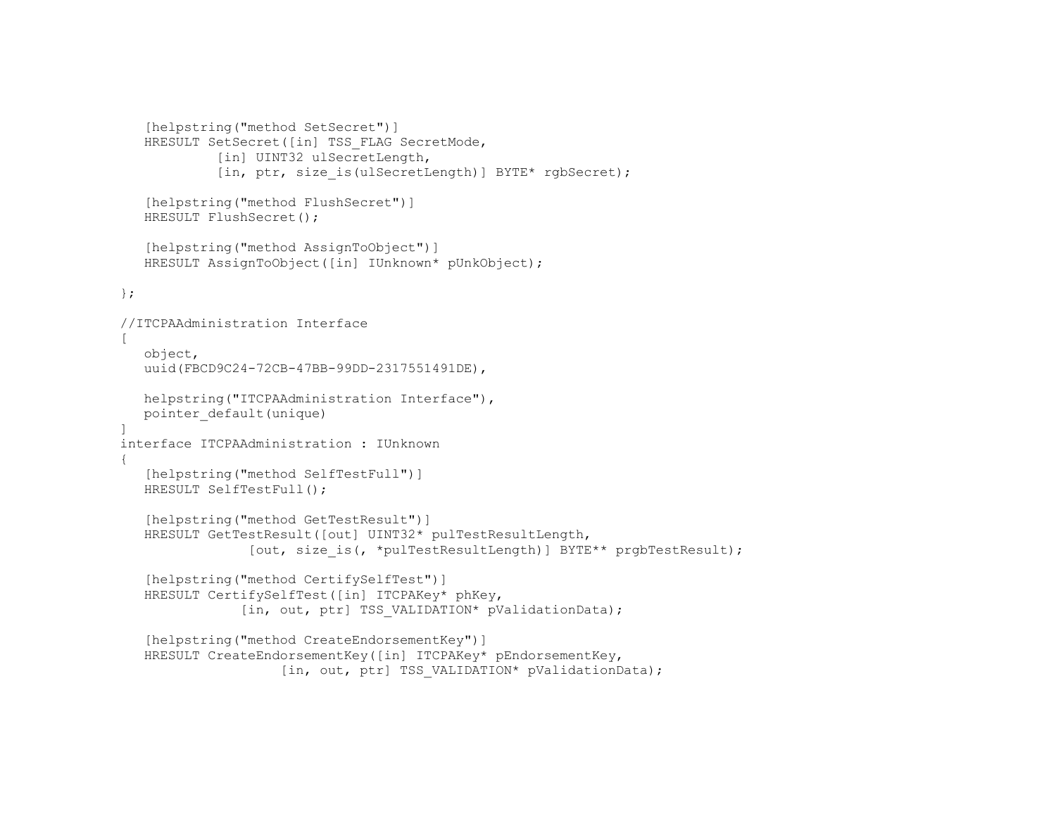```
   [helpstring("method SetSecret")]
   HRESULT SetSecret([in] TSS_FLAG SecretMode,
            [in] UINT32 ulSecretLength,
            [in, ptr, size_is(ulSecretLength)] BYTE* rgbSecret);

   [helpstring("method FlushSecret")]
   HRESULT FlushSecret();

   [helpstring("method AssignToObject")]
   HRESULT AssignToObject([in] IUnknown* pUnkObject);

};

//ITCPAAdministration Interface
[
   object,
   uuid(FBCD9C24-72CB-47BB-99DD-2317551491DE),

   helpstring("ITCPAAdministration Interface"),
   pointer_default(unique)
]
interface ITCPAAdministration : IUnknown
{
   [helpstring("method SelfTestFull")]
   HRESULT SelfTestFull();

   [helpstring("method GetTestResult")]
   HRESULT GetTestResult([out] UINT32* pulTestResultLength,
                [out, size_is(, *pulTestResultLength)] BYTE** prgbTestResult);

   [helpstring("method CertifySelfTest")]
   HRESULT CertifySelfTest([in] ITCPAKey* phKey,
               [in, out, ptr] TSS_VALIDATION* pValidationData);

   [helpstring("method CreateEndorsementKey")]
   HRESULT CreateEndorsementKey([in] ITCPAKey* pEndorsementKey,
                    [in, out, ptr] TSS_VALIDATION* pValidationData);
```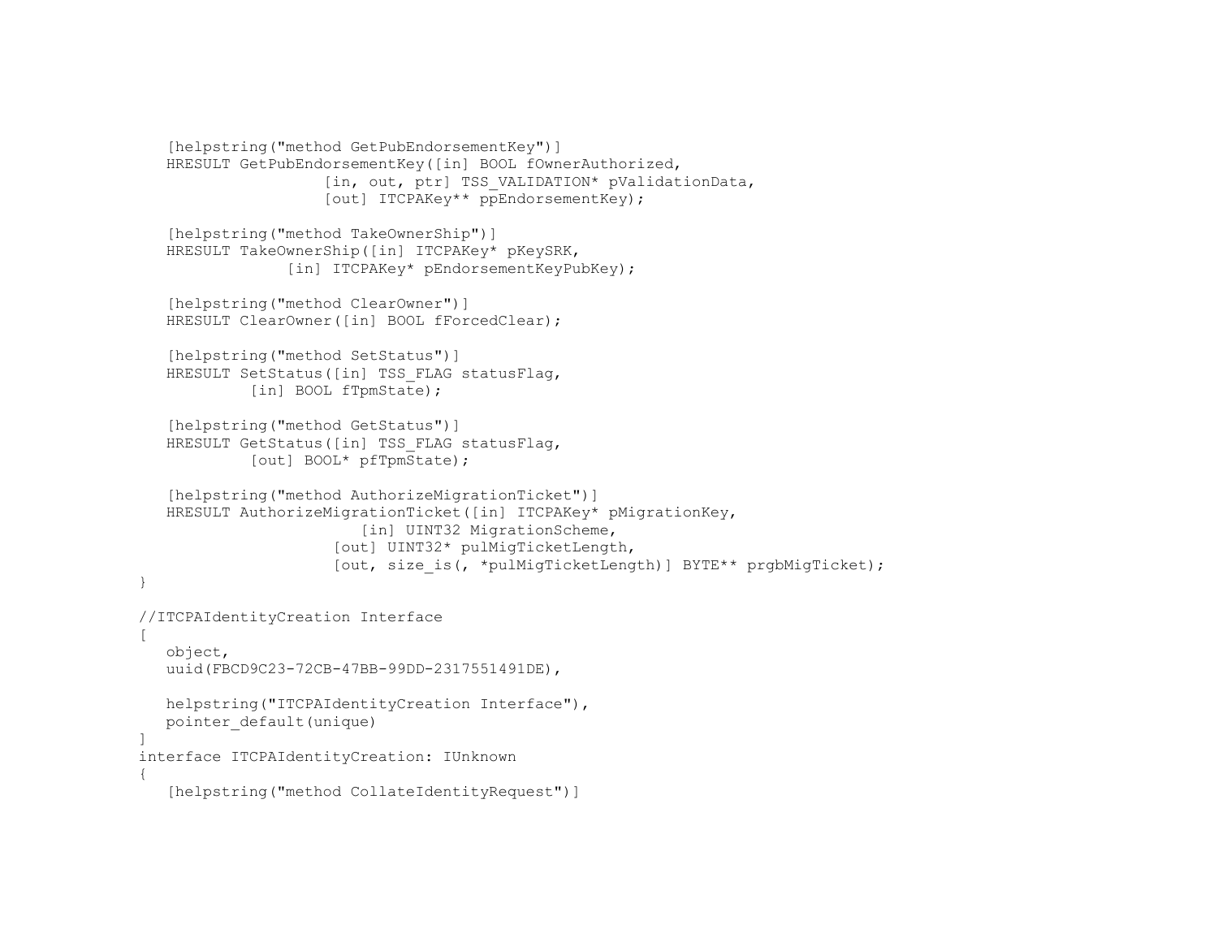```
    [helpstring("method GetPubEndorsementKey")]
    HRESULT GetPubEndorsementKey([in] BOOL fOwnerAuthorized,
                     [in, out, ptr] TSS_VALIDATION* pValidationData,
                     [out] ITCPAKey** ppEndorsementKey);

    [helpstring("method TakeOwnerShip")]
    HRESULT TakeOwnerShip([in] ITCPAKey* pKeySRK,
                [in] ITCPAKey* pEndorsementKeyPubKey);

    [helpstring("method ClearOwner")]
    HRESULT ClearOwner([in] BOOL fForcedClear);

    [helpstring("method SetStatus")]
    HRESULT SetStatus([in] TSS_FLAG statusFlag,
            [in] BOOL fTpmState);

    [helpstring("method GetStatus")]
    HRESULT GetStatus([in] TSS_FLAG statusFlag,
            [out] BOOL* pfTpmState);

    [helpstring("method AuthorizeMigrationTicket")]
    HRESULT AuthorizeMigrationTicket([in] ITCPAKey* pMigrationKey,
                         [in] UINT32 MigrationScheme,
                     [out] UINT32* pulMigTicketLength,
                     [out, size_is(, *pulMigTicketLength)] BYTE** prgbMigTicket);
}

//ITCPAIdentityCreation Interface
[
    object,
    uuid(FBCD9C23-72CB-47BB-99DD-2317551491DE),

    helpstring("ITCPAIdentityCreation Interface"),
    pointer_default(unique)
]
interface ITCPAIdentityCreation: IUnknown
{
    [helpstring("method CollateIdentityRequest")]
```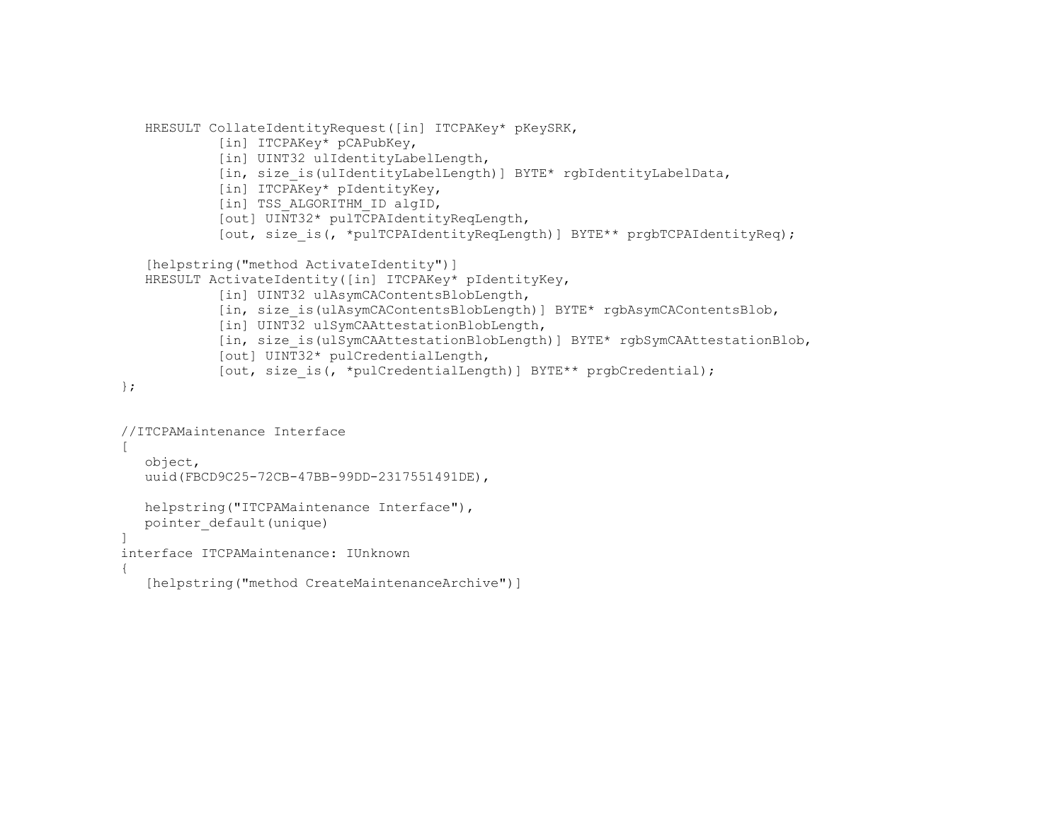```
   HRESULT CollateIdentityRequest([in] ITCPAKey* pKeySRK,
            [in] ITCPAKey* pCAPubKey,
            [in] UINT32 ulIdentityLabelLength,
            [in, size_is(ulIdentityLabelLength)] BYTE* rgbIdentityLabelData,
            [in] ITCPAKey* pIdentityKey,
            [in] TSS_ALGORITHM_ID algID,
            [out] UINT32* pulTCPAIdentityReqLength,
            [out, size_is(, *pulTCPAIdentityReqLength)] BYTE** prgbTCPAIdentityReq);

   [helpstring("method ActivateIdentity")]
   HRESULT ActivateIdentity([in] ITCPAKey* pIdentityKey,
            [in] UINT32 ulAsymCAContentsBlobLength,
            [in, size_is(ulAsymCAContentsBlobLength)] BYTE* rgbAsymCAContentsBlob,
            [in] UINT32 ulSymCAAttestationBlobLength,
            [in, size_is(ulSymCAAttestationBlobLength)] BYTE* rgbSymCAAttestationBlob,
            [out] UINT32* pulCredentialLength,
            [out, size_is(, *pulCredentialLength)] BYTE** prgbCredential);
};


//ITCPAMaintenance Interface
[
   object,
   uuid(FBCD9C25-72CB-47BB-99DD-2317551491DE),

   helpstring("ITCPAMaintenance Interface"),
   pointer_default(unique)
]
interface ITCPAMaintenance: IUnknown
{
   [helpstring("method CreateMaintenanceArchive")]
```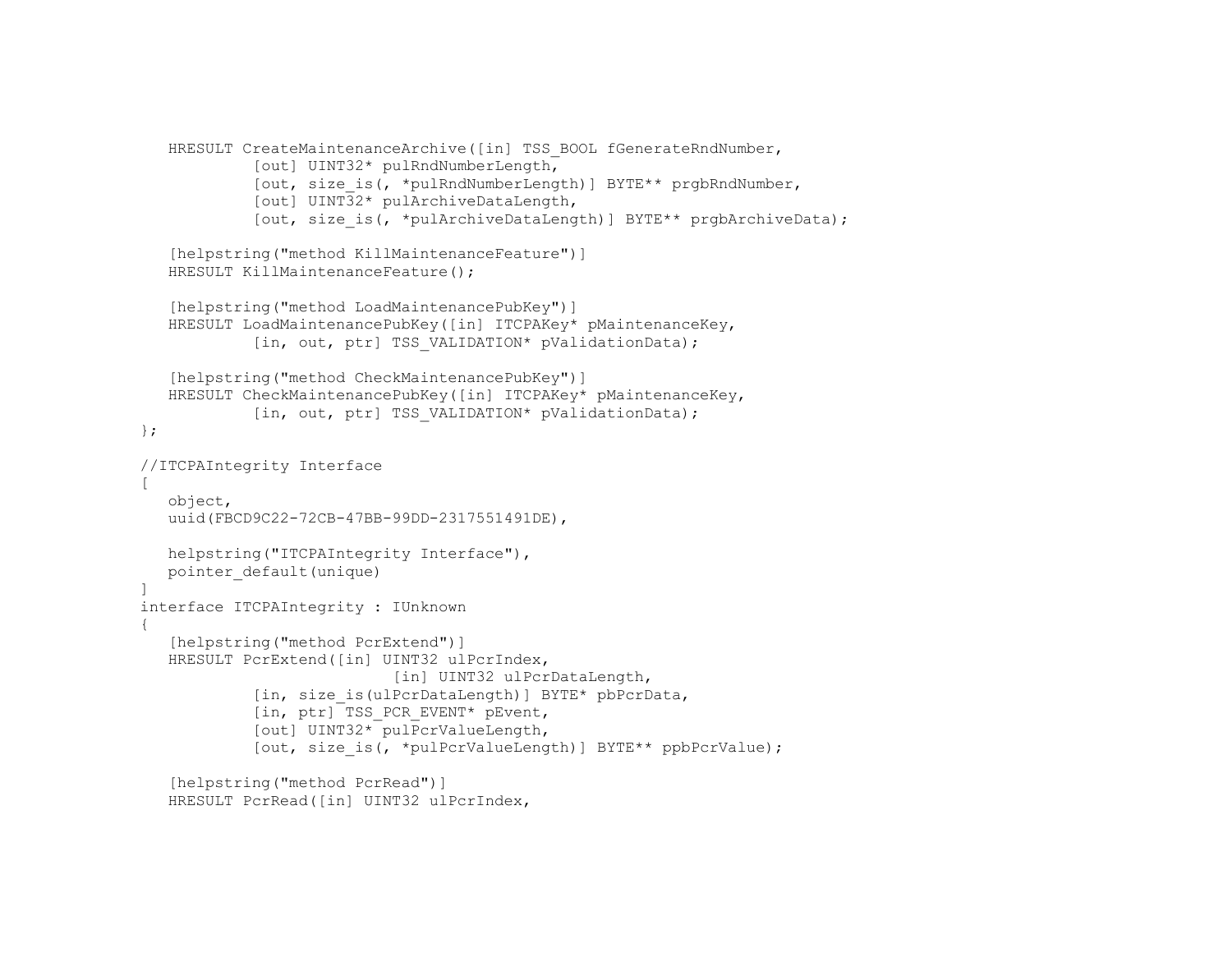```
   HRESULT CreateMaintenanceArchive([in] TSS_BOOL fGenerateRndNumber,
            [out] UINT32* pulRndNumberLength,
            [out, size_is(, *pulRndNumberLength)] BYTE** prgbRndNumber,
            [out] UINT32* pulArchiveDataLength,
            [out, size_is(, *pulArchiveDataLength)] BYTE** prgbArchiveData);

   [helpstring("method KillMaintenanceFeature")]
   HRESULT KillMaintenanceFeature();

   [helpstring("method LoadMaintenancePubKey")]
   HRESULT LoadMaintenancePubKey([in] ITCPAKey* pMaintenanceKey,
            [in, out, ptr] TSS_VALIDATION* pValidationData);

   [helpstring("method CheckMaintenancePubKey")]
   HRESULT CheckMaintenancePubKey([in] ITCPAKey* pMaintenanceKey,
            [in, out, ptr] TSS_VALIDATION* pValidationData);
};

//ITCPAIntegrity Interface
[
   object,
   uuid(FBCD9C22-72CB-47BB-99DD-2317551491DE),

   helpstring("ITCPAIntegrity Interface"),
   pointer_default(unique)
]
interface ITCPAIntegrity : IUnknown
{
   [helpstring("method PcrExtend")]
   HRESULT PcrExtend([in] UINT32 ulPcrIndex,
                        [in] UINT32 ulPcrDataLength,
            [in, size_is(ulPcrDataLength)] BYTE* pbPcrData,
            [in, ptr] TSS_PCR_EVENT* pEvent,
            [out] UINT32* pulPcrValueLength,
            [out, size_is(, *pulPcrValueLength)] BYTE** ppbPcrValue);

   [helpstring("method PcrRead")]
   HRESULT PcrRead([in] UINT32 ulPcrIndex,
```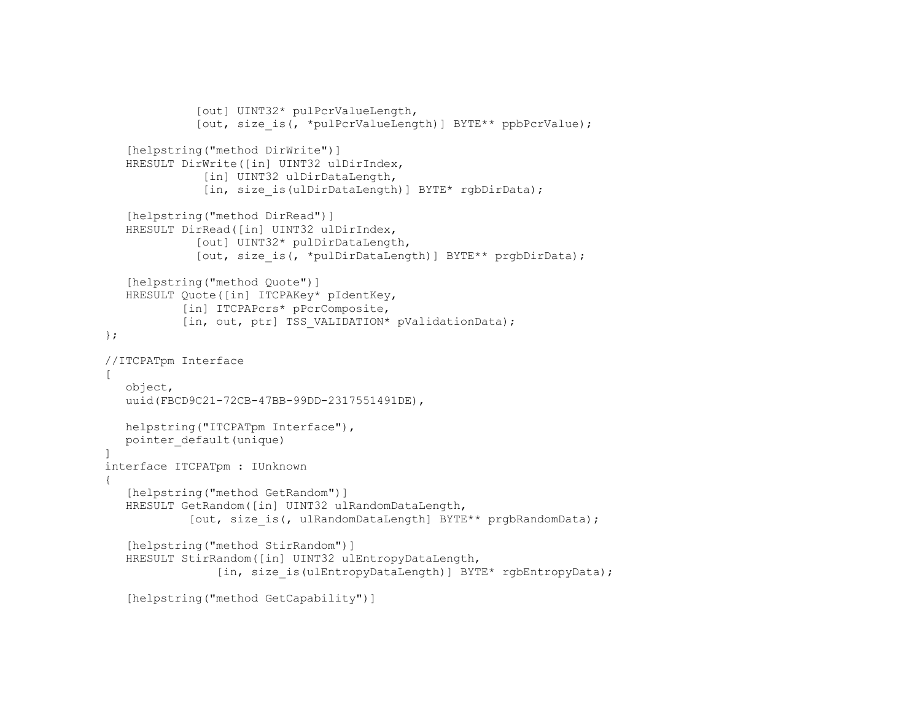```
             [out] UINT32* pulPcrValueLength,
             [out, size_is(, *pulPcrValueLength)] BYTE** ppbPcrValue);

   [helpstring("method DirWrite")]
   HRESULT DirWrite([in] UINT32 ulDirIndex,
              [in] UINT32 ulDirDataLength,
              [in, size_is(ulDirDataLength)] BYTE* rgbDirData);

   [helpstring("method DirRead")]
   HRESULT DirRead([in] UINT32 ulDirIndex,
             [out] UINT32* pulDirDataLength,
             [out, size_is(, *pulDirDataLength)] BYTE** prgbDirData);

   [helpstring("method Quote")]
   HRESULT Quote([in] ITCPAKey* pIdentKey,
           [in] ITCPAPcrs* pPcrComposite,
           [in, out, ptr] TSS_VALIDATION* pValidationData);
};

//ITCPATpm Interface
[
   object,
   uuid(FBCD9C21-72CB-47BB-99DD-2317551491DE),

   helpstring("ITCPATpm Interface"),
   pointer_default(unique)
]
interface ITCPATpm : IUnknown
{
   [helpstring("method GetRandom")]
   HRESULT GetRandom([in] UINT32 ulRandomDataLength,
            [out, size_is(, ulRandomDataLength] BYTE** prgbRandomData);

   [helpstring("method StirRandom")]
   HRESULT StirRandom([in] UINT32 ulEntropyDataLength,
                [in, size_is(ulEntropyDataLength)] BYTE* rgbEntropyData);

   [helpstring("method GetCapability")]
```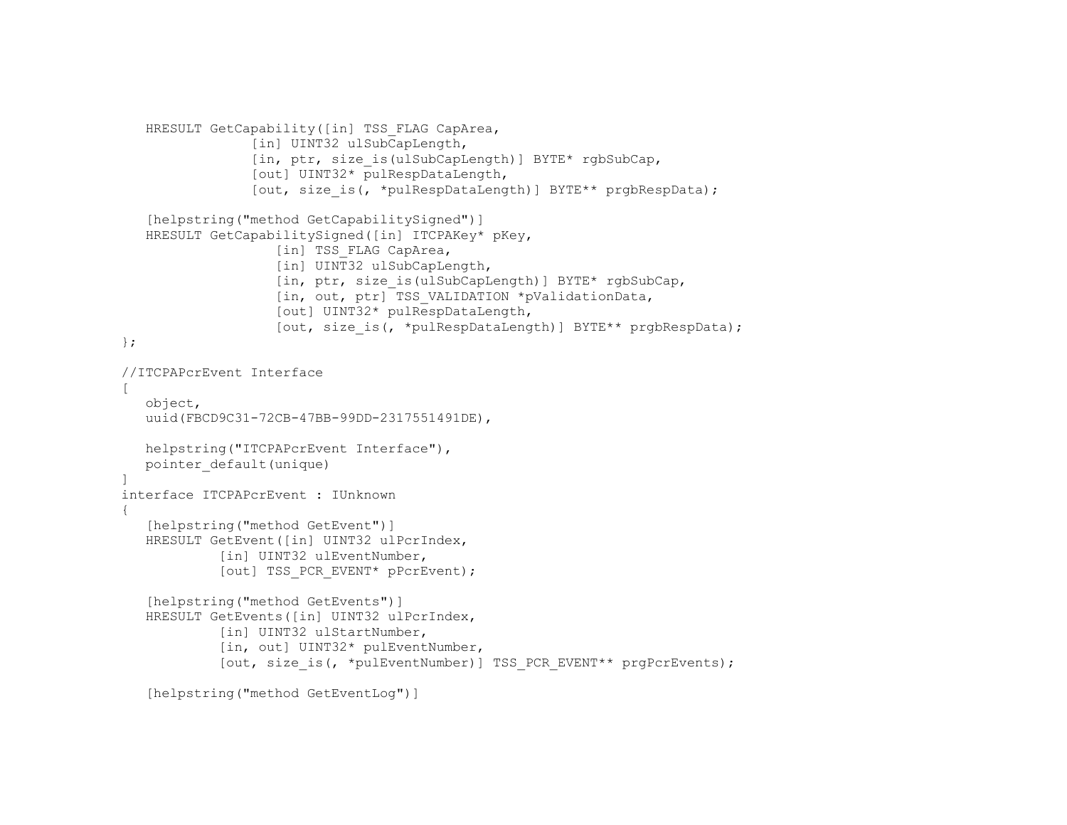```
   HRESULT GetCapability([in] TSS_FLAG CapArea,
                [in] UINT32 ulSubCapLength,
                [in, ptr, size_is(ulSubCapLength)] BYTE* rgbSubCap,
                [out] UINT32* pulRespDataLength,
                [out, size_is(, *pulRespDataLength)] BYTE** prgbRespData);

   [helpstring("method GetCapabilitySigned")]
   HRESULT GetCapabilitySigned([in] ITCPAKey* pKey,
                   [in] TSS_FLAG CapArea,
                   [in] UINT32 ulSubCapLength,
                   [in, ptr, size_is(ulSubCapLength)] BYTE* rgbSubCap,
                   [in, out, ptr] TSS_VALIDATION *pValidationData,
                   [out] UINT32* pulRespDataLength,
                   [out, size_is(, *pulRespDataLength)] BYTE** prgbRespData);
};

//ITCPAPcrEvent Interface
[
   object,
   uuid(FBCD9C31-72CB-47BB-99DD-2317551491DE),

   helpstring("ITCPAPcrEvent Interface"),
   pointer_default(unique)
]
interface ITCPAPcrEvent : IUnknown
{
   [helpstring("method GetEvent")]
   HRESULT GetEvent([in] UINT32 ulPcrIndex,
            [in] UINT32 ulEventNumber,
            [out] TSS_PCR_EVENT* pPcrEvent);

   [helpstring("method GetEvents")]
   HRESULT GetEvents([in] UINT32 ulPcrIndex,
            [in] UINT32 ulStartNumber,
            [in, out] UINT32* pulEventNumber,
            [out, size_is(, *pulEventNumber)] TSS_PCR_EVENT** prgPcrEvents);

   [helpstring("method GetEventLog")]
```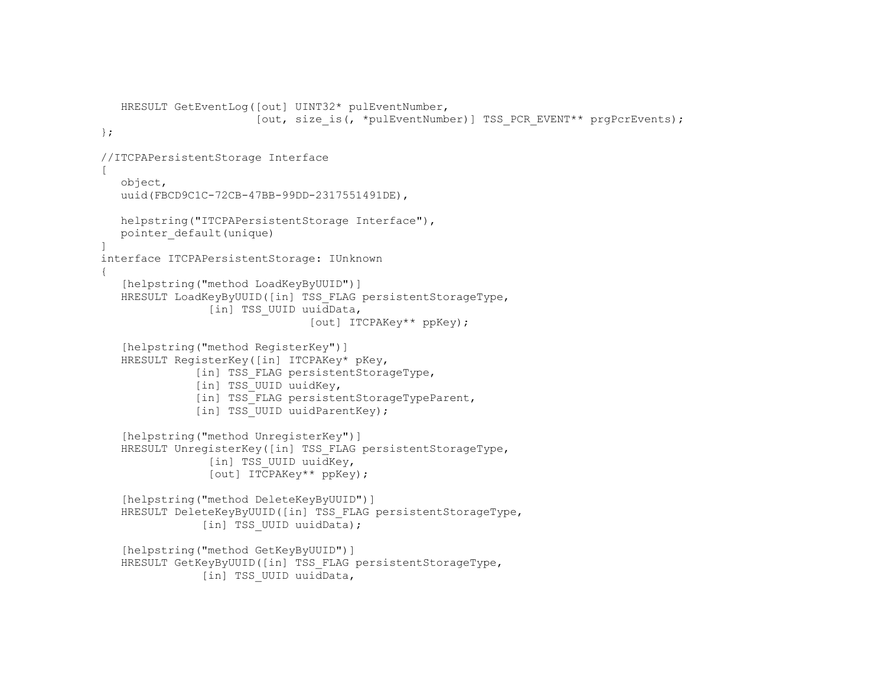```
   HRESULT GetEventLog([out] UINT32* pulEventNumber,
                       [out, size_is(, *pulEventNumber)] TSS_PCR_EVENT** prgPcrEvents);
};

//ITCPAPersistentStorage Interface
[
   object,
   uuid(FBCD9C1C-72CB-47BB-99DD-2317551491DE),

   helpstring("ITCPAPersistentStorage Interface"),
   pointer_default(unique)
]
interface ITCPAPersistentStorage: IUnknown
{
   [helpstring("method LoadKeyByUUID")]
   HRESULT LoadKeyByUUID([in] TSS_FLAG persistentStorageType,
                [in] TSS_UUID uuidData,
                               [out] ITCPAKey** ppKey);

   [helpstring("method RegisterKey")]
   HRESULT RegisterKey([in] ITCPAKey* pKey,
              [in] TSS_FLAG persistentStorageType,
              [in] TSS_UUID uuidKey,
              [in] TSS_FLAG persistentStorageTypeParent,
              [in] TSS_UUID uuidParentKey);

   [helpstring("method UnregisterKey")]
   HRESULT UnregisterKey([in] TSS_FLAG persistentStorageType,
                [in] TSS_UUID uuidKey,
                [out] ITCPAKey** ppKey);

   [helpstring("method DeleteKeyByUUID")]
   HRESULT DeleteKeyByUUID([in] TSS_FLAG persistentStorageType,
               [in] TSS_UUID uuidData);

   [helpstring("method GetKeyByUUID")]
   HRESULT GetKeyByUUID([in] TSS_FLAG persistentStorageType,
               [in] TSS_UUID uuidData,
```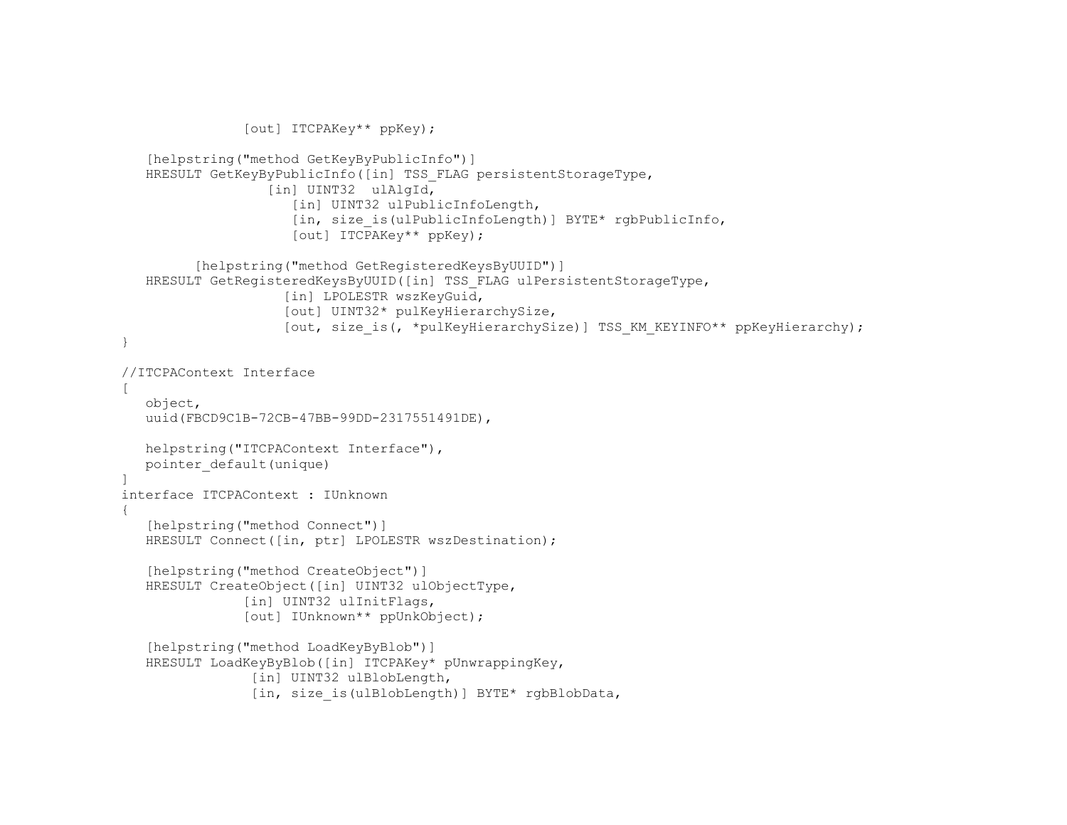```
                [out] ITCPAKey** ppKey);

    [helpstring("method GetKeyByPublicInfo")]
    HRESULT GetKeyByPublicInfo([in] TSS_FLAG persistentStorageType,
                    [in] UINT32  ulAlgId,
                       [in] UINT32 ulPublicInfoLength,
                       [in, size_is(ulPublicInfoLength)] BYTE* rgbPublicInfo,
                       [out] ITCPAKey** ppKey);

          [helpstring("method GetRegisteredKeysByUUID")]
    HRESULT GetRegisteredKeysByUUID([in] TSS_FLAG ulPersistentStorageType,
                      [in] LPOLESTR wszKeyGuid,
                      [out] UINT32* pulKeyHierarchySize,
                      [out, size_is(, *pulKeyHierarchySize)] TSS_KM_KEYINFO** ppKeyHierarchy);
}

//ITCPAContext Interface
[
    object,
    uuid(FBCD9C1B-72CB-47BB-99DD-2317551491DE),

    helpstring("ITCPAContext Interface"),
    pointer_default(unique)
]
interface ITCPAContext : IUnknown
{
    [helpstring("method Connect")]
    HRESULT Connect([in, ptr] LPOLESTR wszDestination);

    [helpstring("method CreateObject")]
    HRESULT CreateObject([in] UINT32 ulObjectType,
                [in] UINT32 ulInitFlags,
                [out] IUnknown** ppUnkObject);

    [helpstring("method LoadKeyByBlob")]
    HRESULT LoadKeyByBlob([in] ITCPAKey* pUnwrappingKey,
                 [in] UINT32 ulBlobLength,
                 [in, size_is(ulBlobLength)] BYTE* rgbBlobData,
```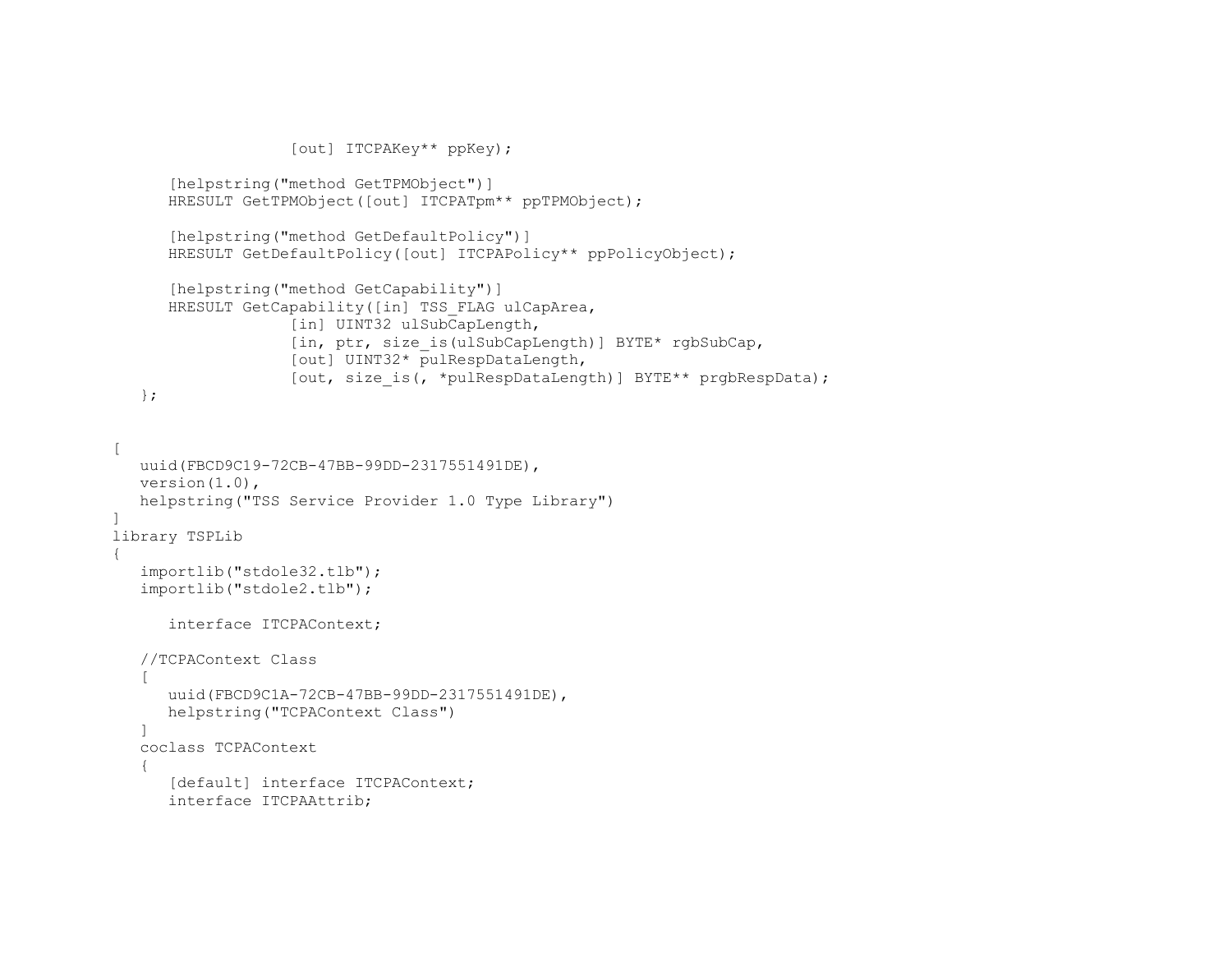```
                  [out] ITCPAKey** ppKey);

      [helpstring("method GetTPMObject")]
      HRESULT GetTPMObject([out] ITCPATpm** ppTPMObject);

      [helpstring("method GetDefaultPolicy")]
      HRESULT GetDefaultPolicy([out] ITCPAPolicy** ppPolicyObject);

      [helpstring("method GetCapability")]
      HRESULT GetCapability([in] TSS_FLAG ulCapArea,
                  [in] UINT32 ulSubCapLength,
                  [in, ptr, size_is(ulSubCapLength)] BYTE* rgbSubCap,
                  [out] UINT32* pulRespDataLength,
                  [out, size_is(, *pulRespDataLength)] BYTE** prgbRespData);
   };


[
   uuid(FBCD9C19-72CB-47BB-99DD-2317551491DE),
   version(1.0),
   helpstring("TSS Service Provider 1.0 Type Library")
]
library TSPLib
{
   importlib("stdole32.tlb");
   importlib("stdole2.tlb");

      interface ITCPAContext;

   //TCPAContext Class
   [
      uuid(FBCD9C1A-72CB-47BB-99DD-2317551491DE),
      helpstring("TCPAContext Class")
   ]
   coclass TCPAContext
   {
      [default] interface ITCPAContext;
      interface ITCPAAttrib;
```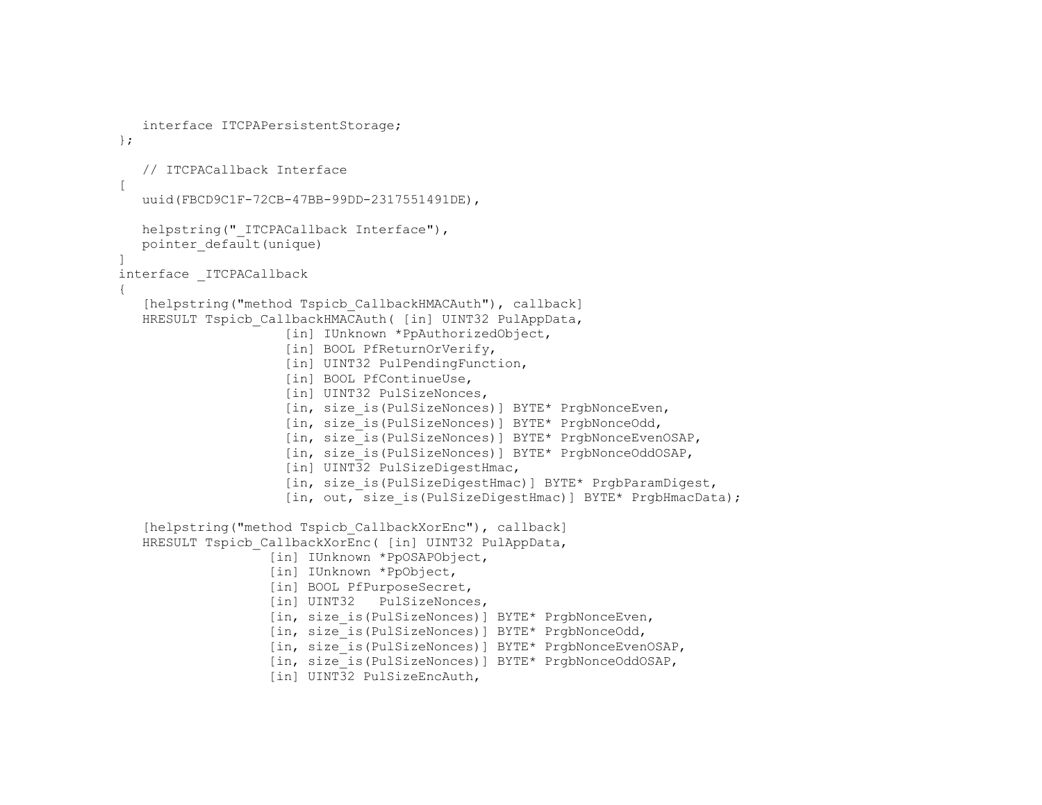```
   interface ITCPAPersistentStorage;
};

   // ITCPACallback Interface
[
   uuid(FBCD9C1F-72CB-47BB-99DD-2317551491DE),

   helpstring("_ITCPACallback Interface"),
   pointer_default(unique)
]
interface _ITCPACallback
{
   [helpstring("method Tspicb_CallbackHMACAuth"), callback]
   HRESULT Tspicb_CallbackHMACAuth( [in] UINT32 PulAppData,
                     [in] IUnknown *PpAuthorizedObject,
                     [in] BOOL PfReturnOrVerify,
                     [in] UINT32 PulPendingFunction,
                     [in] BOOL PfContinueUse,
                     [in] UINT32 PulSizeNonces,
                     [in, size_is(PulSizeNonces)] BYTE* PrgbNonceEven,
                     [in, size_is(PulSizeNonces)] BYTE* PrgbNonceOdd,
                     [in, size_is(PulSizeNonces)] BYTE* PrgbNonceEvenOSAP,
                     [in, size_is(PulSizeNonces)] BYTE* PrgbNonceOddOSAP,
                     [in] UINT32 PulSizeDigestHmac,
                     [in, size_is(PulSizeDigestHmac)] BYTE* PrgbParamDigest,
                     [in, out, size_is(PulSizeDigestHmac)] BYTE* PrgbHmacData);

   [helpstring("method Tspicb_CallbackXorEnc"), callback]
   HRESULT Tspicb_CallbackXorEnc( [in] UINT32 PulAppData,
                   [in] IUnknown *PpOSAPObject,
                   [in] IUnknown *PpObject,
                   [in] BOOL PfPurposeSecret,
                   [in] UINT32   PulSizeNonces,
                   [in, size_is(PulSizeNonces)] BYTE* PrgbNonceEven,
                   [in, size_is(PulSizeNonces)] BYTE* PrgbNonceOdd,
                   [in, size_is(PulSizeNonces)] BYTE* PrgbNonceEvenOSAP,
                   [in, size_is(PulSizeNonces)] BYTE* PrgbNonceOddOSAP,
                   [in] UINT32 PulSizeEncAuth,
```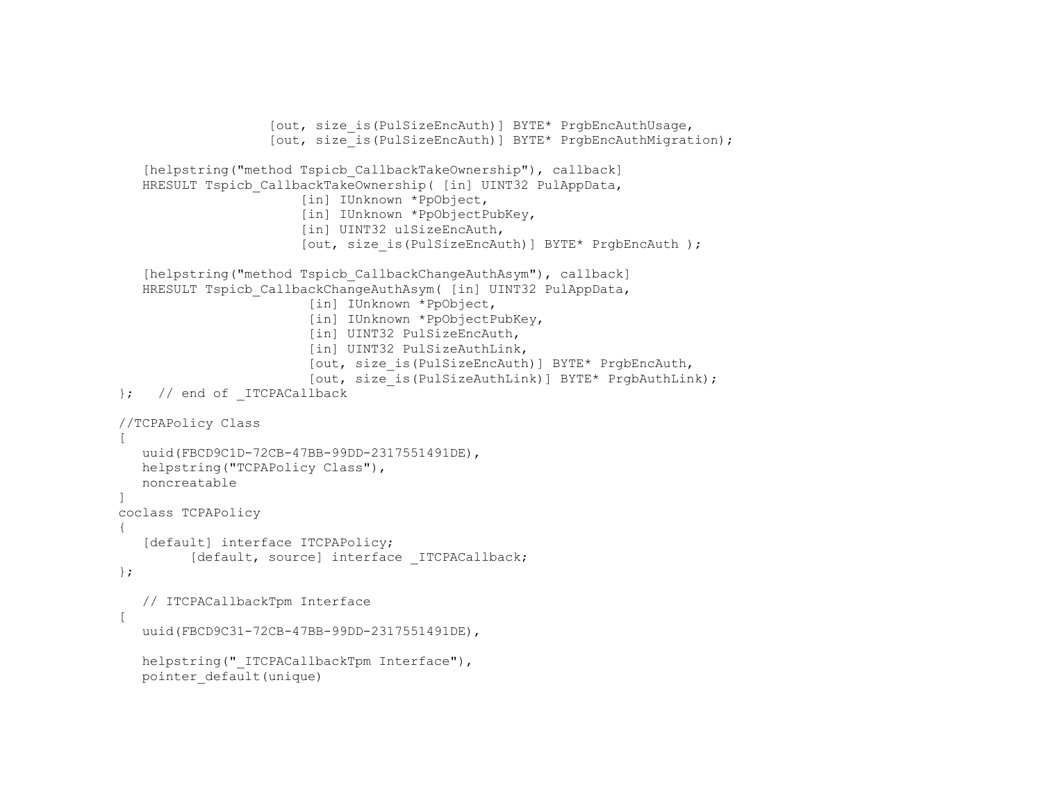```
                  [out, size_is(PulSizeEncAuth)] BYTE* PrgbEncAuthUsage,
                  [out, size_is(PulSizeEncAuth)] BYTE* PrgbEncAuthMigration);

   [helpstring("method Tspicb_CallbackTakeOwnership"), callback]
   HRESULT Tspicb_CallbackTakeOwnership( [in] UINT32 PulAppData,
                      [in] IUnknown *PpObject,
                      [in] IUnknown *PpObjectPubKey,
                      [in] UINT32 ulSizeEncAuth,
                      [out, size_is(PulSizeEncAuth)] BYTE* PrgbEncAuth );

   [helpstring("method Tspicb_CallbackChangeAuthAsym"), callback]
   HRESULT Tspicb_CallbackChangeAuthAsym( [in] UINT32 PulAppData,
                       [in] IUnknown *PpObject,
                       [in] IUnknown *PpObjectPubKey,
                       [in] UINT32 PulSizeEncAuth,
                       [in] UINT32 PulSizeAuthLink,
                       [out, size_is(PulSizeEncAuth)] BYTE* PrgbEncAuth,
                       [out, size_is(PulSizeAuthLink)] BYTE* PrgbAuthLink);
};   // end of _ITCPACallback

//TCPAPolicy Class
[
   uuid(FBCD9C1D-72CB-47BB-99DD-2317551491DE),
   helpstring("TCPAPolicy Class"),
   noncreatable
]
coclass TCPAPolicy
{
   [default] interface ITCPAPolicy;
         [default, source] interface _ITCPACallback;
};

   // ITCPACallbackTpm Interface
[
   uuid(FBCD9C31-72CB-47BB-99DD-2317551491DE),

   helpstring("_ITCPACallbackTpm Interface"),
   pointer_default(unique)
```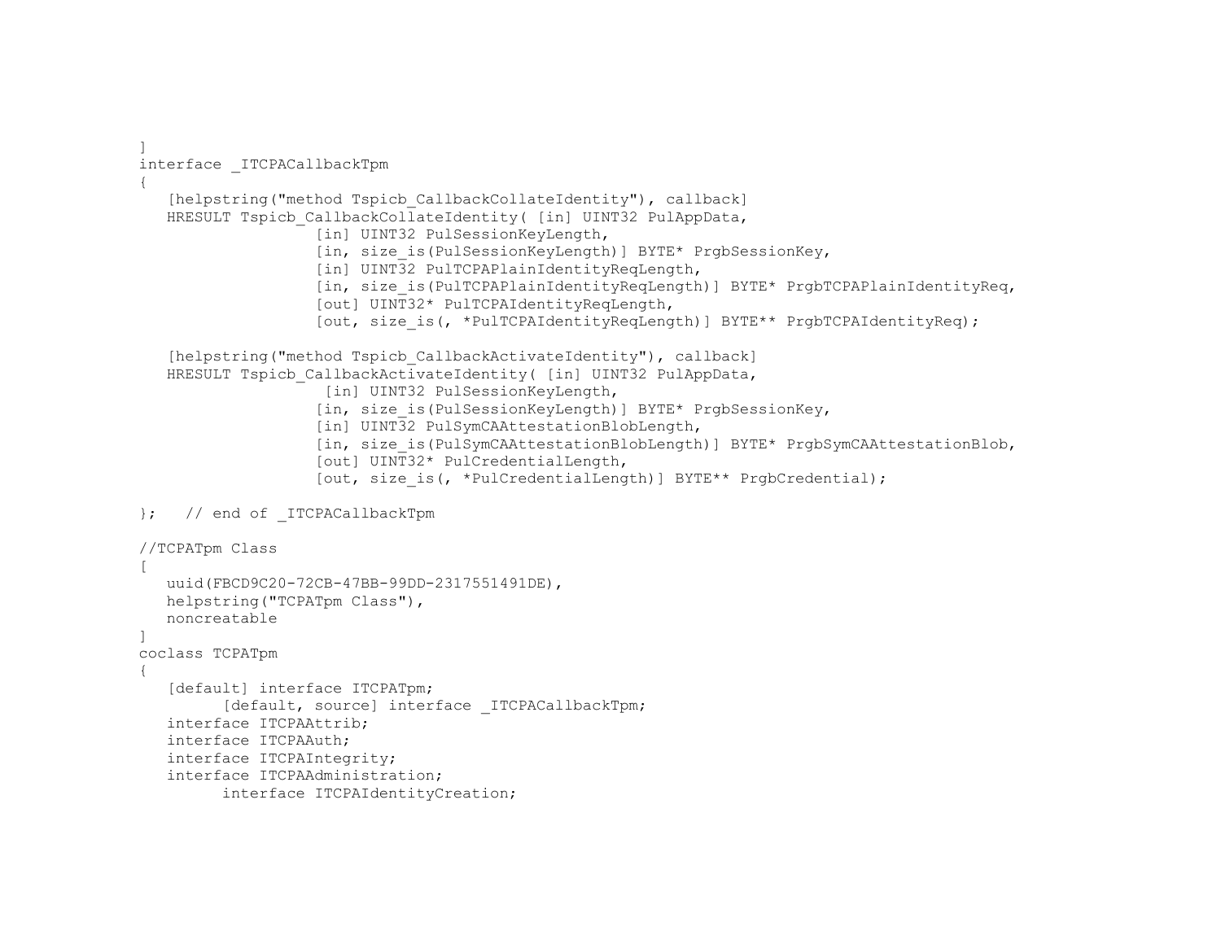```
]
interface _ITCPACallbackTpm
{
   [helpstring("method Tspicb_CallbackCollateIdentity"), callback]
   HRESULT Tspicb_CallbackCollateIdentity( [in] UINT32 PulAppData,
                  [in] UINT32 PulSessionKeyLength,
                  [in, size_is(PulSessionKeyLength)] BYTE* PrgbSessionKey,
                  [in] UINT32 PulTCPAPlainIdentityReqLength,
                  [in, size_is(PulTCPAPlainIdentityReqLength)] BYTE* PrgbTCPAPlainIdentityReq,
                  [out] UINT32* PulTCPAIdentityReqLength,
                  [out, size_is(, *PulTCPAIdentityReqLength)] BYTE** PrgbTCPAIdentityReq);

   [helpstring("method Tspicb_CallbackActivateIdentity"), callback]
   HRESULT Tspicb_CallbackActivateIdentity( [in] UINT32 PulAppData,
                   [in] UINT32 PulSessionKeyLength,
                  [in, size_is(PulSessionKeyLength)] BYTE* PrgbSessionKey,
                  [in] UINT32 PulSymCAAttestationBlobLength,
                  [in, size_is(PulSymCAAttestationBlobLength)] BYTE* PrgbSymCAAttestationBlob,
                  [out] UINT32* PulCredentialLength,
                  [out, size_is(, *PulCredentialLength)] BYTE** PrgbCredential);

};   // end of _ITCPACallbackTpm

//TCPATpm Class
[
   uuid(FBCD9C20-72CB-47BB-99DD-2317551491DE),
   helpstring("TCPATpm Class"),
   noncreatable
]
coclass TCPATpm
{
   [default] interface ITCPATpm;
         [default, source] interface _ITCPACallbackTpm;
   interface ITCPAAttrib;
   interface ITCPAAuth;
   interface ITCPAIntegrity;
   interface ITCPAAdministration;
         interface ITCPAIdentityCreation;
```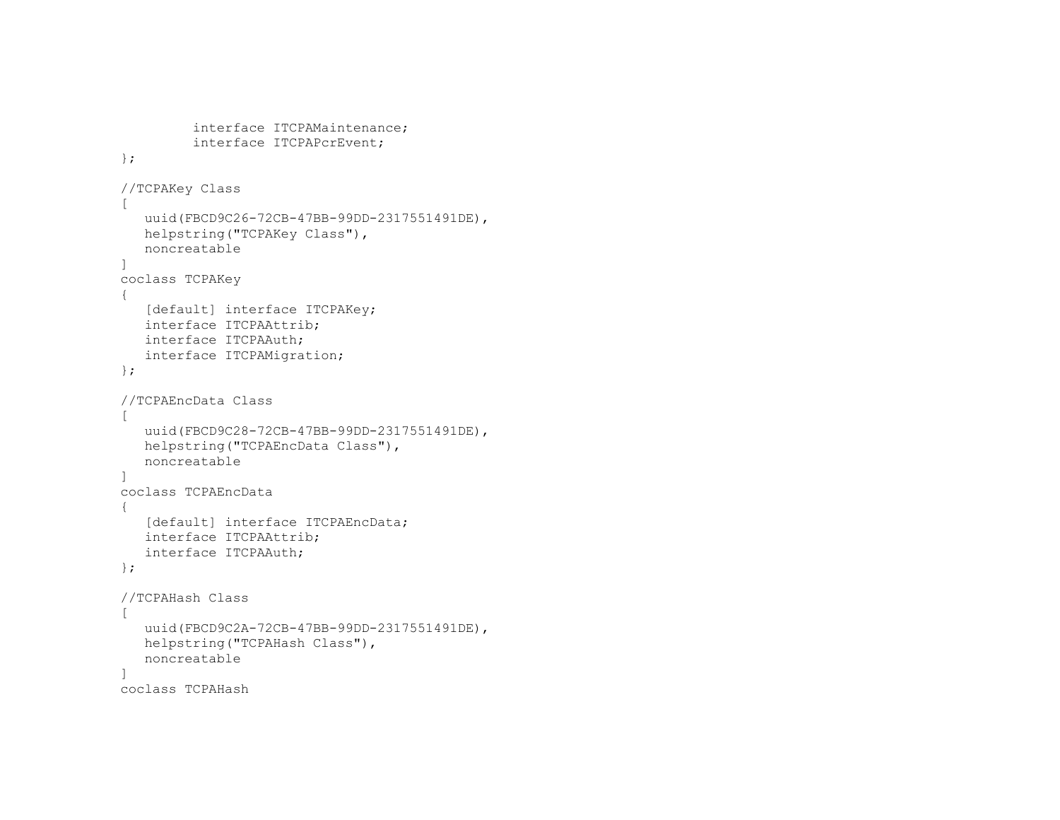```
        interface ITCPAMaintenance;
        interface ITCPAPcrEvent;
};

//TCPAKey Class
[
   uuid(FBCD9C26-72CB-47BB-99DD-2317551491DE),
   helpstring("TCPAKey Class"),
   noncreatable
]
coclass TCPAKey
{
   [default] interface ITCPAKey;
   interface ITCPAAttrib;
   interface ITCPAAuth;
   interface ITCPAMigration;
};

//TCPAEncData Class
[
   uuid(FBCD9C28-72CB-47BB-99DD-2317551491DE),
   helpstring("TCPAEncData Class"),
   noncreatable
]
coclass TCPAEncData
{
   [default] interface ITCPAEncData;
   interface ITCPAAttrib;
   interface ITCPAAuth;
};

//TCPAHash Class
[
   uuid(FBCD9C2A-72CB-47BB-99DD-2317551491DE),
   helpstring("TCPAHash Class"),
   noncreatable
]
coclass TCPAHash
```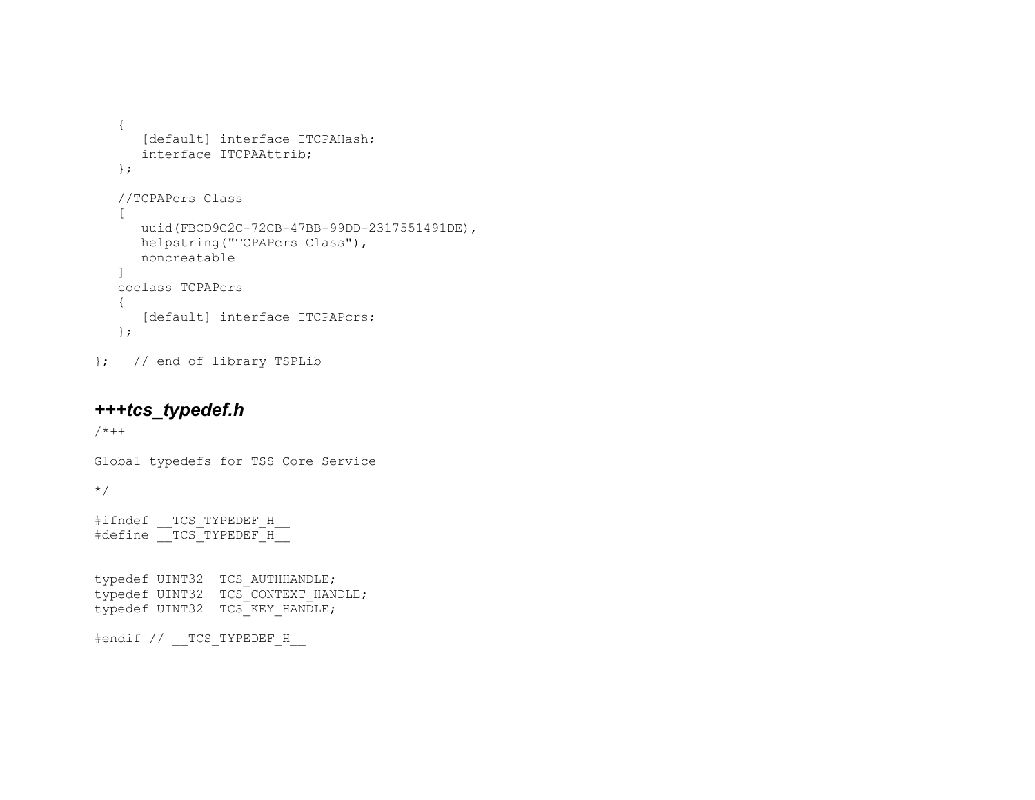```
   {
      [default] interface ITCPAHash;
      interface ITCPAAttrib;
   };

   //TCPAPcrs Class
   [
      uuid(FBCD9C2C-72CB-47BB-99DD-2317551491DE),
      helpstring("TCPAPcrs Class"),
      noncreatable
   ]
   coclass TCPAPcrs
   {
      [default] interface ITCPAPcrs;
   };

};   // end of library TSPLib
```

### *+++tcs_typedef.h*

```
/*++

Global typedefs for TSS Core Service

*/

#ifndef __TCS_TYPEDEF_H__
#define __TCS_TYPEDEF_H__


typedef UINT32  TCS_AUTHHANDLE;
typedef UINT32  TCS_CONTEXT_HANDLE;
typedef UINT32  TCS_KEY_HANDLE;

#endif // __TCS_TYPEDEF_H__
```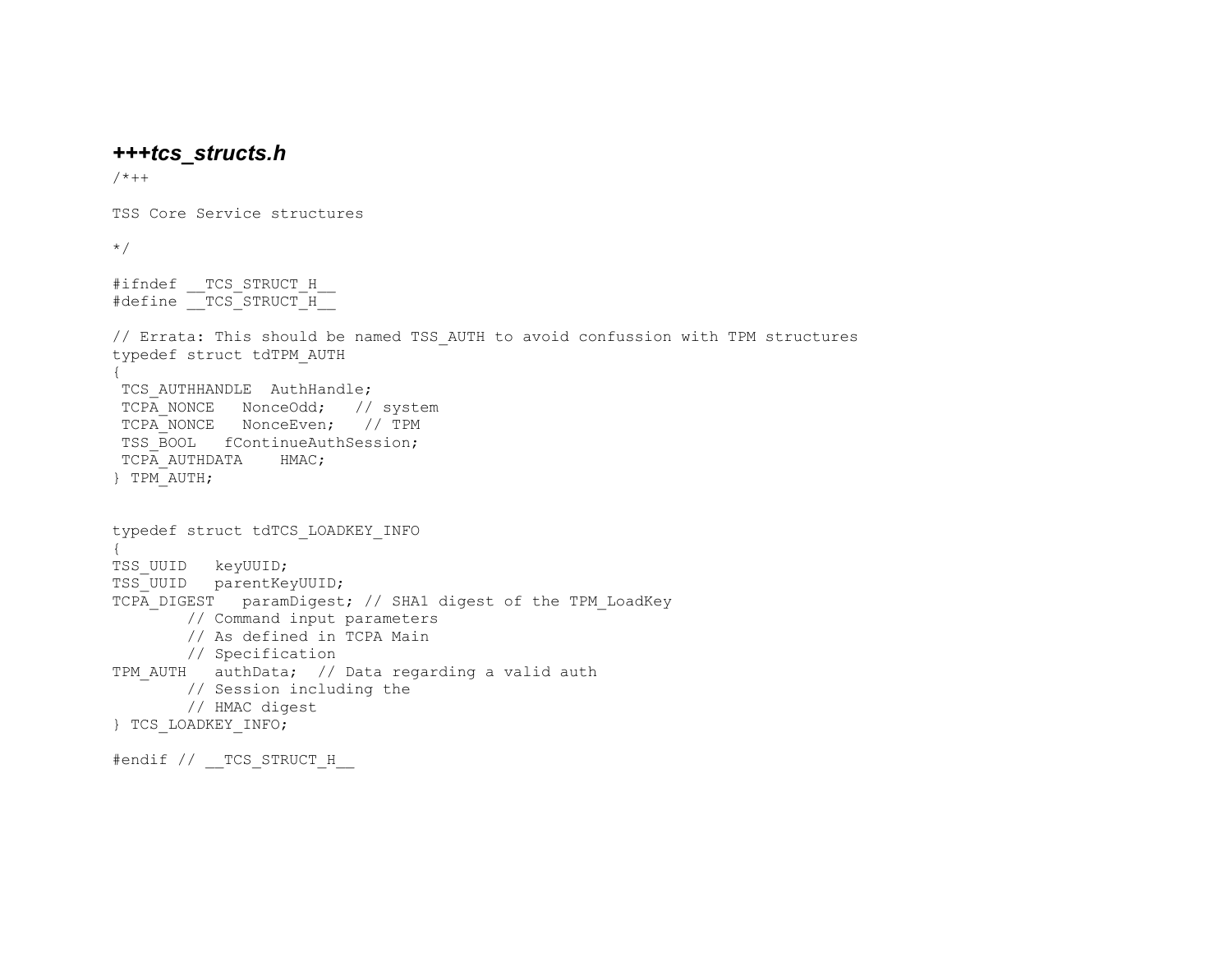### *+++tcs_structs.h*

```
/*++

TSS Core Service structures

*/

#ifndef __TCS_STRUCT_H__
#define __TCS_STRUCT_H__

// Errata: This should be named TSS_AUTH to avoid confussion with TPM structures
typedef struct tdTPM_AUTH
{
 TCS_AUTHHANDLE  AuthHandle;
 TCPA_NONCE   NonceOdd;   // system
 TCPA_NONCE   NonceEven;   // TPM
 TSS_BOOL   fContinueAuthSession;
 TCPA_AUTHDATA    HMAC;
} TPM_AUTH;


typedef struct tdTCS_LOADKEY_INFO
{
TSS_UUID   keyUUID;
TSS_UUID   parentKeyUUID;
TCPA_DIGEST   paramDigest; // SHA1 digest of the TPM_LoadKey
        // Command input parameters
        // As defined in TCPA Main
        // Specification
TPM_AUTH   authData;  // Data regarding a valid auth
        // Session including the
        // HMAC digest
} TCS_LOADKEY_INFO;

#endif // __TCS_STRUCT_H__
```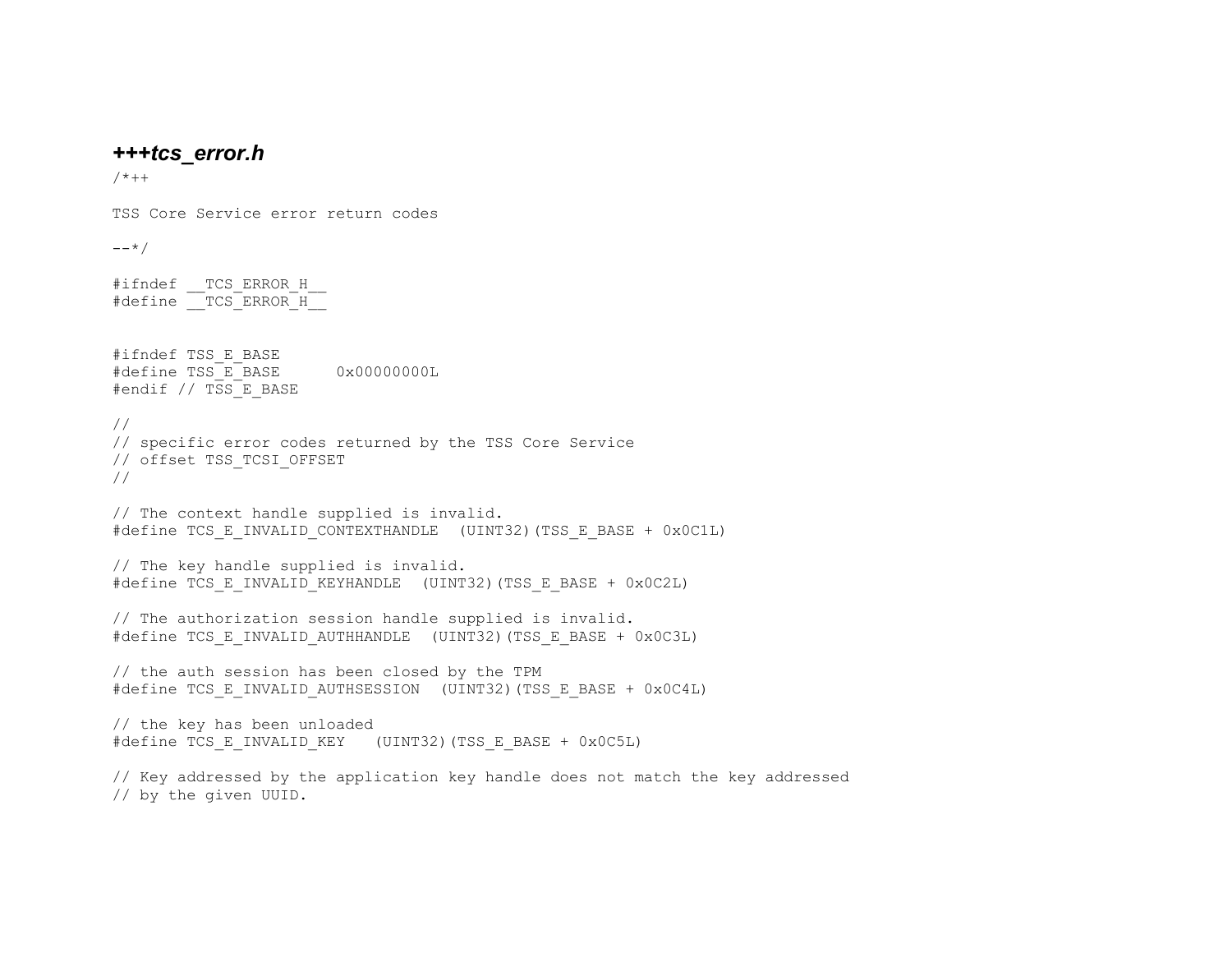### *+++tcs_error.h*

```
/*++

TSS Core Service error return codes

--*/

#ifndef __TCS_ERROR_H__
#define __TCS_ERROR_H__


#ifndef TSS_E_BASE
#define TSS_E_BASE      0x00000000L
#endif // TSS_E_BASE

//
// specific error codes returned by the TSS Core Service
// offset TSS_TCSI_OFFSET
//

// The context handle supplied is invalid.
#define TCS_E_INVALID_CONTEXTHANDLE  (UINT32)(TSS_E_BASE + 0x0C1L)

// The key handle supplied is invalid.
#define TCS_E_INVALID_KEYHANDLE  (UINT32)(TSS_E_BASE + 0x0C2L)

// The authorization session handle supplied is invalid.
#define TCS_E_INVALID_AUTHHANDLE  (UINT32)(TSS_E_BASE + 0x0C3L)

// the auth session has been closed by the TPM
#define TCS_E_INVALID_AUTHSESSION  (UINT32)(TSS_E_BASE + 0x0C4L)

// the key has been unloaded
#define TCS_E_INVALID_KEY   (UINT32)(TSS_E_BASE + 0x0C5L)

// Key addressed by the application key handle does not match the key addressed
// by the given UUID.
```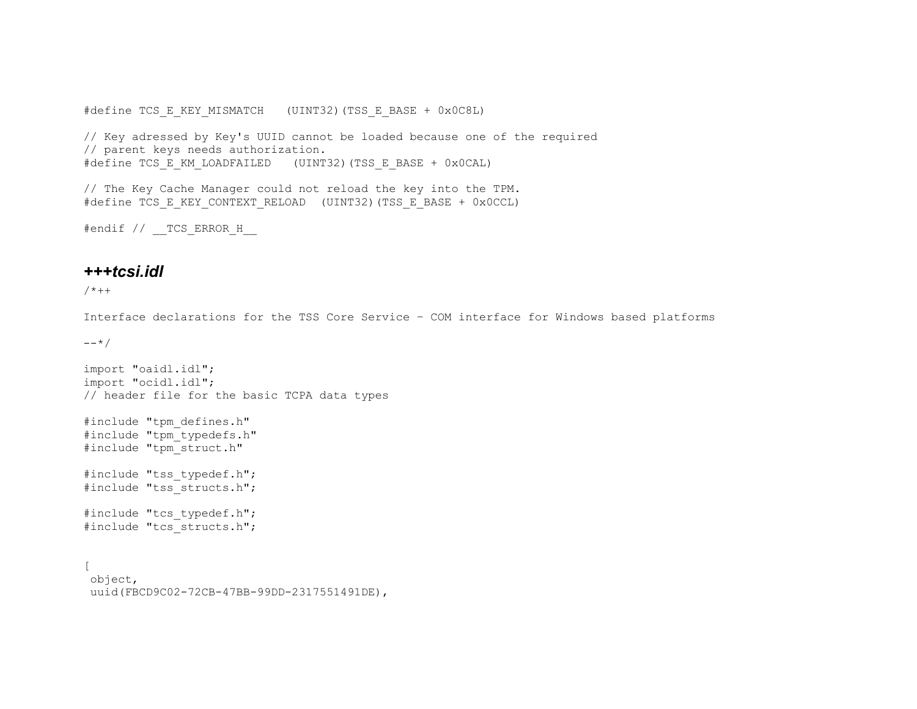```
#define TCS_E_KEY_MISMATCH   (UINT32)(TSS_E_BASE + 0x0C8L)

// Key adressed by Key's UUID cannot be loaded because one of the required
// parent keys needs authorization.
#define TCS_E_KM_LOADFAILED   (UINT32)(TSS_E_BASE + 0x0CAL)

// The Key Cache Manager could not reload the key into the TPM.
#define TCS_E_KEY_CONTEXT_RELOAD  (UINT32)(TSS_E_BASE + 0x0CCL)

#endif // __TCS_ERROR_H__
```

### *+++tcsi.idl*

```
/*++

Interface declarations for the TSS Core Service - COM interface for Windows based platforms

--*/

import "oaidl.idl";
import "ocidl.idl";
// header file for the basic TCPA data types

#include "tpm_defines.h"
#include "tpm_typedefs.h"
#include "tpm_struct.h"

#include "tss_typedef.h";
#include "tss_structs.h";

#include "tcs_typedef.h";
#include "tcs_structs.h";


[
 object,
 uuid(FBCD9C02-72CB-47BB-99DD-2317551491DE),
```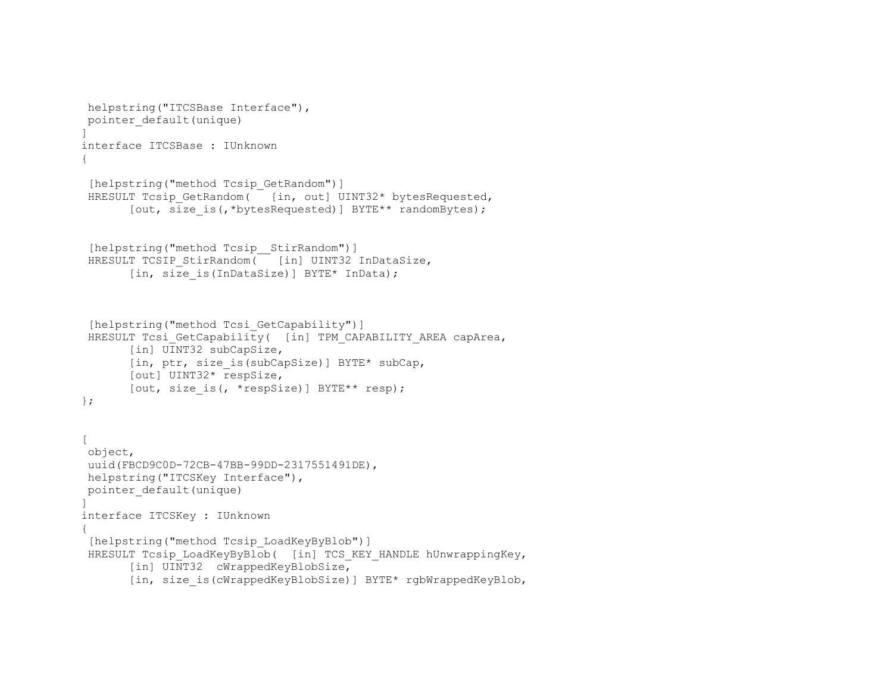```
 helpstring("ITCSBase Interface"),
 pointer_default(unique)
]
interface ITCSBase : IUnknown
{

 [helpstring("method Tcsip_GetRandom")]
 HRESULT Tcsip_GetRandom(   [in, out] UINT32* bytesRequested,
       [out, size_is(,*bytesRequested)] BYTE** randomBytes);


 [helpstring("method Tcsip__StirRandom")]
 HRESULT TCSIP_StirRandom(   [in] UINT32 InDataSize,
       [in, size_is(InDataSize)] BYTE* InData);



 [helpstring("method Tcsi_GetCapability")]
 HRESULT Tcsi_GetCapability(  [in] TPM_CAPABILITY_AREA capArea,
       [in] UINT32 subCapSize,
       [in, ptr, size_is(subCapSize)] BYTE* subCap,
       [out] UINT32* respSize,
       [out, size_is(, *respSize)] BYTE** resp);
};


[
 object,
 uuid(FBCD9C0D-72CB-47BB-99DD-2317551491DE),
 helpstring("ITCSKey Interface"),
 pointer_default(unique)
]
interface ITCSKey : IUnknown
{
 [helpstring("method Tcsip_LoadKeyByBlob")]
 HRESULT Tcsip_LoadKeyByBlob(  [in] TCS_KEY_HANDLE hUnwrappingKey,
       [in] UINT32  cWrappedKeyBlobSize,
       [in, size_is(cWrappedKeyBlobSize)] BYTE* rgbWrappedKeyBlob,
```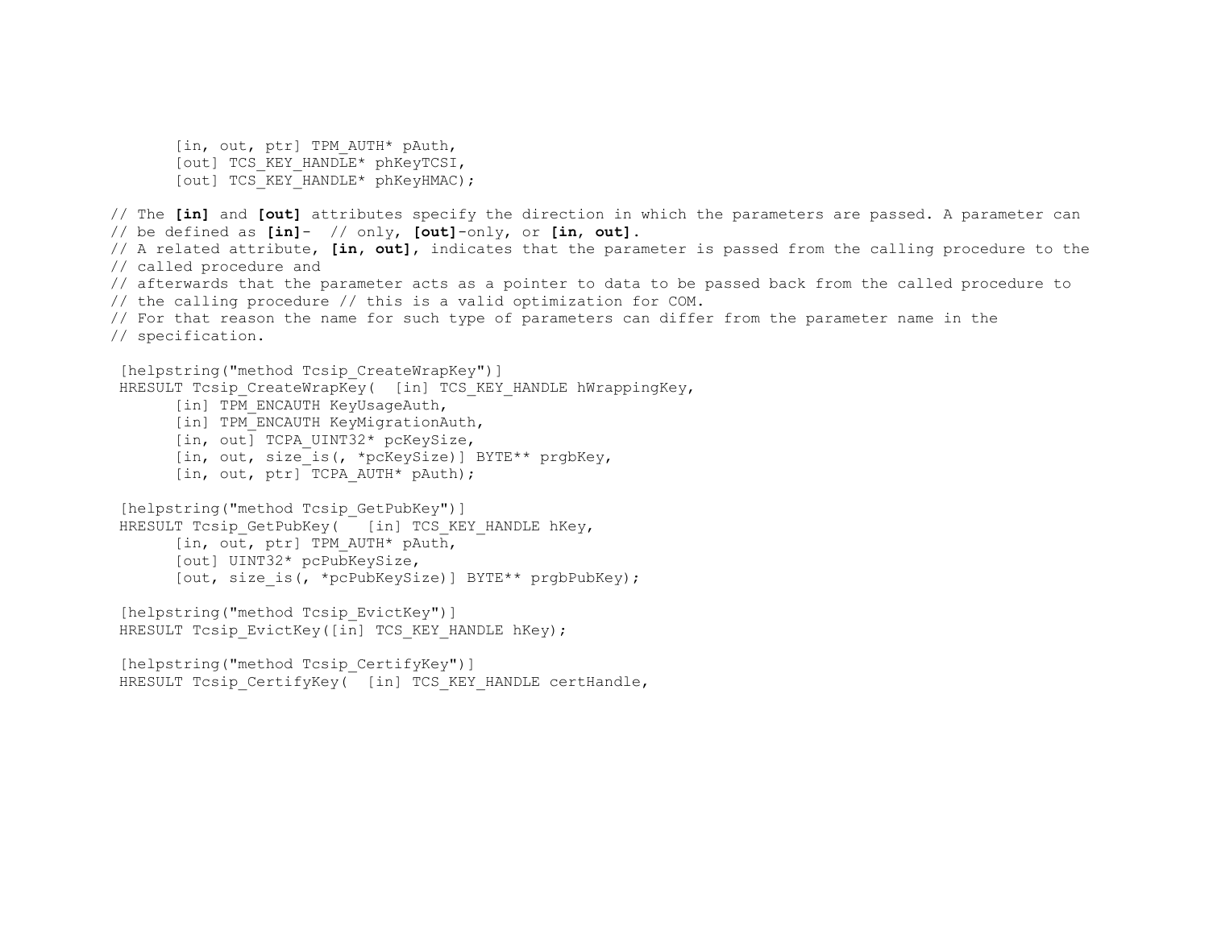```
      [in, out, ptr] TPM_AUTH* pAuth,
      [out] TCS_KEY_HANDLE* phKeyTCSI,
      [out] TCS_KEY_HANDLE* phKeyHMAC);

// The [in] and [out] attributes specify the direction in which the parameters are passed. A parameter can
// be defined as [in]-  // only, [out]-only, or [in, out].
// A related attribute, [in, out], indicates that the parameter is passed from the calling procedure to the
// called procedure and
// afterwards that the parameter acts as a pointer to data to be passed back from the called procedure to
// the calling procedure // this is a valid optimization for COM.
// For that reason the name for such type of parameters can differ from the parameter name in the
// specification.

 [helpstring("method Tcsip_CreateWrapKey")]
 HRESULT Tcsip_CreateWrapKey(  [in] TCS_KEY_HANDLE hWrappingKey,
      [in] TPM_ENCAUTH KeyUsageAuth,
      [in] TPM_ENCAUTH KeyMigrationAuth,
      [in, out] TCPA_UINT32* pcKeySize,
      [in, out, size_is(, *pcKeySize)] BYTE** prgbKey,
      [in, out, ptr] TCPA_AUTH* pAuth);

 [helpstring("method Tcsip_GetPubKey")]
 HRESULT Tcsip_GetPubKey(   [in] TCS_KEY_HANDLE hKey,
      [in, out, ptr] TPM_AUTH* pAuth,
      [out] UINT32* pcPubKeySize,
      [out, size_is(, *pcPubKeySize)] BYTE** prgbPubKey);

 [helpstring("method Tcsip_EvictKey")]
 HRESULT Tcsip_EvictKey([in] TCS_KEY_HANDLE hKey);

 [helpstring("method Tcsip_CertifyKey")]
 HRESULT Tcsip_CertifyKey(  [in] TCS_KEY_HANDLE certHandle,
```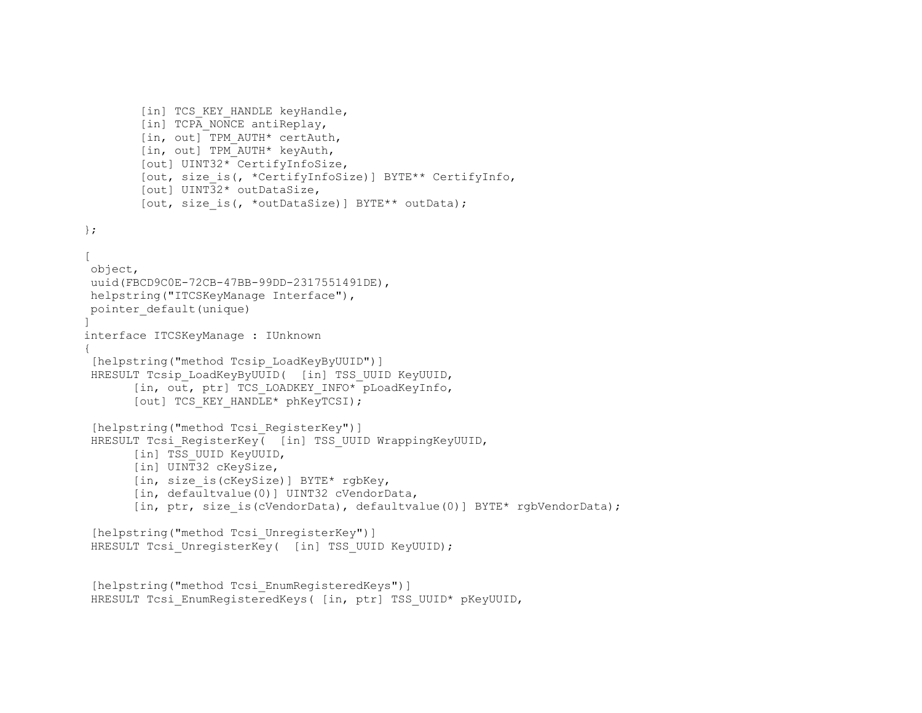```
        [in] TCS_KEY_HANDLE keyHandle,
        [in] TCPA_NONCE antiReplay,
        [in, out] TPM_AUTH* certAuth,
        [in, out] TPM_AUTH* keyAuth,
        [out] UINT32* CertifyInfoSize,
        [out, size_is(, *CertifyInfoSize)] BYTE** CertifyInfo,
        [out] UINT32* outDataSize,
        [out, size_is(, *outDataSize)] BYTE** outData);

};

[
 object,
 uuid(FBCD9C0E-72CB-47BB-99DD-2317551491DE),
 helpstring("ITCSKeyManage Interface"),
 pointer_default(unique)
]
interface ITCSKeyManage : IUnknown
{
 [helpstring("method Tcsip_LoadKeyByUUID")]
 HRESULT Tcsip_LoadKeyByUUID(  [in] TSS_UUID KeyUUID,
       [in, out, ptr] TCS_LOADKEY_INFO* pLoadKeyInfo,
       [out] TCS_KEY_HANDLE* phKeyTCSI);

 [helpstring("method Tcsi_RegisterKey")]
 HRESULT Tcsi_RegisterKey(  [in] TSS_UUID WrappingKeyUUID,
       [in] TSS_UUID KeyUUID,
       [in] UINT32 cKeySize,
       [in, size_is(cKeySize)] BYTE* rgbKey,
       [in, defaultvalue(0)] UINT32 cVendorData,
       [in, ptr, size_is(cVendorData), defaultvalue(0)] BYTE* rgbVendorData);

 [helpstring("method Tcsi_UnregisterKey")]
 HRESULT Tcsi_UnregisterKey(  [in] TSS_UUID KeyUUID);


 [helpstring("method Tcsi_EnumRegisteredKeys")]
 HRESULT Tcsi_EnumRegisteredKeys( [in, ptr] TSS_UUID* pKeyUUID,
```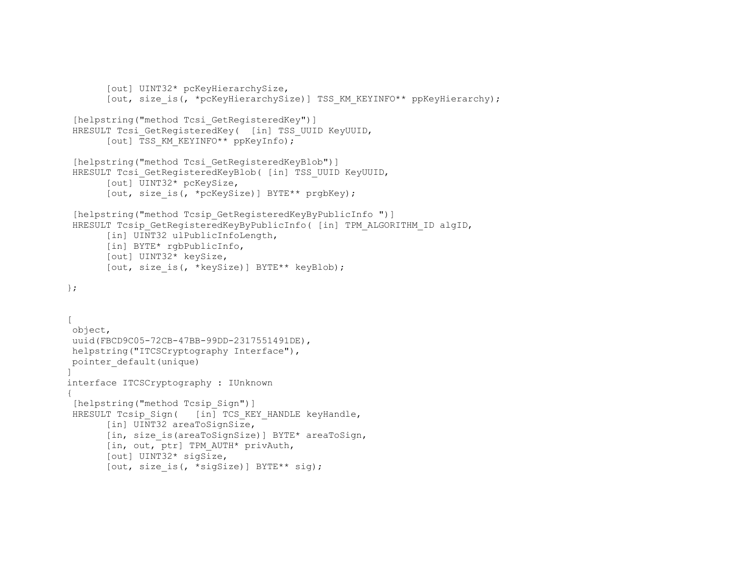```
       [out] UINT32* pcKeyHierarchySize,
       [out, size_is(, *pcKeyHierarchySize)] TSS_KM_KEYINFO** ppKeyHierarchy);

 [helpstring("method Tcsi_GetRegisteredKey")]
 HRESULT Tcsi_GetRegisteredKey(  [in] TSS_UUID KeyUUID,
       [out] TSS_KM_KEYINFO** ppKeyInfo);

 [helpstring("method Tcsi_GetRegisteredKeyBlob")]
 HRESULT Tcsi_GetRegisteredKeyBlob( [in] TSS_UUID KeyUUID,
       [out] UINT32* pcKeySize,
       [out, size_is(, *pcKeySize)] BYTE** prgbKey);

 [helpstring("method Tcsip_GetRegisteredKeyByPublicInfo ")]
 HRESULT Tcsip_GetRegisteredKeyByPublicInfo( [in] TPM_ALGORITHM_ID algID,
       [in] UINT32 ulPublicInfoLength,
       [in] BYTE* rgbPublicInfo,
       [out] UINT32* keySize,
       [out, size_is(, *keySize)] BYTE** keyBlob);

};


[
 object,
 uuid(FBCD9C05-72CB-47BB-99DD-2317551491DE),
 helpstring("ITCSCryptography Interface"),
 pointer_default(unique)
]
interface ITCSCryptography : IUnknown
{
 [helpstring("method Tcsip_Sign")]
 HRESULT Tcsip_Sign(   [in] TCS_KEY_HANDLE keyHandle,
       [in] UINT32 areaToSignSize,
       [in, size_is(areaToSignSize)] BYTE* areaToSign,
       [in, out, ptr] TPM_AUTH* privAuth,
       [out] UINT32* sigSize,
       [out, size_is(, *sigSize)] BYTE** sig);
```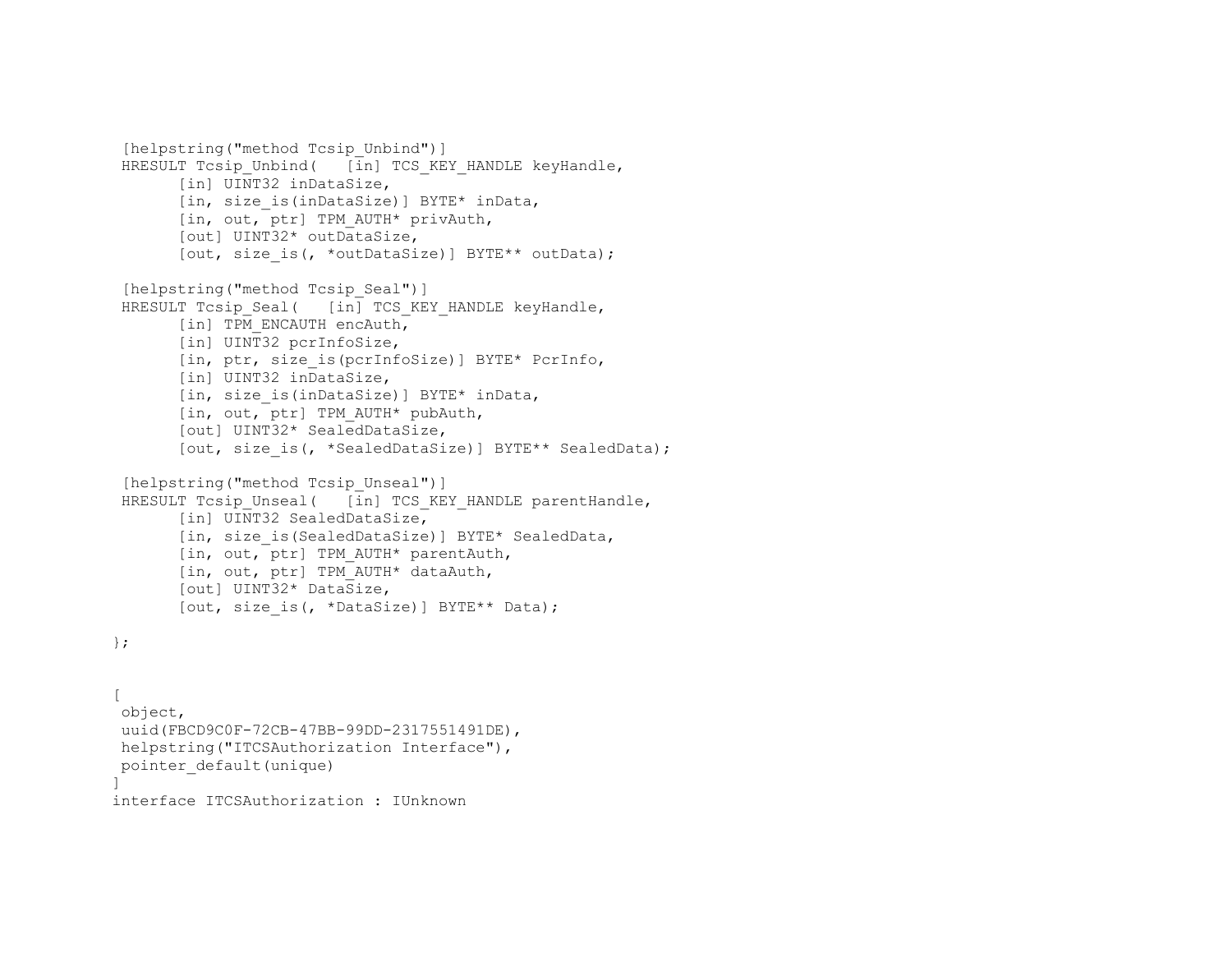```
 [helpstring("method Tcsip_Unbind")]
 HRESULT Tcsip_Unbind(   [in] TCS_KEY_HANDLE keyHandle,
       [in] UINT32 inDataSize,
       [in, size_is(inDataSize)] BYTE* inData,
       [in, out, ptr] TPM_AUTH* privAuth,
       [out] UINT32* outDataSize,
       [out, size_is(, *outDataSize)] BYTE** outData);

 [helpstring("method Tcsip_Seal")]
 HRESULT Tcsip_Seal(   [in] TCS_KEY_HANDLE keyHandle,
       [in] TPM_ENCAUTH encAuth,
       [in] UINT32 pcrInfoSize,
       [in, ptr, size_is(pcrInfoSize)] BYTE* PcrInfo,
       [in] UINT32 inDataSize,
       [in, size_is(inDataSize)] BYTE* inData,
       [in, out, ptr] TPM_AUTH* pubAuth,
       [out] UINT32* SealedDataSize,
       [out, size_is(, *SealedDataSize)] BYTE** SealedData);

 [helpstring("method Tcsip_Unseal")]
 HRESULT Tcsip_Unseal(   [in] TCS_KEY_HANDLE parentHandle,
       [in] UINT32 SealedDataSize,
       [in, size_is(SealedDataSize)] BYTE* SealedData,
       [in, out, ptr] TPM_AUTH* parentAuth,
       [in, out, ptr] TPM_AUTH* dataAuth,
       [out] UINT32* DataSize,
       [out, size_is(, *DataSize)] BYTE** Data);

};


[
 object,
 uuid(FBCD9C0F-72CB-47BB-99DD-2317551491DE),
 helpstring("ITCSAuthorization Interface"),
 pointer_default(unique)
]
interface ITCSAuthorization : IUnknown
```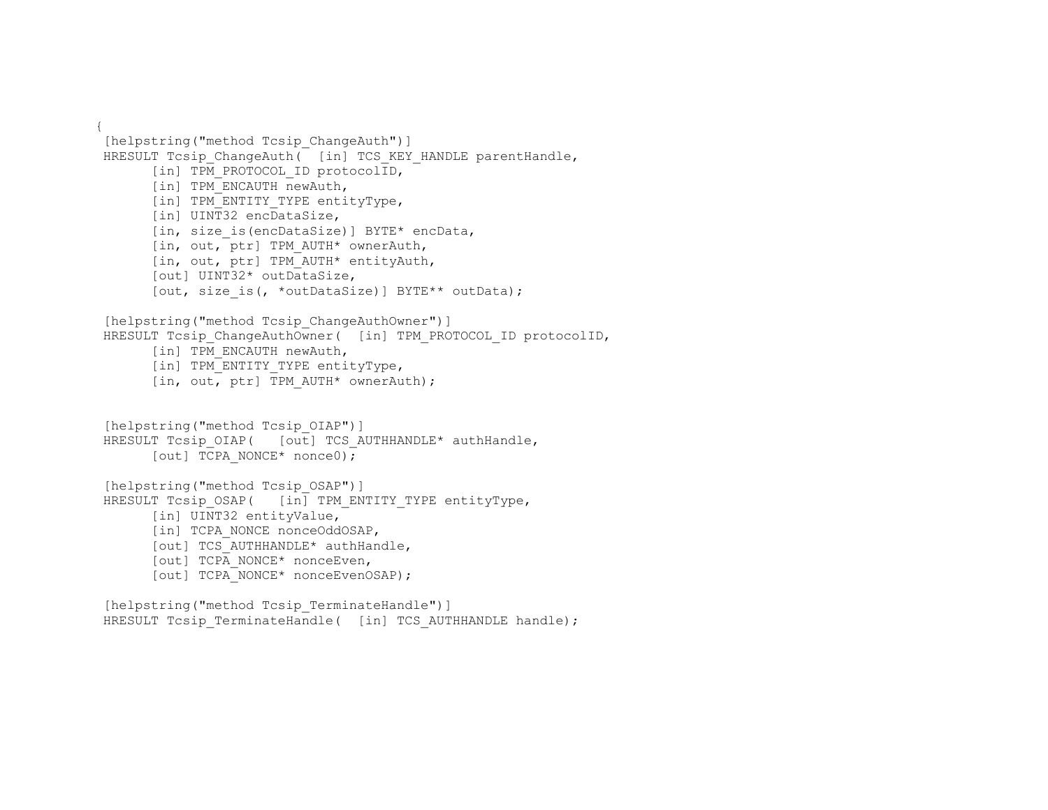```
{
 [helpstring("method Tcsip_ChangeAuth")]
 HRESULT Tcsip_ChangeAuth(  [in] TCS_KEY_HANDLE parentHandle,
       [in] TPM_PROTOCOL_ID protocolID,
       [in] TPM_ENCAUTH newAuth,
       [in] TPM_ENTITY_TYPE entityType,
       [in] UINT32 encDataSize,
       [in, size_is(encDataSize)] BYTE* encData,
       [in, out, ptr] TPM_AUTH* ownerAuth,
       [in, out, ptr] TPM_AUTH* entityAuth,
       [out] UINT32* outDataSize,
       [out, size_is(, *outDataSize)] BYTE** outData);

 [helpstring("method Tcsip_ChangeAuthOwner")]
 HRESULT Tcsip_ChangeAuthOwner(  [in] TPM_PROTOCOL_ID protocolID,
       [in] TPM_ENCAUTH newAuth,
       [in] TPM_ENTITY_TYPE entityType,
       [in, out, ptr] TPM_AUTH* ownerAuth);


 [helpstring("method Tcsip_OIAP")]
 HRESULT Tcsip_OIAP(   [out] TCS_AUTHHANDLE* authHandle,
       [out] TCPA_NONCE* nonce0);

 [helpstring("method Tcsip_OSAP")]
 HRESULT Tcsip_OSAP(   [in] TPM_ENTITY_TYPE entityType,
       [in] UINT32 entityValue,
       [in] TCPA_NONCE nonceOddOSAP,
       [out] TCS_AUTHHANDLE* authHandle,
       [out] TCPA_NONCE* nonceEven,
       [out] TCPA_NONCE* nonceEvenOSAP);

 [helpstring("method Tcsip_TerminateHandle")]
 HRESULT Tcsip_TerminateHandle(  [in] TCS_AUTHHANDLE handle);
```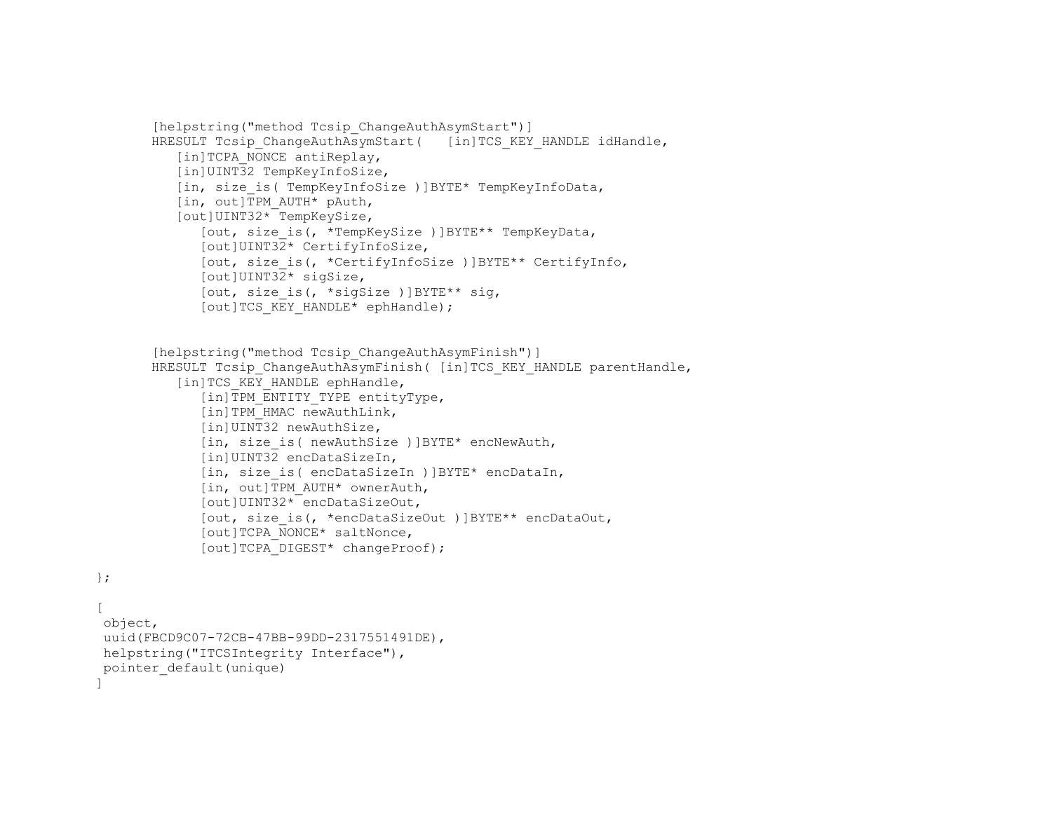```
        [helpstring("method Tcsip_ChangeAuthAsymStart")]
        HRESULT Tcsip_ChangeAuthAsymStart(   [in]TCS_KEY_HANDLE idHandle,
           [in]TCPA_NONCE antiReplay,
           [in]UINT32 TempKeyInfoSize,
           [in, size_is( TempKeyInfoSize )]BYTE* TempKeyInfoData,
           [in, out]TPM_AUTH* pAuth,
           [out]UINT32* TempKeySize,
              [out, size_is(, *TempKeySize )]BYTE** TempKeyData,
              [out]UINT32* CertifyInfoSize,
              [out, size_is(, *CertifyInfoSize )]BYTE** CertifyInfo,
              [out]UINT32* sigSize,
              [out, size_is(, *sigSize )]BYTE** sig,
              [out]TCS_KEY_HANDLE* ephHandle);


        [helpstring("method Tcsip_ChangeAuthAsymFinish")]
        HRESULT Tcsip_ChangeAuthAsymFinish( [in]TCS_KEY_HANDLE parentHandle,
           [in]TCS_KEY_HANDLE ephHandle,
              [in]TPM_ENTITY_TYPE entityType,
              [in]TPM_HMAC newAuthLink,
              [in]UINT32 newAuthSize,
              [in, size_is( newAuthSize )]BYTE* encNewAuth,
              [in]UINT32 encDataSizeIn,
              [in, size_is( encDataSizeIn )]BYTE* encDataIn,
              [in, out]TPM_AUTH* ownerAuth,
              [out]UINT32* encDataSizeOut,
              [out, size_is(, *encDataSizeOut )]BYTE** encDataOut,
              [out]TCPA_NONCE* saltNonce,
              [out]TCPA_DIGEST* changeProof);

};

[
 object,
 uuid(FBCD9C07-72CB-47BB-99DD-2317551491DE),
 helpstring("ITCSIntegrity Interface"),
 pointer_default(unique)
]
```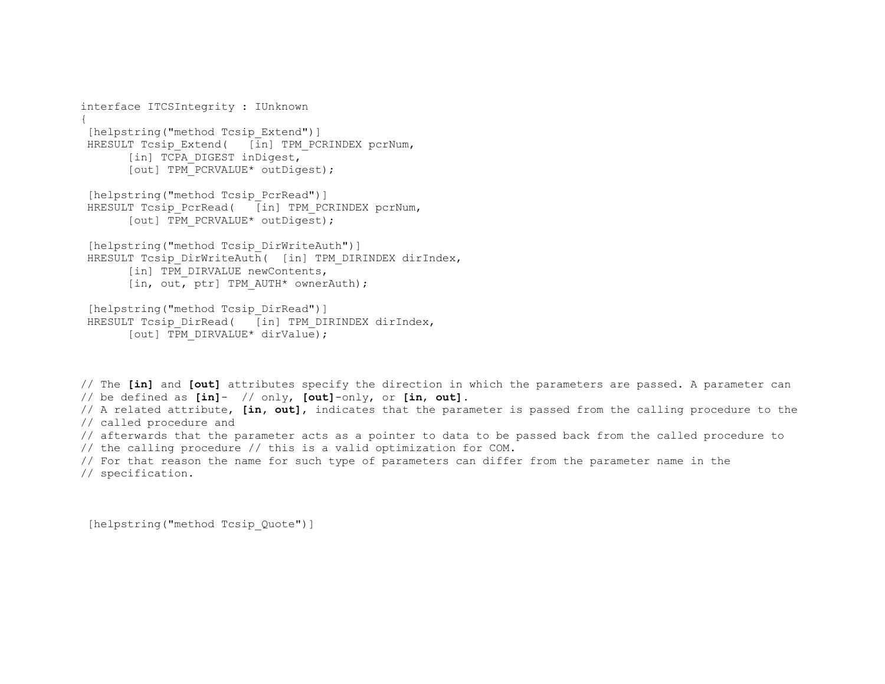```
interface ITCSIntegrity : IUnknown
{
 [helpstring("method Tcsip_Extend")]
 HRESULT Tcsip_Extend(   [in] TPM_PCRINDEX pcrNum,
       [in] TCPA_DIGEST inDigest,
       [out] TPM_PCRVALUE* outDigest);

 [helpstring("method Tcsip_PcrRead")]
 HRESULT Tcsip_PcrRead(   [in] TPM_PCRINDEX pcrNum,
       [out] TPM_PCRVALUE* outDigest);

 [helpstring("method Tcsip_DirWriteAuth")]
 HRESULT Tcsip_DirWriteAuth(  [in] TPM_DIRINDEX dirIndex,
       [in] TPM_DIRVALUE newContents,
       [in, out, ptr] TPM_AUTH* ownerAuth);

 [helpstring("method Tcsip_DirRead")]
 HRESULT Tcsip_DirRead(   [in] TPM_DIRINDEX dirIndex,
       [out] TPM_DIRVALUE* dirValue);
```

```
// The [in] and [out] attributes specify the direction in which the parameters are passed. A parameter can
// be defined as [in]-  // only, [out]-only, or [in, out].
// A related attribute, [in, out], indicates that the parameter is passed from the calling procedure to the
// called procedure and
// afterwards that the parameter acts as a pointer to data to be passed back from the called procedure to
// the calling procedure // this is a valid optimization for COM.
// For that reason the name for such type of parameters can differ from the parameter name in the
// specification.
```

```
 [helpstring("method Tcsip_Quote")]
```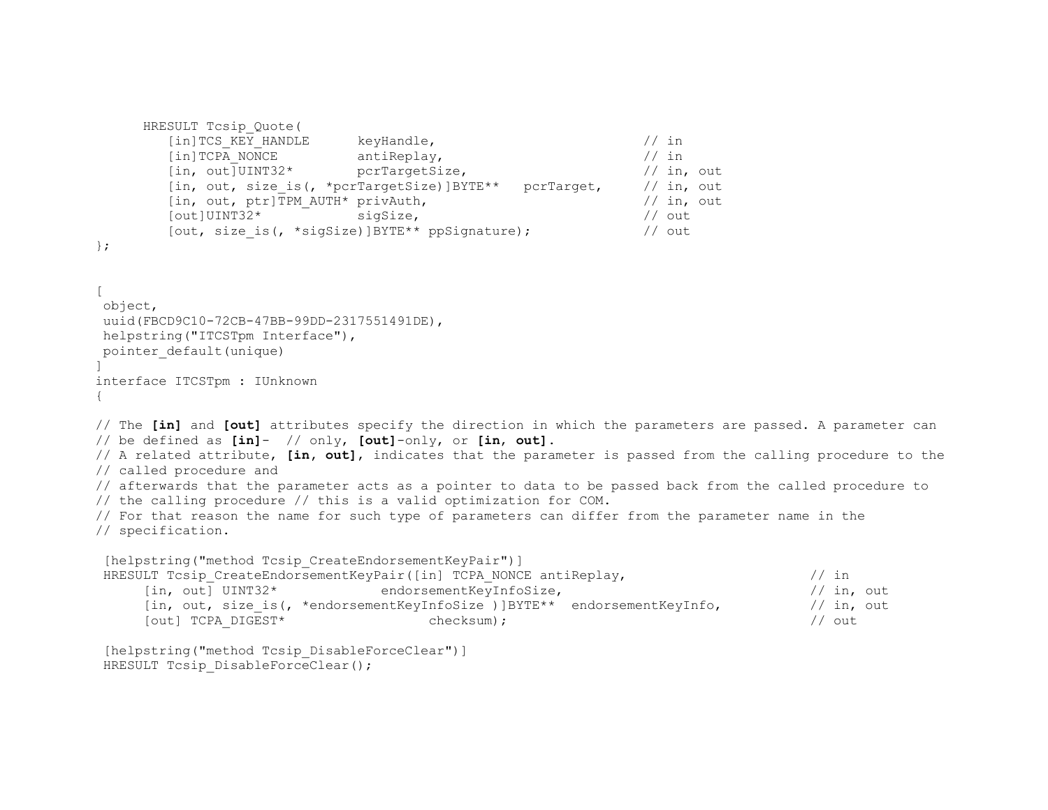```
      HRESULT Tcsip_Quote(
         [in]TCS_KEY_HANDLE      keyHandle,                          // in
         [in]TCPA_NONCE          antiReplay,                         // in
         [in, out]UINT32*        pcrTargetSize,                      // in, out
         [in, out, size_is(, *pcrTargetSize)]BYTE**   pcrTarget,     // in, out
         [in, out, ptr]TPM_AUTH* privAuth,                           // in, out
         [out]UINT32*            sigSize,                            // out
         [out, size_is(, *sigSize)]BYTE** ppSignature);              // out
};


[
 object,
 uuid(FBCD9C10-72CB-47BB-99DD-2317551491DE),
 helpstring("ITCSTpm Interface"),
 pointer_default(unique)
]
interface ITCSTpm : IUnknown
{

// The [in] and [out] attributes specify the direction in which the parameters are passed. A parameter can
// be defined as [in]-  // only, [out]-only, or [in, out].
// A related attribute, [in, out], indicates that the parameter is passed from the calling procedure to the
// called procedure and
// afterwards that the parameter acts as a pointer to data to be passed back from the called procedure to
// the calling procedure // this is a valid optimization for COM.
// For that reason the name for such type of parameters can differ from the parameter name in the
// specification.

 [helpstring("method Tcsip_CreateEndorsementKeyPair")]
 HRESULT Tcsip_CreateEndorsementKeyPair([in] TCPA_NONCE antiReplay,                        // in
      [in, out] UINT32*             endorsementKeyInfoSize,                                 // in, out
      [in, out, size_is(, *endorsementKeyInfoSize )]BYTE**  endorsementKeyInfo,             // in, out
      [out] TCPA_DIGEST*                 checksum);                                         // out

 [helpstring("method Tcsip_DisableForceClear")]
 HRESULT Tcsip_DisableForceClear();
```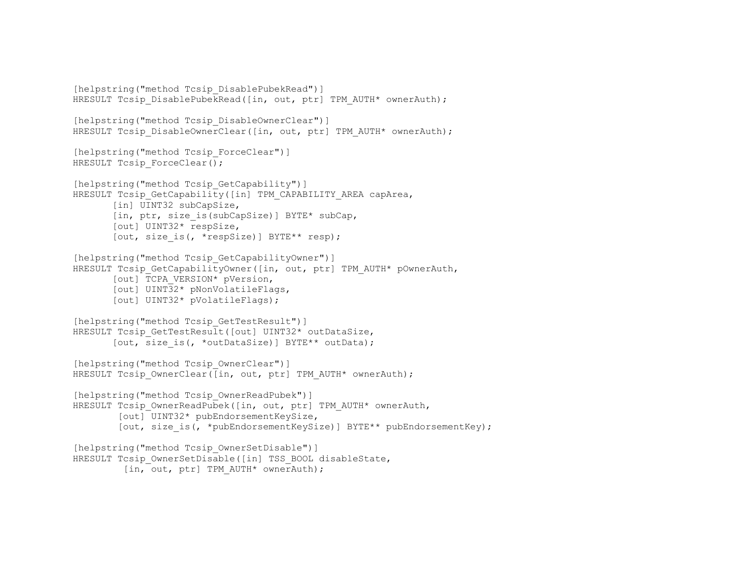```
[helpstring("method Tcsip_DisablePubekRead")]
HRESULT Tcsip_DisablePubekRead([in, out, ptr] TPM_AUTH* ownerAuth);

[helpstring("method Tcsip_DisableOwnerClear")]
HRESULT Tcsip_DisableOwnerClear([in, out, ptr] TPM_AUTH* ownerAuth);

[helpstring("method Tcsip_ForceClear")]
HRESULT Tcsip_ForceClear();

[helpstring("method Tcsip_GetCapability")]
HRESULT Tcsip_GetCapability([in] TPM_CAPABILITY_AREA capArea,
       [in] UINT32 subCapSize,
       [in, ptr, size_is(subCapSize)] BYTE* subCap,
       [out] UINT32* respSize,
       [out, size_is(, *respSize)] BYTE** resp);

[helpstring("method Tcsip_GetCapabilityOwner")]
HRESULT Tcsip_GetCapabilityOwner([in, out, ptr] TPM_AUTH* pOwnerAuth,
       [out] TCPA_VERSION* pVersion,
       [out] UINT32* pNonVolatileFlags,
       [out] UINT32* pVolatileFlags);

[helpstring("method Tcsip_GetTestResult")]
HRESULT Tcsip_GetTestResult([out] UINT32* outDataSize,
       [out, size_is(, *outDataSize)] BYTE** outData);

[helpstring("method Tcsip_OwnerClear")]
HRESULT Tcsip_OwnerClear([in, out, ptr] TPM_AUTH* ownerAuth);

[helpstring("method Tcsip_OwnerReadPubek")]
HRESULT Tcsip_OwnerReadPubek([in, out, ptr] TPM_AUTH* ownerAuth,
        [out] UINT32* pubEndorsementKeySize,
        [out, size_is(, *pubEndorsementKeySize)] BYTE** pubEndorsementKey);

[helpstring("method Tcsip_OwnerSetDisable")]
HRESULT Tcsip_OwnerSetDisable([in] TSS_BOOL disableState,
         [in, out, ptr] TPM_AUTH* ownerAuth);
```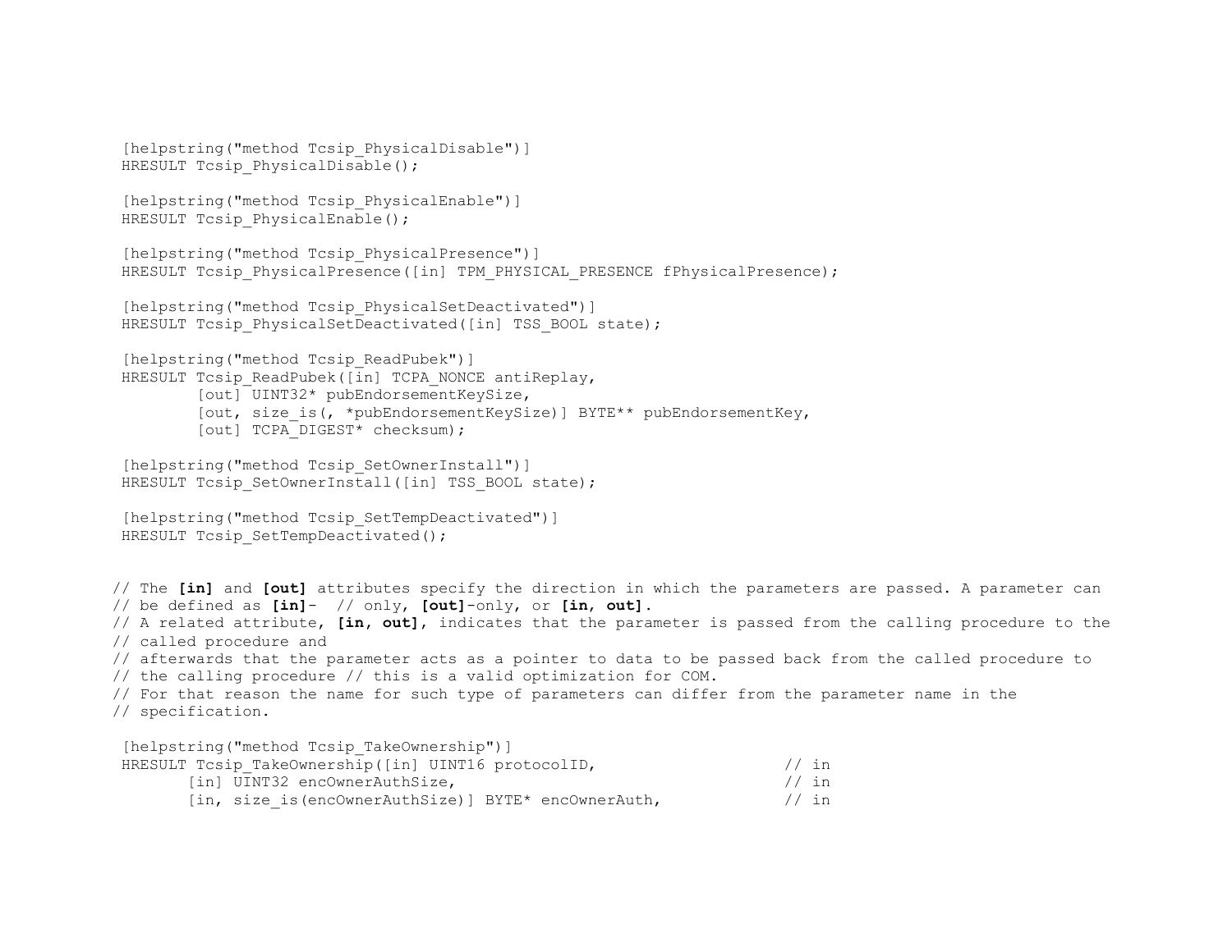```
[helpstring("method Tcsip_PhysicalDisable")]
HRESULT Tcsip_PhysicalDisable();

[helpstring("method Tcsip_PhysicalEnable")]
HRESULT Tcsip_PhysicalEnable();

[helpstring("method Tcsip_PhysicalPresence")]
HRESULT Tcsip_PhysicalPresence([in] TPM_PHYSICAL_PRESENCE fPhysicalPresence);

[helpstring("method Tcsip_PhysicalSetDeactivated")]
HRESULT Tcsip_PhysicalSetDeactivated([in] TSS_BOOL state);

[helpstring("method Tcsip_ReadPubek")]
HRESULT Tcsip_ReadPubek([in] TCPA_NONCE antiReplay,
        [out] UINT32* pubEndorsementKeySize,
        [out, size_is(, *pubEndorsementKeySize)] BYTE** pubEndorsementKey,
        [out] TCPA_DIGEST* checksum);

[helpstring("method Tcsip_SetOwnerInstall")]
HRESULT Tcsip_SetOwnerInstall([in] TSS_BOOL state);

[helpstring("method Tcsip_SetTempDeactivated")]
HRESULT Tcsip_SetTempDeactivated();
```

```
// The [in] and [out] attributes specify the direction in which the parameters are passed. A parameter can
// be defined as [in]-  // only, [out]-only, or [in, out].
// A related attribute, [in, out], indicates that the parameter is passed from the calling procedure to the
// called procedure and
// afterwards that the parameter acts as a pointer to data to be passed back from the called procedure to
// the calling procedure // this is a valid optimization for COM.
// For that reason the name for such type of parameters can differ from the parameter name in the
// specification.

[helpstring("method Tcsip_TakeOwnership")]
HRESULT Tcsip_TakeOwnership([in] UINT16 protocolID,                    // in
       [in] UINT32 encOwnerAuthSize,                                   // in
       [in, size_is(encOwnerAuthSize)] BYTE* encOwnerAuth,             // in
```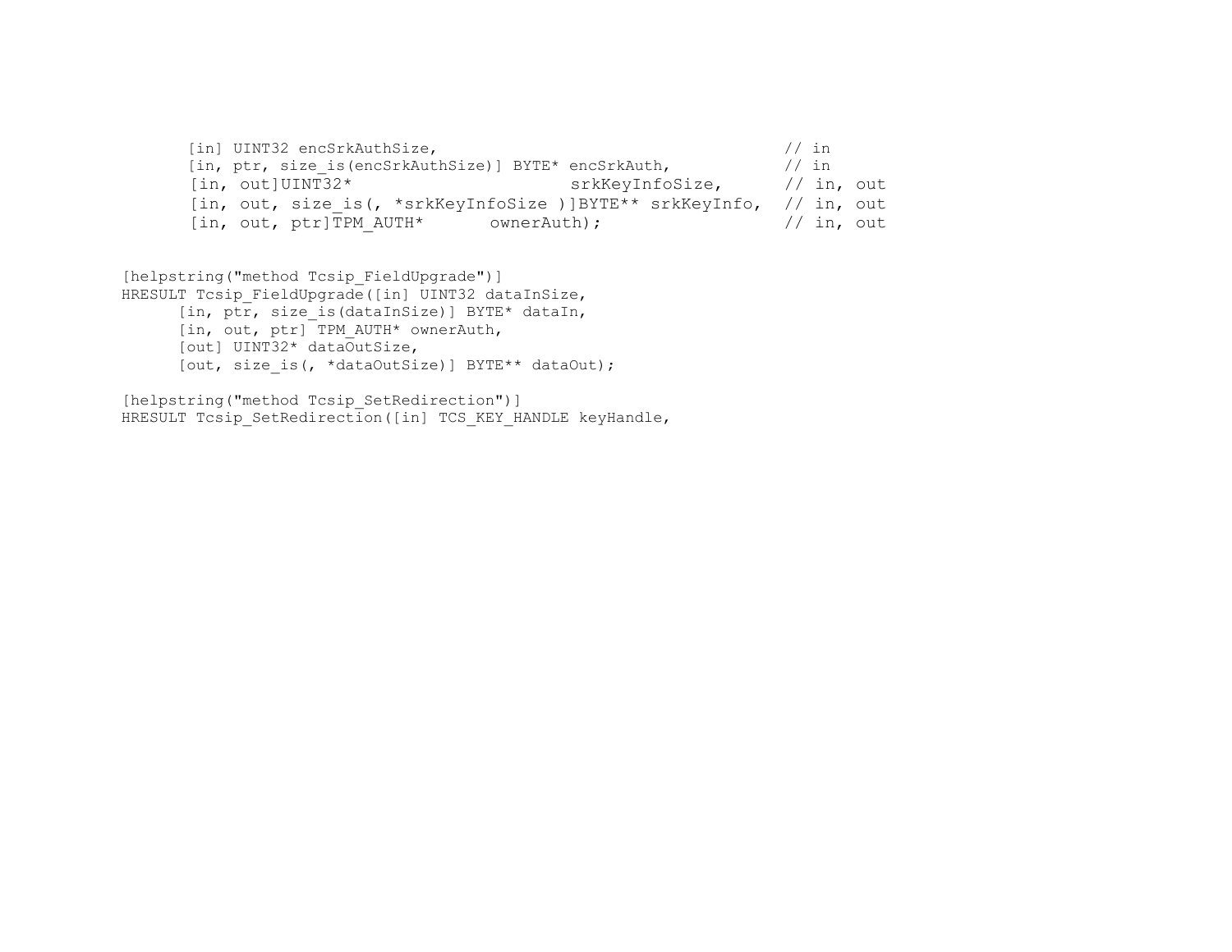```
       [in] UINT32 encSrkAuthSize,                                    // in
       [in, ptr, size_is(encSrkAuthSize)] BYTE* encSrkAuth,           // in
       [in, out]UINT32*                    srkKeyInfoSize,      // in, out
       [in, out, size_is(, *srkKeyInfoSize )]BYTE** srkKeyInfo,  // in, out
       [in, out, ptr]TPM_AUTH*      ownerAuth);                  // in, out


[helpstring("method Tcsip_FieldUpgrade")]
HRESULT Tcsip_FieldUpgrade([in] UINT32 dataInSize,
      [in, ptr, size_is(dataInSize)] BYTE* dataIn,
      [in, out, ptr] TPM_AUTH* ownerAuth,
      [out] UINT32* dataOutSize,
      [out, size_is(, *dataOutSize)] BYTE** dataOut);

[helpstring("method Tcsip_SetRedirection")]
HRESULT Tcsip_SetRedirection([in] TCS_KEY_HANDLE keyHandle,
```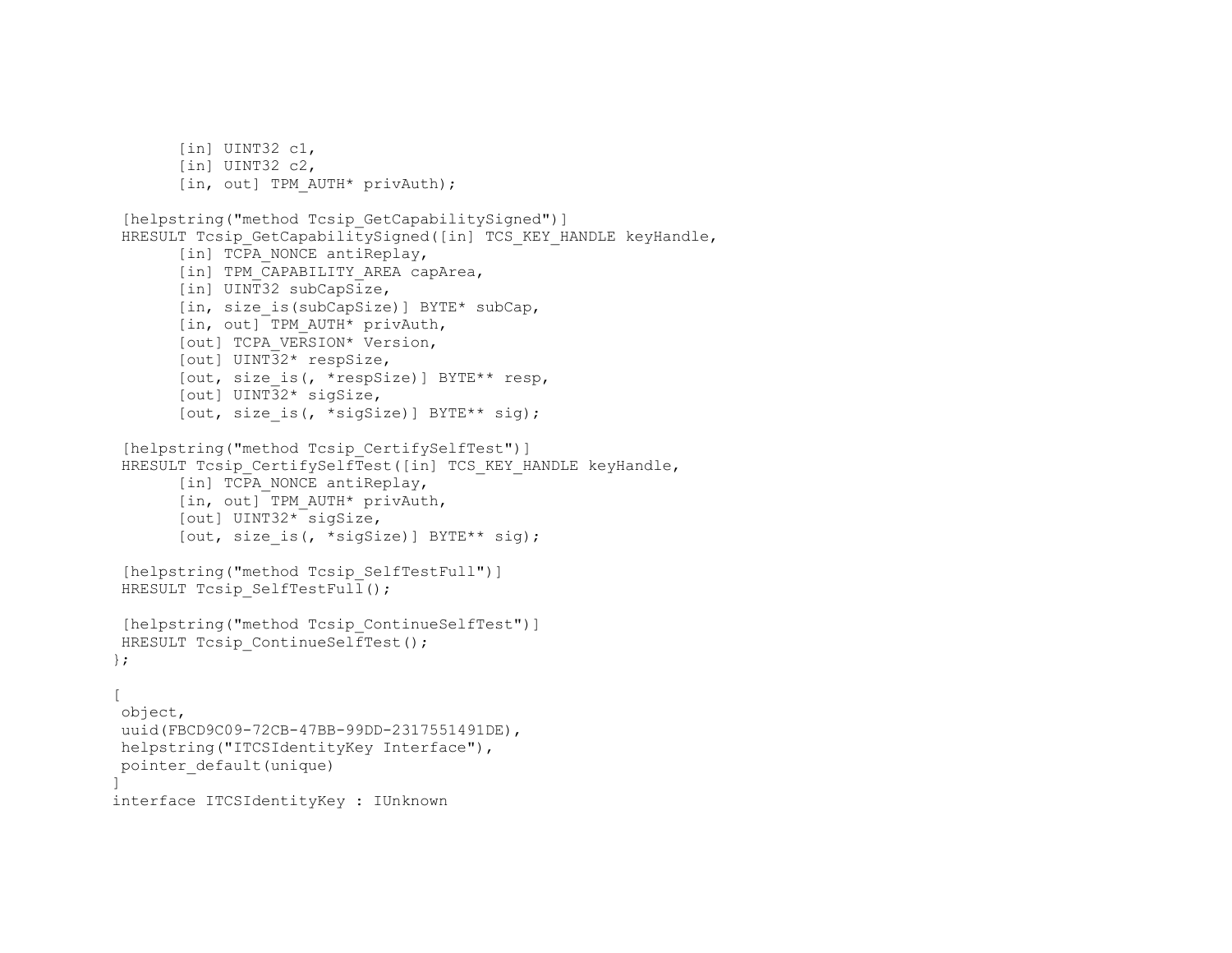```
       [in] UINT32 c1,
       [in] UINT32 c2,
       [in, out] TPM_AUTH* privAuth);

 [helpstring("method Tcsip_GetCapabilitySigned")]
 HRESULT Tcsip_GetCapabilitySigned([in] TCS_KEY_HANDLE keyHandle,
       [in] TCPA_NONCE antiReplay,
       [in] TPM_CAPABILITY_AREA capArea,
       [in] UINT32 subCapSize,
       [in, size_is(subCapSize)] BYTE* subCap,
       [in, out] TPM_AUTH* privAuth,
       [out] TCPA_VERSION* Version,
       [out] UINT32* respSize,
       [out, size_is(, *respSize)] BYTE** resp,
       [out] UINT32* sigSize,
       [out, size_is(, *sigSize)] BYTE** sig);

 [helpstring("method Tcsip_CertifySelfTest")]
 HRESULT Tcsip_CertifySelfTest([in] TCS_KEY_HANDLE keyHandle,
       [in] TCPA_NONCE antiReplay,
       [in, out] TPM_AUTH* privAuth,
       [out] UINT32* sigSize,
       [out, size_is(, *sigSize)] BYTE** sig);

 [helpstring("method Tcsip_SelfTestFull")]
 HRESULT Tcsip_SelfTestFull();

 [helpstring("method Tcsip_ContinueSelfTest")]
 HRESULT Tcsip_ContinueSelfTest();
};

[
 object,
 uuid(FBCD9C09-72CB-47BB-99DD-2317551491DE),
 helpstring("ITCSIdentityKey Interface"),
 pointer_default(unique)
]
interface ITCSIdentityKey : IUnknown
```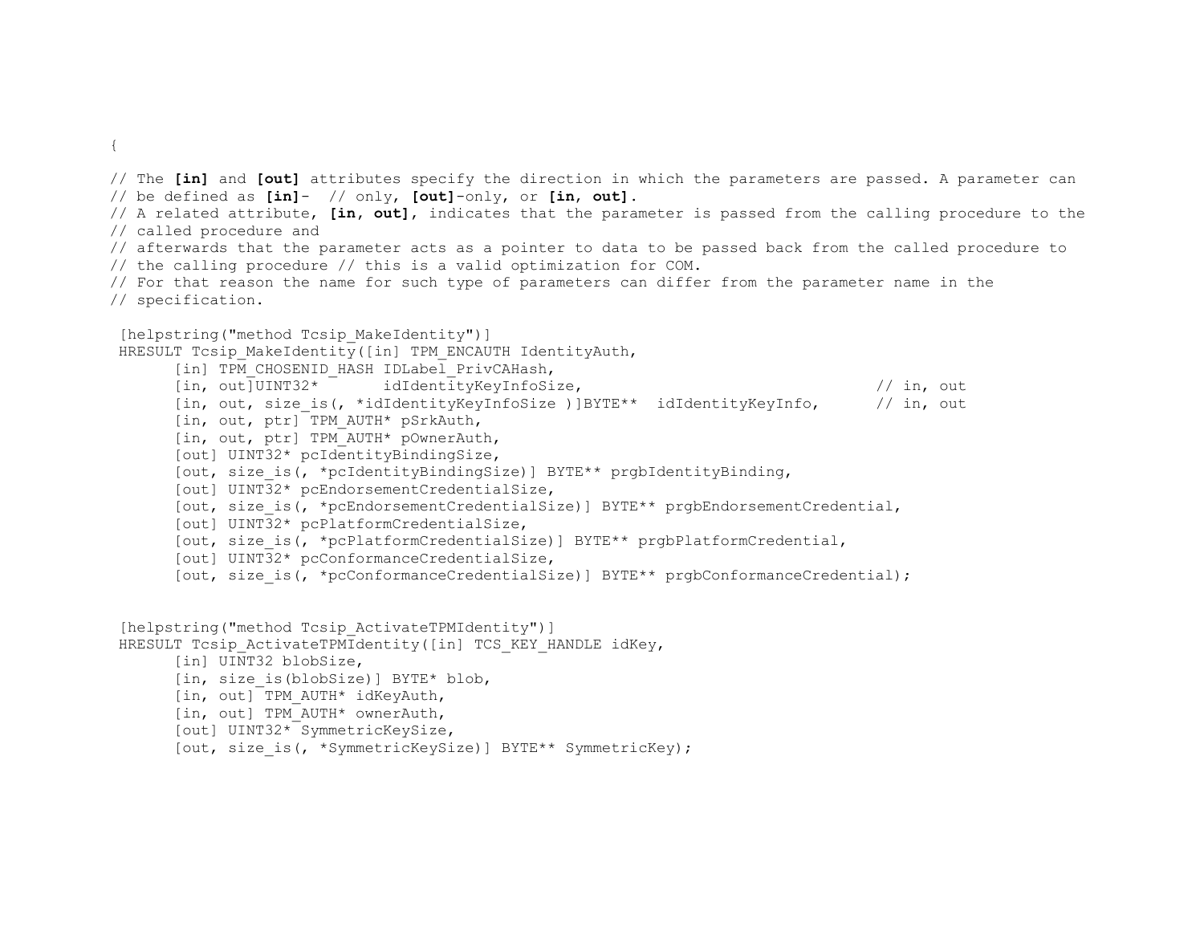```
{

// The [in] and [out] attributes specify the direction in which the parameters are passed. A parameter can
// be defined as [in]-  // only, [out]-only, or [in, out].
// A related attribute, [in, out], indicates that the parameter is passed from the calling procedure to the
// called procedure and
// afterwards that the parameter acts as a pointer to data to be passed back from the called procedure to
// the calling procedure // this is a valid optimization for COM.
// For that reason the name for such type of parameters can differ from the parameter name in the
// specification.

 [helpstring("method Tcsip_MakeIdentity")]
 HRESULT Tcsip_MakeIdentity([in] TPM_ENCAUTH IdentityAuth,
      [in] TPM_CHOSENID_HASH IDLabel_PrivCAHash,
      [in, out]UINT32*       idIdentityKeyInfoSize,                              // in, out
      [in, out, size_is(, *idIdentityKeyInfoSize )]BYTE**  idIdentityKeyInfo,      // in, out
      [in, out, ptr] TPM_AUTH* pSrkAuth,
      [in, out, ptr] TPM_AUTH* pOwnerAuth,
      [out] UINT32* pcIdentityBindingSize,
      [out, size_is(, *pcIdentityBindingSize)] BYTE** prgbIdentityBinding,
      [out] UINT32* pcEndorsementCredentialSize,
      [out, size_is(, *pcEndorsementCredentialSize)] BYTE** prgbEndorsementCredential,
      [out] UINT32* pcPlatformCredentialSize,
      [out, size_is(, *pcPlatformCredentialSize)] BYTE** prgbPlatformCredential,
      [out] UINT32* pcConformanceCredentialSize,
      [out, size_is(, *pcConformanceCredentialSize)] BYTE** prgbConformanceCredential);


 [helpstring("method Tcsip_ActivateTPMIdentity")]
 HRESULT Tcsip_ActivateTPMIdentity([in] TCS_KEY_HANDLE idKey,
      [in] UINT32 blobSize,
      [in, size_is(blobSize)] BYTE* blob,
      [in, out] TPM_AUTH* idKeyAuth,
      [in, out] TPM_AUTH* ownerAuth,
      [out] UINT32* SymmetricKeySize,
      [out, size_is(, *SymmetricKeySize)] BYTE** SymmetricKey);
```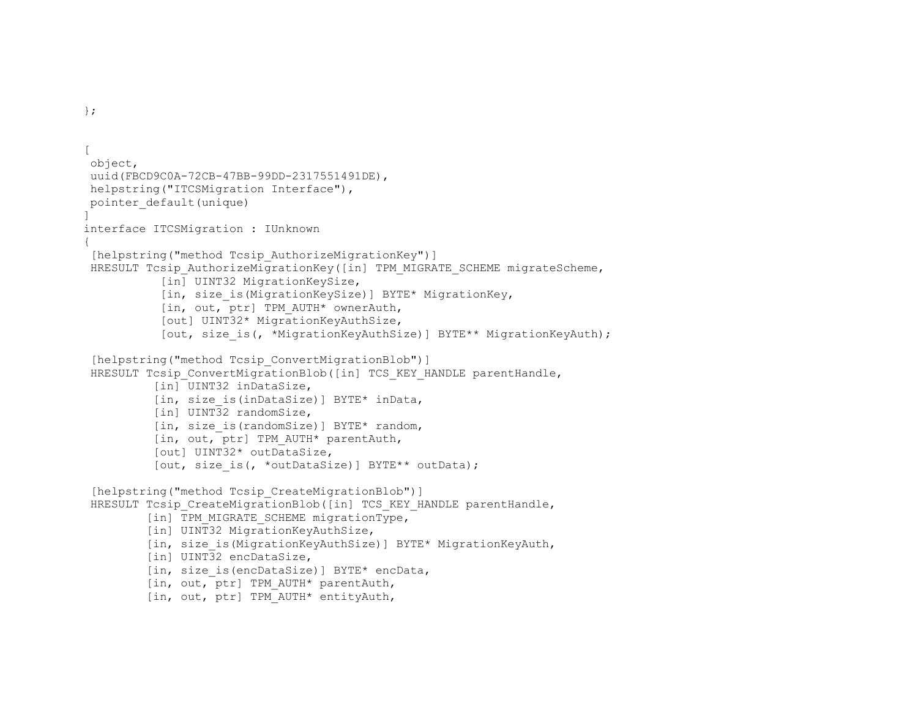```
};


[
 object,
 uuid(FBCD9C0A-72CB-47BB-99DD-2317551491DE),
 helpstring("ITCSMigration Interface"),
 pointer_default(unique)
]
interface ITCSMigration : IUnknown
{
 [helpstring("method Tcsip_AuthorizeMigrationKey")]
 HRESULT Tcsip_AuthorizeMigrationKey([in] TPM_MIGRATE_SCHEME migrateScheme,
           [in] UINT32 MigrationKeySize,
           [in, size_is(MigrationKeySize)] BYTE* MigrationKey,
           [in, out, ptr] TPM_AUTH* ownerAuth,
           [out] UINT32* MigrationKeyAuthSize,
           [out, size_is(, *MigrationKeyAuthSize)] BYTE** MigrationKeyAuth);

 [helpstring("method Tcsip_ConvertMigrationBlob")]
 HRESULT Tcsip_ConvertMigrationBlob([in] TCS_KEY_HANDLE parentHandle,
          [in] UINT32 inDataSize,
          [in, size_is(inDataSize)] BYTE* inData,
          [in] UINT32 randomSize,
          [in, size_is(randomSize)] BYTE* random,
          [in, out, ptr] TPM_AUTH* parentAuth,
          [out] UINT32* outDataSize,
          [out, size_is(, *outDataSize)] BYTE** outData);

 [helpstring("method Tcsip_CreateMigrationBlob")]
 HRESULT Tcsip_CreateMigrationBlob([in] TCS_KEY_HANDLE parentHandle,
         [in] TPM_MIGRATE_SCHEME migrationType,
         [in] UINT32 MigrationKeyAuthSize,
         [in, size_is(MigrationKeyAuthSize)] BYTE* MigrationKeyAuth,
         [in] UINT32 encDataSize,
         [in, size_is(encDataSize)] BYTE* encData,
         [in, out, ptr] TPM_AUTH* parentAuth,
         [in, out, ptr] TPM_AUTH* entityAuth,
```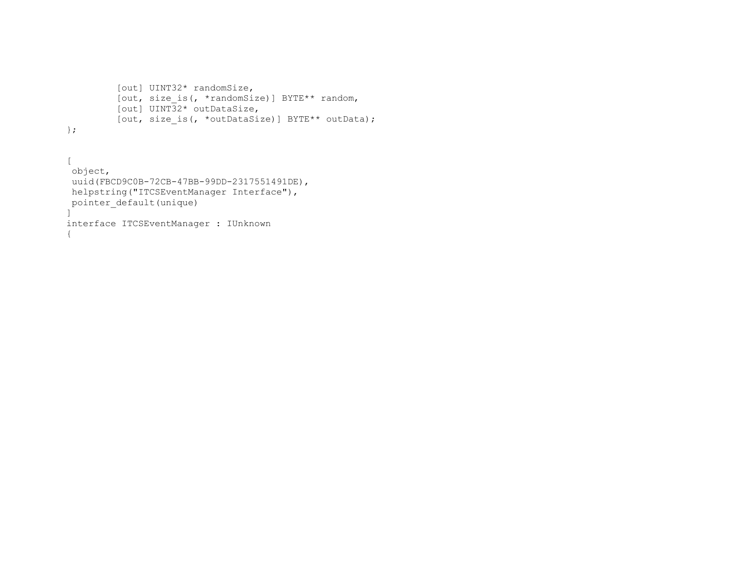```
        [out] UINT32* randomSize,
        [out, size_is(, *randomSize)] BYTE** random,
        [out] UINT32* outDataSize,
        [out, size_is(, *outDataSize)] BYTE** outData);
};


[
 object,
 uuid(FBCD9C0B-72CB-47BB-99DD-2317551491DE),
 helpstring("ITCSEventManager Interface"),
 pointer_default(unique)
]
interface ITCSEventManager : IUnknown
{
```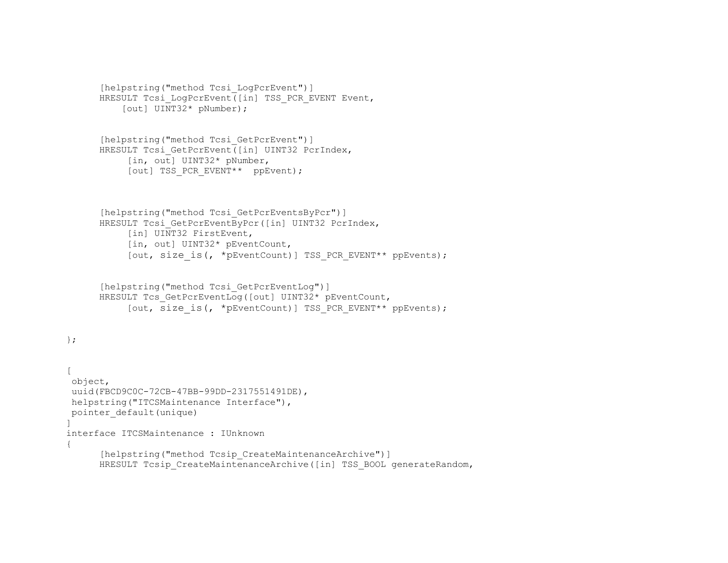```
      [helpstring("method Tcsi_LogPcrEvent")]
      HRESULT Tcsi_LogPcrEvent([in] TSS_PCR_EVENT Event,
          [out] UINT32* pNumber);


      [helpstring("method Tcsi_GetPcrEvent")]
      HRESULT Tcsi_GetPcrEvent([in] UINT32 PcrIndex,
           [in, out] UINT32* pNumber,
           [out] TSS_PCR_EVENT**  ppEvent);



      [helpstring("method Tcsi_GetPcrEventsByPcr")]
      HRESULT Tcsi_GetPcrEventByPcr([in] UINT32 PcrIndex,
           [in] UINT32 FirstEvent,
           [in, out] UINT32* pEventCount,
           [out, size_is(, *pEventCount)] TSS_PCR_EVENT** ppEvents);


      [helpstring("method Tcsi_GetPcrEventLog")]
      HRESULT Tcs_GetPcrEventLog([out] UINT32* pEventCount,
           [out, size_is(, *pEventCount)] TSS_PCR_EVENT** ppEvents);


};


[
 object,
 uuid(FBCD9C0C-72CB-47BB-99DD-2317551491DE),
 helpstring("ITCSMaintenance Interface"),
 pointer_default(unique)
]
interface ITCSMaintenance : IUnknown
{
      [helpstring("method Tcsip_CreateMaintenanceArchive")]
      HRESULT Tcsip_CreateMaintenanceArchive([in] TSS_BOOL generateRandom,
```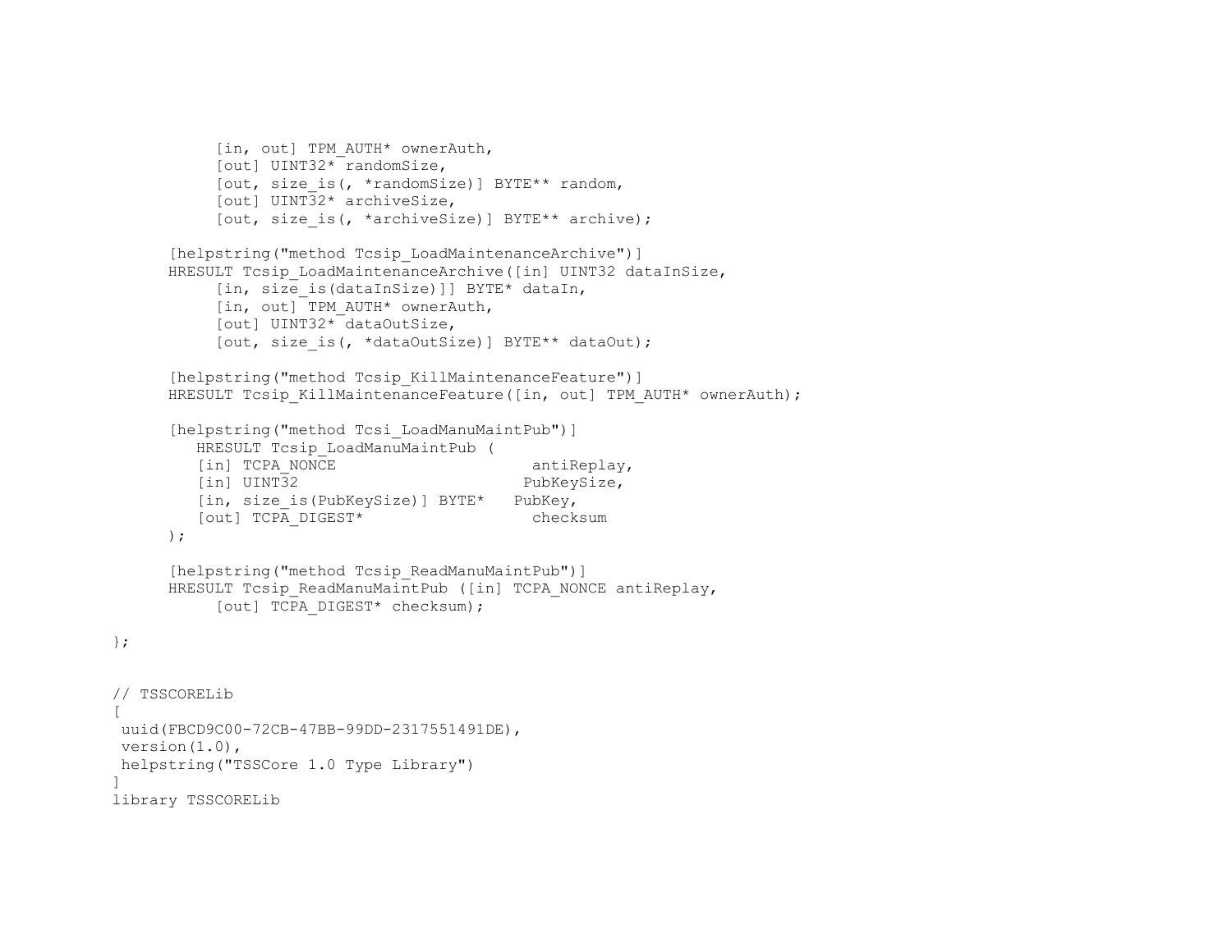```
            [in, out] TPM_AUTH* ownerAuth,
            [out] UINT32* randomSize,
            [out, size_is(, *randomSize)] BYTE** random,
            [out] UINT32* archiveSize,
            [out, size_is(, *archiveSize)] BYTE** archive);

      [helpstring("method Tcsip_LoadMaintenanceArchive")]
      HRESULT Tcsip_LoadMaintenanceArchive([in] UINT32 dataInSize,
            [in, size_is(dataInSize)]] BYTE* dataIn,
            [in, out] TPM_AUTH* ownerAuth,
            [out] UINT32* dataOutSize,
            [out, size_is(, *dataOutSize)] BYTE** dataOut);

      [helpstring("method Tcsip_KillMaintenanceFeature")]
      HRESULT Tcsip_KillMaintenanceFeature([in, out] TPM_AUTH* ownerAuth);

      [helpstring("method Tcsi_LoadManuMaintPub")]
         HRESULT Tcsip_LoadManuMaintPub (
         [in] TCPA_NONCE                    antiReplay,
         [in] UINT32                       PubKeySize,
         [in, size_is(PubKeySize)] BYTE*   PubKey,
         [out] TCPA_DIGEST*                 checksum
      );

      [helpstring("method Tcsip_ReadManuMaintPub")]
      HRESULT Tcsip_ReadManuMaintPub ([in] TCPA_NONCE antiReplay,
            [out] TCPA_DIGEST* checksum);

};


// TSSCORELib
[
 uuid(FBCD9C00-72CB-47BB-99DD-2317551491DE),
 version(1.0),
 helpstring("TSSCore 1.0 Type Library")
]
library TSSCORELib
```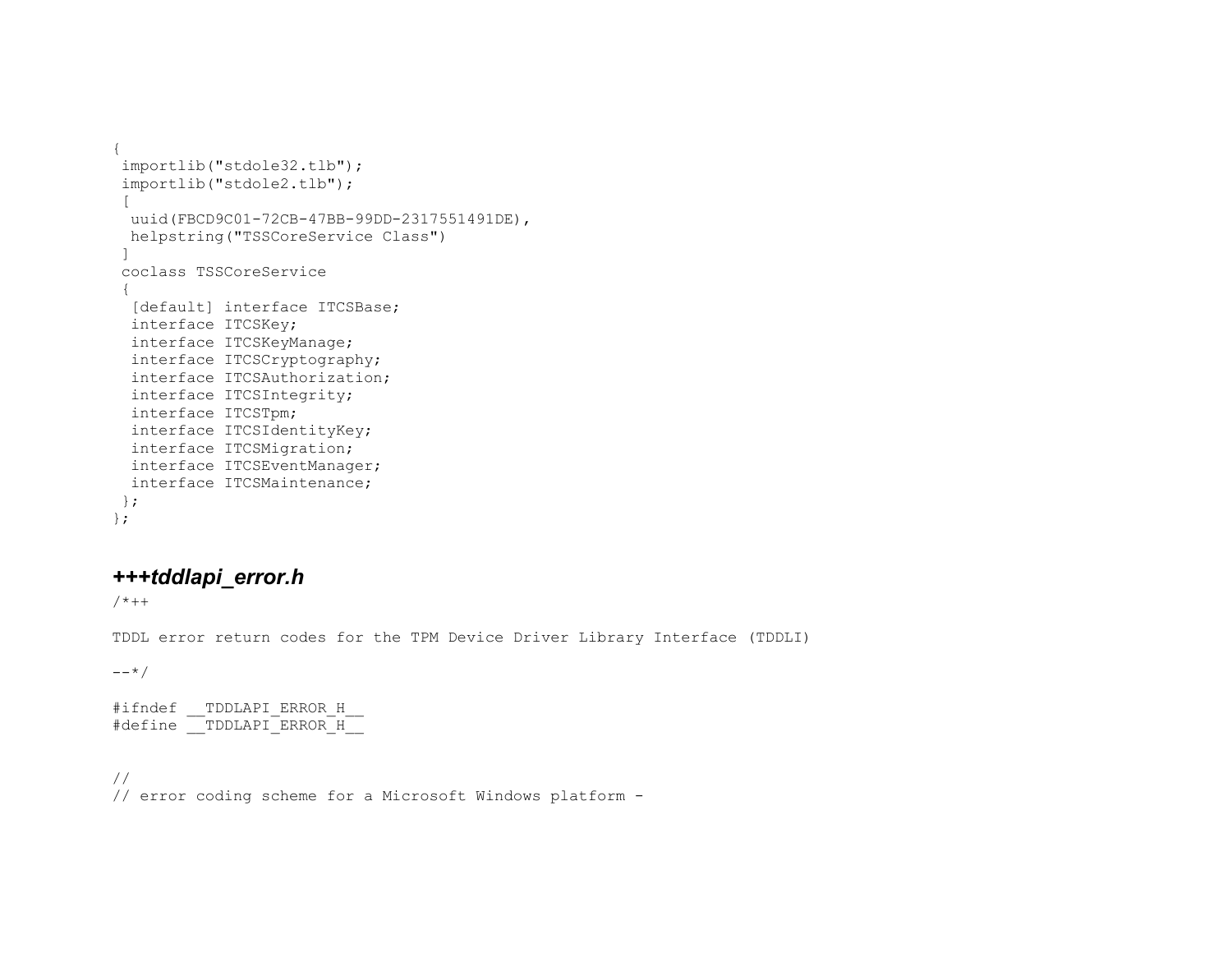```
{
 importlib("stdole32.tlb");
 importlib("stdole2.tlb");
 [
  uuid(FBCD9C01-72CB-47BB-99DD-2317551491DE),
  helpstring("TSSCoreService Class")
 ]
 coclass TSSCoreService
 {
  [default] interface ITCSBase;
  interface ITCSKey;
  interface ITCSKeyManage;
  interface ITCSCryptography;
  interface ITCSAuthorization;
  interface ITCSIntegrity;
  interface ITCSTpm;
  interface ITCSIdentityKey;
  interface ITCSMigration;
  interface ITCSEventManager;
  interface ITCSMaintenance;
 };
};
```

### *+++tddlapi_error.h*

```
/*++

TDDL error return codes for the TPM Device Driver Library Interface (TDDLI)

--*/

#ifndef __TDDLAPI_ERROR_H__
#define __TDDLAPI_ERROR_H__


//
// error coding scheme for a Microsoft Windows platform -
```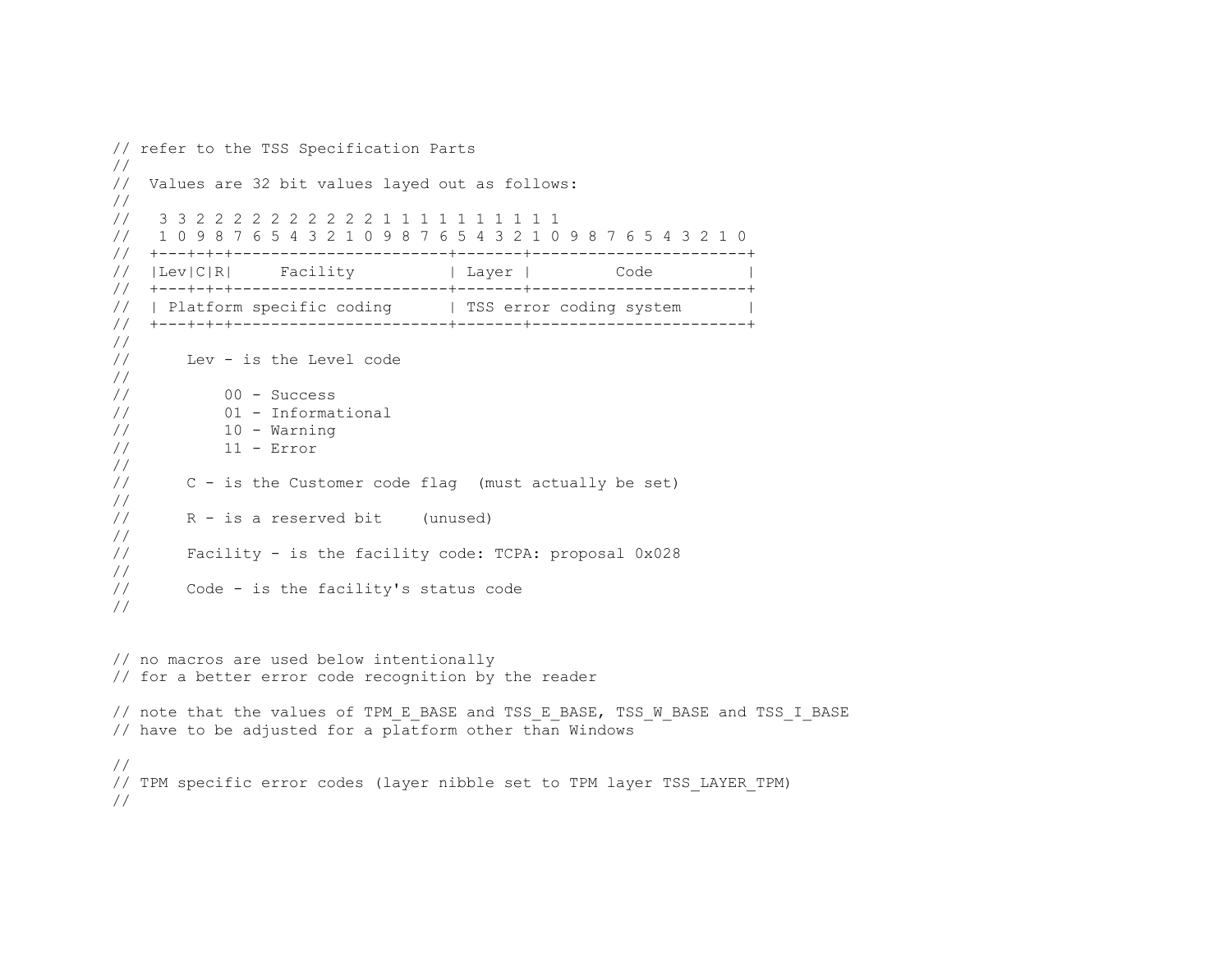```
// refer to the TSS Specification Parts
//
//  Values are 32 bit values layed out as follows:
//
//   3 3 2 2 2 2 2 2 2 2 2 2 1 1 1 1 1 1 1 1 1 1
//   1 0 9 8 7 6 5 4 3 2 1 0 9 8 7 6 5 4 3 2 1 0 9 8 7 6 5 4 3 2 1 0
//  +---+-+-+-----------------------+-------+-----------------------+
//  |Lev|C|R|     Facility          | Layer |         Code          |
//  +---+-+-+-----------------------+-------+-----------------------+
//  | Platform specific coding      | TSS error coding system       |
//  +---+-+-+-----------------------+-------+-----------------------+
//
//      Lev - is the Level code
//
//          00 - Success
//          01 - Informational
//          10 - Warning
//          11 - Error
//
//      C - is the Customer code flag  (must actually be set)
//
//      R - is a reserved bit    (unused)
//
//      Facility - is the facility code: TCPA: proposal 0x028
//
//      Code - is the facility's status code
//


// no macros are used below intentionally
// for a better error code recognition by the reader

// note that the values of TPM_E_BASE and TSS_E_BASE, TSS_W_BASE and TSS_I_BASE
// have to be adjusted for a platform other than Windows

//
// TPM specific error codes (layer nibble set to TPM layer TSS_LAYER_TPM)
//
```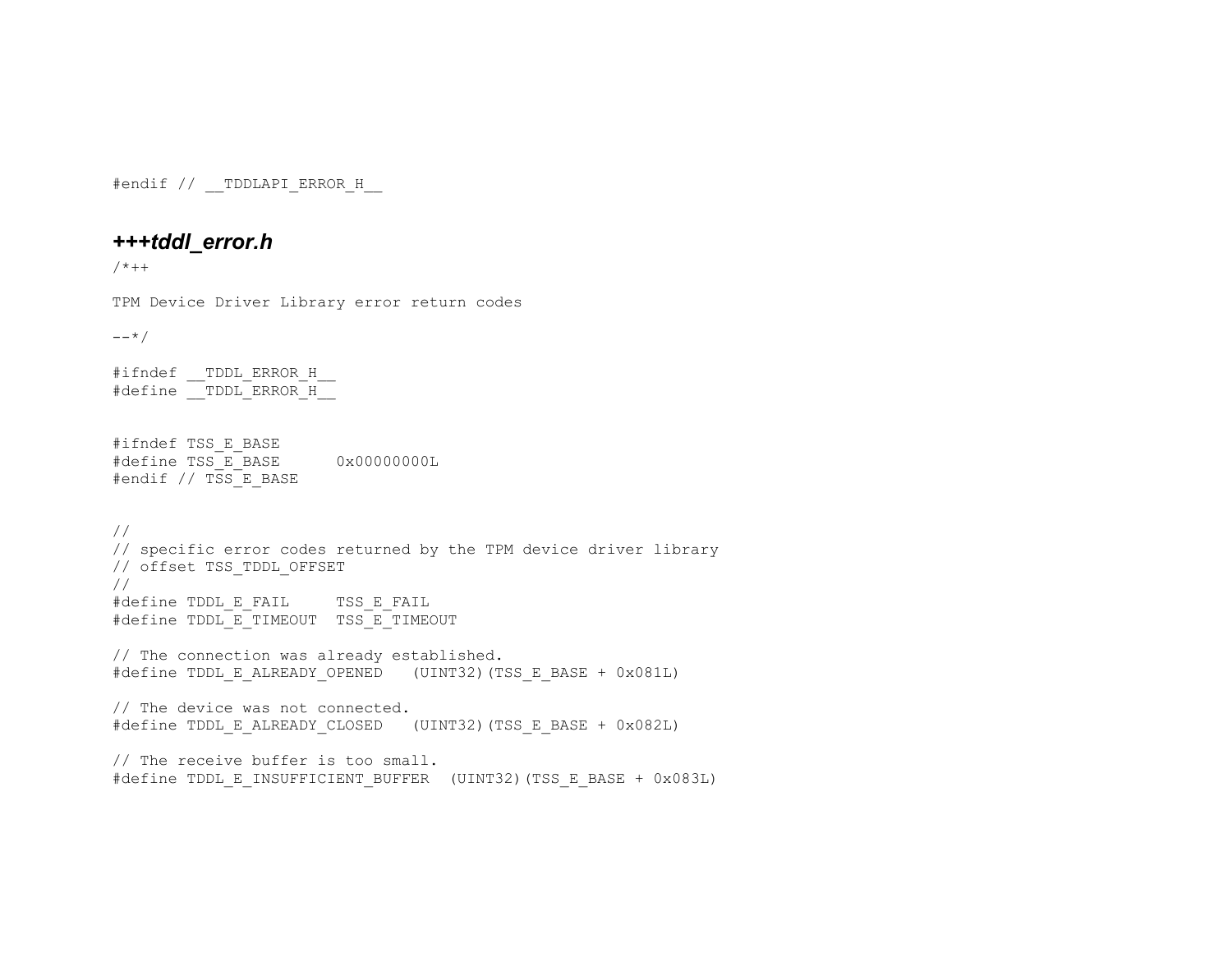```
#endif // __TDDLAPI_ERROR_H__
```

### ***+++tddl_error.h***

```
/*++

TPM Device Driver Library error return codes

--*/

#ifndef __TDDL_ERROR_H__
#define __TDDL_ERROR_H__


#ifndef TSS_E_BASE
#define TSS_E_BASE      0x00000000L
#endif // TSS_E_BASE


//
// specific error codes returned by the TPM device driver library
// offset TSS_TDDL_OFFSET
//
#define TDDL_E_FAIL     TSS_E_FAIL
#define TDDL_E_TIMEOUT  TSS_E_TIMEOUT

// The connection was already established.
#define TDDL_E_ALREADY_OPENED   (UINT32)(TSS_E_BASE + 0x081L)

// The device was not connected.
#define TDDL_E_ALREADY_CLOSED   (UINT32)(TSS_E_BASE + 0x082L)

// The receive buffer is too small.
#define TDDL_E_INSUFFICIENT_BUFFER  (UINT32)(TSS_E_BASE + 0x083L)
```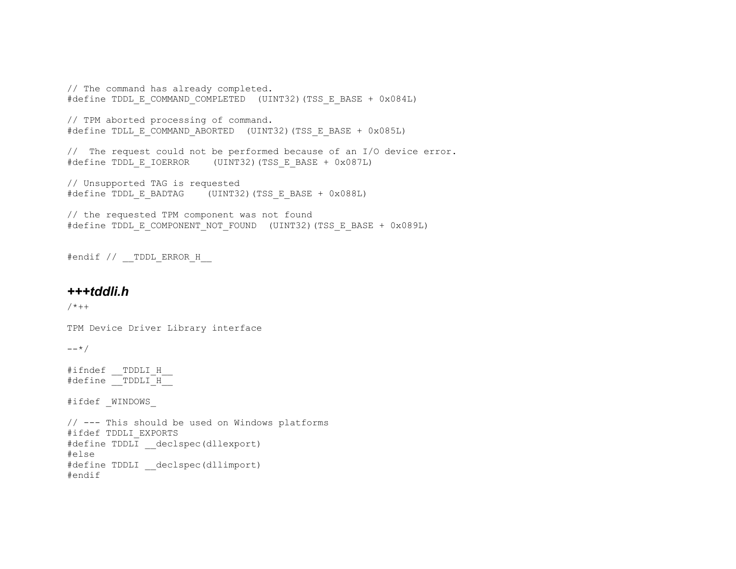```
// The command has already completed.
#define TDDL_E_COMMAND_COMPLETED  (UINT32)(TSS_E_BASE + 0x084L)

// TPM aborted processing of command.
#define TDLL_E_COMMAND_ABORTED  (UINT32)(TSS_E_BASE + 0x085L)

//  The request could not be performed because of an I/O device error.
#define TDDL_E_IOERROR    (UINT32)(TSS_E_BASE + 0x087L)

// Unsupported TAG is requested
#define TDDL_E_BADTAG    (UINT32)(TSS_E_BASE + 0x088L)

// the requested TPM component was not found
#define TDDL_E_COMPONENT_NOT_FOUND  (UINT32)(TSS_E_BASE + 0x089L)


#endif // __TDDL_ERROR_H__
```

### ***+++tddli.h***

```
/*++

TPM Device Driver Library interface

--*/

#ifndef __TDDLI_H__
#define __TDDLI_H__

#ifdef _WINDOWS_

// --- This should be used on Windows platforms
#ifdef TDDLI_EXPORTS
#define TDDLI __declspec(dllexport)
#else
#define TDDLI __declspec(dllimport)
#endif
```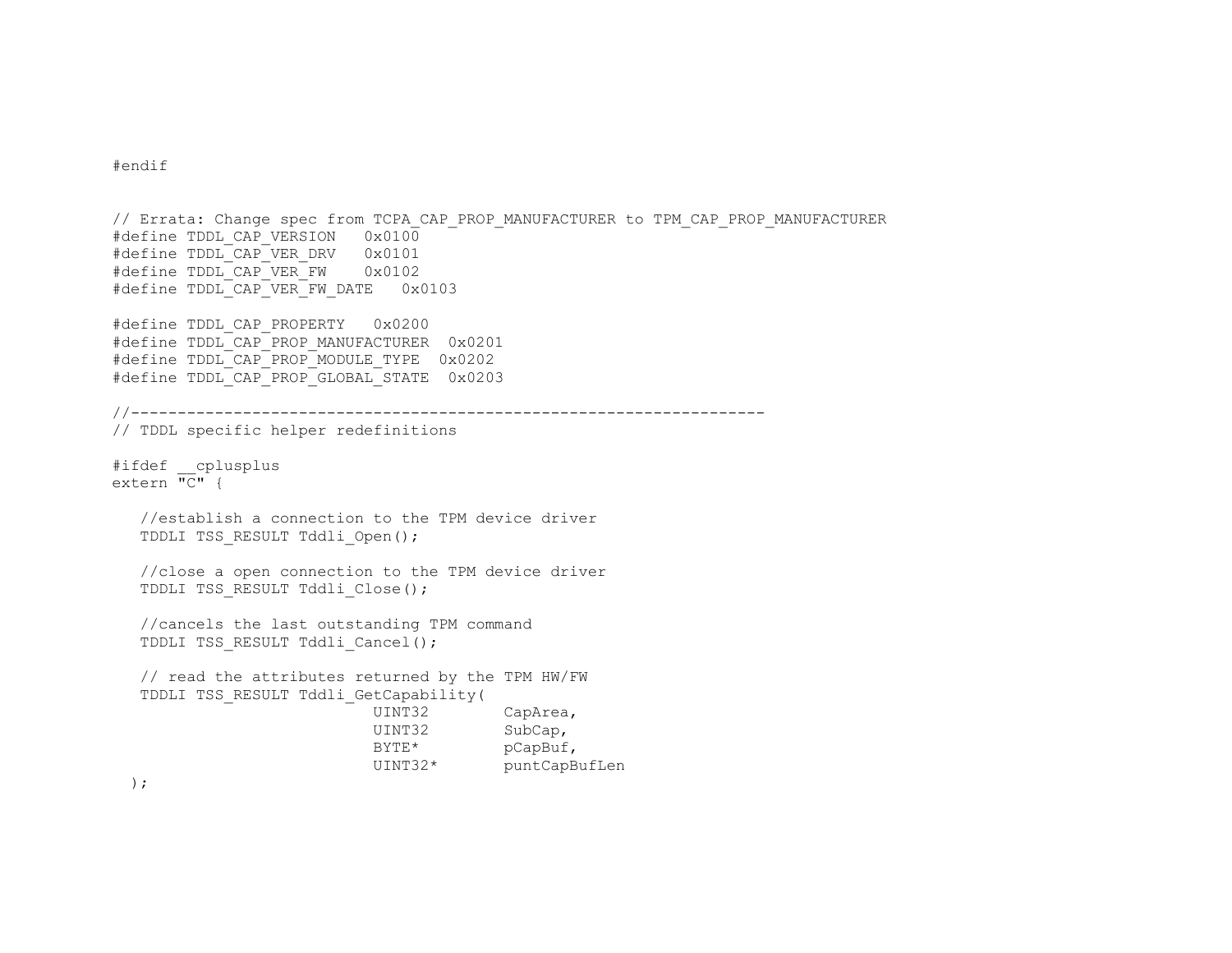```
#endif


// Errata: Change spec from TCPA_CAP_PROP_MANUFACTURER to TPM_CAP_PROP_MANUFACTURER
#define TDDL_CAP_VERSION   0x0100
#define TDDL_CAP_VER_DRV   0x0101
#define TDDL_CAP_VER_FW    0x0102
#define TDDL_CAP_VER_FW_DATE   0x0103

#define TDDL_CAP_PROPERTY   0x0200
#define TDDL_CAP_PROP_MANUFACTURER  0x0201
#define TDDL_CAP_PROP_MODULE_TYPE  0x0202
#define TDDL_CAP_PROP_GLOBAL_STATE  0x0203

//--------------------------------------------------------------------
// TDDL specific helper redefinitions

#ifdef __cplusplus
extern "C" {

   //establish a connection to the TPM device driver
   TDDLI TSS_RESULT Tddli_Open();

   //close a open connection to the TPM device driver
   TDDLI TSS_RESULT Tddli_Close();

   //cancels the last outstanding TPM command
   TDDLI TSS_RESULT Tddli_Cancel();

   // read the attributes returned by the TPM HW/FW
   TDDLI TSS_RESULT Tddli_GetCapability(
                         UINT32        CapArea,
                         UINT32        SubCap,
                         BYTE*         pCapBuf,
                         UINT32*       puntCapBufLen
  );
```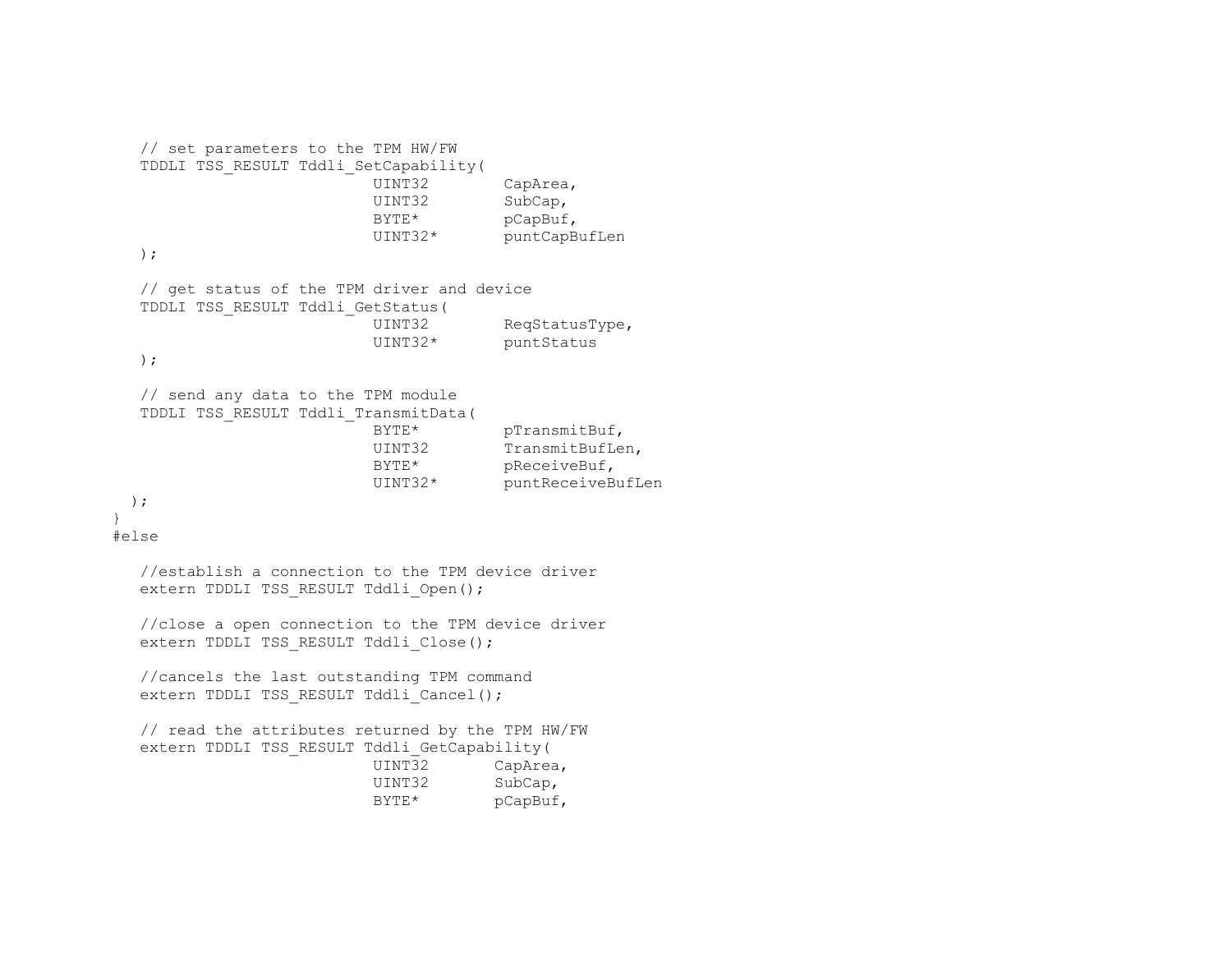```
   // set parameters to the TPM HW/FW
   TDDLI TSS_RESULT Tddli_SetCapability(
                          UINT32        CapArea,
                          UINT32        SubCap,
                          BYTE*         pCapBuf,
                          UINT32*       puntCapBufLen
   );

   // get status of the TPM driver and device
   TDDLI TSS_RESULT Tddli_GetStatus(
                          UINT32        ReqStatusType,
                          UINT32*       puntStatus
   );

   // send any data to the TPM module
   TDDLI TSS_RESULT Tddli_TransmitData(
                          BYTE*         pTransmitBuf,
                          UINT32        TransmitBufLen,
                          BYTE*         pReceiveBuf,
                          UINT32*       puntReceiveBufLen
  );
}
#else

   //establish a connection to the TPM device driver
   extern TDDLI TSS_RESULT Tddli_Open();

   //close a open connection to the TPM device driver
   extern TDDLI TSS_RESULT Tddli_Close();

   //cancels the last outstanding TPM command
   extern TDDLI TSS_RESULT Tddli_Cancel();

   // read the attributes returned by the TPM HW/FW
   extern TDDLI TSS_RESULT Tddli_GetCapability(
                          UINT32       CapArea,
                          UINT32       SubCap,
                          BYTE*        pCapBuf,
```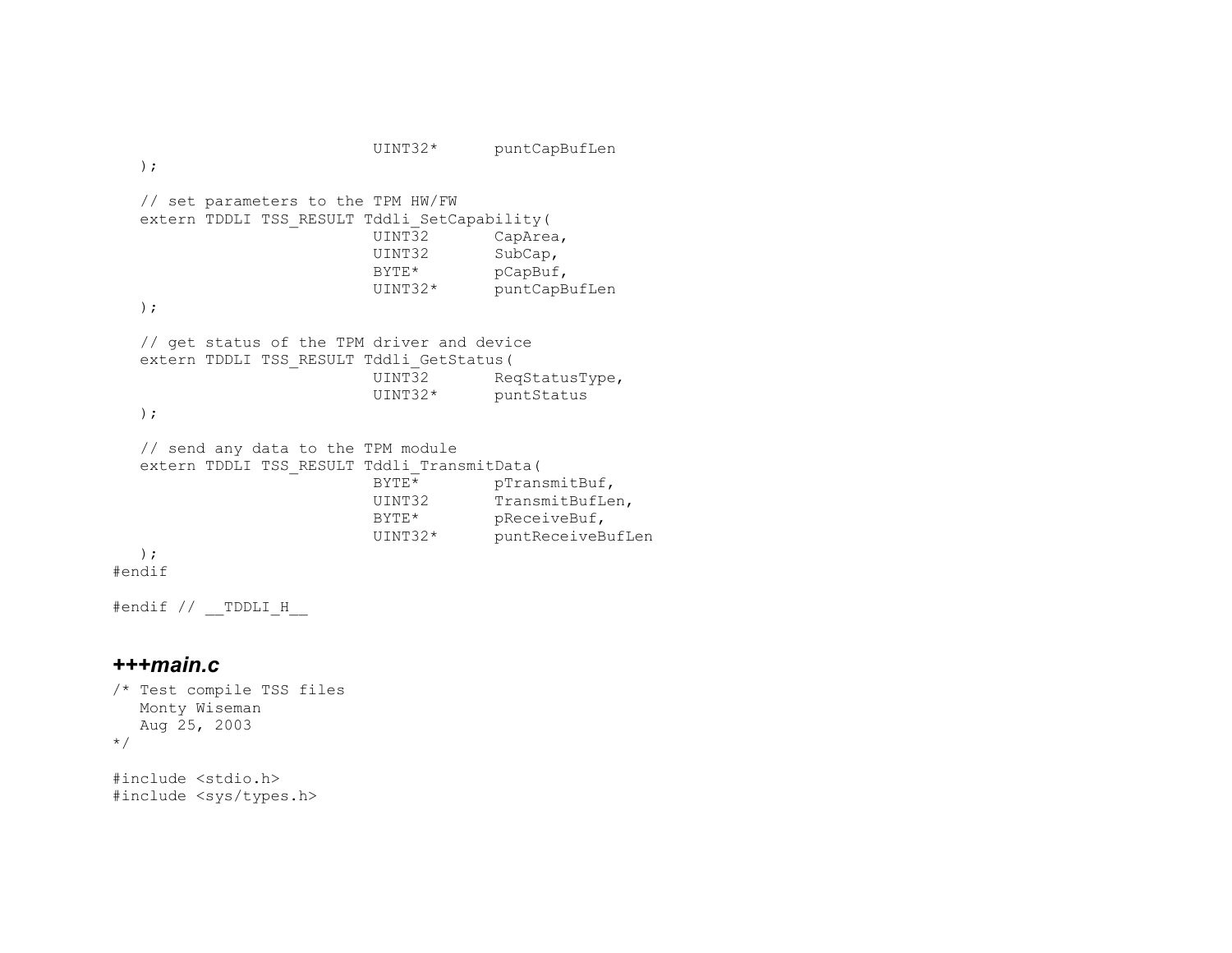```
                            UINT32*      puntCapBufLen
   );

   // set parameters to the TPM HW/FW
   extern TDDLI TSS_RESULT Tddli_SetCapability(
                            UINT32       CapArea,
                            UINT32       SubCap,
                            BYTE*        pCapBuf,
                            UINT32*      puntCapBufLen
   );

   // get status of the TPM driver and device
   extern TDDLI TSS_RESULT Tddli_GetStatus(
                            UINT32       ReqStatusType,
                            UINT32*      puntStatus
   );

   // send any data to the TPM module
   extern TDDLI TSS_RESULT Tddli_TransmitData(
                            BYTE*        pTransmitBuf,
                            UINT32       TransmitBufLen,
                            BYTE*        pReceiveBuf,
                            UINT32*      puntReceiveBufLen
   );
#endif

#endif // __TDDLI_H__
```

### ***+++main.c***

```
/* Test compile TSS files
   Monty Wiseman
   Aug 25, 2003
*/

#include <stdio.h>
#include <sys/types.h>
```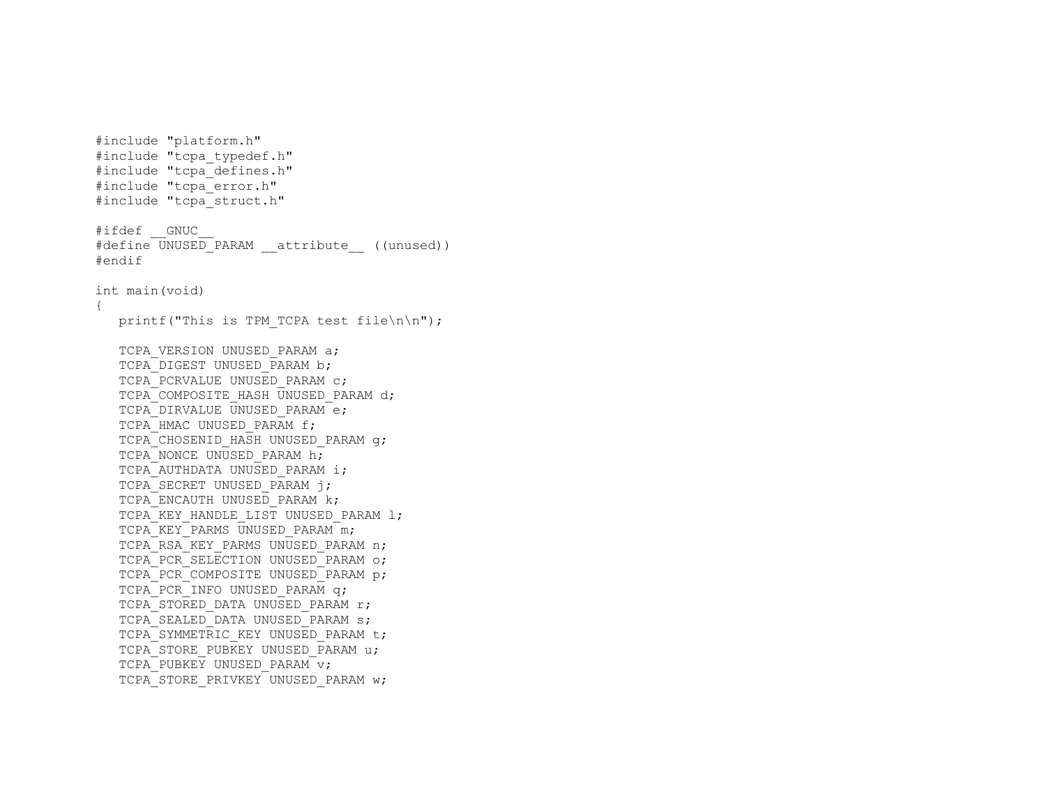```c
#include "platform.h"
#include "tcpa_typedef.h"
#include "tcpa_defines.h"
#include "tcpa_error.h"
#include "tcpa_struct.h"

#ifdef __GNUC__
#define UNUSED_PARAM __attribute__ ((unused))
#endif

int main(void)
{
   printf("This is TPM_TCPA test file\n\n");

   TCPA_VERSION UNUSED_PARAM a;
   TCPA_DIGEST UNUSED_PARAM b;
   TCPA_PCRVALUE UNUSED_PARAM c;
   TCPA_COMPOSITE_HASH UNUSED_PARAM d;
   TCPA_DIRVALUE UNUSED_PARAM e;
   TCPA_HMAC UNUSED_PARAM f;
   TCPA_CHOSENID_HASH UNUSED_PARAM g;
   TCPA_NONCE UNUSED_PARAM h;
   TCPA_AUTHDATA UNUSED_PARAM i;
   TCPA_SECRET UNUSED_PARAM j;
   TCPA_ENCAUTH UNUSED_PARAM k;
   TCPA_KEY_HANDLE_LIST UNUSED_PARAM l;
   TCPA_KEY_PARMS UNUSED_PARAM m;
   TCPA_RSA_KEY_PARMS UNUSED_PARAM n;
   TCPA_PCR_SELECTION UNUSED_PARAM o;
   TCPA_PCR_COMPOSITE UNUSED_PARAM p;
   TCPA_PCR_INFO UNUSED_PARAM q;
   TCPA_STORED_DATA UNUSED_PARAM r;
   TCPA_SEALED_DATA UNUSED_PARAM s;
   TCPA_SYMMETRIC_KEY UNUSED_PARAM t;
   TCPA_STORE_PUBKEY UNUSED_PARAM u;
   TCPA_PUBKEY UNUSED_PARAM v;
   TCPA_STORE_PRIVKEY UNUSED_PARAM w;
```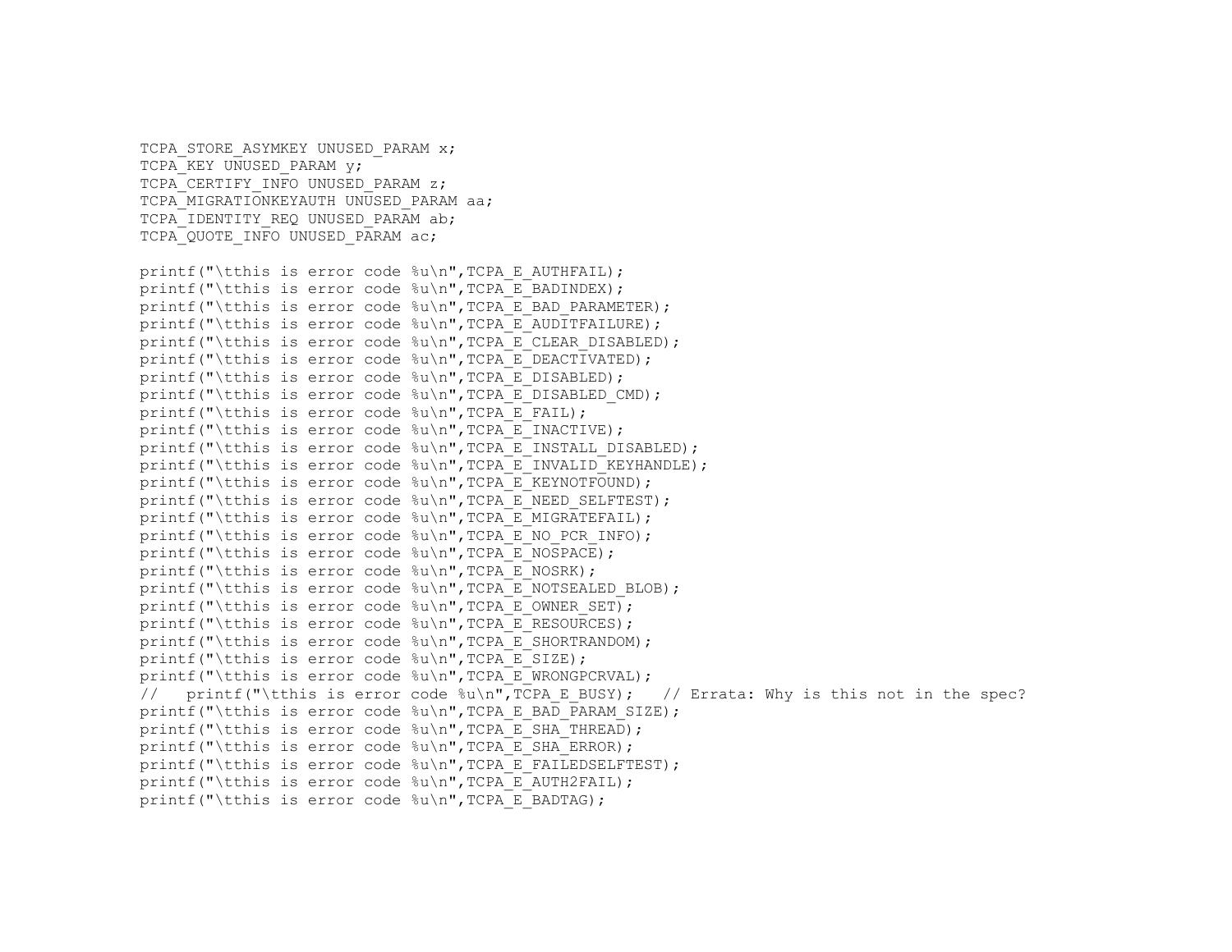```
TCPA_STORE_ASYMKEY UNUSED_PARAM x;
TCPA_KEY UNUSED_PARAM y;
TCPA_CERTIFY_INFO UNUSED_PARAM z;
TCPA_MIGRATIONKEYAUTH UNUSED_PARAM aa;
TCPA_IDENTITY_REQ UNUSED_PARAM ab;
TCPA_QUOTE_INFO UNUSED_PARAM ac;

printf("\tthis is error code %u\n",TCPA_E_AUTHFAIL);
printf("\tthis is error code %u\n",TCPA_E_BADINDEX);
printf("\tthis is error code %u\n",TCPA_E_BAD_PARAMETER);
printf("\tthis is error code %u\n",TCPA_E_AUDITFAILURE);
printf("\tthis is error code %u\n",TCPA_E_CLEAR_DISABLED);
printf("\tthis is error code %u\n",TCPA_E_DEACTIVATED);
printf("\tthis is error code %u\n",TCPA_E_DISABLED);
printf("\tthis is error code %u\n",TCPA_E_DISABLED_CMD);
printf("\tthis is error code %u\n",TCPA_E_FAIL);
printf("\tthis is error code %u\n",TCPA_E_INACTIVE);
printf("\tthis is error code %u\n",TCPA_E_INSTALL_DISABLED);
printf("\tthis is error code %u\n",TCPA_E_INVALID_KEYHANDLE);
printf("\tthis is error code %u\n",TCPA_E_KEYNOTFOUND);
printf("\tthis is error code %u\n",TCPA_E_NEED_SELFTEST);
printf("\tthis is error code %u\n",TCPA_E_MIGRATEFAIL);
printf("\tthis is error code %u\n",TCPA_E_NO_PCR_INFO);
printf("\tthis is error code %u\n",TCPA_E_NOSPACE);
printf("\tthis is error code %u\n",TCPA_E_NOSRK);
printf("\tthis is error code %u\n",TCPA_E_NOTSEALED_BLOB);
printf("\tthis is error code %u\n",TCPA_E_OWNER_SET);
printf("\tthis is error code %u\n",TCPA_E_RESOURCES);
printf("\tthis is error code %u\n",TCPA_E_SHORTRANDOM);
printf("\tthis is error code %u\n",TCPA_E_SIZE);
printf("\tthis is error code %u\n",TCPA_E_WRONGPCRVAL);
//   printf("\tthis is error code %u\n",TCPA_E_BUSY);   // Errata: Why is this not in the spec?
printf("\tthis is error code %u\n",TCPA_E_BAD_PARAM_SIZE);
printf("\tthis is error code %u\n",TCPA_E_SHA_THREAD);
printf("\tthis is error code %u\n",TCPA_E_SHA_ERROR);
printf("\tthis is error code %u\n",TCPA_E_FAILEDSELFTEST);
printf("\tthis is error code %u\n",TCPA_E_AUTH2FAIL);
printf("\tthis is error code %u\n",TCPA_E_BADTAG);
```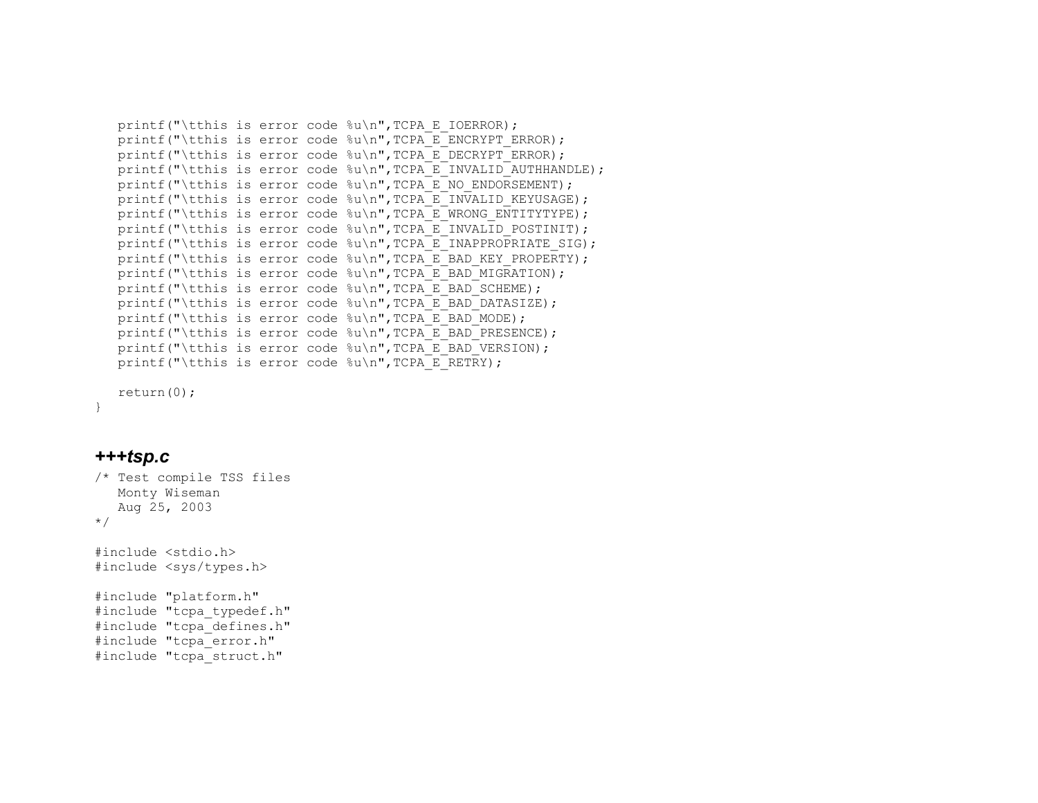```
   printf("\tthis is error code %u\n",TCPA_E_IOERROR);
   printf("\tthis is error code %u\n",TCPA_E_ENCRYPT_ERROR);
   printf("\tthis is error code %u\n",TCPA_E_DECRYPT_ERROR);
   printf("\tthis is error code %u\n",TCPA_E_INVALID_AUTHHANDLE);
   printf("\tthis is error code %u\n",TCPA_E_NO_ENDORSEMENT);
   printf("\tthis is error code %u\n",TCPA_E_INVALID_KEYUSAGE);
   printf("\tthis is error code %u\n",TCPA_E_WRONG_ENTITYTYPE);
   printf("\tthis is error code %u\n",TCPA_E_INVALID_POSTINIT);
   printf("\tthis is error code %u\n",TCPA_E_INAPPROPRIATE_SIG);
   printf("\tthis is error code %u\n",TCPA_E_BAD_KEY_PROPERTY);
   printf("\tthis is error code %u\n",TCPA_E_BAD_MIGRATION);
   printf("\tthis is error code %u\n",TCPA_E_BAD_SCHEME);
   printf("\tthis is error code %u\n",TCPA_E_BAD_DATASIZE);
   printf("\tthis is error code %u\n",TCPA_E_BAD_MODE);
   printf("\tthis is error code %u\n",TCPA_E_BAD_PRESENCE);
   printf("\tthis is error code %u\n",TCPA_E_BAD_VERSION);
   printf("\tthis is error code %u\n",TCPA_E_RETRY);

   return(0);
}
```

### *+++tsp.c*

```
/* Test compile TSS files
   Monty Wiseman
   Aug 25, 2003
*/

#include <stdio.h>
#include <sys/types.h>

#include "platform.h"
#include "tcpa_typedef.h"
#include "tcpa_defines.h"
#include "tcpa_error.h"
#include "tcpa_struct.h"
```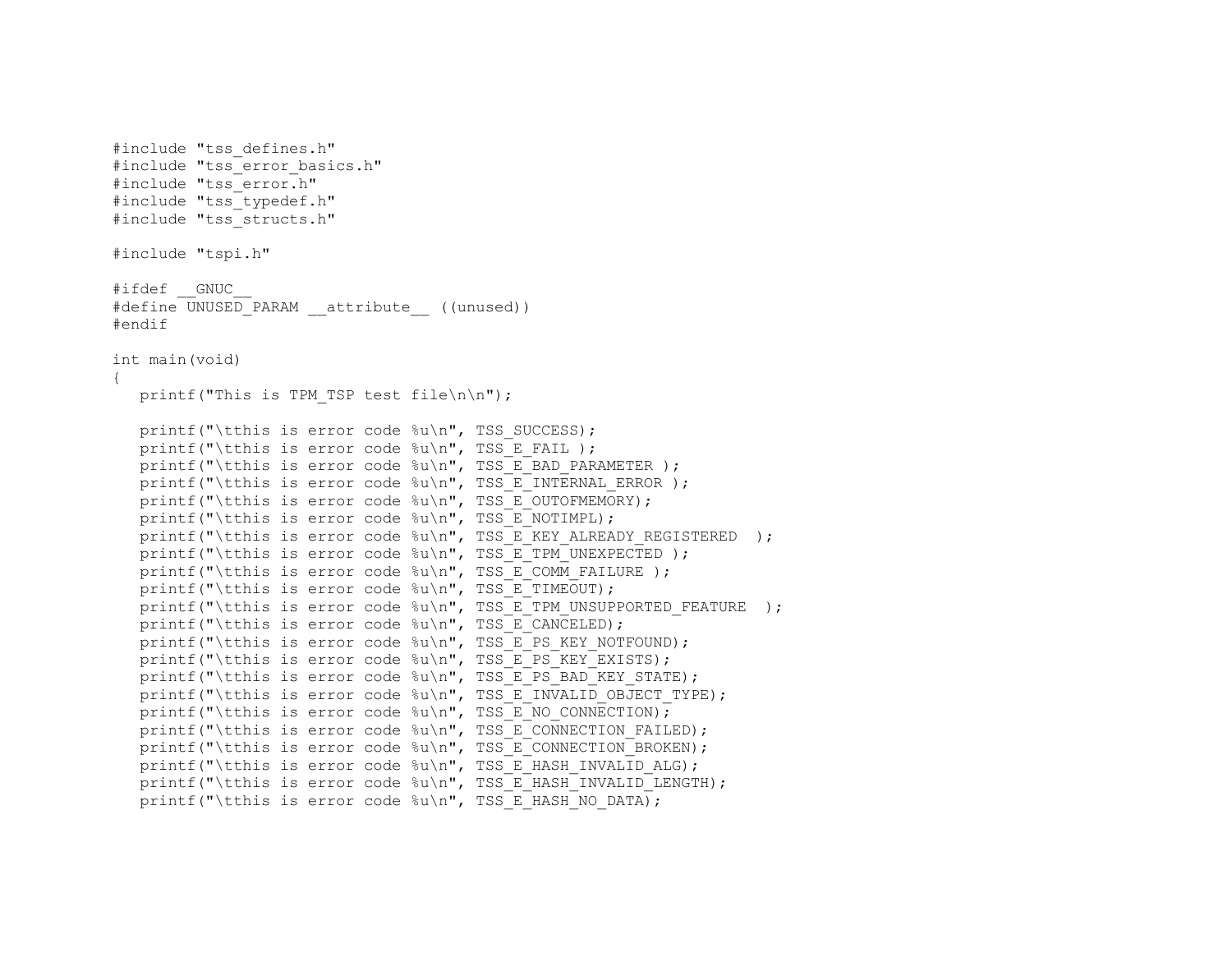```c
#include "tss_defines.h"
#include "tss_error_basics.h"
#include "tss_error.h"
#include "tss_typedef.h"
#include "tss_structs.h"

#include "tspi.h"

#ifdef __GNUC__
#define UNUSED_PARAM __attribute__ ((unused))
#endif

int main(void)
{
   printf("This is TPM_TSP test file\n\n");

   printf("\tthis is error code %u\n", TSS_SUCCESS);
   printf("\tthis is error code %u\n", TSS_E_FAIL );
   printf("\tthis is error code %u\n", TSS_E_BAD_PARAMETER );
   printf("\tthis is error code %u\n", TSS_E_INTERNAL_ERROR );
   printf("\tthis is error code %u\n", TSS_E_OUTOFMEMORY);
   printf("\tthis is error code %u\n", TSS_E_NOTIMPL);
   printf("\tthis is error code %u\n", TSS_E_KEY_ALREADY_REGISTERED  );
   printf("\tthis is error code %u\n", TSS_E_TPM_UNEXPECTED );
   printf("\tthis is error code %u\n", TSS_E_COMM_FAILURE );
   printf("\tthis is error code %u\n", TSS_E_TIMEOUT);
   printf("\tthis is error code %u\n", TSS_E_TPM_UNSUPPORTED_FEATURE  );
   printf("\tthis is error code %u\n", TSS_E_CANCELED);
   printf("\tthis is error code %u\n", TSS_E_PS_KEY_NOTFOUND);
   printf("\tthis is error code %u\n", TSS_E_PS_KEY_EXISTS);
   printf("\tthis is error code %u\n", TSS_E_PS_BAD_KEY_STATE);
   printf("\tthis is error code %u\n", TSS_E_INVALID_OBJECT_TYPE);
   printf("\tthis is error code %u\n", TSS_E_NO_CONNECTION);
   printf("\tthis is error code %u\n", TSS_E_CONNECTION_FAILED);
   printf("\tthis is error code %u\n", TSS_E_CONNECTION_BROKEN);
   printf("\tthis is error code %u\n", TSS_E_HASH_INVALID_ALG);
   printf("\tthis is error code %u\n", TSS_E_HASH_INVALID_LENGTH);
   printf("\tthis is error code %u\n", TSS_E_HASH_NO_DATA);
```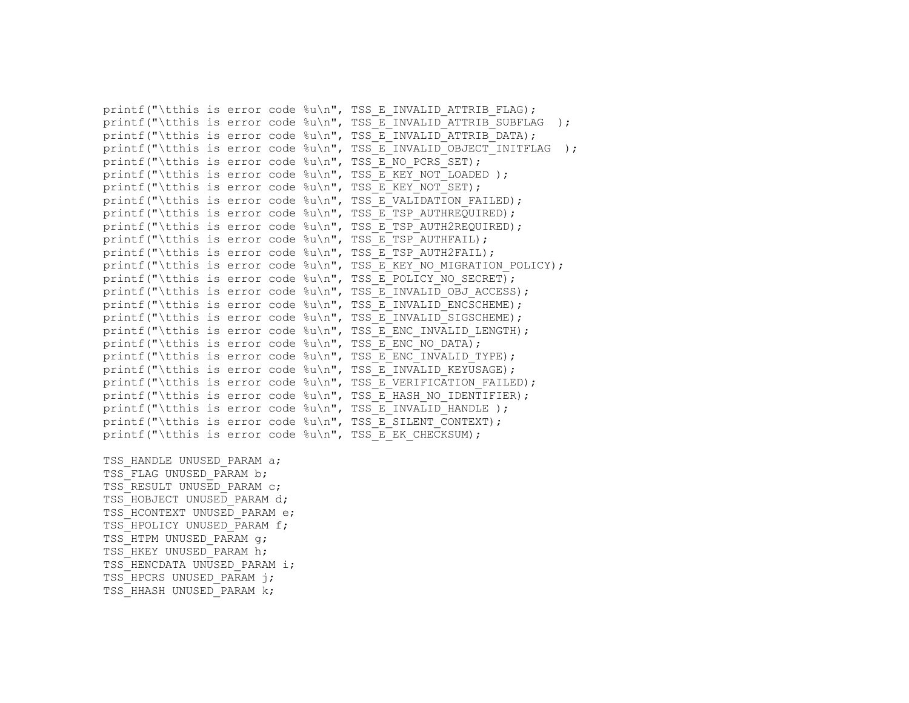```
printf("\tthis is error code %u\n", TSS_E_INVALID_ATTRIB_FLAG);
printf("\tthis is error code %u\n", TSS_E_INVALID_ATTRIB_SUBFLAG  );
printf("\tthis is error code %u\n", TSS_E_INVALID_ATTRIB_DATA);
printf("\tthis is error code %u\n", TSS_E_INVALID_OBJECT_INITFLAG  );
printf("\tthis is error code %u\n", TSS_E_NO_PCRS_SET);
printf("\tthis is error code %u\n", TSS_E_KEY_NOT_LOADED );
printf("\tthis is error code %u\n", TSS_E_KEY_NOT_SET);
printf("\tthis is error code %u\n", TSS_E_VALIDATION_FAILED);
printf("\tthis is error code %u\n", TSS_E_TSP_AUTHREQUIRED);
printf("\tthis is error code %u\n", TSS_E_TSP_AUTH2REQUIRED);
printf("\tthis is error code %u\n", TSS_E_TSP_AUTHFAIL);
printf("\tthis is error code %u\n", TSS_E_TSP_AUTH2FAIL);
printf("\tthis is error code %u\n", TSS_E_KEY_NO_MIGRATION_POLICY);
printf("\tthis is error code %u\n", TSS_E_POLICY_NO_SECRET);
printf("\tthis is error code %u\n", TSS_E_INVALID_OBJ_ACCESS);
printf("\tthis is error code %u\n", TSS_E_INVALID_ENCSCHEME);
printf("\tthis is error code %u\n", TSS_E_INVALID_SIGSCHEME);
printf("\tthis is error code %u\n", TSS_E_ENC_INVALID_LENGTH);
printf("\tthis is error code %u\n", TSS_E_ENC_NO_DATA);
printf("\tthis is error code %u\n", TSS_E_ENC_INVALID_TYPE);
printf("\tthis is error code %u\n", TSS_E_INVALID_KEYUSAGE);
printf("\tthis is error code %u\n", TSS_E_VERIFICATION_FAILED);
printf("\tthis is error code %u\n", TSS_E_HASH_NO_IDENTIFIER);
printf("\tthis is error code %u\n", TSS_E_INVALID_HANDLE );
printf("\tthis is error code %u\n", TSS_E_SILENT_CONTEXT);
printf("\tthis is error code %u\n", TSS_E_EK_CHECKSUM);

TSS_HANDLE UNUSED_PARAM a;
TSS_FLAG UNUSED_PARAM b;
TSS_RESULT UNUSED_PARAM c;
TSS_HOBJECT UNUSED_PARAM d;
TSS_HCONTEXT UNUSED_PARAM e;
TSS_HPOLICY UNUSED_PARAM f;
TSS_HTPM UNUSED_PARAM g;
TSS_HKEY UNUSED_PARAM h;
TSS_HENCDATA UNUSED_PARAM i;
TSS_HPCRS UNUSED_PARAM j;
TSS_HHASH UNUSED_PARAM k;
```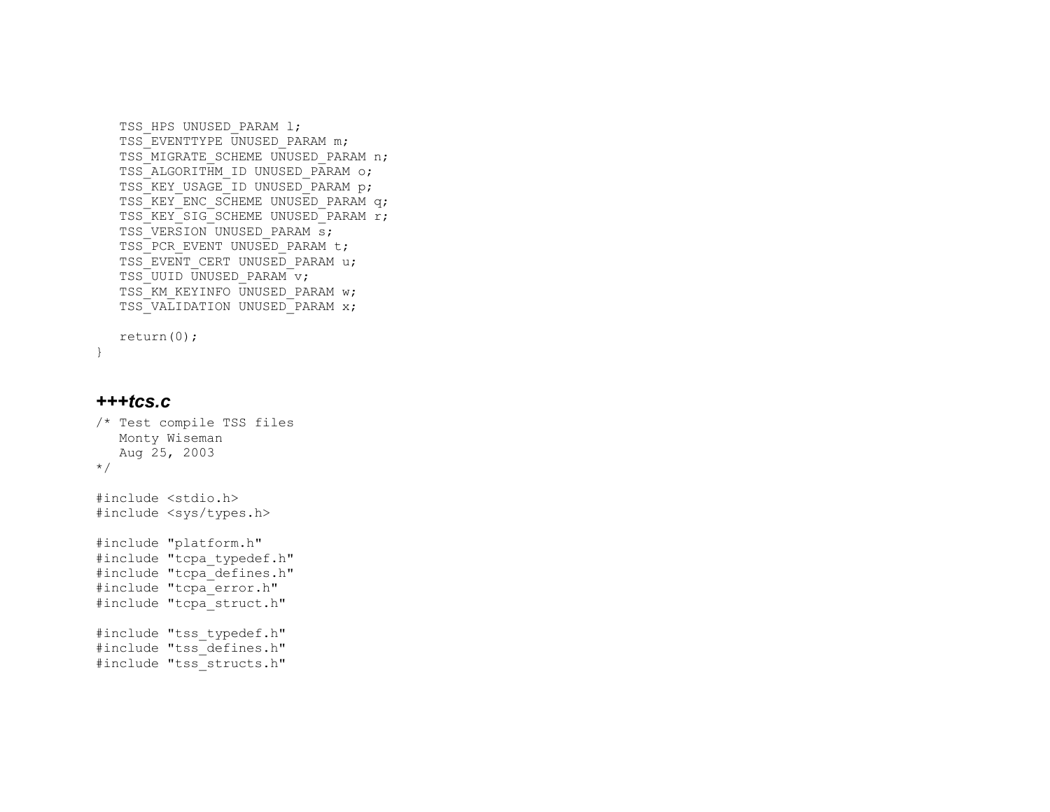```
   TSS_HPS UNUSED_PARAM l;
   TSS_EVENTTYPE UNUSED_PARAM m;
   TSS_MIGRATE_SCHEME UNUSED_PARAM n;
   TSS_ALGORITHM_ID UNUSED_PARAM o;
   TSS_KEY_USAGE_ID UNUSED_PARAM p;
   TSS_KEY_ENC_SCHEME UNUSED_PARAM q;
   TSS_KEY_SIG_SCHEME UNUSED_PARAM r;
   TSS_VERSION UNUSED_PARAM s;
   TSS_PCR_EVENT UNUSED_PARAM t;
   TSS_EVENT_CERT UNUSED_PARAM u;
   TSS_UUID UNUSED_PARAM v;
   TSS_KM_KEYINFO UNUSED_PARAM w;
   TSS_VALIDATION UNUSED_PARAM x;

   return(0);
}
```

### *+++tcs.c*

```
/* Test compile TSS files
   Monty Wiseman
   Aug 25, 2003
*/

#include <stdio.h>
#include <sys/types.h>

#include "platform.h"
#include "tcpa_typedef.h"
#include "tcpa_defines.h"
#include "tcpa_error.h"
#include "tcpa_struct.h"

#include "tss_typedef.h"
#include "tss_defines.h"
#include "tss_structs.h"
```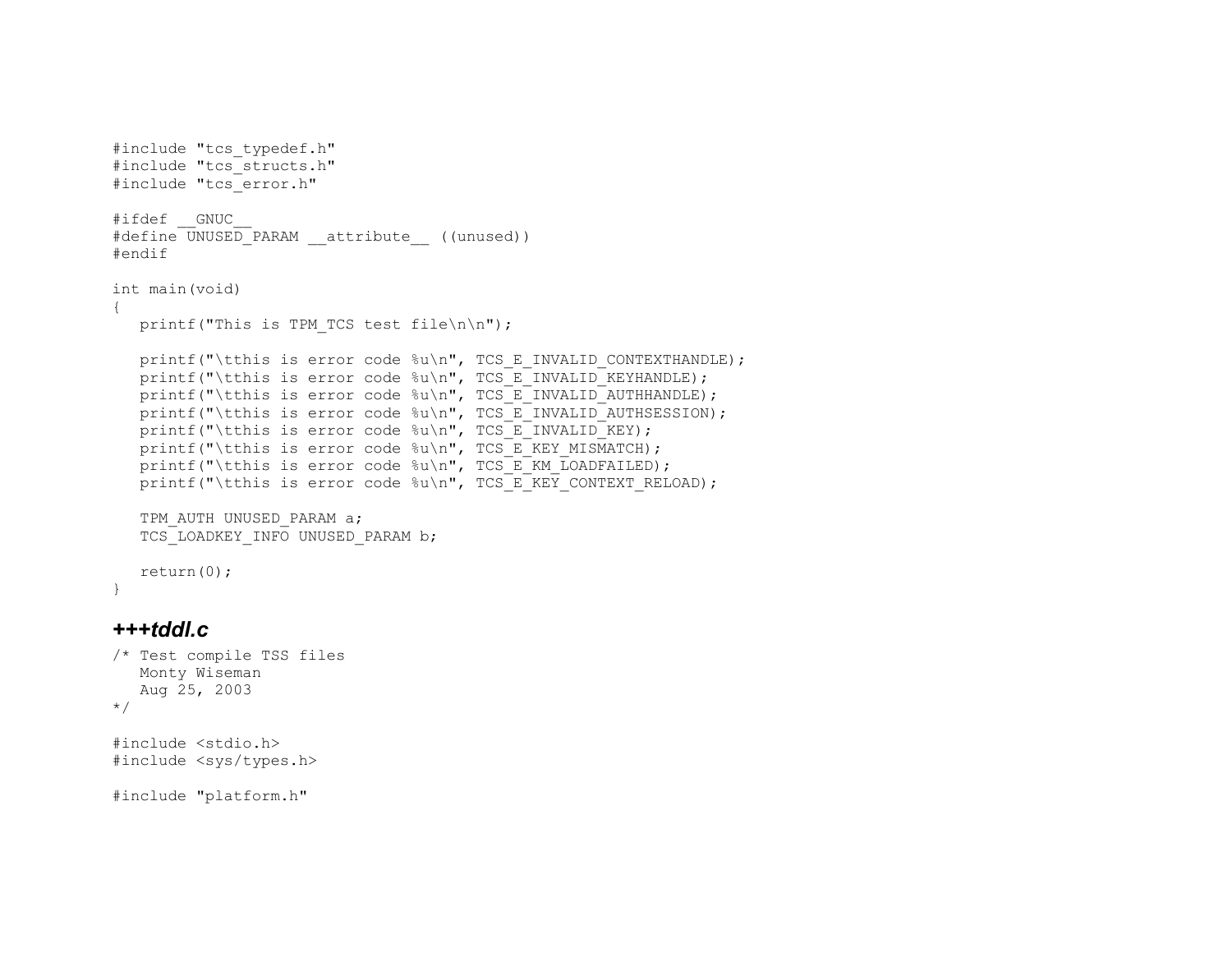```
#include "tcs_typedef.h"
#include "tcs_structs.h"
#include "tcs_error.h"

#ifdef __GNUC__
#define UNUSED_PARAM __attribute__ ((unused))
#endif

int main(void)
{
   printf("This is TPM_TCS test file\n\n");

   printf("\tthis is error code %u\n", TCS_E_INVALID_CONTEXTHANDLE);
   printf("\tthis is error code %u\n", TCS_E_INVALID_KEYHANDLE);
   printf("\tthis is error code %u\n", TCS_E_INVALID_AUTHHANDLE);
   printf("\tthis is error code %u\n", TCS_E_INVALID_AUTHSESSION);
   printf("\tthis is error code %u\n", TCS_E_INVALID_KEY);
   printf("\tthis is error code %u\n", TCS_E_KEY_MISMATCH);
   printf("\tthis is error code %u\n", TCS_E_KM_LOADFAILED);
   printf("\tthis is error code %u\n", TCS_E_KEY_CONTEXT_RELOAD);

   TPM_AUTH UNUSED_PARAM a;
   TCS_LOADKEY_INFO UNUSED_PARAM b;

   return(0);
}
```

### *+++tddl.c*

```
/* Test compile TSS files
   Monty Wiseman
   Aug 25, 2003
*/

#include <stdio.h>
#include <sys/types.h>

#include "platform.h"
```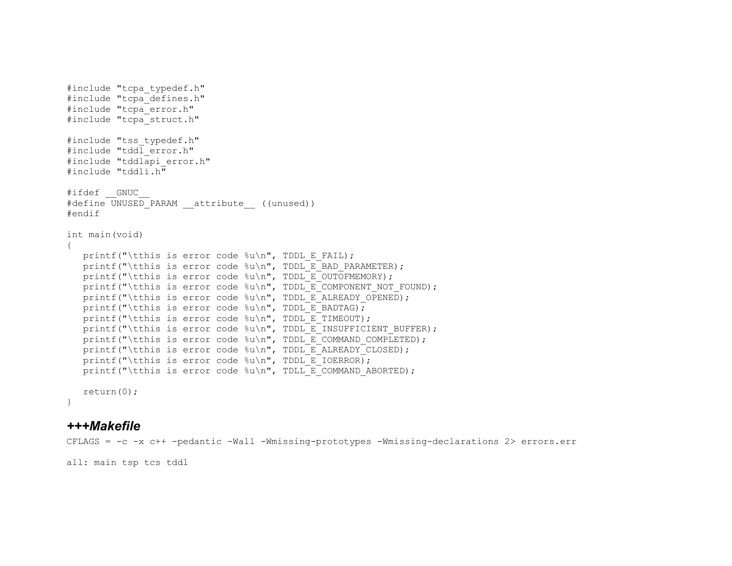```c
#include "tcpa_typedef.h"
#include "tcpa_defines.h"
#include "tcpa_error.h"
#include "tcpa_struct.h"

#include "tss_typedef.h"
#include "tddl_error.h"
#include "tddlapi_error.h"
#include "tddli.h"

#ifdef __GNUC__
#define UNUSED_PARAM __attribute__ ((unused))
#endif

int main(void)
{
   printf("\tthis is error code %u\n", TDDL_E_FAIL);
   printf("\tthis is error code %u\n", TDDL_E_BAD_PARAMETER);
   printf("\tthis is error code %u\n", TDDL_E_OUTOFMEMORY);
   printf("\tthis is error code %u\n", TDDL_E_COMPONENT_NOT_FOUND);
   printf("\tthis is error code %u\n", TDDL_E_ALREADY_OPENED);
   printf("\tthis is error code %u\n", TDDL_E_BADTAG);
   printf("\tthis is error code %u\n", TDDL_E_TIMEOUT);
   printf("\tthis is error code %u\n", TDDL_E_INSUFFICIENT_BUFFER);
   printf("\tthis is error code %u\n", TDDL_E_COMMAND_COMPLETED);
   printf("\tthis is error code %u\n", TDDL_E_ALREADY_CLOSED);
   printf("\tthis is error code %u\n", TDDL_E_IOERROR);
   printf("\tthis is error code %u\n", TDLL_E_COMMAND_ABORTED);

   return(0);
}
```

### ***+++Makefile***

```
CFLAGS = -c -x c++ -pedantic -Wall -Wmissing-prototypes -Wmissing-declarations 2> errors.err

all: main tsp tcs tddl
```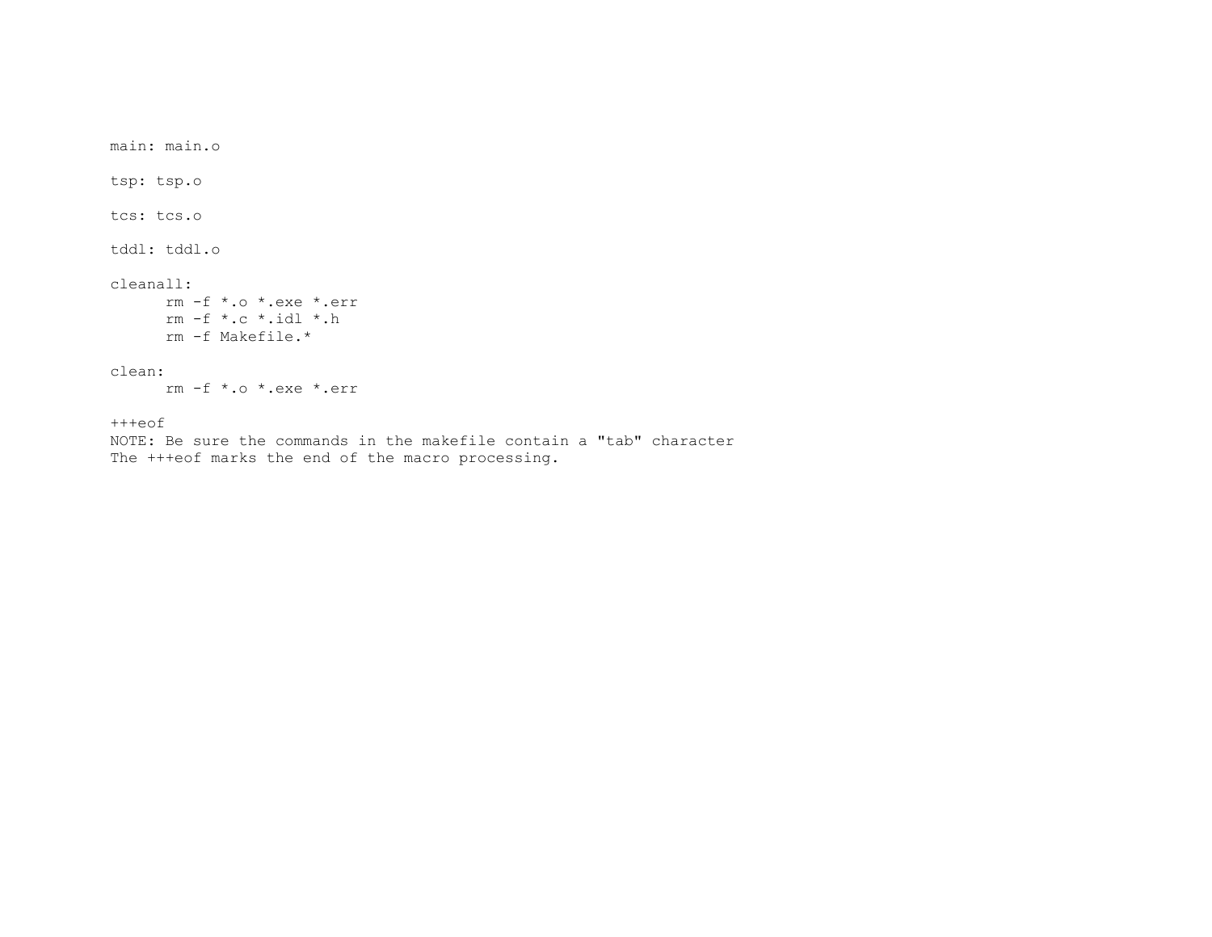```
main: main.o

tsp: tsp.o

tcs: tcs.o

tddl: tddl.o

cleanall:
	rm -f *.o *.exe *.err
	rm -f *.c *.idl *.h
	rm -f Makefile.*

clean:
	rm -f *.o *.exe *.err

+++eof
```

NOTE: Be sure the commands in the makefile contain a "tab" character
The +++eof marks the end of the macro processing.